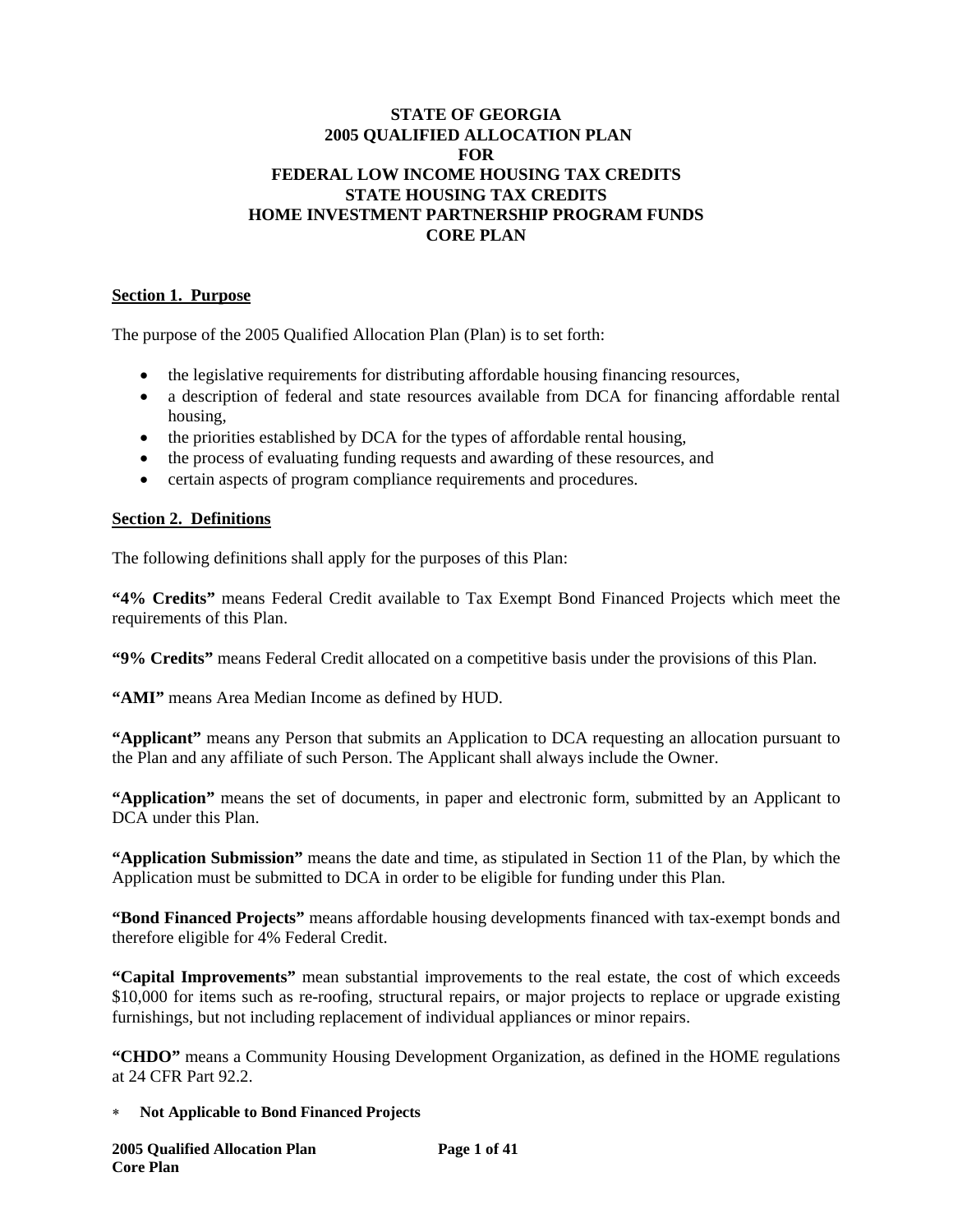# STATE OF GEORGIA
# 2005 QUALIFIED ALLOCATION PLAN
# FOR
# FEDERAL LOW INCOME HOUSING TAX CREDITS
# STATE HOUSING TAX CREDITS
# HOME INVESTMENT PARTNERSHIP PROGRAM FUNDS
# CORE PLAN

## Section 1. Purpose

The purpose of the 2005 Qualified Allocation Plan (Plan) is to set forth:

- the legislative requirements for distributing affordable housing financing resources,
- a description of federal and state resources available from DCA for financing affordable rental housing,
- the priorities established by DCA for the types of affordable rental housing,
- the process of evaluating funding requests and awarding of these resources, and
- certain aspects of program compliance requirements and procedures.

## Section 2. Definitions

The following definitions shall apply for the purposes of this Plan:

**"4% Credits"** means Federal Credit available to Tax Exempt Bond Financed Projects which meet the requirements of this Plan.

**"9% Credits"** means Federal Credit allocated on a competitive basis under the provisions of this Plan.

**"AMI"** means Area Median Income as defined by HUD.

**"Applicant"** means any Person that submits an Application to DCA requesting an allocation pursuant to the Plan and any affiliate of such Person. The Applicant shall always include the Owner.

**"Application"** means the set of documents, in paper and electronic form, submitted by an Applicant to DCA under this Plan.

**"Application Submission"** means the date and time, as stipulated in Section 11 of the Plan, by which the Application must be submitted to DCA in order to be eligible for funding under this Plan.

**"Bond Financed Projects"** means affordable housing developments financed with tax-exempt bonds and therefore eligible for 4% Federal Credit.

**"Capital Improvements"** mean substantial improvements to the real estate, the cost of which exceeds $10,000 for items such as re-roofing, structural repairs, or major projects to replace or upgrade existing furnishings, but not including replacement of individual appliances or minor repairs.

**"CHDO"** means a Community Housing Development Organization, as defined in the HOME regulations at 24 CFR Part 92.2.

\* **Not Applicable to Bond Financed Projects**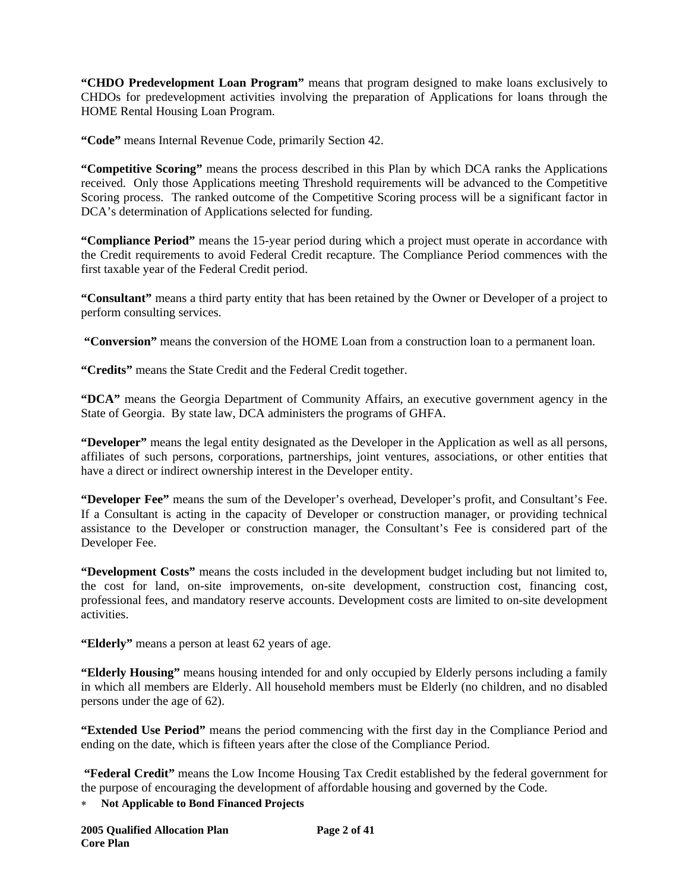**"CHDO Predevelopment Loan Program"** means that program designed to make loans exclusively to CHDOs for predevelopment activities involving the preparation of Applications for loans through the HOME Rental Housing Loan Program.

**"Code"** means Internal Revenue Code, primarily Section 42.

**"Competitive Scoring"** means the process described in this Plan by which DCA ranks the Applications received. Only those Applications meeting Threshold requirements will be advanced to the Competitive Scoring process. The ranked outcome of the Competitive Scoring process will be a significant factor in DCA's determination of Applications selected for funding.

**"Compliance Period"** means the 15-year period during which a project must operate in accordance with the Credit requirements to avoid Federal Credit recapture. The Compliance Period commences with the first taxable year of the Federal Credit period.

**"Consultant"** means a third party entity that has been retained by the Owner or Developer of a project to perform consulting services.

**"Conversion"** means the conversion of the HOME Loan from a construction loan to a permanent loan.

**"Credits"** means the State Credit and the Federal Credit together.

**"DCA"** means the Georgia Department of Community Affairs, an executive government agency in the State of Georgia. By state law, DCA administers the programs of GHFA.

**"Developer"** means the legal entity designated as the Developer in the Application as well as all persons, affiliates of such persons, corporations, partnerships, joint ventures, associations, or other entities that have a direct or indirect ownership interest in the Developer entity.

**"Developer Fee"** means the sum of the Developer's overhead, Developer's profit, and Consultant's Fee. If a Consultant is acting in the capacity of Developer or construction manager, or providing technical assistance to the Developer or construction manager, the Consultant's Fee is considered part of the Developer Fee.

**"Development Costs"** means the costs included in the development budget including but not limited to, the cost for land, on-site improvements, on-site development, construction cost, financing cost, professional fees, and mandatory reserve accounts. Development costs are limited to on-site development activities.

**"Elderly"** means a person at least 62 years of age.

**"Elderly Housing"** means housing intended for and only occupied by Elderly persons including a family in which all members are Elderly. All household members must be Elderly (no children, and no disabled persons under the age of 62).

**"Extended Use Period"** means the period commencing with the first day in the Compliance Period and ending on the date, which is fifteen years after the close of the Compliance Period.

**"Federal Credit"** means the Low Income Housing Tax Credit established by the federal government for the purpose of encouraging the development of affordable housing and governed by the Code.

* **Not Applicable to Bond Financed Projects**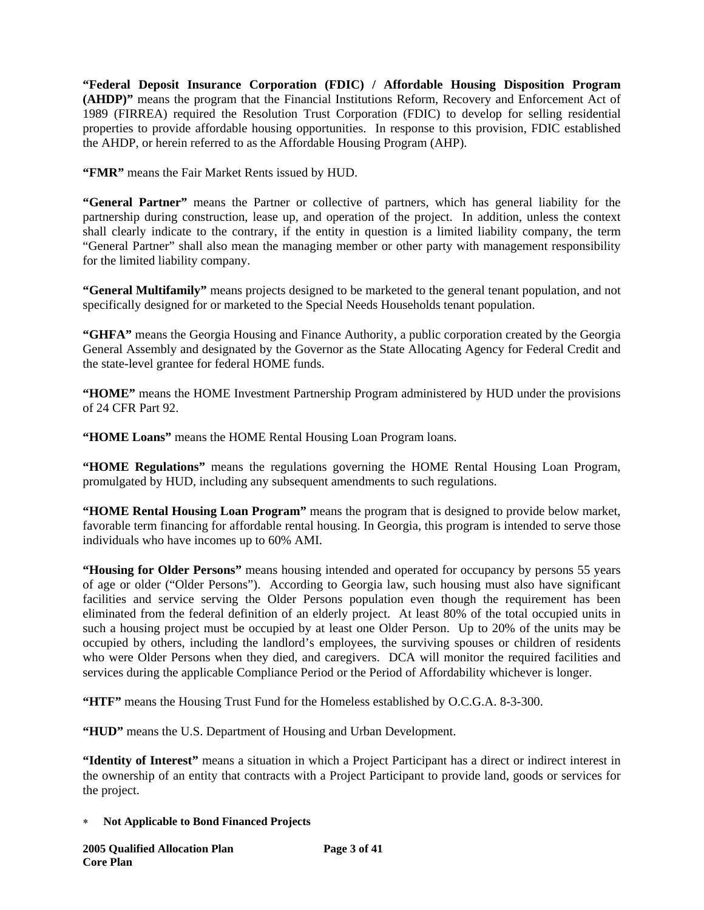**"Federal Deposit Insurance Corporation (FDIC) / Affordable Housing Disposition Program (AHDP)"** means the program that the Financial Institutions Reform, Recovery and Enforcement Act of 1989 (FIRREA) required the Resolution Trust Corporation (FDIC) to develop for selling residential properties to provide affordable housing opportunities. In response to this provision, FDIC established the AHDP, or herein referred to as the Affordable Housing Program (AHP).

**"FMR"** means the Fair Market Rents issued by HUD.

**"General Partner"** means the Partner or collective of partners, which has general liability for the partnership during construction, lease up, and operation of the project. In addition, unless the context shall clearly indicate to the contrary, if the entity in question is a limited liability company, the term "General Partner" shall also mean the managing member or other party with management responsibility for the limited liability company.

**"General Multifamily"** means projects designed to be marketed to the general tenant population, and not specifically designed for or marketed to the Special Needs Households tenant population.

**"GHFA"** means the Georgia Housing and Finance Authority, a public corporation created by the Georgia General Assembly and designated by the Governor as the State Allocating Agency for Federal Credit and the state-level grantee for federal HOME funds.

**"HOME"** means the HOME Investment Partnership Program administered by HUD under the provisions of 24 CFR Part 92.

**"HOME Loans"** means the HOME Rental Housing Loan Program loans.

**"HOME Regulations"** means the regulations governing the HOME Rental Housing Loan Program, promulgated by HUD, including any subsequent amendments to such regulations.

**"HOME Rental Housing Loan Program"** means the program that is designed to provide below market, favorable term financing for affordable rental housing. In Georgia, this program is intended to serve those individuals who have incomes up to 60% AMI.

**"Housing for Older Persons"** means housing intended and operated for occupancy by persons 55 years of age or older ("Older Persons"). According to Georgia law, such housing must also have significant facilities and service serving the Older Persons population even though the requirement has been eliminated from the federal definition of an elderly project. At least 80% of the total occupied units in such a housing project must be occupied by at least one Older Person. Up to 20% of the units may be occupied by others, including the landlord's employees, the surviving spouses or children of residents who were Older Persons when they died, and caregivers. DCA will monitor the required facilities and services during the applicable Compliance Period or the Period of Affordability whichever is longer.

**"HTF"** means the Housing Trust Fund for the Homeless established by O.C.G.A. 8-3-300.

**"HUD"** means the U.S. Department of Housing and Urban Development.

**"Identity of Interest"** means a situation in which a Project Participant has a direct or indirect interest in the ownership of an entity that contracts with a Project Participant to provide land, goods or services for the project.

* **Not Applicable to Bond Financed Projects**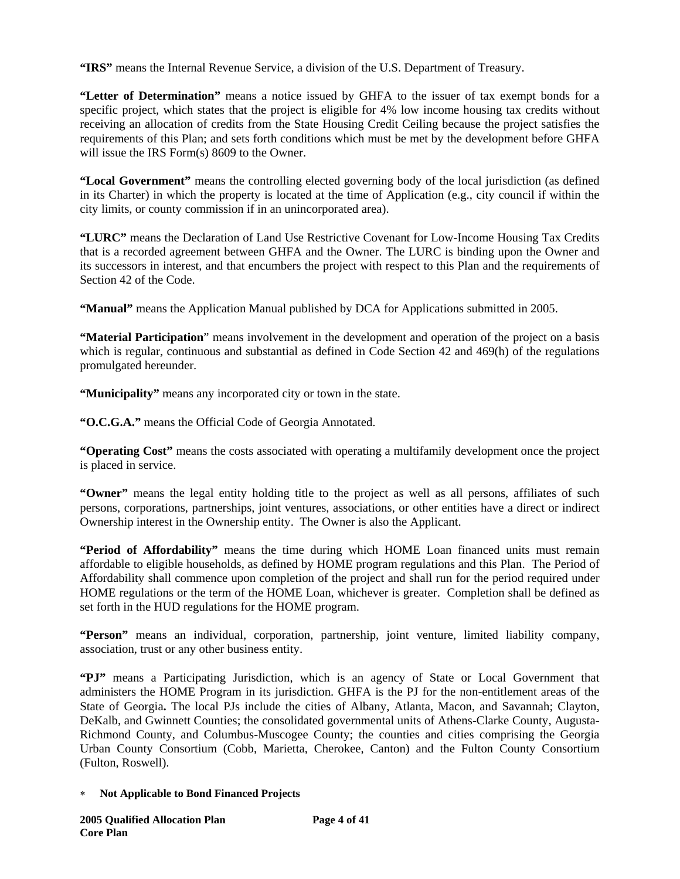**"IRS"** means the Internal Revenue Service, a division of the U.S. Department of Treasury.

**"Letter of Determination"** means a notice issued by GHFA to the issuer of tax exempt bonds for a specific project, which states that the project is eligible for 4% low income housing tax credits without receiving an allocation of credits from the State Housing Credit Ceiling because the project satisfies the requirements of this Plan; and sets forth conditions which must be met by the development before GHFA will issue the IRS Form(s) 8609 to the Owner.

**"Local Government"** means the controlling elected governing body of the local jurisdiction (as defined in its Charter) in which the property is located at the time of Application (e.g., city council if within the city limits, or county commission if in an unincorporated area).

**"LURC"** means the Declaration of Land Use Restrictive Covenant for Low-Income Housing Tax Credits that is a recorded agreement between GHFA and the Owner. The LURC is binding upon the Owner and its successors in interest, and that encumbers the project with respect to this Plan and the requirements of Section 42 of the Code.

**"Manual"** means the Application Manual published by DCA for Applications submitted in 2005.

**"Material Participation"** means involvement in the development and operation of the project on a basis which is regular, continuous and substantial as defined in Code Section 42 and 469(h) of the regulations promulgated hereunder.

**"Municipality"** means any incorporated city or town in the state.

**"O.C.G.A."** means the Official Code of Georgia Annotated.

**"Operating Cost"** means the costs associated with operating a multifamily development once the project is placed in service.

**"Owner"** means the legal entity holding title to the project as well as all persons, affiliates of such persons, corporations, partnerships, joint ventures, associations, or other entities have a direct or indirect Ownership interest in the Ownership entity. The Owner is also the Applicant.

**"Period of Affordability"** means the time during which HOME Loan financed units must remain affordable to eligible households, as defined by HOME program regulations and this Plan. The Period of Affordability shall commence upon completion of the project and shall run for the period required under HOME regulations or the term of the HOME Loan, whichever is greater. Completion shall be defined as set forth in the HUD regulations for the HOME program.

**"Person"** means an individual, corporation, partnership, joint venture, limited liability company, association, trust or any other business entity.

**"PJ"** means a Participating Jurisdiction, which is an agency of State or Local Government that administers the HOME Program in its jurisdiction. GHFA is the PJ for the non-entitlement areas of the State of Georgia**.** The local PJs include the cities of Albany, Atlanta, Macon, and Savannah; Clayton, DeKalb, and Gwinnett Counties; the consolidated governmental units of Athens-Clarke County, Augusta-Richmond County, and Columbus-Muscogee County; the counties and cities comprising the Georgia Urban County Consortium (Cobb, Marietta, Cherokee, Canton) and the Fulton County Consortium (Fulton, Roswell).

* **Not Applicable to Bond Financed Projects**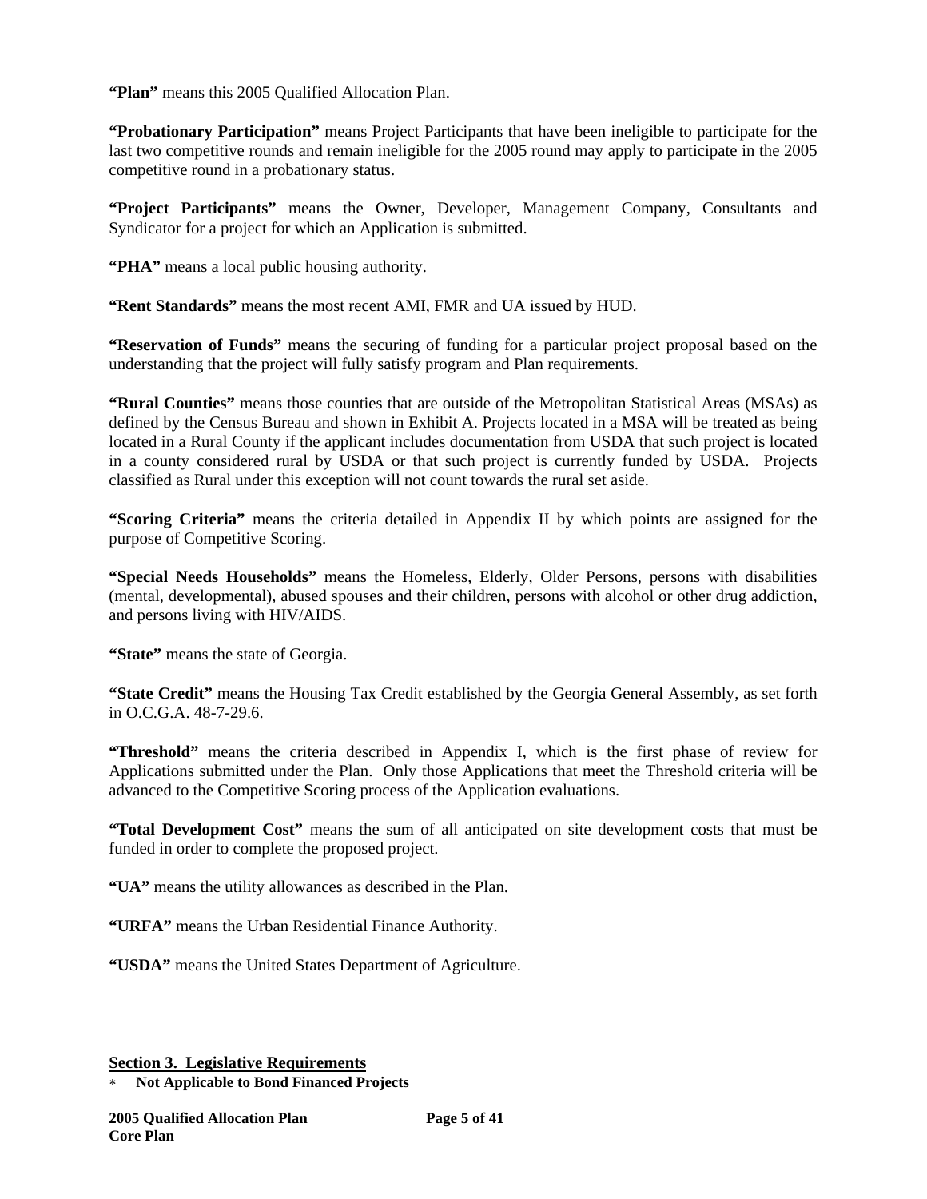**"Plan"** means this 2005 Qualified Allocation Plan.

**"Probationary Participation"** means Project Participants that have been ineligible to participate for the last two competitive rounds and remain ineligible for the 2005 round may apply to participate in the 2005 competitive round in a probationary status.

**"Project Participants"** means the Owner, Developer, Management Company, Consultants and Syndicator for a project for which an Application is submitted.

**"PHA"** means a local public housing authority.

**"Rent Standards"** means the most recent AMI, FMR and UA issued by HUD.

**"Reservation of Funds"** means the securing of funding for a particular project proposal based on the understanding that the project will fully satisfy program and Plan requirements.

**"Rural Counties"** means those counties that are outside of the Metropolitan Statistical Areas (MSAs) as defined by the Census Bureau and shown in Exhibit A. Projects located in a MSA will be treated as being located in a Rural County if the applicant includes documentation from USDA that such project is located in a county considered rural by USDA or that such project is currently funded by USDA. Projects classified as Rural under this exception will not count towards the rural set aside.

**"Scoring Criteria"** means the criteria detailed in Appendix II by which points are assigned for the purpose of Competitive Scoring.

**"Special Needs Households"** means the Homeless, Elderly, Older Persons, persons with disabilities (mental, developmental), abused spouses and their children, persons with alcohol or other drug addiction, and persons living with HIV/AIDS.

**"State"** means the state of Georgia.

**"State Credit"** means the Housing Tax Credit established by the Georgia General Assembly, as set forth in O.C.G.A. 48-7-29.6.

**"Threshold"** means the criteria described in Appendix I, which is the first phase of review for Applications submitted under the Plan. Only those Applications that meet the Threshold criteria will be advanced to the Competitive Scoring process of the Application evaluations.

**"Total Development Cost"** means the sum of all anticipated on site development costs that must be funded in order to complete the proposed project.

**"UA"** means the utility allowances as described in the Plan.

**"URFA"** means the Urban Residential Finance Authority.

**"USDA"** means the United States Department of Agriculture.

## Section 3. Legislative Requirements

* **Not Applicable to Bond Financed Projects**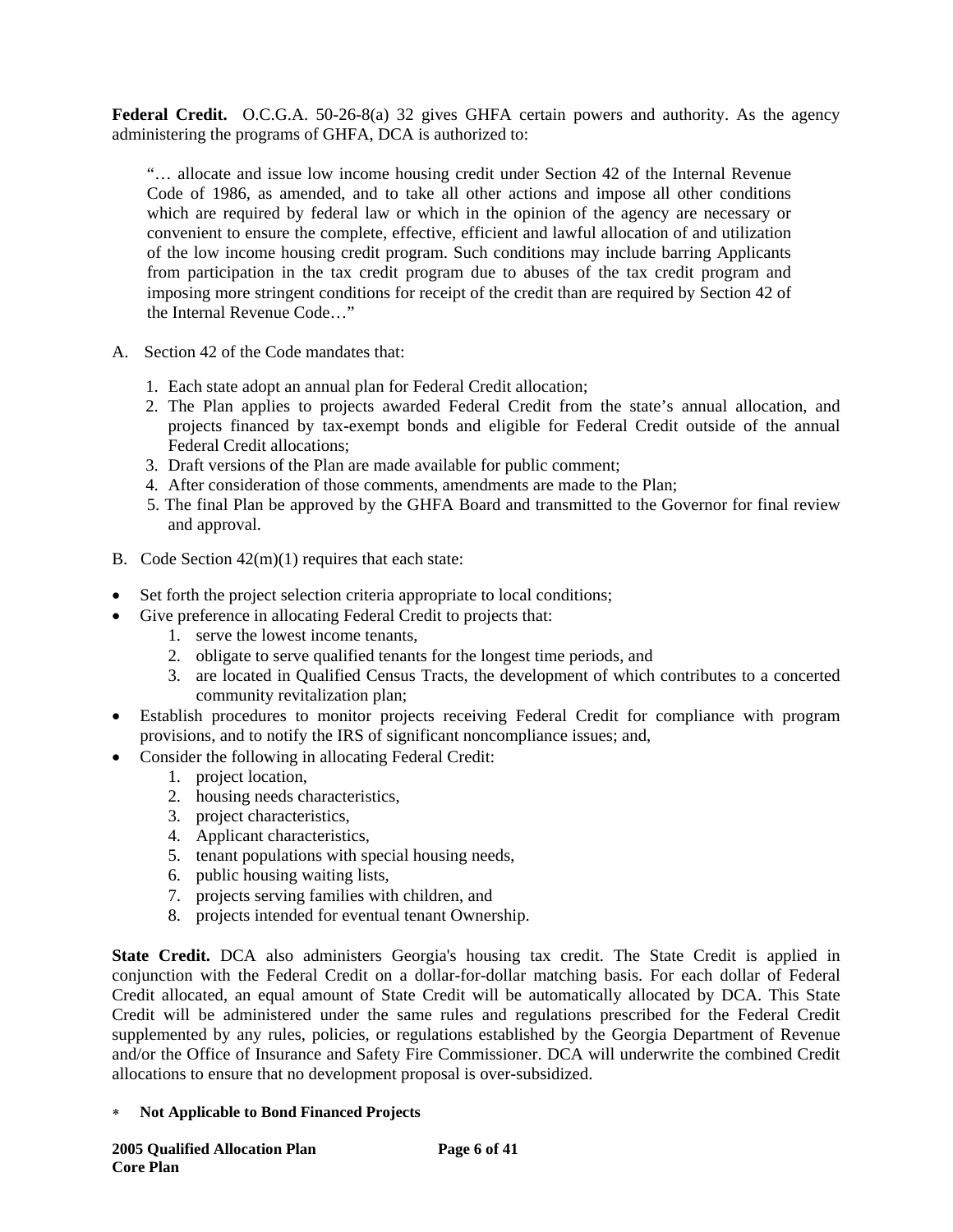**Federal Credit.** O.C.G.A. 50-26-8(a) 32 gives GHFA certain powers and authority. As the agency administering the programs of GHFA, DCA is authorized to:

> "… allocate and issue low income housing credit under Section 42 of the Internal Revenue Code of 1986, as amended, and to take all other actions and impose all other conditions which are required by federal law or which in the opinion of the agency are necessary or convenient to ensure the complete, effective, efficient and lawful allocation of and utilization of the low income housing credit program. Such conditions may include barring Applicants from participation in the tax credit program due to abuses of the tax credit program and imposing more stringent conditions for receipt of the credit than are required by Section 42 of the Internal Revenue Code…"

A. Section 42 of the Code mandates that:

1. Each state adopt an annual plan for Federal Credit allocation;
2. The Plan applies to projects awarded Federal Credit from the state's annual allocation, and projects financed by tax-exempt bonds and eligible for Federal Credit outside of the annual Federal Credit allocations;
3. Draft versions of the Plan are made available for public comment;
4. After consideration of those comments, amendments are made to the Plan;
5. The final Plan be approved by the GHFA Board and transmitted to the Governor for final review and approval.

B. Code Section 42(m)(1) requires that each state:

- Set forth the project selection criteria appropriate to local conditions;
- Give preference in allocating Federal Credit to projects that:
    1. serve the lowest income tenants,
    2. obligate to serve qualified tenants for the longest time periods, and
    3. are located in Qualified Census Tracts, the development of which contributes to a concerted community revitalization plan;
- Establish procedures to monitor projects receiving Federal Credit for compliance with program provisions, and to notify the IRS of significant noncompliance issues; and,
- Consider the following in allocating Federal Credit:
    1. project location,
    2. housing needs characteristics,
    3. project characteristics,
    4. Applicant characteristics,
    5. tenant populations with special housing needs,
    6. public housing waiting lists,
    7. projects serving families with children, and
    8. projects intended for eventual tenant Ownership.

**State Credit.** DCA also administers Georgia's housing tax credit. The State Credit is applied in conjunction with the Federal Credit on a dollar-for-dollar matching basis. For each dollar of Federal Credit allocated, an equal amount of State Credit will be automatically allocated by DCA. This State Credit will be administered under the same rules and regulations prescribed for the Federal Credit supplemented by any rules, policies, or regulations established by the Georgia Department of Revenue and/or the Office of Insurance and Safety Fire Commissioner. DCA will underwrite the combined Credit allocations to ensure that no development proposal is over-subsidized.

∗ **Not Applicable to Bond Financed Projects**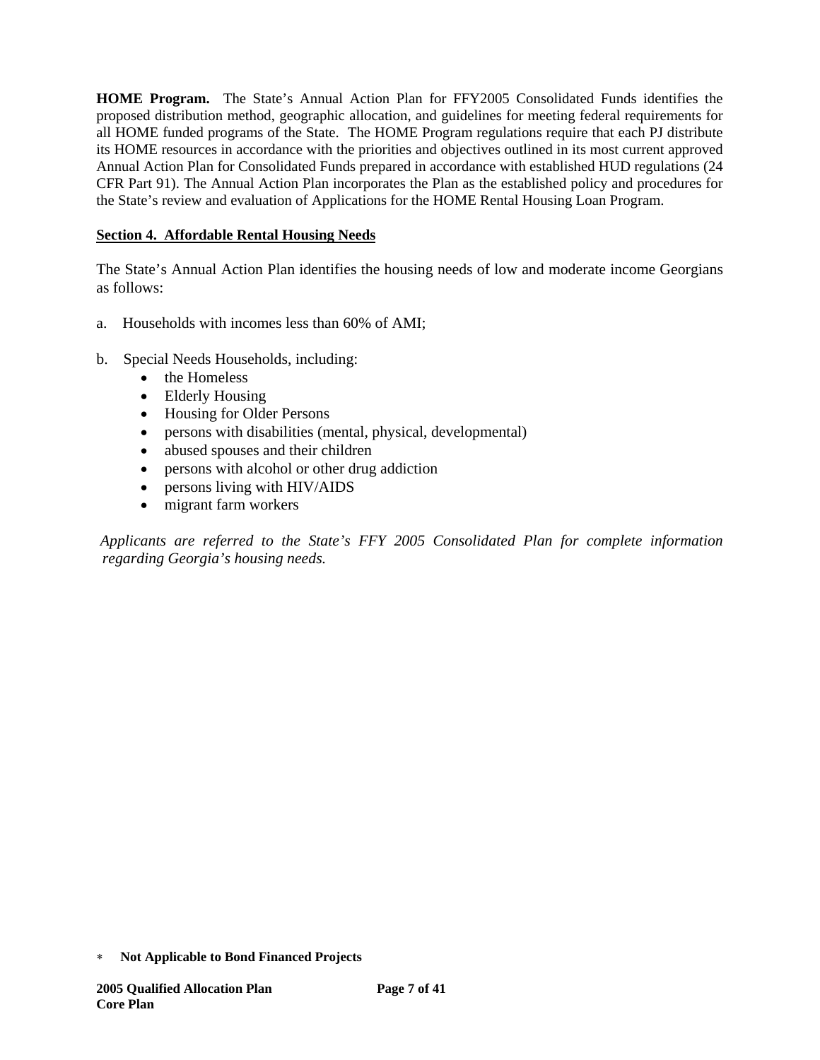**HOME Program.** The State's Annual Action Plan for FFY2005 Consolidated Funds identifies the proposed distribution method, geographic allocation, and guidelines for meeting federal requirements for all HOME funded programs of the State. The HOME Program regulations require that each PJ distribute its HOME resources in accordance with the priorities and objectives outlined in its most current approved Annual Action Plan for Consolidated Funds prepared in accordance with established HUD regulations (24 CFR Part 91). The Annual Action Plan incorporates the Plan as the established policy and procedures for the State's review and evaluation of Applications for the HOME Rental Housing Loan Program.

## Section 4. Affordable Rental Housing Needs

The State's Annual Action Plan identifies the housing needs of low and moderate income Georgians as follows:

a. Households with incomes less than 60% of AMI;

b. Special Needs Households, including:
- the Homeless
- Elderly Housing
- Housing for Older Persons
- persons with disabilities (mental, physical, developmental)
- abused spouses and their children
- persons with alcohol or other drug addiction
- persons living with HIV/AIDS
- migrant farm workers

*Applicants are referred to the State's FFY 2005 Consolidated Plan for complete information regarding Georgia's housing needs.*

∗ **Not Applicable to Bond Financed Projects**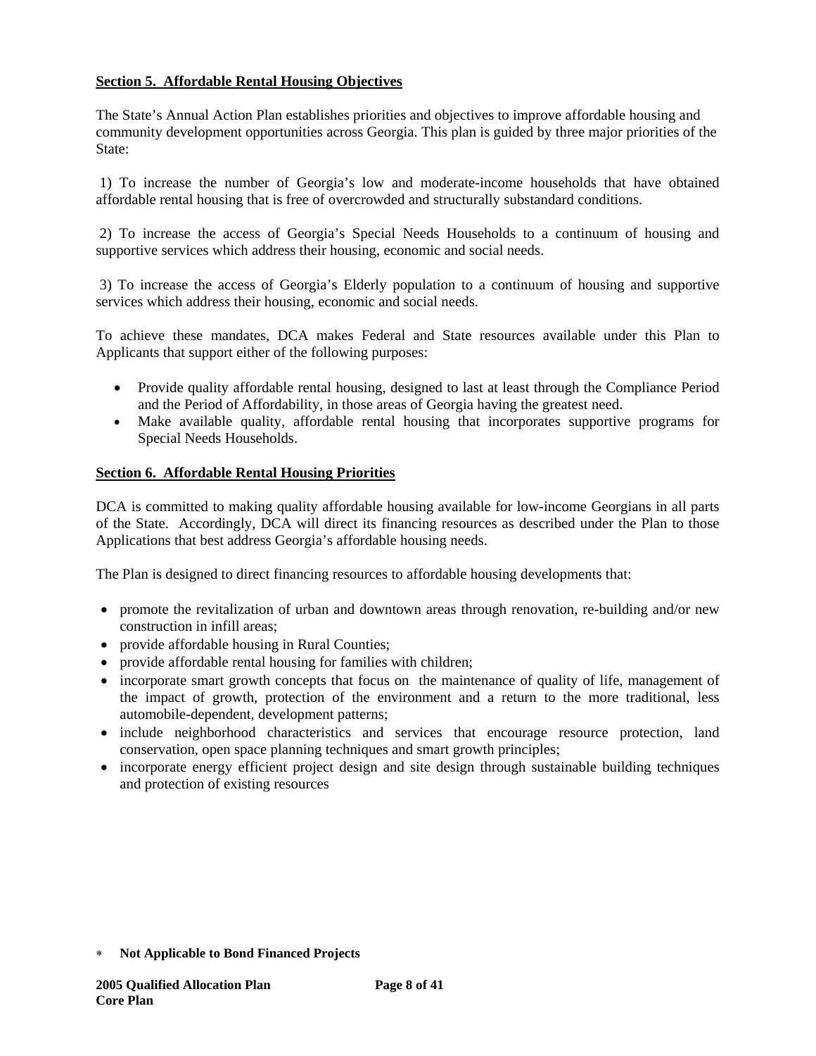## Section 5. Affordable Rental Housing Objectives

The State's Annual Action Plan establishes priorities and objectives to improve affordable housing and community development opportunities across Georgia. This plan is guided by three major priorities of the State:

1) To increase the number of Georgia's low and moderate-income households that have obtained affordable rental housing that is free of overcrowded and structurally substandard conditions.

2) To increase the access of Georgia's Special Needs Households to a continuum of housing and supportive services which address their housing, economic and social needs.

3) To increase the access of Georgia's Elderly population to a continuum of housing and supportive services which address their housing, economic and social needs.

To achieve these mandates, DCA makes Federal and State resources available under this Plan to Applicants that support either of the following purposes:

- Provide quality affordable rental housing, designed to last at least through the Compliance Period and the Period of Affordability, in those areas of Georgia having the greatest need.
- Make available quality, affordable rental housing that incorporates supportive programs for Special Needs Households.

## Section 6. Affordable Rental Housing Priorities

DCA is committed to making quality affordable housing available for low-income Georgians in all parts of the State. Accordingly, DCA will direct its financing resources as described under the Plan to those Applications that best address Georgia's affordable housing needs.

The Plan is designed to direct financing resources to affordable housing developments that:

- promote the revitalization of urban and downtown areas through renovation, re-building and/or new construction in infill areas;
- provide affordable housing in Rural Counties;
- provide affordable rental housing for families with children;
- incorporate smart growth concepts that focus on the maintenance of quality of life, management of the impact of growth, protection of the environment and a return to the more traditional, less automobile-dependent, development patterns;
- include neighborhood characteristics and services that encourage resource protection, land conservation, open space planning techniques and smart growth principles;
- incorporate energy efficient project design and site design through sustainable building techniques and protection of existing resources

* **Not Applicable to Bond Financed Projects**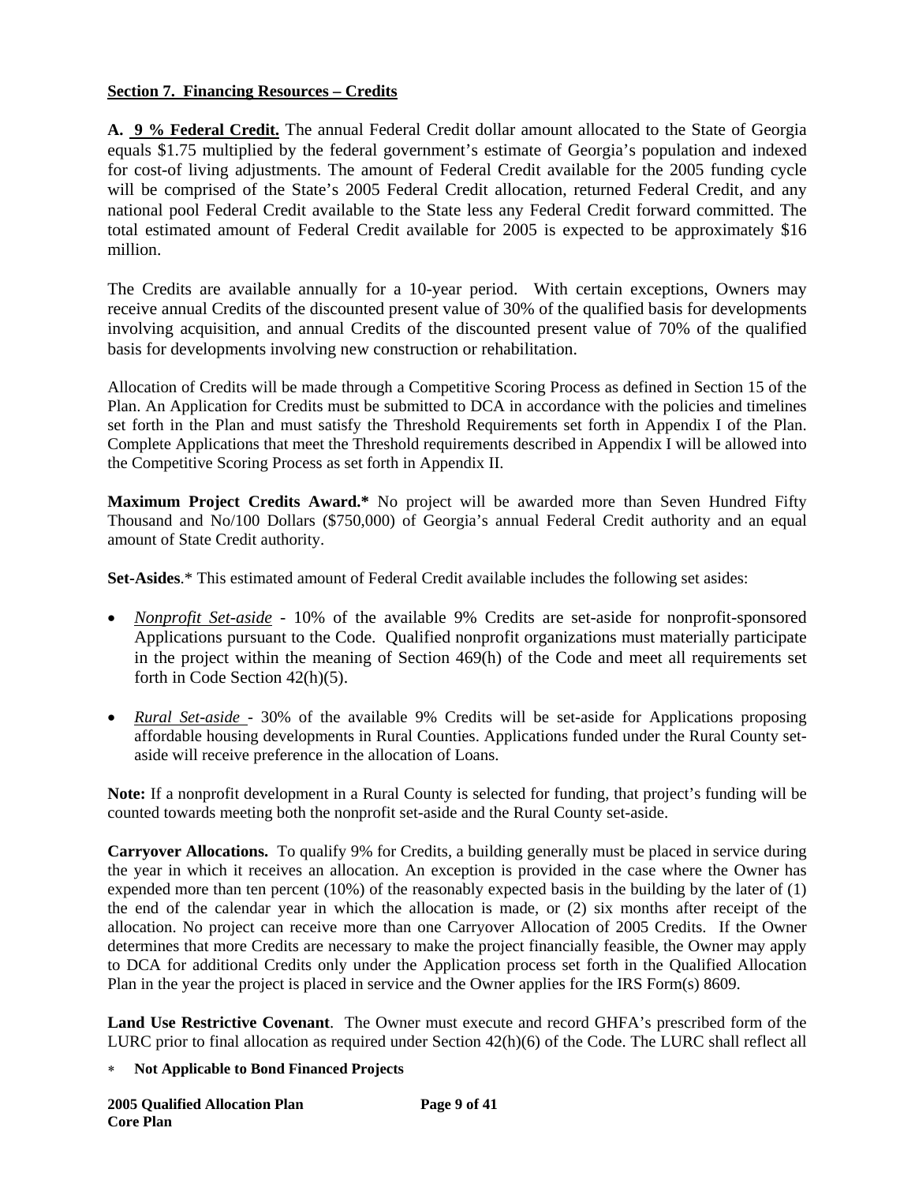**Section 7. Financing Resources – Credits**

**A. 9 % Federal Credit.** The annual Federal Credit dollar amount allocated to the State of Georgia equals $1.75 multiplied by the federal government's estimate of Georgia's population and indexed for cost-of living adjustments. The amount of Federal Credit available for the 2005 funding cycle will be comprised of the State's 2005 Federal Credit allocation, returned Federal Credit, and any national pool Federal Credit available to the State less any Federal Credit forward committed. The total estimated amount of Federal Credit available for 2005 is expected to be approximately $16 million.

The Credits are available annually for a 10-year period. With certain exceptions, Owners may receive annual Credits of the discounted present value of 30% of the qualified basis for developments involving acquisition, and annual Credits of the discounted present value of 70% of the qualified basis for developments involving new construction or rehabilitation.

Allocation of Credits will be made through a Competitive Scoring Process as defined in Section 15 of the Plan. An Application for Credits must be submitted to DCA in accordance with the policies and timelines set forth in the Plan and must satisfy the Threshold Requirements set forth in Appendix I of the Plan. Complete Applications that meet the Threshold requirements described in Appendix I will be allowed into the Competitive Scoring Process as set forth in Appendix II.

**Maximum Project Credits Award.*** No project will be awarded more than Seven Hundred Fifty Thousand and No/100 Dollars ($750,000) of Georgia's annual Federal Credit authority and an equal amount of State Credit authority.

**Set-Asides**.* This estimated amount of Federal Credit available includes the following set asides:

- *Nonprofit Set-aside* - 10% of the available 9% Credits are set-aside for nonprofit-sponsored Applications pursuant to the Code. Qualified nonprofit organizations must materially participate in the project within the meaning of Section 469(h) of the Code and meet all requirements set forth in Code Section 42(h)(5).
- *Rural Set-aside* - 30% of the available 9% Credits will be set-aside for Applications proposing affordable housing developments in Rural Counties. Applications funded under the Rural County set-aside will receive preference in the allocation of Loans.

**Note:** If a nonprofit development in a Rural County is selected for funding, that project's funding will be counted towards meeting both the nonprofit set-aside and the Rural County set-aside.

**Carryover Allocations.** To qualify 9% for Credits, a building generally must be placed in service during the year in which it receives an allocation. An exception is provided in the case where the Owner has expended more than ten percent (10%) of the reasonably expected basis in the building by the later of (1) the end of the calendar year in which the allocation is made, or (2) six months after receipt of the allocation. No project can receive more than one Carryover Allocation of 2005 Credits. If the Owner determines that more Credits are necessary to make the project financially feasible, the Owner may apply to DCA for additional Credits only under the Application process set forth in the Qualified Allocation Plan in the year the project is placed in service and the Owner applies for the IRS Form(s) 8609.

**Land Use Restrictive Covenant**. The Owner must execute and record GHFA's prescribed form of the LURC prior to final allocation as required under Section 42(h)(6) of the Code. The LURC shall reflect all

\* **Not Applicable to Bond Financed Projects**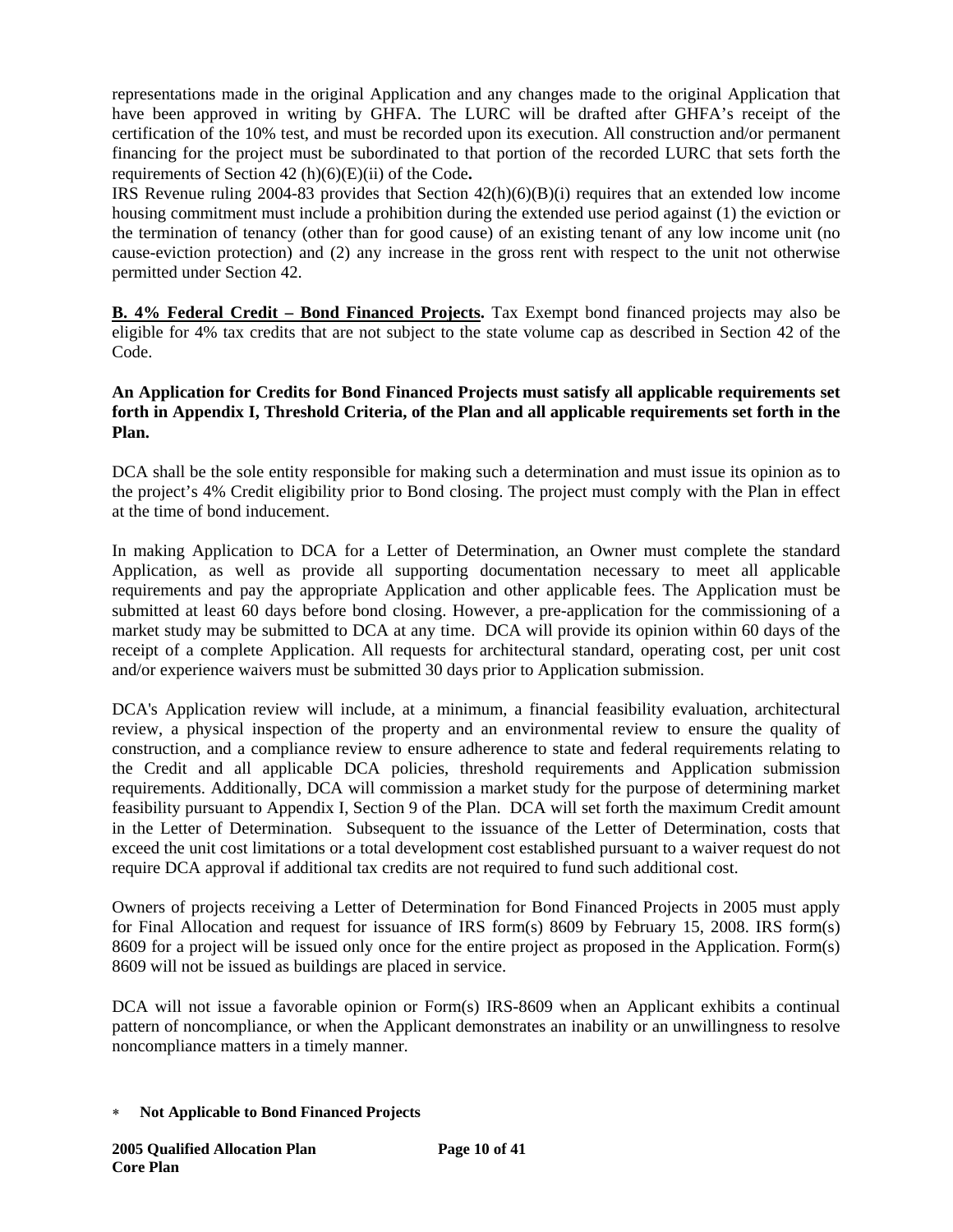representations made in the original Application and any changes made to the original Application that have been approved in writing by GHFA. The LURC will be drafted after GHFA's receipt of the certification of the 10% test, and must be recorded upon its execution. All construction and/or permanent financing for the project must be subordinated to that portion of the recorded LURC that sets forth the requirements of Section 42 (h)(6)(E)(ii) of the Code**.**

IRS Revenue ruling 2004-83 provides that Section 42(h)(6)(B)(i) requires that an extended low income housing commitment must include a prohibition during the extended use period against (1) the eviction or the termination of tenancy (other than for good cause) of an existing tenant of any low income unit (no cause-eviction protection) and (2) any increase in the gross rent with respect to the unit not otherwise permitted under Section 42.

**B. 4% Federal Credit – Bond Financed Projects.** Tax Exempt bond financed projects may also be eligible for 4% tax credits that are not subject to the state volume cap as described in Section 42 of the Code.

**An Application for Credits for Bond Financed Projects must satisfy all applicable requirements set forth in Appendix I, Threshold Criteria, of the Plan and all applicable requirements set forth in the Plan.**

DCA shall be the sole entity responsible for making such a determination and must issue its opinion as to the project's 4% Credit eligibility prior to Bond closing. The project must comply with the Plan in effect at the time of bond inducement.

In making Application to DCA for a Letter of Determination, an Owner must complete the standard Application, as well as provide all supporting documentation necessary to meet all applicable requirements and pay the appropriate Application and other applicable fees. The Application must be submitted at least 60 days before bond closing. However, a pre-application for the commissioning of a market study may be submitted to DCA at any time. DCA will provide its opinion within 60 days of the receipt of a complete Application. All requests for architectural standard, operating cost, per unit cost and/or experience waivers must be submitted 30 days prior to Application submission.

DCA's Application review will include, at a minimum, a financial feasibility evaluation, architectural review, a physical inspection of the property and an environmental review to ensure the quality of construction, and a compliance review to ensure adherence to state and federal requirements relating to the Credit and all applicable DCA policies, threshold requirements and Application submission requirements. Additionally, DCA will commission a market study for the purpose of determining market feasibility pursuant to Appendix I, Section 9 of the Plan. DCA will set forth the maximum Credit amount in the Letter of Determination. Subsequent to the issuance of the Letter of Determination, costs that exceed the unit cost limitations or a total development cost established pursuant to a waiver request do not require DCA approval if additional tax credits are not required to fund such additional cost.

Owners of projects receiving a Letter of Determination for Bond Financed Projects in 2005 must apply for Final Allocation and request for issuance of IRS form(s) 8609 by February 15, 2008. IRS form(s) 8609 for a project will be issued only once for the entire project as proposed in the Application. Form(s) 8609 will not be issued as buildings are placed in service.

DCA will not issue a favorable opinion or Form(s) IRS-8609 when an Applicant exhibits a continual pattern of noncompliance, or when the Applicant demonstrates an inability or an unwillingness to resolve noncompliance matters in a timely manner.

* **Not Applicable to Bond Financed Projects**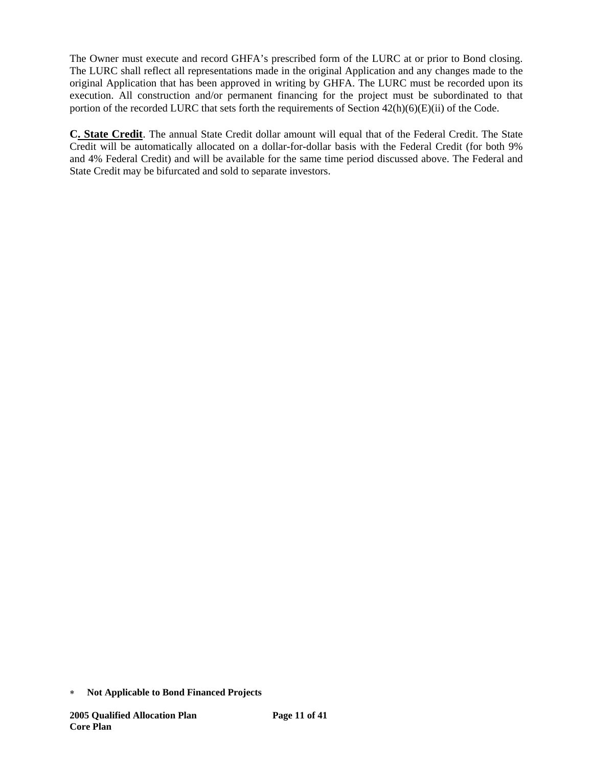The Owner must execute and record GHFA's prescribed form of the LURC at or prior to Bond closing. The LURC shall reflect all representations made in the original Application and any changes made to the original Application that has been approved in writing by GHFA. The LURC must be recorded upon its execution. All construction and/or permanent financing for the project must be subordinated to that portion of the recorded LURC that sets forth the requirements of Section 42(h)(6)(E)(ii) of the Code.

**C. State Credit**. The annual State Credit dollar amount will equal that of the Federal Credit. The State Credit will be automatically allocated on a dollar-for-dollar basis with the Federal Credit (for both 9% and 4% Federal Credit) and will be available for the same time period discussed above. The Federal and State Credit may be bifurcated and sold to separate investors.

* **Not Applicable to Bond Financed Projects**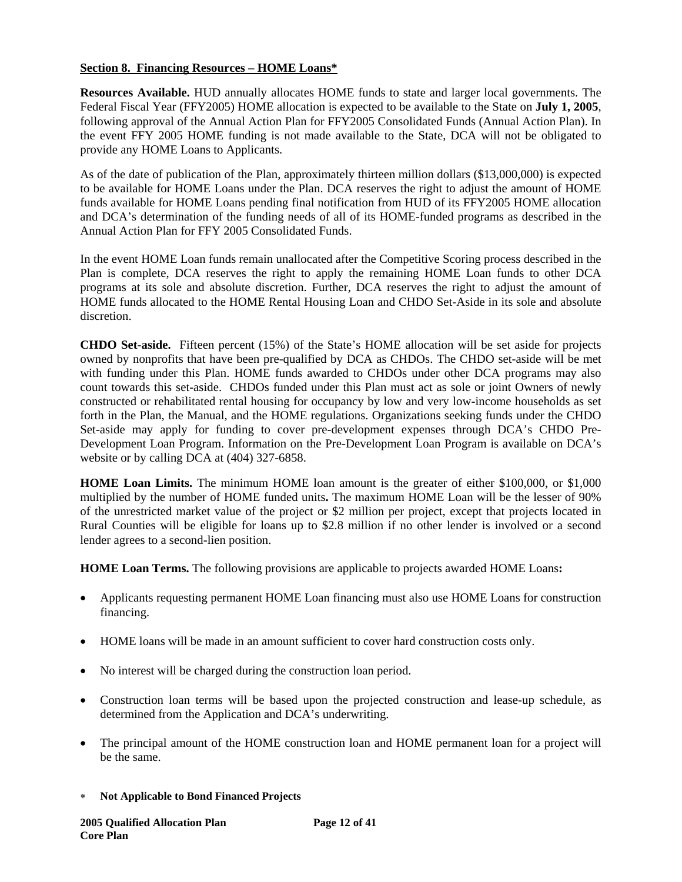**Section 8. Financing Resources – HOME Loans***

**Resources Available.** HUD annually allocates HOME funds to state and larger local governments. The Federal Fiscal Year (FFY2005) HOME allocation is expected to be available to the State on **July 1, 2005**, following approval of the Annual Action Plan for FFY2005 Consolidated Funds (Annual Action Plan). In the event FFY 2005 HOME funding is not made available to the State, DCA will not be obligated to provide any HOME Loans to Applicants.

As of the date of publication of the Plan, approximately thirteen million dollars ($13,000,000) is expected to be available for HOME Loans under the Plan. DCA reserves the right to adjust the amount of HOME funds available for HOME Loans pending final notification from HUD of its FFY2005 HOME allocation and DCA's determination of the funding needs of all of its HOME-funded programs as described in the Annual Action Plan for FFY 2005 Consolidated Funds.

In the event HOME Loan funds remain unallocated after the Competitive Scoring process described in the Plan is complete, DCA reserves the right to apply the remaining HOME Loan funds to other DCA programs at its sole and absolute discretion. Further, DCA reserves the right to adjust the amount of HOME funds allocated to the HOME Rental Housing Loan and CHDO Set-Aside in its sole and absolute discretion.

**CHDO Set-aside.** Fifteen percent (15%) of the State's HOME allocation will be set aside for projects owned by nonprofits that have been pre-qualified by DCA as CHDOs. The CHDO set-aside will be met with funding under this Plan. HOME funds awarded to CHDOs under other DCA programs may also count towards this set-aside. CHDOs funded under this Plan must act as sole or joint Owners of newly constructed or rehabilitated rental housing for occupancy by low and very low-income households as set forth in the Plan, the Manual, and the HOME regulations. Organizations seeking funds under the CHDO Set-aside may apply for funding to cover pre-development expenses through DCA's CHDO Pre-Development Loan Program. Information on the Pre-Development Loan Program is available on DCA's website or by calling DCA at (404) 327-6858.

**HOME Loan Limits.** The minimum HOME loan amount is the greater of either $100,000, or $1,000 multiplied by the number of HOME funded units**.** The maximum HOME Loan will be the lesser of 90% of the unrestricted market value of the project or $2 million per project, except that projects located in Rural Counties will be eligible for loans up to $2.8 million if no other lender is involved or a second lender agrees to a second-lien position.

**HOME Loan Terms.** The following provisions are applicable to projects awarded HOME Loans**:**

- Applicants requesting permanent HOME Loan financing must also use HOME Loans for construction financing.
- HOME loans will be made in an amount sufficient to cover hard construction costs only.
- No interest will be charged during the construction loan period.
- Construction loan terms will be based upon the projected construction and lease-up schedule, as determined from the Application and DCA's underwriting.
- The principal amount of the HOME construction loan and HOME permanent loan for a project will be the same.

* **Not Applicable to Bond Financed Projects**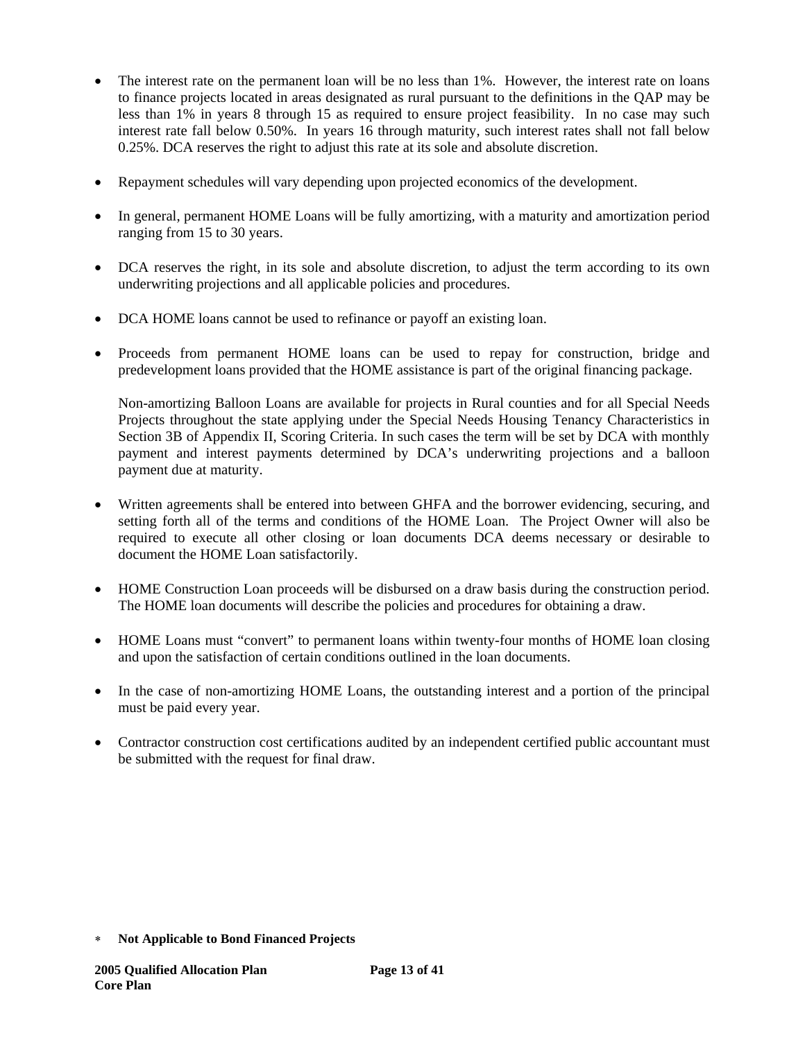- The interest rate on the permanent loan will be no less than 1%. However, the interest rate on loans to finance projects located in areas designated as rural pursuant to the definitions in the QAP may be less than 1% in years 8 through 15 as required to ensure project feasibility. In no case may such interest rate fall below 0.50%. In years 16 through maturity, such interest rates shall not fall below 0.25%. DCA reserves the right to adjust this rate at its sole and absolute discretion.

- Repayment schedules will vary depending upon projected economics of the development.

- In general, permanent HOME Loans will be fully amortizing, with a maturity and amortization period ranging from 15 to 30 years.

- DCA reserves the right, in its sole and absolute discretion, to adjust the term according to its own underwriting projections and all applicable policies and procedures.

- DCA HOME loans cannot be used to refinance or payoff an existing loan.

- Proceeds from permanent HOME loans can be used to repay for construction, bridge and predevelopment loans provided that the HOME assistance is part of the original financing package.

  Non-amortizing Balloon Loans are available for projects in Rural counties and for all Special Needs Projects throughout the state applying under the Special Needs Housing Tenancy Characteristics in Section 3B of Appendix II, Scoring Criteria. In such cases the term will be set by DCA with monthly payment and interest payments determined by DCA's underwriting projections and a balloon payment due at maturity.

- Written agreements shall be entered into between GHFA and the borrower evidencing, securing, and setting forth all of the terms and conditions of the HOME Loan. The Project Owner will also be required to execute all other closing or loan documents DCA deems necessary or desirable to document the HOME Loan satisfactorily.

- HOME Construction Loan proceeds will be disbursed on a draw basis during the construction period. The HOME loan documents will describe the policies and procedures for obtaining a draw.

- HOME Loans must "convert" to permanent loans within twenty-four months of HOME loan closing and upon the satisfaction of certain conditions outlined in the loan documents.

- In the case of non-amortizing HOME Loans, the outstanding interest and a portion of the principal must be paid every year.

- Contractor construction cost certifications audited by an independent certified public accountant must be submitted with the request for final draw.

\* **Not Applicable to Bond Financed Projects**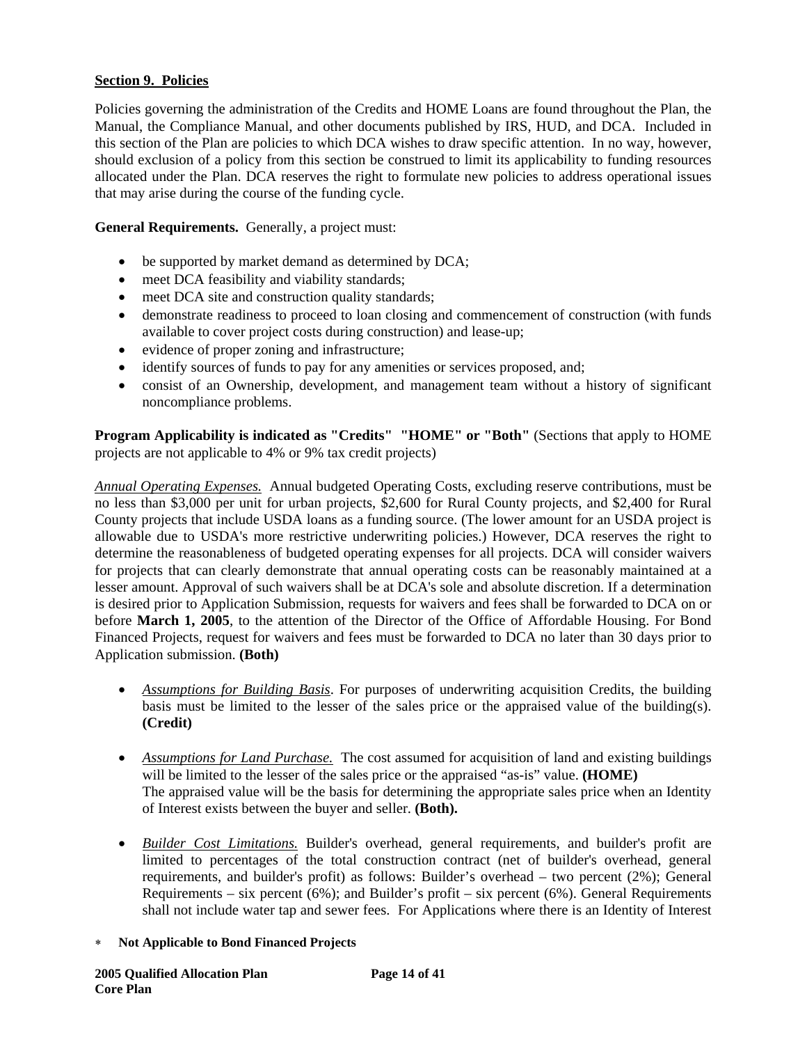**Section 9. Policies**

Policies governing the administration of the Credits and HOME Loans are found throughout the Plan, the Manual, the Compliance Manual, and other documents published by IRS, HUD, and DCA. Included in this section of the Plan are policies to which DCA wishes to draw specific attention. In no way, however, should exclusion of a policy from this section be construed to limit its applicability to funding resources allocated under the Plan. DCA reserves the right to formulate new policies to address operational issues that may arise during the course of the funding cycle.

**General Requirements.** Generally, a project must:

- be supported by market demand as determined by DCA;
- meet DCA feasibility and viability standards;
- meet DCA site and construction quality standards;
- demonstrate readiness to proceed to loan closing and commencement of construction (with funds available to cover project costs during construction) and lease-up;
- evidence of proper zoning and infrastructure;
- identify sources of funds to pay for any amenities or services proposed, and;
- consist of an Ownership, development, and management team without a history of significant noncompliance problems.

**Program Applicability is indicated as "Credits" "HOME" or "Both"** (Sections that apply to HOME projects are not applicable to 4% or 9% tax credit projects)

*Annual Operating Expenses.* Annual budgeted Operating Costs, excluding reserve contributions, must be no less than \$3,000 per unit for urban projects, \$2,600 for Rural County projects, and \$2,400 for Rural County projects that include USDA loans as a funding source. (The lower amount for an USDA project is allowable due to USDA's more restrictive underwriting policies.) However, DCA reserves the right to determine the reasonableness of budgeted operating expenses for all projects. DCA will consider waivers for projects that can clearly demonstrate that annual operating costs can be reasonably maintained at a lesser amount. Approval of such waivers shall be at DCA's sole and absolute discretion. If a determination is desired prior to Application Submission, requests for waivers and fees shall be forwarded to DCA on or before **March 1, 2005**, to the attention of the Director of the Office of Affordable Housing. For Bond Financed Projects, request for waivers and fees must be forwarded to DCA no later than 30 days prior to Application submission. **(Both)**

- *Assumptions for Building Basis*. For purposes of underwriting acquisition Credits, the building basis must be limited to the lesser of the sales price or the appraised value of the building(s). **(Credit)**

- *Assumptions for Land Purchase.* The cost assumed for acquisition of land and existing buildings will be limited to the lesser of the sales price or the appraised "as-is" value. **(HOME)**
  The appraised value will be the basis for determining the appropriate sales price when an Identity of Interest exists between the buyer and seller. **(Both).**

- *Builder Cost Limitations.* Builder's overhead, general requirements, and builder's profit are limited to percentages of the total construction contract (net of builder's overhead, general requirements, and builder's profit) as follows: Builder's overhead – two percent (2%); General Requirements – six percent (6%); and Builder's profit – six percent (6%). General Requirements shall not include water tap and sewer fees. For Applications where there is an Identity of Interest

∗ **Not Applicable to Bond Financed Projects**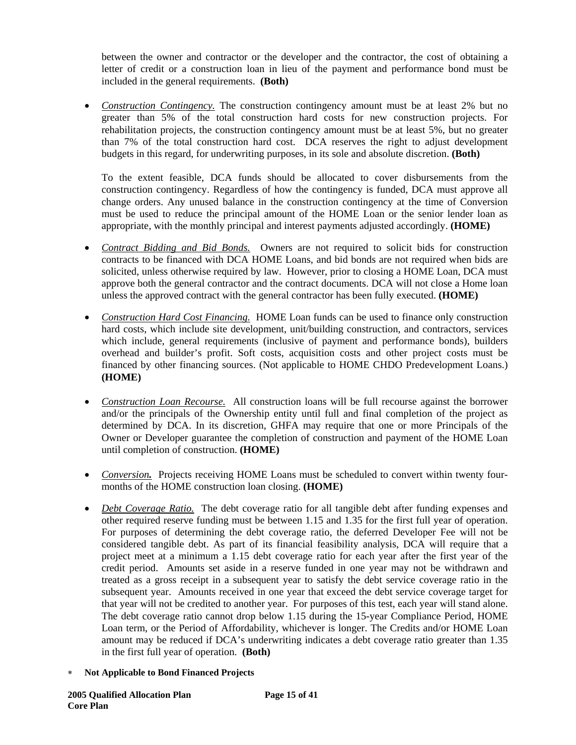between the owner and contractor or the developer and the contractor, the cost of obtaining a letter of credit or a construction loan in lieu of the payment and performance bond must be included in the general requirements. **(Both)**

- *Construction Contingency.* The construction contingency amount must be at least 2% but no greater than 5% of the total construction hard costs for new construction projects. For rehabilitation projects, the construction contingency amount must be at least 5%, but no greater than 7% of the total construction hard cost. DCA reserves the right to adjust development budgets in this regard, for underwriting purposes, in its sole and absolute discretion. **(Both)**

  To the extent feasible, DCA funds should be allocated to cover disbursements from the construction contingency. Regardless of how the contingency is funded, DCA must approve all change orders. Any unused balance in the construction contingency at the time of Conversion must be used to reduce the principal amount of the HOME Loan or the senior lender loan as appropriate, with the monthly principal and interest payments adjusted accordingly. **(HOME)**

- *Contract Bidding and Bid Bonds.* Owners are not required to solicit bids for construction contracts to be financed with DCA HOME Loans, and bid bonds are not required when bids are solicited, unless otherwise required by law. However, prior to closing a HOME Loan, DCA must approve both the general contractor and the contract documents. DCA will not close a Home loan unless the approved contract with the general contractor has been fully executed. **(HOME)**

- *Construction Hard Cost Financing.* HOME Loan funds can be used to finance only construction hard costs, which include site development, unit/building construction, and contractors, services which include, general requirements (inclusive of payment and performance bonds), builders overhead and builder's profit. Soft costs, acquisition costs and other project costs must be financed by other financing sources. (Not applicable to HOME CHDO Predevelopment Loans.) **(HOME)**

- *Construction Loan Recourse.* All construction loans will be full recourse against the borrower and/or the principals of the Ownership entity until full and final completion of the project as determined by DCA. In its discretion, GHFA may require that one or more Principals of the Owner or Developer guarantee the completion of construction and payment of the HOME Loan until completion of construction. **(HOME)**

- ***Conversion.*** Projects receiving HOME Loans must be scheduled to convert within twenty four-months of the HOME construction loan closing. **(HOME)**

- *Debt Coverage Ratio.* The debt coverage ratio for all tangible debt after funding expenses and other required reserve funding must be between 1.15 and 1.35 for the first full year of operation. For purposes of determining the debt coverage ratio, the deferred Developer Fee will not be considered tangible debt. As part of its financial feasibility analysis, DCA will require that a project meet at a minimum a 1.15 debt coverage ratio for each year after the first year of the credit period. Amounts set aside in a reserve funded in one year may not be withdrawn and treated as a gross receipt in a subsequent year to satisfy the debt service coverage ratio in the subsequent year. Amounts received in one year that exceed the debt service coverage target for that year will not be credited to another year. For purposes of this test, each year will stand alone. The debt coverage ratio cannot drop below 1.15 during the 15-year Compliance Period, HOME Loan term, or the Period of Affordability, whichever is longer. The Credits and/or HOME Loan amount may be reduced if DCA's underwriting indicates a debt coverage ratio greater than 1.35 in the first full year of operation. **(Both)**

\* **Not Applicable to Bond Financed Projects**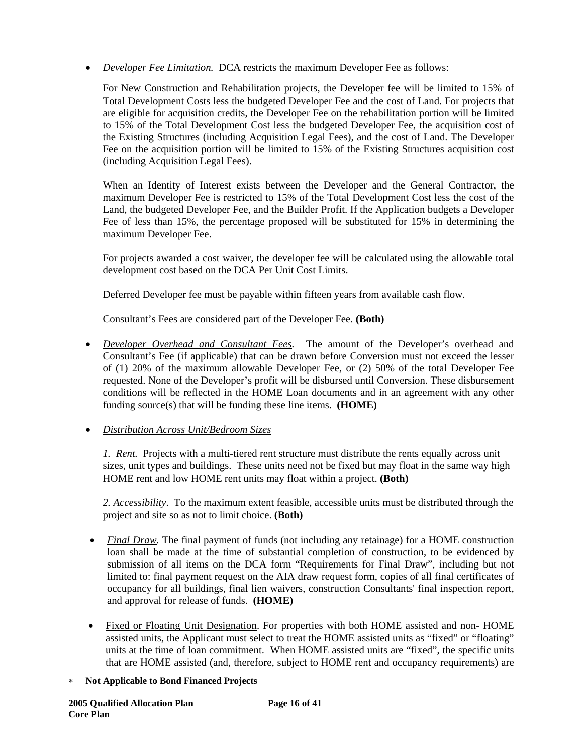- *Developer Fee Limitation.* DCA restricts the maximum Developer Fee as follows:

  For New Construction and Rehabilitation projects, the Developer fee will be limited to 15% of Total Development Costs less the budgeted Developer Fee and the cost of Land. For projects that are eligible for acquisition credits, the Developer Fee on the rehabilitation portion will be limited to 15% of the Total Development Cost less the budgeted Developer Fee, the acquisition cost of the Existing Structures (including Acquisition Legal Fees), and the cost of Land. The Developer Fee on the acquisition portion will be limited to 15% of the Existing Structures acquisition cost (including Acquisition Legal Fees).

  When an Identity of Interest exists between the Developer and the General Contractor, the maximum Developer Fee is restricted to 15% of the Total Development Cost less the cost of the Land, the budgeted Developer Fee, and the Builder Profit. If the Application budgets a Developer Fee of less than 15%, the percentage proposed will be substituted for 15% in determining the maximum Developer Fee.

  For projects awarded a cost waiver, the developer fee will be calculated using the allowable total development cost based on the DCA Per Unit Cost Limits.

  Deferred Developer fee must be payable within fifteen years from available cash flow.

  Consultant's Fees are considered part of the Developer Fee. **(Both)**

- *Developer Overhead and Consultant Fees.* The amount of the Developer's overhead and Consultant's Fee (if applicable) that can be drawn before Conversion must not exceed the lesser of (1) 20% of the maximum allowable Developer Fee, or (2) 50% of the total Developer Fee requested. None of the Developer's profit will be disbursed until Conversion. These disbursement conditions will be reflected in the HOME Loan documents and in an agreement with any other funding source(s) that will be funding these line items. **(HOME)**

- *Distribution Across Unit/Bedroom Sizes*

  *1. Rent.* Projects with a multi-tiered rent structure must distribute the rents equally across unit sizes, unit types and buildings. These units need not be fixed but may float in the same way high HOME rent and low HOME rent units may float within a project. **(Both)**

  *2. Accessibility*. To the maximum extent feasible, accessible units must be distributed through the project and site so as not to limit choice. **(Both)**

- *Final Draw.* The final payment of funds (not including any retainage) for a HOME construction loan shall be made at the time of substantial completion of construction, to be evidenced by submission of all items on the DCA form "Requirements for Final Draw", including but not limited to: final payment request on the AIA draw request form, copies of all final certificates of occupancy for all buildings, final lien waivers, construction Consultants' final inspection report, and approval for release of funds. **(HOME)**

- Fixed or Floating Unit Designation. For properties with both HOME assisted and non- HOME assisted units, the Applicant must select to treat the HOME assisted units as "fixed" or "floating" units at the time of loan commitment. When HOME assisted units are "fixed", the specific units that are HOME assisted (and, therefore, subject to HOME rent and occupancy requirements) are

∗ **Not Applicable to Bond Financed Projects**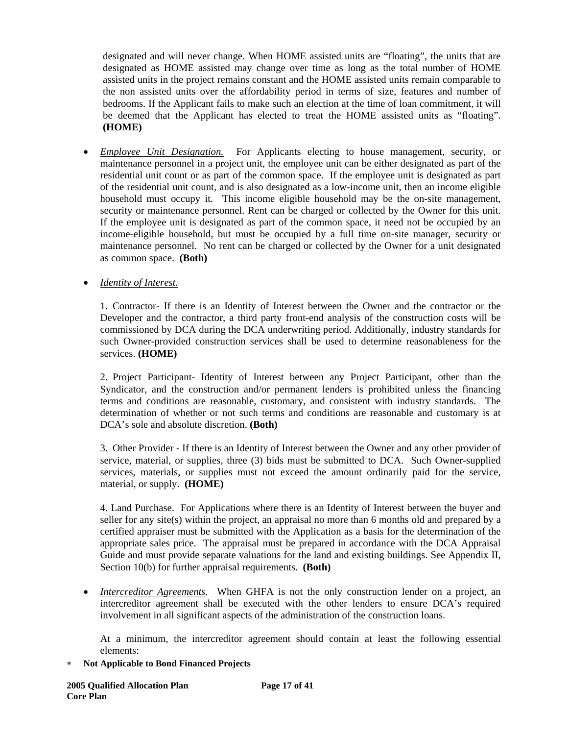designated and will never change. When HOME assisted units are "floating", the units that are designated as HOME assisted may change over time as long as the total number of HOME assisted units in the project remains constant and the HOME assisted units remain comparable to the non assisted units over the affordability period in terms of size, features and number of bedrooms. If the Applicant fails to make such an election at the time of loan commitment, it will be deemed that the Applicant has elected to treat the HOME assisted units as "floating". **(HOME)**

- *Employee Unit Designation.* For Applicants electing to house management, security, or maintenance personnel in a project unit, the employee unit can be either designated as part of the residential unit count or as part of the common space. If the employee unit is designated as part of the residential unit count, and is also designated as a low-income unit, then an income eligible household must occupy it. This income eligible household may be the on-site management, security or maintenance personnel. Rent can be charged or collected by the Owner for this unit. If the employee unit is designated as part of the common space, it need not be occupied by an income-eligible household, but must be occupied by a full time on-site manager, security or maintenance personnel. No rent can be charged or collected by the Owner for a unit designated as common space. **(Both)**

- *Identity of Interest.*

  1. Contractor- If there is an Identity of Interest between the Owner and the contractor or the Developer and the contractor, a third party front-end analysis of the construction costs will be commissioned by DCA during the DCA underwriting period. Additionally, industry standards for such Owner-provided construction services shall be used to determine reasonableness for the services. **(HOME)**

  2. Project Participant- Identity of Interest between any Project Participant, other than the Syndicator, and the construction and/or permanent lenders is prohibited unless the financing terms and conditions are reasonable, customary, and consistent with industry standards. The determination of whether or not such terms and conditions are reasonable and customary is at DCA's sole and absolute discretion. **(Both)**

  3. Other Provider - If there is an Identity of Interest between the Owner and any other provider of service, material, or supplies, three (3) bids must be submitted to DCA. Such Owner-supplied services, materials, or supplies must not exceed the amount ordinarily paid for the service, material, or supply. **(HOME)**

  4. Land Purchase. For Applications where there is an Identity of Interest between the buyer and seller for any site(s) within the project, an appraisal no more than 6 months old and prepared by a certified appraiser must be submitted with the Application as a basis for the determination of the appropriate sales price. The appraisal must be prepared in accordance with the DCA Appraisal Guide and must provide separate valuations for the land and existing buildings. See Appendix II, Section 10(b) for further appraisal requirements. **(Both)**

- *Intercreditor Agreements.* When GHFA is not the only construction lender on a project, an intercreditor agreement shall be executed with the other lenders to ensure DCA's required involvement in all significant aspects of the administration of the construction loans.

  At a minimum, the intercreditor agreement should contain at least the following essential elements:

* **Not Applicable to Bond Financed Projects**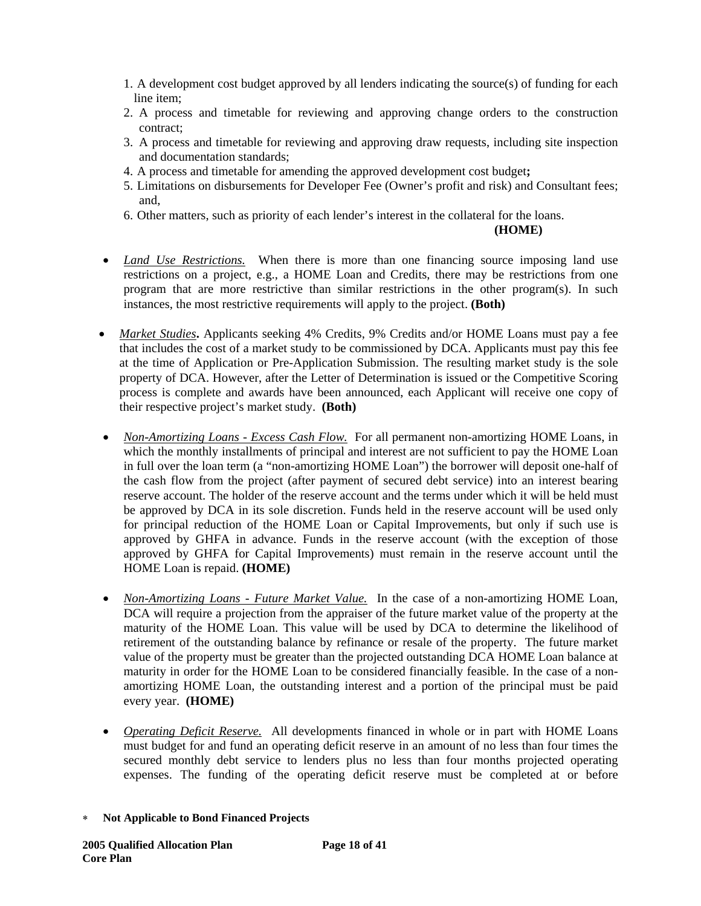1. A development cost budget approved by all lenders indicating the source(s) of funding for each line item;
2. A process and timetable for reviewing and approving change orders to the construction contract;
3. A process and timetable for reviewing and approving draw requests, including site inspection and documentation standards;
4. A process and timetable for amending the approved development cost budget**;**
5. Limitations on disbursements for Developer Fee (Owner's profit and risk) and Consultant fees; and,
6. Other matters, such as priority of each lender's interest in the collateral for the loans.

**(HOME)**

- *Land Use Restrictions.* When there is more than one financing source imposing land use restrictions on a project, e.g., a HOME Loan and Credits, there may be restrictions from one program that are more restrictive than similar restrictions in the other program(s). In such instances, the most restrictive requirements will apply to the project. **(Both)**

- *Market Studies***.** Applicants seeking 4% Credits, 9% Credits and/or HOME Loans must pay a fee that includes the cost of a market study to be commissioned by DCA. Applicants must pay this fee at the time of Application or Pre-Application Submission. The resulting market study is the sole property of DCA. However, after the Letter of Determination is issued or the Competitive Scoring process is complete and awards have been announced, each Applicant will receive one copy of their respective project's market study. **(Both)**

- *Non-Amortizing Loans - Excess Cash Flow.* For all permanent non-amortizing HOME Loans, in which the monthly installments of principal and interest are not sufficient to pay the HOME Loan in full over the loan term (a "non-amortizing HOME Loan") the borrower will deposit one-half of the cash flow from the project (after payment of secured debt service) into an interest bearing reserve account. The holder of the reserve account and the terms under which it will be held must be approved by DCA in its sole discretion. Funds held in the reserve account will be used only for principal reduction of the HOME Loan or Capital Improvements, but only if such use is approved by GHFA in advance. Funds in the reserve account (with the exception of those approved by GHFA for Capital Improvements) must remain in the reserve account until the HOME Loan is repaid. **(HOME)**

- *Non-Amortizing Loans - Future Market Value.* In the case of a non-amortizing HOME Loan, DCA will require a projection from the appraiser of the future market value of the property at the maturity of the HOME Loan. This value will be used by DCA to determine the likelihood of retirement of the outstanding balance by refinance or resale of the property. The future market value of the property must be greater than the projected outstanding DCA HOME Loan balance at maturity in order for the HOME Loan to be considered financially feasible. In the case of a non-amortizing HOME Loan, the outstanding interest and a portion of the principal must be paid every year. **(HOME)**

- *Operating Deficit Reserve.* All developments financed in whole or in part with HOME Loans must budget for and fund an operating deficit reserve in an amount of no less than four times the secured monthly debt service to lenders plus no less than four months projected operating expenses. The funding of the operating deficit reserve must be completed at or before

∗ **Not Applicable to Bond Financed Projects**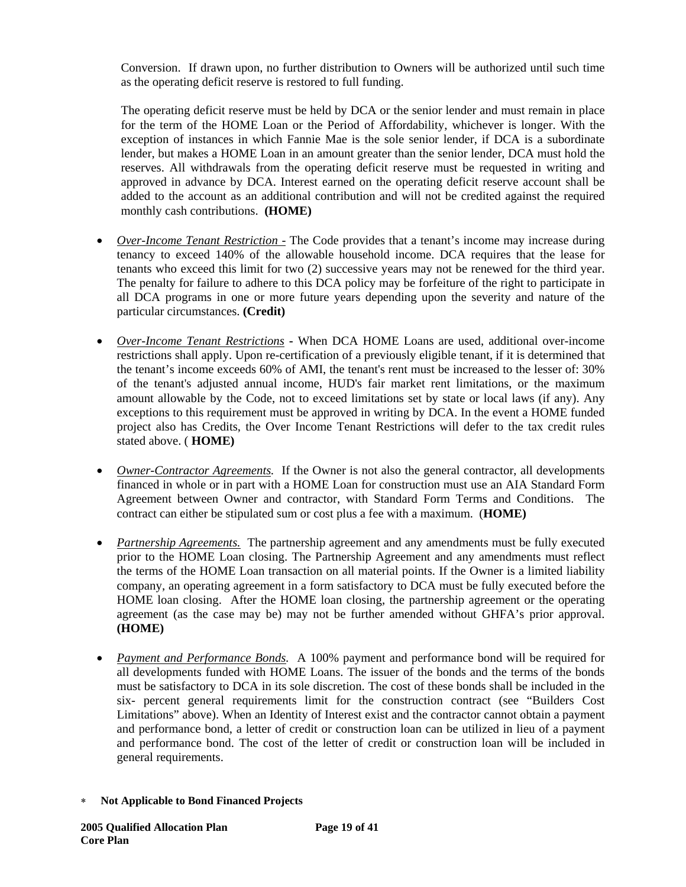Conversion. If drawn upon, no further distribution to Owners will be authorized until such time as the operating deficit reserve is restored to full funding.

The operating deficit reserve must be held by DCA or the senior lender and must remain in place for the term of the HOME Loan or the Period of Affordability, whichever is longer. With the exception of instances in which Fannie Mae is the sole senior lender, if DCA is a subordinate lender, but makes a HOME Loan in an amount greater than the senior lender, DCA must hold the reserves. All withdrawals from the operating deficit reserve must be requested in writing and approved in advance by DCA. Interest earned on the operating deficit reserve account shall be added to the account as an additional contribution and will not be credited against the required monthly cash contributions. **(HOME)**

- *Over-Income Tenant Restriction -* The Code provides that a tenant's income may increase during tenancy to exceed 140% of the allowable household income. DCA requires that the lease for tenants who exceed this limit for two (2) successive years may not be renewed for the third year. The penalty for failure to adhere to this DCA policy may be forfeiture of the right to participate in all DCA programs in one or more future years depending upon the severity and nature of the particular circumstances. **(Credit)**

- *Over-Income Tenant Restrictions* **-** When DCA HOME Loans are used, additional over-income restrictions shall apply. Upon re-certification of a previously eligible tenant, if it is determined that the tenant's income exceeds 60% of AMI, the tenant's rent must be increased to the lesser of: 30% of the tenant's adjusted annual income, HUD's fair market rent limitations, or the maximum amount allowable by the Code, not to exceed limitations set by state or local laws (if any). Any exceptions to this requirement must be approved in writing by DCA. In the event a HOME funded project also has Credits, the Over Income Tenant Restrictions will defer to the tax credit rules stated above. ( **HOME)**

- *Owner-Contractor Agreements.* If the Owner is not also the general contractor, all developments financed in whole or in part with a HOME Loan for construction must use an AIA Standard Form Agreement between Owner and contractor, with Standard Form Terms and Conditions. The contract can either be stipulated sum or cost plus a fee with a maximum. (**HOME)**

- *Partnership Agreements.* The partnership agreement and any amendments must be fully executed prior to the HOME Loan closing. The Partnership Agreement and any amendments must reflect the terms of the HOME Loan transaction on all material points. If the Owner is a limited liability company, an operating agreement in a form satisfactory to DCA must be fully executed before the HOME loan closing. After the HOME loan closing, the partnership agreement or the operating agreement (as the case may be) may not be further amended without GHFA's prior approval. **(HOME)**

- *Payment and Performance Bonds*. A 100% payment and performance bond will be required for all developments funded with HOME Loans. The issuer of the bonds and the terms of the bonds must be satisfactory to DCA in its sole discretion. The cost of these bonds shall be included in the six- percent general requirements limit for the construction contract (see "Builders Cost Limitations" above). When an Identity of Interest exist and the contractor cannot obtain a payment and performance bond, a letter of credit or construction loan can be utilized in lieu of a payment and performance bond. The cost of the letter of credit or construction loan will be included in general requirements.

∗ **Not Applicable to Bond Financed Projects**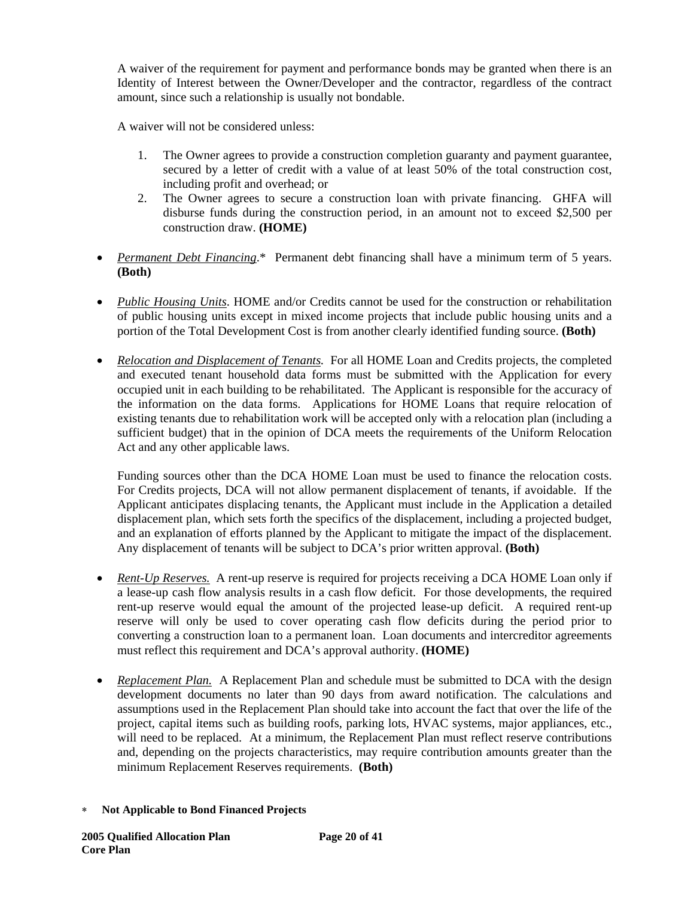A waiver of the requirement for payment and performance bonds may be granted when there is an Identity of Interest between the Owner/Developer and the contractor, regardless of the contract amount, since such a relationship is usually not bondable.

A waiver will not be considered unless:

1. The Owner agrees to provide a construction completion guaranty and payment guarantee, secured by a letter of credit with a value of at least 50% of the total construction cost, including profit and overhead; or
2. The Owner agrees to secure a construction loan with private financing. GHFA will disburse funds during the construction period, in an amount not to exceed $2,500 per construction draw. **(HOME)**

- *Permanent Debt Financing.*\* Permanent debt financing shall have a minimum term of 5 years. **(Both)**

- *Public Housing Units*. HOME and/or Credits cannot be used for the construction or rehabilitation of public housing units except in mixed income projects that include public housing units and a portion of the Total Development Cost is from another clearly identified funding source. **(Both)**

- *Relocation and Displacement of Tenants.* For all HOME Loan and Credits projects, the completed and executed tenant household data forms must be submitted with the Application for every occupied unit in each building to be rehabilitated. The Applicant is responsible for the accuracy of the information on the data forms. Applications for HOME Loans that require relocation of existing tenants due to rehabilitation work will be accepted only with a relocation plan (including a sufficient budget) that in the opinion of DCA meets the requirements of the Uniform Relocation Act and any other applicable laws.

  Funding sources other than the DCA HOME Loan must be used to finance the relocation costs. For Credits projects, DCA will not allow permanent displacement of tenants, if avoidable. If the Applicant anticipates displacing tenants, the Applicant must include in the Application a detailed displacement plan, which sets forth the specifics of the displacement, including a projected budget, and an explanation of efforts planned by the Applicant to mitigate the impact of the displacement. Any displacement of tenants will be subject to DCA's prior written approval. **(Both)**

- *Rent-Up Reserves.* A rent-up reserve is required for projects receiving a DCA HOME Loan only if a lease-up cash flow analysis results in a cash flow deficit. For those developments, the required rent-up reserve would equal the amount of the projected lease-up deficit. A required rent-up reserve will only be used to cover operating cash flow deficits during the period prior to converting a construction loan to a permanent loan. Loan documents and intercreditor agreements must reflect this requirement and DCA's approval authority. **(HOME)**

- *Replacement Plan.* A Replacement Plan and schedule must be submitted to DCA with the design development documents no later than 90 days from award notification. The calculations and assumptions used in the Replacement Plan should take into account the fact that over the life of the project, capital items such as building roofs, parking lots, HVAC systems, major appliances, etc., will need to be replaced. At a minimum, the Replacement Plan must reflect reserve contributions and, depending on the projects characteristics, may require contribution amounts greater than the minimum Replacement Reserves requirements. **(Both)**

\* **Not Applicable to Bond Financed Projects**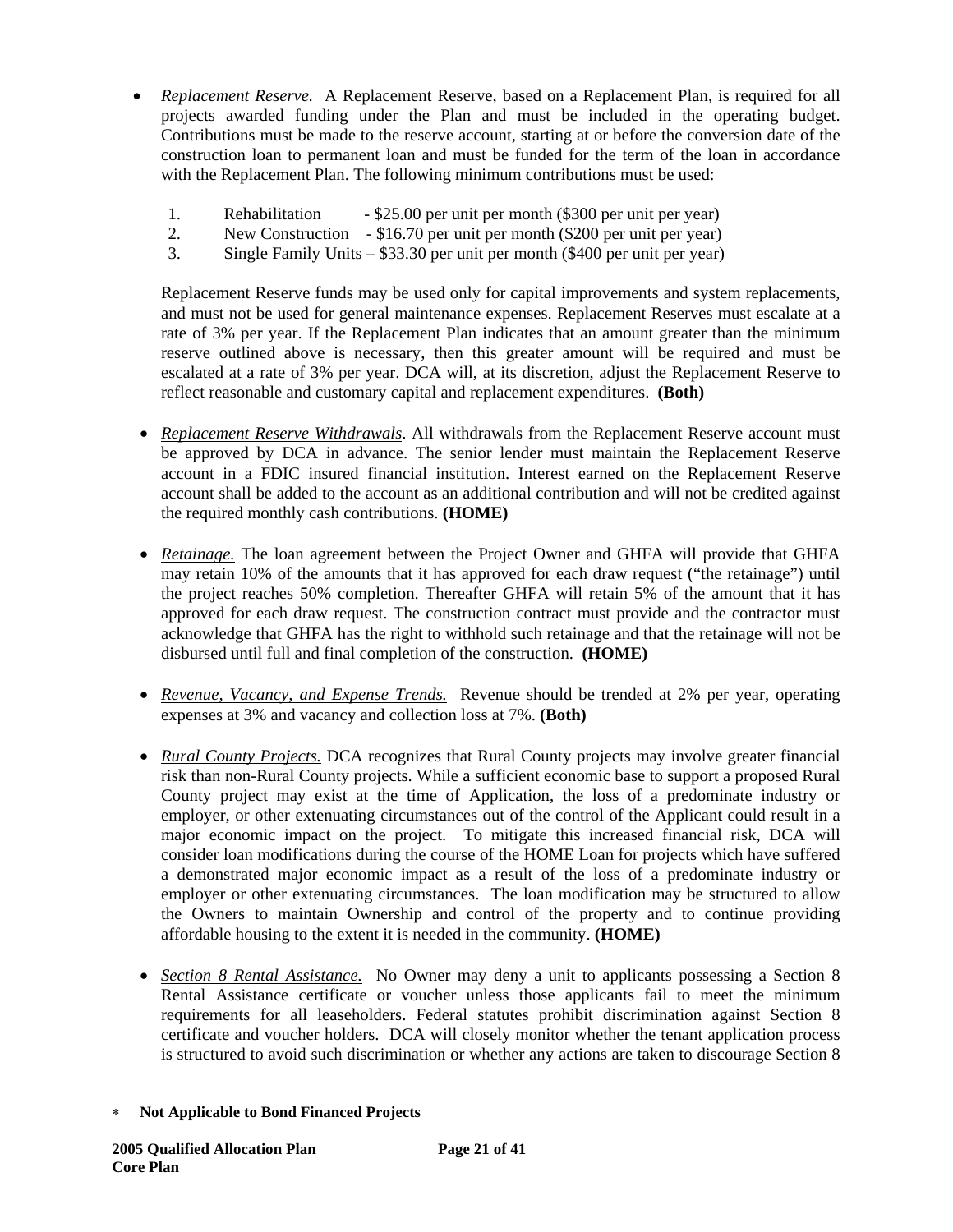- *Replacement Reserve.* A Replacement Reserve, based on a Replacement Plan, is required for all projects awarded funding under the Plan and must be included in the operating budget. Contributions must be made to the reserve account, starting at or before the conversion date of the construction loan to permanent loan and must be funded for the term of the loan in accordance with the Replacement Plan. The following minimum contributions must be used:

  1. Rehabilitation - $25.00 per unit per month ($300 per unit per year)
  2. New Construction - $16.70 per unit per month ($200 per unit per year)
  3. Single Family Units – $33.30 per unit per month ($400 per unit per year)

  Replacement Reserve funds may be used only for capital improvements and system replacements, and must not be used for general maintenance expenses. Replacement Reserves must escalate at a rate of 3% per year. If the Replacement Plan indicates that an amount greater than the minimum reserve outlined above is necessary, then this greater amount will be required and must be escalated at a rate of 3% per year. DCA will, at its discretion, adjust the Replacement Reserve to reflect reasonable and customary capital and replacement expenditures. **(Both)**

- *Replacement Reserve Withdrawals*. All withdrawals from the Replacement Reserve account must be approved by DCA in advance. The senior lender must maintain the Replacement Reserve account in a FDIC insured financial institution. Interest earned on the Replacement Reserve account shall be added to the account as an additional contribution and will not be credited against the required monthly cash contributions. **(HOME)**

- *Retainage.* The loan agreement between the Project Owner and GHFA will provide that GHFA may retain 10% of the amounts that it has approved for each draw request ("the retainage") until the project reaches 50% completion. Thereafter GHFA will retain 5% of the amount that it has approved for each draw request. The construction contract must provide and the contractor must acknowledge that GHFA has the right to withhold such retainage and that the retainage will not be disbursed until full and final completion of the construction. **(HOME)**

- *Revenue, Vacancy, and Expense Trends.* Revenue should be trended at 2% per year, operating expenses at 3% and vacancy and collection loss at 7%. **(Both)**

- *Rural County Projects.* DCA recognizes that Rural County projects may involve greater financial risk than non-Rural County projects. While a sufficient economic base to support a proposed Rural County project may exist at the time of Application, the loss of a predominate industry or employer, or other extenuating circumstances out of the control of the Applicant could result in a major economic impact on the project. To mitigate this increased financial risk, DCA will consider loan modifications during the course of the HOME Loan for projects which have suffered a demonstrated major economic impact as a result of the loss of a predominate industry or employer or other extenuating circumstances. The loan modification may be structured to allow the Owners to maintain Ownership and control of the property and to continue providing affordable housing to the extent it is needed in the community. **(HOME)**

- *Section 8 Rental Assistance.* No Owner may deny a unit to applicants possessing a Section 8 Rental Assistance certificate or voucher unless those applicants fail to meet the minimum requirements for all leaseholders. Federal statutes prohibit discrimination against Section 8 certificate and voucher holders. DCA will closely monitor whether the tenant application process is structured to avoid such discrimination or whether any actions are taken to discourage Section 8

* **Not Applicable to Bond Financed Projects**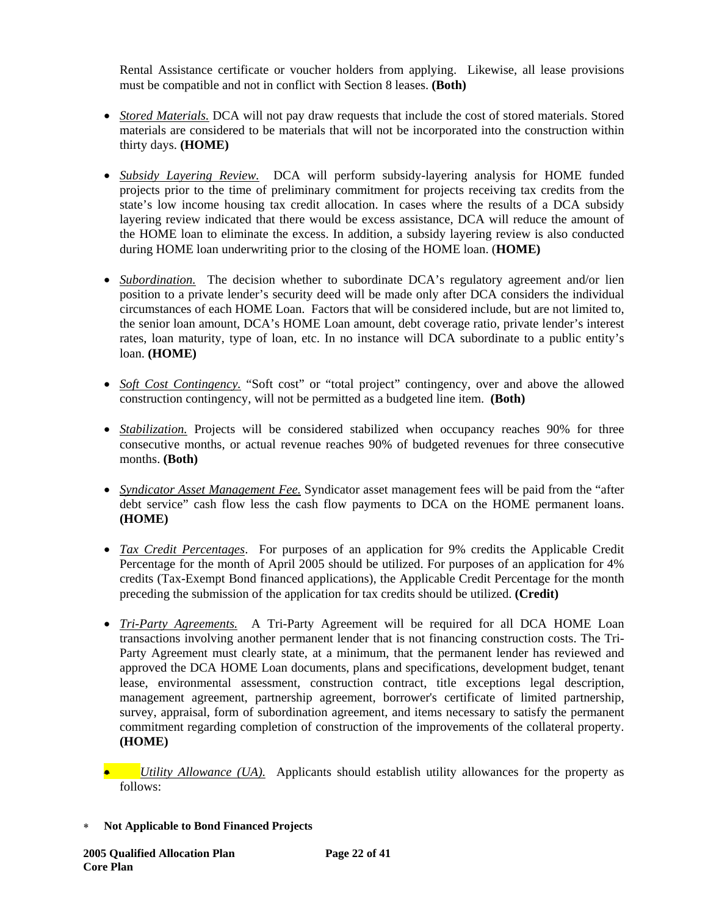Rental Assistance certificate or voucher holders from applying. Likewise, all lease provisions must be compatible and not in conflict with Section 8 leases. **(Both)**

- *Stored Materials.* DCA will not pay draw requests that include the cost of stored materials. Stored materials are considered to be materials that will not be incorporated into the construction within thirty days. **(HOME)**

- *Subsidy Layering Review.* DCA will perform subsidy-layering analysis for HOME funded projects prior to the time of preliminary commitment for projects receiving tax credits from the state's low income housing tax credit allocation. In cases where the results of a DCA subsidy layering review indicated that there would be excess assistance, DCA will reduce the amount of the HOME loan to eliminate the excess. In addition, a subsidy layering review is also conducted during HOME loan underwriting prior to the closing of the HOME loan. (**HOME)**

- *Subordination.* The decision whether to subordinate DCA's regulatory agreement and/or lien position to a private lender's security deed will be made only after DCA considers the individual circumstances of each HOME Loan. Factors that will be considered include, but are not limited to, the senior loan amount, DCA's HOME Loan amount, debt coverage ratio, private lender's interest rates, loan maturity, type of loan, etc. In no instance will DCA subordinate to a public entity's loan. **(HOME)**

- *Soft Cost Contingency.* "Soft cost" or "total project" contingency, over and above the allowed construction contingency, will not be permitted as a budgeted line item. **(Both)**

- *Stabilization.* Projects will be considered stabilized when occupancy reaches 90% for three consecutive months, or actual revenue reaches 90% of budgeted revenues for three consecutive months. **(Both)**

- *Syndicator Asset Management Fee.* Syndicator asset management fees will be paid from the "after debt service" cash flow less the cash flow payments to DCA on the HOME permanent loans. **(HOME)**

- *Tax Credit Percentages*. For purposes of an application for 9% credits the Applicable Credit Percentage for the month of April 2005 should be utilized. For purposes of an application for 4% credits (Tax-Exempt Bond financed applications), the Applicable Credit Percentage for the month preceding the submission of the application for tax credits should be utilized. **(Credit)**

- *Tri-Party Agreements.* A Tri-Party Agreement will be required for all DCA HOME Loan transactions involving another permanent lender that is not financing construction costs. The Tri-Party Agreement must clearly state, at a minimum, that the permanent lender has reviewed and approved the DCA HOME Loan documents, plans and specifications, development budget, tenant lease, environmental assessment, construction contract, title exceptions legal description, management agreement, partnership agreement, borrower's certificate of limited partnership, survey, appraisal, form of subordination agreement, and items necessary to satisfy the permanent commitment regarding completion of construction of the improvements of the collateral property. **(HOME)**

- *Utility Allowance (UA).* Applicants should establish utility allowances for the property as follows:

\* **Not Applicable to Bond Financed Projects**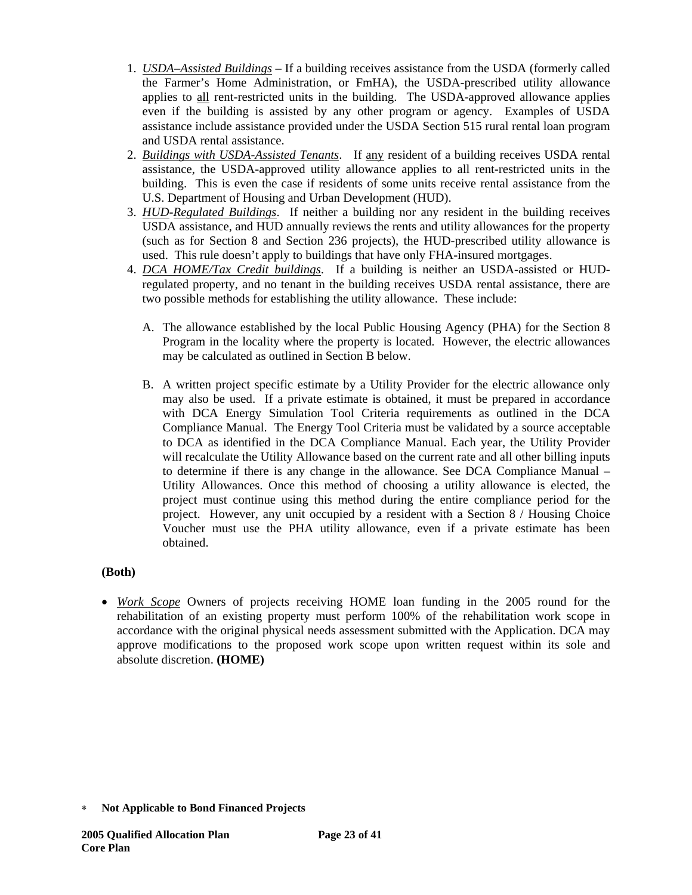1. *USDA–Assisted Buildings* – If a building receives assistance from the USDA (formerly called the Farmer's Home Administration, or FmHA), the USDA-prescribed utility allowance applies to all rent-restricted units in the building. The USDA-approved allowance applies even if the building is assisted by any other program or agency. Examples of USDA assistance include assistance provided under the USDA Section 515 rural rental loan program and USDA rental assistance.
2. *Buildings with USDA-Assisted Tenants*. If any resident of a building receives USDA rental assistance, the USDA-approved utility allowance applies to all rent-restricted units in the building. This is even the case if residents of some units receive rental assistance from the U.S. Department of Housing and Urban Development (HUD).
3. *HUD-Regulated Buildings*. If neither a building nor any resident in the building receives USDA assistance, and HUD annually reviews the rents and utility allowances for the property (such as for Section 8 and Section 236 projects), the HUD-prescribed utility allowance is used. This rule doesn't apply to buildings that have only FHA-insured mortgages.
4. *DCA HOME/Tax Credit buildings*. If a building is neither an USDA-assisted or HUD-regulated property, and no tenant in the building receives USDA rental assistance, there are two possible methods for establishing the utility allowance. These include:

   A. The allowance established by the local Public Housing Agency (PHA) for the Section 8 Program in the locality where the property is located. However, the electric allowances may be calculated as outlined in Section B below.

   B. A written project specific estimate by a Utility Provider for the electric allowance only may also be used. If a private estimate is obtained, it must be prepared in accordance with DCA Energy Simulation Tool Criteria requirements as outlined in the DCA Compliance Manual. The Energy Tool Criteria must be validated by a source acceptable to DCA as identified in the DCA Compliance Manual. Each year, the Utility Provider will recalculate the Utility Allowance based on the current rate and all other billing inputs to determine if there is any change in the allowance. See DCA Compliance Manual – Utility Allowances. Once this method of choosing a utility allowance is elected, the project must continue using this method during the entire compliance period for the project. However, any unit occupied by a resident with a Section 8 / Housing Choice Voucher must use the PHA utility allowance, even if a private estimate has been obtained.

**(Both)**

- *Work Scope* Owners of projects receiving HOME loan funding in the 2005 round for the rehabilitation of an existing property must perform 100% of the rehabilitation work scope in accordance with the original physical needs assessment submitted with the Application. DCA may approve modifications to the proposed work scope upon written request within its sole and absolute discretion. **(HOME)**

∗ **Not Applicable to Bond Financed Projects**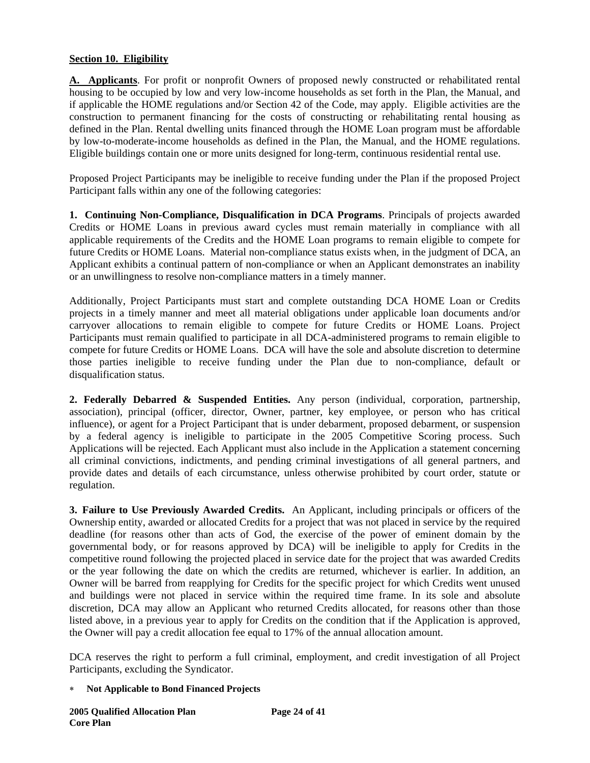**Section 10. Eligibility**

**A. Applicants**. For profit or nonprofit Owners of proposed newly constructed or rehabilitated rental housing to be occupied by low and very low-income households as set forth in the Plan, the Manual, and if applicable the HOME regulations and/or Section 42 of the Code, may apply. Eligible activities are the construction to permanent financing for the costs of constructing or rehabilitating rental housing as defined in the Plan. Rental dwelling units financed through the HOME Loan program must be affordable by low-to-moderate-income households as defined in the Plan, the Manual, and the HOME regulations. Eligible buildings contain one or more units designed for long-term, continuous residential rental use.

Proposed Project Participants may be ineligible to receive funding under the Plan if the proposed Project Participant falls within any one of the following categories:

**1. Continuing Non-Compliance, Disqualification in DCA Programs**. Principals of projects awarded Credits or HOME Loans in previous award cycles must remain materially in compliance with all applicable requirements of the Credits and the HOME Loan programs to remain eligible to compete for future Credits or HOME Loans. Material non-compliance status exists when, in the judgment of DCA, an Applicant exhibits a continual pattern of non-compliance or when an Applicant demonstrates an inability or an unwillingness to resolve non-compliance matters in a timely manner.

Additionally, Project Participants must start and complete outstanding DCA HOME Loan or Credits projects in a timely manner and meet all material obligations under applicable loan documents and/or carryover allocations to remain eligible to compete for future Credits or HOME Loans. Project Participants must remain qualified to participate in all DCA-administered programs to remain eligible to compete for future Credits or HOME Loans. DCA will have the sole and absolute discretion to determine those parties ineligible to receive funding under the Plan due to non-compliance, default or disqualification status.

**2. Federally Debarred & Suspended Entities.** Any person (individual, corporation, partnership, association), principal (officer, director, Owner, partner, key employee, or person who has critical influence), or agent for a Project Participant that is under debarment, proposed debarment, or suspension by a federal agency is ineligible to participate in the 2005 Competitive Scoring process. Such Applications will be rejected. Each Applicant must also include in the Application a statement concerning all criminal convictions, indictments, and pending criminal investigations of all general partners, and provide dates and details of each circumstance, unless otherwise prohibited by court order, statute or regulation.

**3. Failure to Use Previously Awarded Credits.** An Applicant, including principals or officers of the Ownership entity, awarded or allocated Credits for a project that was not placed in service by the required deadline (for reasons other than acts of God, the exercise of the power of eminent domain by the governmental body, or for reasons approved by DCA) will be ineligible to apply for Credits in the competitive round following the projected placed in service date for the project that was awarded Credits or the year following the date on which the credits are returned, whichever is earlier. In addition, an Owner will be barred from reapplying for Credits for the specific project for which Credits went unused and buildings were not placed in service within the required time frame. In its sole and absolute discretion, DCA may allow an Applicant who returned Credits allocated, for reasons other than those listed above, in a previous year to apply for Credits on the condition that if the Application is approved, the Owner will pay a credit allocation fee equal to 17% of the annual allocation amount.

DCA reserves the right to perform a full criminal, employment, and credit investigation of all Project Participants, excluding the Syndicator.

* **Not Applicable to Bond Financed Projects**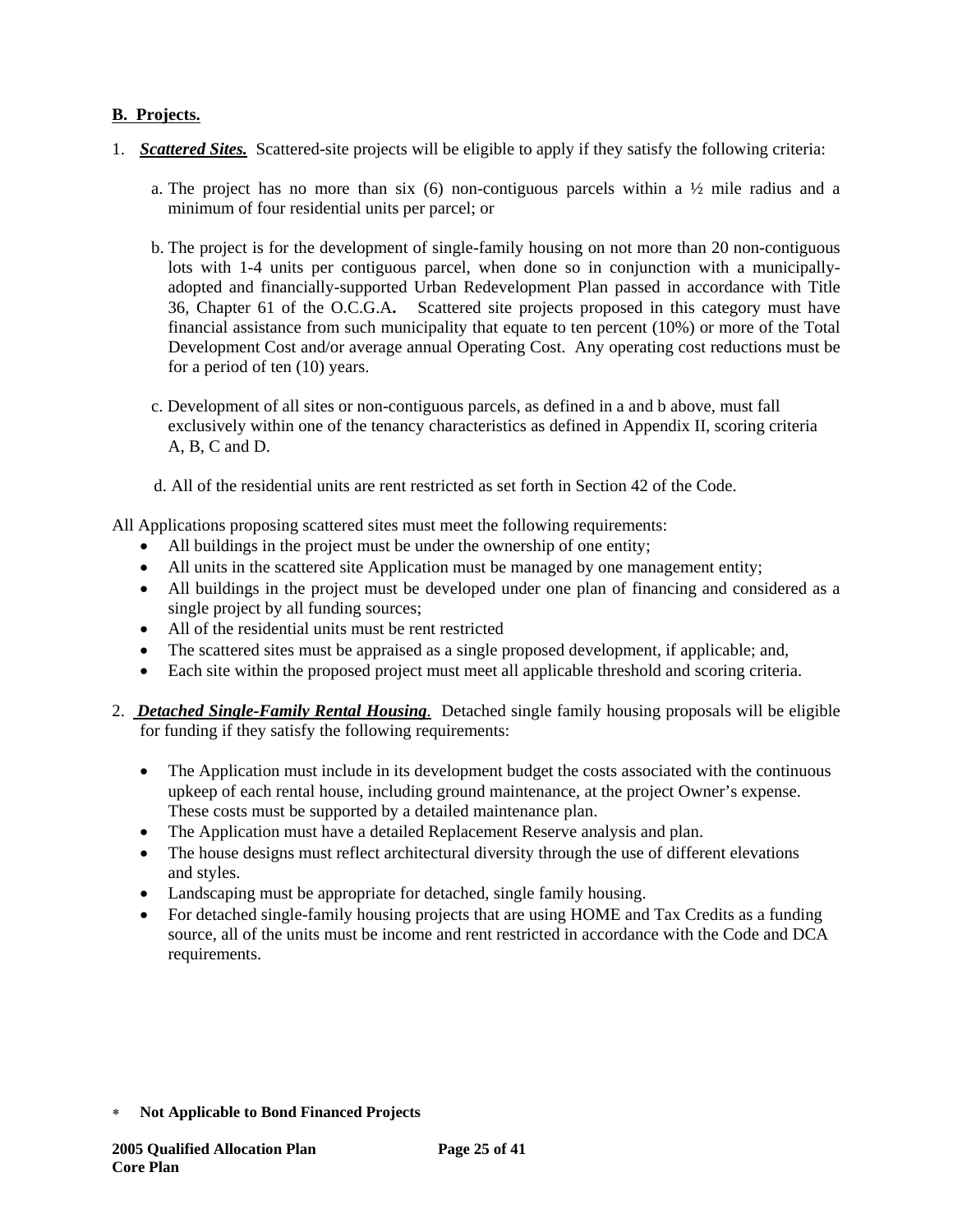**B. Projects.**

1. ***Scattered Sites.*** Scattered-site projects will be eligible to apply if they satisfy the following criteria:

   a. The project has no more than six (6) non-contiguous parcels within a ½ mile radius and a minimum of four residential units per parcel; or

   b. The project is for the development of single-family housing on not more than 20 non-contiguous lots with 1-4 units per contiguous parcel, when done so in conjunction with a municipally-adopted and financially-supported Urban Redevelopment Plan passed in accordance with Title 36, Chapter 61 of the O.C.G.A**.** Scattered site projects proposed in this category must have financial assistance from such municipality that equate to ten percent (10%) or more of the Total Development Cost and/or average annual Operating Cost. Any operating cost reductions must be for a period of ten (10) years.

   c. Development of all sites or non-contiguous parcels, as defined in a and b above, must fall exclusively within one of the tenancy characteristics as defined in Appendix II, scoring criteria A, B, C and D.

   d. All of the residential units are rent restricted as set forth in Section 42 of the Code.

All Applications proposing scattered sites must meet the following requirements:

- All buildings in the project must be under the ownership of one entity;
- All units in the scattered site Application must be managed by one management entity;
- All buildings in the project must be developed under one plan of financing and considered as a single project by all funding sources;
- All of the residential units must be rent restricted
- The scattered sites must be appraised as a single proposed development, if applicable; and,
- Each site within the proposed project must meet all applicable threshold and scoring criteria.

2. ***Detached Single-Family Rental Housing***. Detached single family housing proposals will be eligible for funding if they satisfy the following requirements:

   - The Application must include in its development budget the costs associated with the continuous upkeep of each rental house, including ground maintenance, at the project Owner's expense. These costs must be supported by a detailed maintenance plan.
   - The Application must have a detailed Replacement Reserve analysis and plan.
   - The house designs must reflect architectural diversity through the use of different elevations and styles.
   - Landscaping must be appropriate for detached, single family housing.
   - For detached single-family housing projects that are using HOME and Tax Credits as a funding source, all of the units must be income and rent restricted in accordance with the Code and DCA requirements.

\* **Not Applicable to Bond Financed Projects**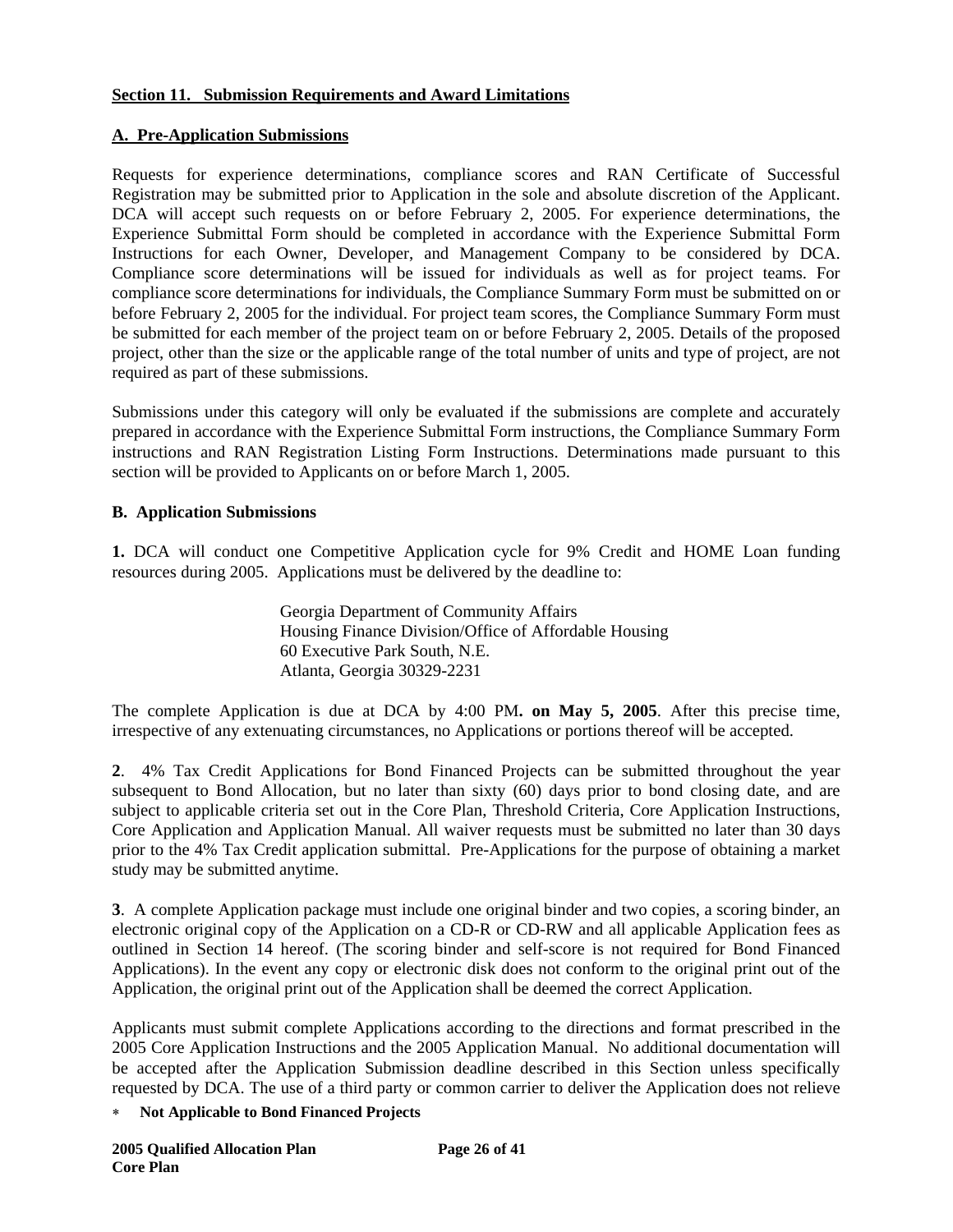**Section 11. Submission Requirements and Award Limitations**

**A. Pre-Application Submissions**

Requests for experience determinations, compliance scores and RAN Certificate of Successful Registration may be submitted prior to Application in the sole and absolute discretion of the Applicant. DCA will accept such requests on or before February 2, 2005. For experience determinations, the Experience Submittal Form should be completed in accordance with the Experience Submittal Form Instructions for each Owner, Developer, and Management Company to be considered by DCA. Compliance score determinations will be issued for individuals as well as for project teams. For compliance score determinations for individuals, the Compliance Summary Form must be submitted on or before February 2, 2005 for the individual. For project team scores, the Compliance Summary Form must be submitted for each member of the project team on or before February 2, 2005. Details of the proposed project, other than the size or the applicable range of the total number of units and type of project, are not required as part of these submissions.

Submissions under this category will only be evaluated if the submissions are complete and accurately prepared in accordance with the Experience Submittal Form instructions, the Compliance Summary Form instructions and RAN Registration Listing Form Instructions. Determinations made pursuant to this section will be provided to Applicants on or before March 1, 2005.

**B. Application Submissions**

**1.** DCA will conduct one Competitive Application cycle for 9% Credit and HOME Loan funding resources during 2005. Applications must be delivered by the deadline to:

> Georgia Department of Community Affairs
> Housing Finance Division/Office of Affordable Housing
> 60 Executive Park South, N.E.
> Atlanta, Georgia 30329-2231

The complete Application is due at DCA by 4:00 PM**. on May 5, 2005**. After this precise time, irrespective of any extenuating circumstances, no Applications or portions thereof will be accepted.

**2**. 4% Tax Credit Applications for Bond Financed Projects can be submitted throughout the year subsequent to Bond Allocation, but no later than sixty (60) days prior to bond closing date, and are subject to applicable criteria set out in the Core Plan, Threshold Criteria, Core Application Instructions, Core Application and Application Manual. All waiver requests must be submitted no later than 30 days prior to the 4% Tax Credit application submittal. Pre-Applications for the purpose of obtaining a market study may be submitted anytime.

**3**. A complete Application package must include one original binder and two copies, a scoring binder, an electronic original copy of the Application on a CD-R or CD-RW and all applicable Application fees as outlined in Section 14 hereof. (The scoring binder and self-score is not required for Bond Financed Applications). In the event any copy or electronic disk does not conform to the original print out of the Application, the original print out of the Application shall be deemed the correct Application.

Applicants must submit complete Applications according to the directions and format prescribed in the 2005 Core Application Instructions and the 2005 Application Manual. No additional documentation will be accepted after the Application Submission deadline described in this Section unless specifically requested by DCA. The use of a third party or common carrier to deliver the Application does not relieve

\* **Not Applicable to Bond Financed Projects**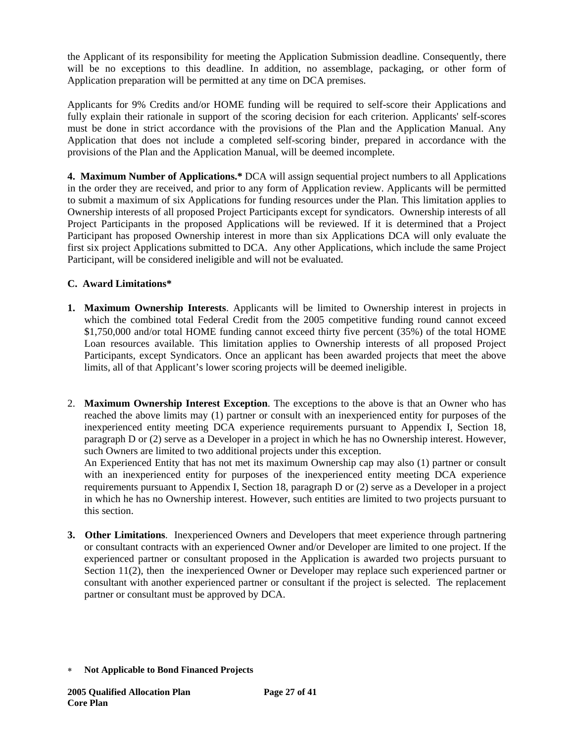the Applicant of its responsibility for meeting the Application Submission deadline. Consequently, there will be no exceptions to this deadline. In addition, no assemblage, packaging, or other form of Application preparation will be permitted at any time on DCA premises.

Applicants for 9% Credits and/or HOME funding will be required to self-score their Applications and fully explain their rationale in support of the scoring decision for each criterion. Applicants' self-scores must be done in strict accordance with the provisions of the Plan and the Application Manual. Any Application that does not include a completed self-scoring binder, prepared in accordance with the provisions of the Plan and the Application Manual, will be deemed incomplete.

**4. Maximum Number of Applications.*** DCA will assign sequential project numbers to all Applications in the order they are received, and prior to any form of Application review. Applicants will be permitted to submit a maximum of six Applications for funding resources under the Plan. This limitation applies to Ownership interests of all proposed Project Participants except for syndicators. Ownership interests of all Project Participants in the proposed Applications will be reviewed. If it is determined that a Project Participant has proposed Ownership interest in more than six Applications DCA will only evaluate the first six project Applications submitted to DCA. Any other Applications, which include the same Project Participant, will be considered ineligible and will not be evaluated.

### C. Award Limitations*

1. **Maximum Ownership Interests**. Applicants will be limited to Ownership interest in projects in which the combined total Federal Credit from the 2005 competitive funding round cannot exceed $1,750,000 and/or total HOME funding cannot exceed thirty five percent (35%) of the total HOME Loan resources available. This limitation applies to Ownership interests of all proposed Project Participants, except Syndicators. Once an applicant has been awarded projects that meet the above limits, all of that Applicant's lower scoring projects will be deemed ineligible.

2. **Maximum Ownership Interest Exception**. The exceptions to the above is that an Owner who has reached the above limits may (1) partner or consult with an inexperienced entity for purposes of the inexperienced entity meeting DCA experience requirements pursuant to Appendix I, Section 18, paragraph D or (2) serve as a Developer in a project in which he has no Ownership interest. However, such Owners are limited to two additional projects under this exception.
   An Experienced Entity that has not met its maximum Ownership cap may also (1) partner or consult with an inexperienced entity for purposes of the inexperienced entity meeting DCA experience requirements pursuant to Appendix I, Section 18, paragraph D or (2) serve as a Developer in a project in which he has no Ownership interest. However, such entities are limited to two projects pursuant to this section.

3. **Other Limitations**. Inexperienced Owners and Developers that meet experience through partnering or consultant contracts with an experienced Owner and/or Developer are limited to one project. If the experienced partner or consultant proposed in the Application is awarded two projects pursuant to Section 11(2), then the inexperienced Owner or Developer may replace such experienced partner or consultant with another experienced partner or consultant if the project is selected. The replacement partner or consultant must be approved by DCA.

\* **Not Applicable to Bond Financed Projects**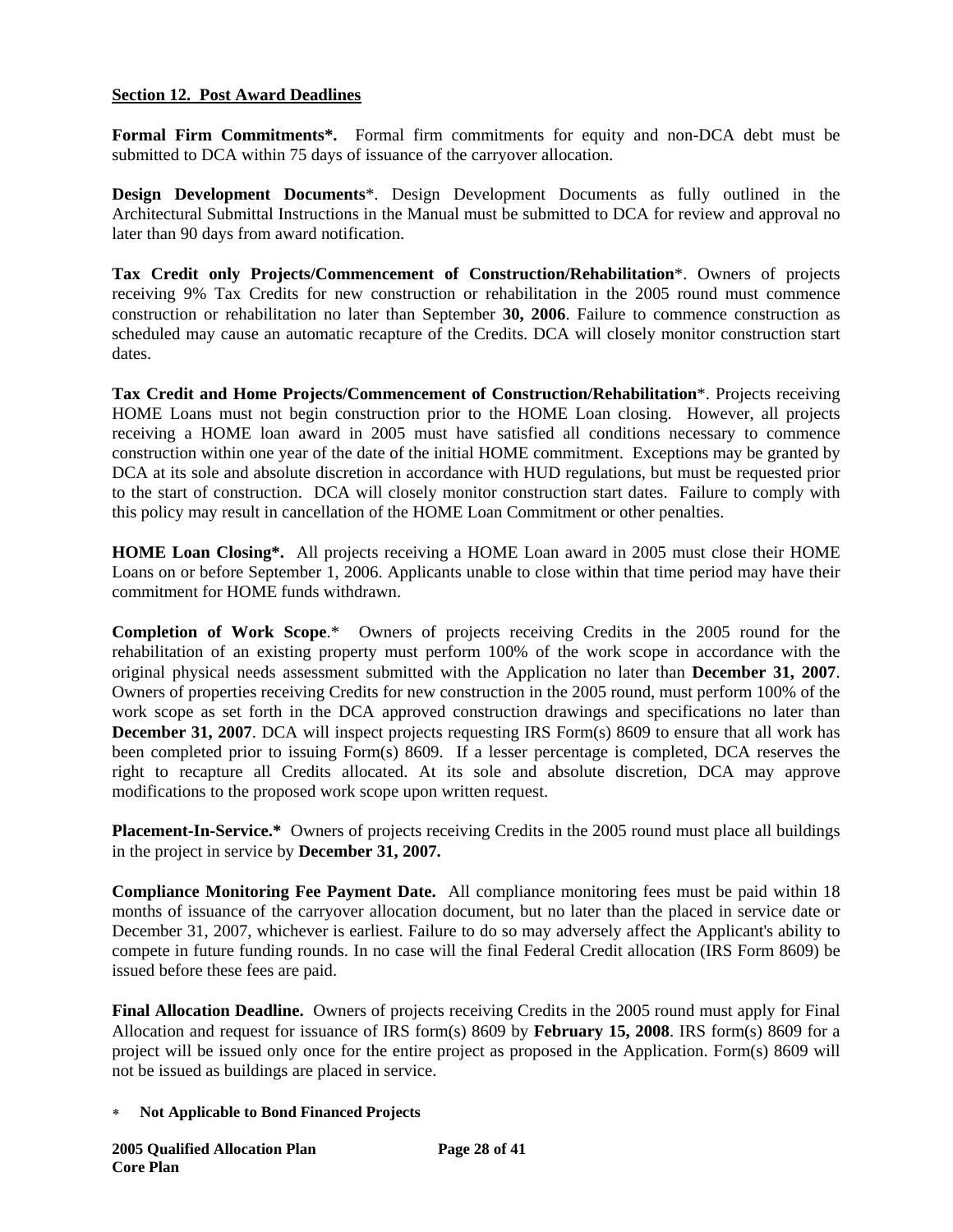**Section 12. Post Award Deadlines**

**Formal Firm Commitments*.** Formal firm commitments for equity and non-DCA debt must be submitted to DCA within 75 days of issuance of the carryover allocation.

**Design Development Documents***. Design Development Documents as fully outlined in the Architectural Submittal Instructions in the Manual must be submitted to DCA for review and approval no later than 90 days from award notification.

**Tax Credit only Projects/Commencement of Construction/Rehabilitation***. Owners of projects receiving 9% Tax Credits for new construction or rehabilitation in the 2005 round must commence construction or rehabilitation no later than September **30, 2006**. Failure to commence construction as scheduled may cause an automatic recapture of the Credits. DCA will closely monitor construction start dates.

**Tax Credit and Home Projects/Commencement of Construction/Rehabilitation***. Projects receiving HOME Loans must not begin construction prior to the HOME Loan closing. However, all projects receiving a HOME loan award in 2005 must have satisfied all conditions necessary to commence construction within one year of the date of the initial HOME commitment. Exceptions may be granted by DCA at its sole and absolute discretion in accordance with HUD regulations, but must be requested prior to the start of construction. DCA will closely monitor construction start dates. Failure to comply with this policy may result in cancellation of the HOME Loan Commitment or other penalties.

**HOME Loan Closing*.** All projects receiving a HOME Loan award in 2005 must close their HOME Loans on or before September 1, 2006. Applicants unable to close within that time period may have their commitment for HOME funds withdrawn.

**Completion of Work Scope**.* Owners of projects receiving Credits in the 2005 round for the rehabilitation of an existing property must perform 100% of the work scope in accordance with the original physical needs assessment submitted with the Application no later than **December 31, 2007**. Owners of properties receiving Credits for new construction in the 2005 round, must perform 100% of the work scope as set forth in the DCA approved construction drawings and specifications no later than **December 31, 2007**. DCA will inspect projects requesting IRS Form(s) 8609 to ensure that all work has been completed prior to issuing Form(s) 8609. If a lesser percentage is completed, DCA reserves the right to recapture all Credits allocated. At its sole and absolute discretion, DCA may approve modifications to the proposed work scope upon written request.

**Placement-In-Service.*** Owners of projects receiving Credits in the 2005 round must place all buildings in the project in service by **December 31, 2007.**

**Compliance Monitoring Fee Payment Date.** All compliance monitoring fees must be paid within 18 months of issuance of the carryover allocation document, but no later than the placed in service date or December 31, 2007, whichever is earliest. Failure to do so may adversely affect the Applicant's ability to compete in future funding rounds. In no case will the final Federal Credit allocation (IRS Form 8609) be issued before these fees are paid.

**Final Allocation Deadline.** Owners of projects receiving Credits in the 2005 round must apply for Final Allocation and request for issuance of IRS form(s) 8609 by **February 15, 2008**. IRS form(s) 8609 for a project will be issued only once for the entire project as proposed in the Application. Form(s) 8609 will not be issued as buildings are placed in service.

\* **Not Applicable to Bond Financed Projects**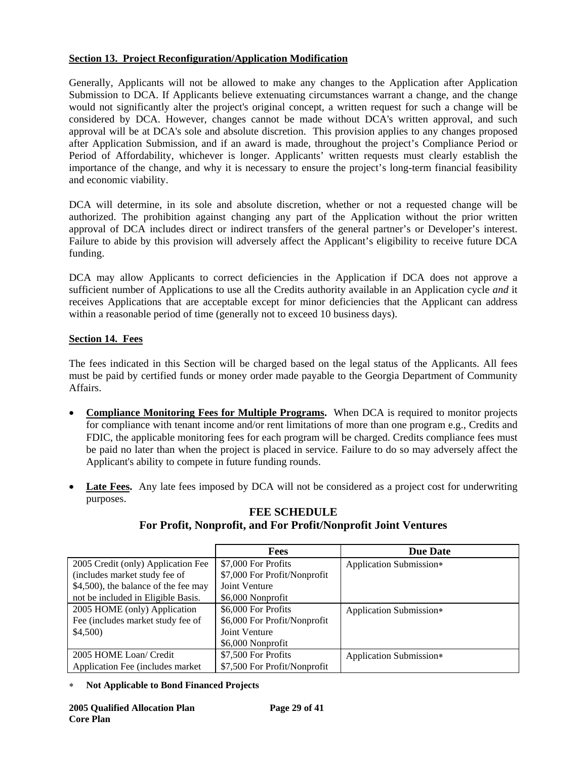**Section 13. Project Reconfiguration/Application Modification**

Generally, Applicants will not be allowed to make any changes to the Application after Application Submission to DCA. If Applicants believe extenuating circumstances warrant a change, and the change would not significantly alter the project's original concept, a written request for such a change will be considered by DCA. However, changes cannot be made without DCA's written approval, and such approval will be at DCA's sole and absolute discretion. This provision applies to any changes proposed after Application Submission, and if an award is made, throughout the project's Compliance Period or Period of Affordability, whichever is longer. Applicants' written requests must clearly establish the importance of the change, and why it is necessary to ensure the project's long-term financial feasibility and economic viability.

DCA will determine, in its sole and absolute discretion, whether or not a requested change will be authorized. The prohibition against changing any part of the Application without the prior written approval of DCA includes direct or indirect transfers of the general partner's or Developer's interest. Failure to abide by this provision will adversely affect the Applicant's eligibility to receive future DCA funding.

DCA may allow Applicants to correct deficiencies in the Application if DCA does not approve a sufficient number of Applications to use all the Credits authority available in an Application cycle *and* it receives Applications that are acceptable except for minor deficiencies that the Applicant can address within a reasonable period of time (generally not to exceed 10 business days).

**Section 14. Fees**

The fees indicated in this Section will be charged based on the legal status of the Applicants. All fees must be paid by certified funds or money order made payable to the Georgia Department of Community Affairs.

- **Compliance Monitoring Fees for Multiple Programs.** When DCA is required to monitor projects for compliance with tenant income and/or rent limitations of more than one program e.g., Credits and FDIC, the applicable monitoring fees for each program will be charged. Credits compliance fees must be paid no later than when the project is placed in service. Failure to do so may adversely affect the Applicant's ability to compete in future funding rounds.

- **Late Fees.** Any late fees imposed by DCA will not be considered as a project cost for underwriting purposes.

**FEE SCHEDULE**
**For Profit, Nonprofit, and For Profit/Nonprofit Joint Ventures**

| | Fees | Due Date |
|---|---|---|
| 2005 Credit (only) Application Fee (includes market study fee of $4,500), the balance of the fee may not be included in Eligible Basis. | $7,000 For Profits<br>$7,000 For Profit/Nonprofit Joint Venture<br>$6,000 Nonprofit | Application Submission* |
| 2005 HOME (only) Application Fee (includes market study fee of $4,500) | $6,000 For Profits<br>$6,000 For Profit/Nonprofit Joint Venture<br>$6,000 Nonprofit | Application Submission* |
| 2005 HOME Loan/ Credit Application Fee (includes market | $7,500 For Profits<br>$7,500 For Profit/Nonprofit | Application Submission* |

\* **Not Applicable to Bond Financed Projects**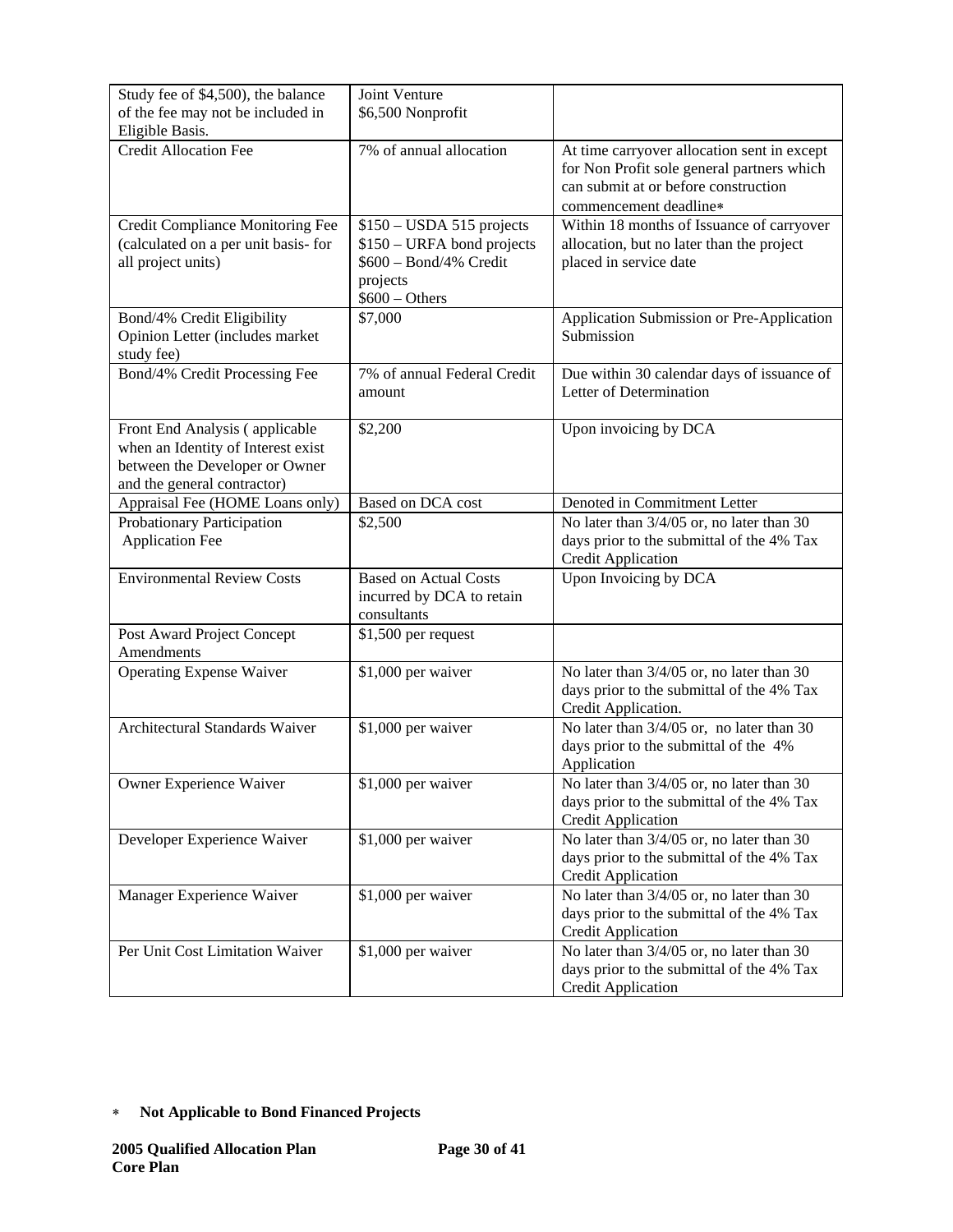| Study fee of $4,500), the balance of the fee may not be included in Eligible Basis. | Joint Venture<br>$6,500 Nonprofit | |
|---|---|---|
| Credit Allocation Fee | 7% of annual allocation | At time carryover allocation sent in except for Non Profit sole general partners which can submit at or before construction commencement deadline∗ |
| Credit Compliance Monitoring Fee (calculated on a per unit basis- for all project units) | $150 – USDA 515 projects<br>$150 – URFA bond projects<br>$600 – Bond/4% Credit projects<br>$600 – Others | Within 18 months of Issuance of carryover allocation, but no later than the project placed in service date |
| Bond/4% Credit Eligibility Opinion Letter (includes market study fee) | $7,000 | Application Submission or Pre-Application Submission |
| Bond/4% Credit Processing Fee | 7% of annual Federal Credit amount | Due within 30 calendar days of issuance of Letter of Determination |
| Front End Analysis ( applicable when an Identity of Interest exist between the Developer or Owner and the general contractor) | $2,200 | Upon invoicing by DCA |
| Appraisal Fee (HOME Loans only) | Based on DCA cost | Denoted in Commitment Letter |
| Probationary Participation Application Fee | $2,500 | No later than 3/4/05 or, no later than 30 days prior to the submittal of the 4% Tax Credit Application |
| Environmental Review Costs | Based on Actual Costs incurred by DCA to retain consultants | Upon Invoicing by DCA |
| Post Award Project Concept Amendments | $1,500 per request | |
| Operating Expense Waiver | $1,000 per waiver | No later than 3/4/05 or, no later than 30 days prior to the submittal of the 4% Tax Credit Application. |
| Architectural Standards Waiver | $1,000 per waiver | No later than 3/4/05 or, no later than 30 days prior to the submittal of the 4% Application |
| Owner Experience Waiver | $1,000 per waiver | No later than 3/4/05 or, no later than 30 days prior to the submittal of the 4% Tax Credit Application |
| Developer Experience Waiver | $1,000 per waiver | No later than 3/4/05 or, no later than 30 days prior to the submittal of the 4% Tax Credit Application |
| Manager Experience Waiver | $1,000 per waiver | No later than 3/4/05 or, no later than 30 days prior to the submittal of the 4% Tax Credit Application |
| Per Unit Cost Limitation Waiver | $1,000 per waiver | No later than 3/4/05 or, no later than 30 days prior to the submittal of the 4% Tax Credit Application |

∗ **Not Applicable to Bond Financed Projects**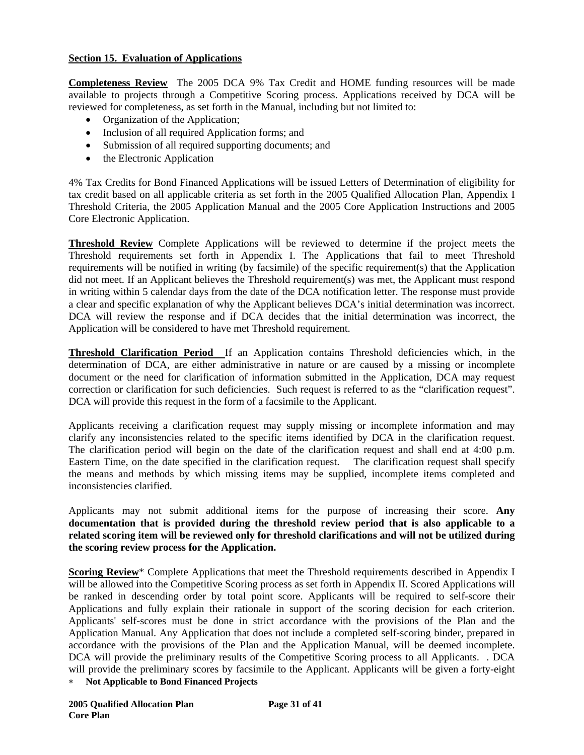**Section 15. Evaluation of Applications**

**Completeness Review** The 2005 DCA 9% Tax Credit and HOME funding resources will be made available to projects through a Competitive Scoring process. Applications received by DCA will be reviewed for completeness, as set forth in the Manual, including but not limited to:

- Organization of the Application;
- Inclusion of all required Application forms; and
- Submission of all required supporting documents; and
- the Electronic Application

4% Tax Credits for Bond Financed Applications will be issued Letters of Determination of eligibility for tax credit based on all applicable criteria as set forth in the 2005 Qualified Allocation Plan, Appendix I Threshold Criteria, the 2005 Application Manual and the 2005 Core Application Instructions and 2005 Core Electronic Application.

**Threshold Review** Complete Applications will be reviewed to determine if the project meets the Threshold requirements set forth in Appendix I. The Applications that fail to meet Threshold requirements will be notified in writing (by facsimile) of the specific requirement(s) that the Application did not meet. If an Applicant believes the Threshold requirement(s) was met, the Applicant must respond in writing within 5 calendar days from the date of the DCA notification letter. The response must provide a clear and specific explanation of why the Applicant believes DCA's initial determination was incorrect. DCA will review the response and if DCA decides that the initial determination was incorrect, the Application will be considered to have met Threshold requirement.

**Threshold Clarification Period** If an Application contains Threshold deficiencies which, in the determination of DCA, are either administrative in nature or are caused by a missing or incomplete document or the need for clarification of information submitted in the Application, DCA may request correction or clarification for such deficiencies. Such request is referred to as the "clarification request". DCA will provide this request in the form of a facsimile to the Applicant.

Applicants receiving a clarification request may supply missing or incomplete information and may clarify any inconsistencies related to the specific items identified by DCA in the clarification request. The clarification period will begin on the date of the clarification request and shall end at 4:00 p.m. Eastern Time, on the date specified in the clarification request. The clarification request shall specify the means and methods by which missing items may be supplied, incomplete items completed and inconsistencies clarified.

Applicants may not submit additional items for the purpose of increasing their score. **Any documentation that is provided during the threshold review period that is also applicable to a related scoring item will be reviewed only for threshold clarifications and will not be utilized during the scoring review process for the Application.**

**Scoring Review*** Complete Applications that meet the Threshold requirements described in Appendix I will be allowed into the Competitive Scoring process as set forth in Appendix II. Scored Applications will be ranked in descending order by total point score. Applicants will be required to self-score their Applications and fully explain their rationale in support of the scoring decision for each criterion. Applicants' self-scores must be done in strict accordance with the provisions of the Plan and the Application Manual. Any Application that does not include a completed self-scoring binder, prepared in accordance with the provisions of the Plan and the Application Manual, will be deemed incomplete. DCA will provide the preliminary results of the Competitive Scoring process to all Applicants. . DCA will provide the preliminary scores by facsimile to the Applicant. Applicants will be given a forty-eight

* **Not Applicable to Bond Financed Projects**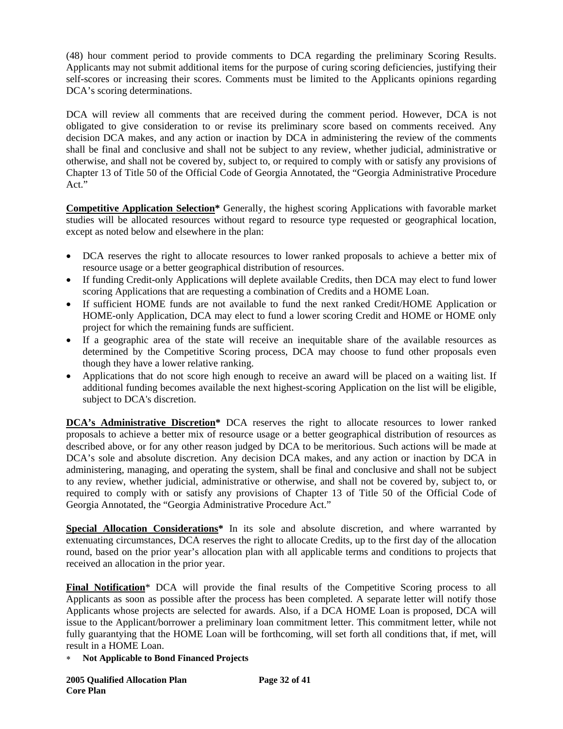(48) hour comment period to provide comments to DCA regarding the preliminary Scoring Results. Applicants may not submit additional items for the purpose of curing scoring deficiencies, justifying their self-scores or increasing their scores. Comments must be limited to the Applicants opinions regarding DCA's scoring determinations.

DCA will review all comments that are received during the comment period. However, DCA is not obligated to give consideration to or revise its preliminary score based on comments received. Any decision DCA makes, and any action or inaction by DCA in administering the review of the comments shall be final and conclusive and shall not be subject to any review, whether judicial, administrative or otherwise, and shall not be covered by, subject to, or required to comply with or satisfy any provisions of Chapter 13 of Title 50 of the Official Code of Georgia Annotated, the "Georgia Administrative Procedure Act."

**Competitive Application Selection*** Generally, the highest scoring Applications with favorable market studies will be allocated resources without regard to resource type requested or geographical location, except as noted below and elsewhere in the plan:

- DCA reserves the right to allocate resources to lower ranked proposals to achieve a better mix of resource usage or a better geographical distribution of resources.
- If funding Credit-only Applications will deplete available Credits, then DCA may elect to fund lower scoring Applications that are requesting a combination of Credits and a HOME Loan.
- If sufficient HOME funds are not available to fund the next ranked Credit/HOME Application or HOME-only Application, DCA may elect to fund a lower scoring Credit and HOME or HOME only project for which the remaining funds are sufficient.
- If a geographic area of the state will receive an inequitable share of the available resources as determined by the Competitive Scoring process, DCA may choose to fund other proposals even though they have a lower relative ranking.
- Applications that do not score high enough to receive an award will be placed on a waiting list. If additional funding becomes available the next highest-scoring Application on the list will be eligible, subject to DCA's discretion.

**DCA's Administrative Discretion*** DCA reserves the right to allocate resources to lower ranked proposals to achieve a better mix of resource usage or a better geographical distribution of resources as described above, or for any other reason judged by DCA to be meritorious. Such actions will be made at DCA's sole and absolute discretion. Any decision DCA makes, and any action or inaction by DCA in administering, managing, and operating the system, shall be final and conclusive and shall not be subject to any review, whether judicial, administrative or otherwise, and shall not be covered by, subject to, or required to comply with or satisfy any provisions of Chapter 13 of Title 50 of the Official Code of Georgia Annotated, the "Georgia Administrative Procedure Act."

**Special Allocation Considerations*** In its sole and absolute discretion, and where warranted by extenuating circumstances, DCA reserves the right to allocate Credits, up to the first day of the allocation round, based on the prior year's allocation plan with all applicable terms and conditions to projects that received an allocation in the prior year.

**Final Notification*** DCA will provide the final results of the Competitive Scoring process to all Applicants as soon as possible after the process has been completed. A separate letter will notify those Applicants whose projects are selected for awards. Also, if a DCA HOME Loan is proposed, DCA will issue to the Applicant/borrower a preliminary loan commitment letter. This commitment letter, while not fully guarantying that the HOME Loan will be forthcoming, will set forth all conditions that, if met, will result in a HOME Loan.

\* **Not Applicable to Bond Financed Projects**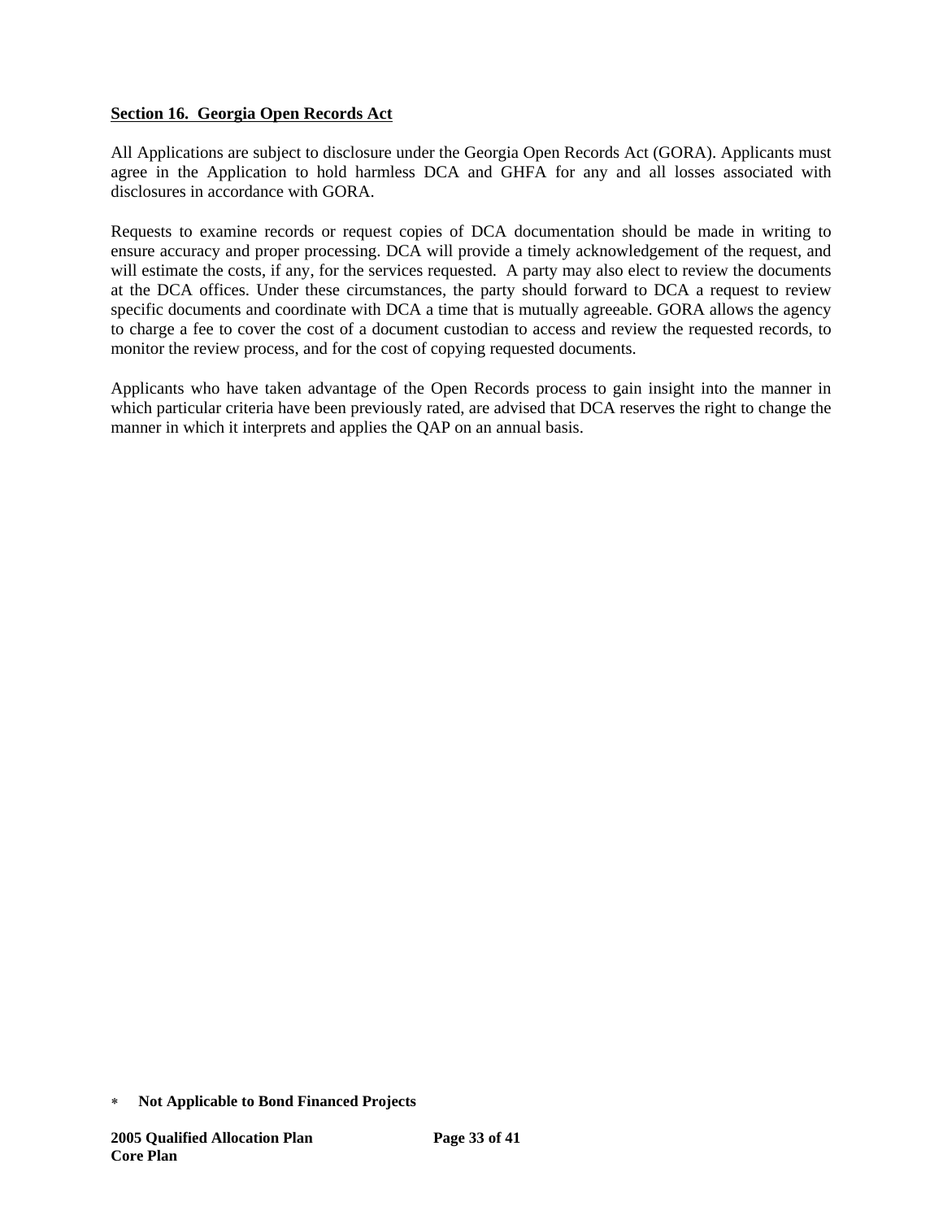**Section 16. Georgia Open Records Act**

All Applications are subject to disclosure under the Georgia Open Records Act (GORA). Applicants must agree in the Application to hold harmless DCA and GHFA for any and all losses associated with disclosures in accordance with GORA.

Requests to examine records or request copies of DCA documentation should be made in writing to ensure accuracy and proper processing. DCA will provide a timely acknowledgement of the request, and will estimate the costs, if any, for the services requested. A party may also elect to review the documents at the DCA offices. Under these circumstances, the party should forward to DCA a request to review specific documents and coordinate with DCA a time that is mutually agreeable. GORA allows the agency to charge a fee to cover the cost of a document custodian to access and review the requested records, to monitor the review process, and for the cost of copying requested documents.

Applicants who have taken advantage of the Open Records process to gain insight into the manner in which particular criteria have been previously rated, are advised that DCA reserves the right to change the manner in which it interprets and applies the QAP on an annual basis.

* **Not Applicable to Bond Financed Projects**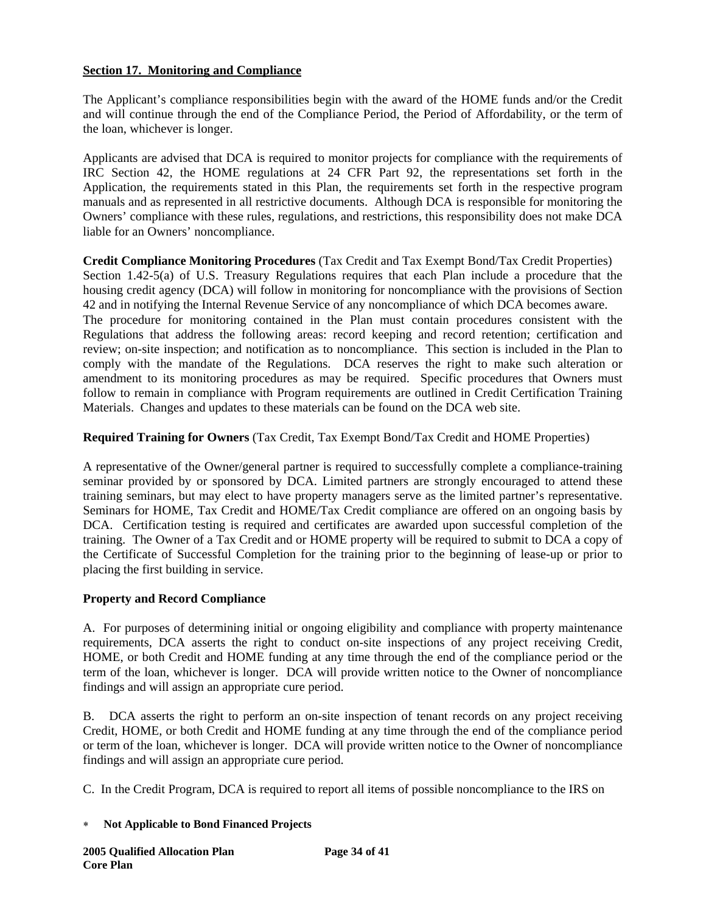**Section 17. Monitoring and Compliance**

The Applicant's compliance responsibilities begin with the award of the HOME funds and/or the Credit and will continue through the end of the Compliance Period, the Period of Affordability, or the term of the loan, whichever is longer.

Applicants are advised that DCA is required to monitor projects for compliance with the requirements of IRC Section 42, the HOME regulations at 24 CFR Part 92, the representations set forth in the Application, the requirements stated in this Plan, the requirements set forth in the respective program manuals and as represented in all restrictive documents. Although DCA is responsible for monitoring the Owners' compliance with these rules, regulations, and restrictions, this responsibility does not make DCA liable for an Owners' noncompliance.

**Credit Compliance Monitoring Procedures** (Tax Credit and Tax Exempt Bond/Tax Credit Properties)
Section 1.42-5(a) of U.S. Treasury Regulations requires that each Plan include a procedure that the housing credit agency (DCA) will follow in monitoring for noncompliance with the provisions of Section 42 and in notifying the Internal Revenue Service of any noncompliance of which DCA becomes aware.
The procedure for monitoring contained in the Plan must contain procedures consistent with the Regulations that address the following areas: record keeping and record retention; certification and review; on-site inspection; and notification as to noncompliance. This section is included in the Plan to comply with the mandate of the Regulations. DCA reserves the right to make such alteration or amendment to its monitoring procedures as may be required. Specific procedures that Owners must follow to remain in compliance with Program requirements are outlined in Credit Certification Training Materials. Changes and updates to these materials can be found on the DCA web site.

**Required Training for Owners** (Tax Credit, Tax Exempt Bond/Tax Credit and HOME Properties)

A representative of the Owner/general partner is required to successfully complete a compliance-training seminar provided by or sponsored by DCA. Limited partners are strongly encouraged to attend these training seminars, but may elect to have property managers serve as the limited partner's representative. Seminars for HOME, Tax Credit and HOME/Tax Credit compliance are offered on an ongoing basis by DCA. Certification testing is required and certificates are awarded upon successful completion of the training. The Owner of a Tax Credit and or HOME property will be required to submit to DCA a copy of the Certificate of Successful Completion for the training prior to the beginning of lease-up or prior to placing the first building in service.

**Property and Record Compliance**

A. For purposes of determining initial or ongoing eligibility and compliance with property maintenance requirements, DCA asserts the right to conduct on-site inspections of any project receiving Credit, HOME, or both Credit and HOME funding at any time through the end of the compliance period or the term of the loan, whichever is longer. DCA will provide written notice to the Owner of noncompliance findings and will assign an appropriate cure period.

B. DCA asserts the right to perform an on-site inspection of tenant records on any project receiving Credit, HOME, or both Credit and HOME funding at any time through the end of the compliance period or term of the loan, whichever is longer. DCA will provide written notice to the Owner of noncompliance findings and will assign an appropriate cure period.

C. In the Credit Program, DCA is required to report all items of possible noncompliance to the IRS on

* **Not Applicable to Bond Financed Projects**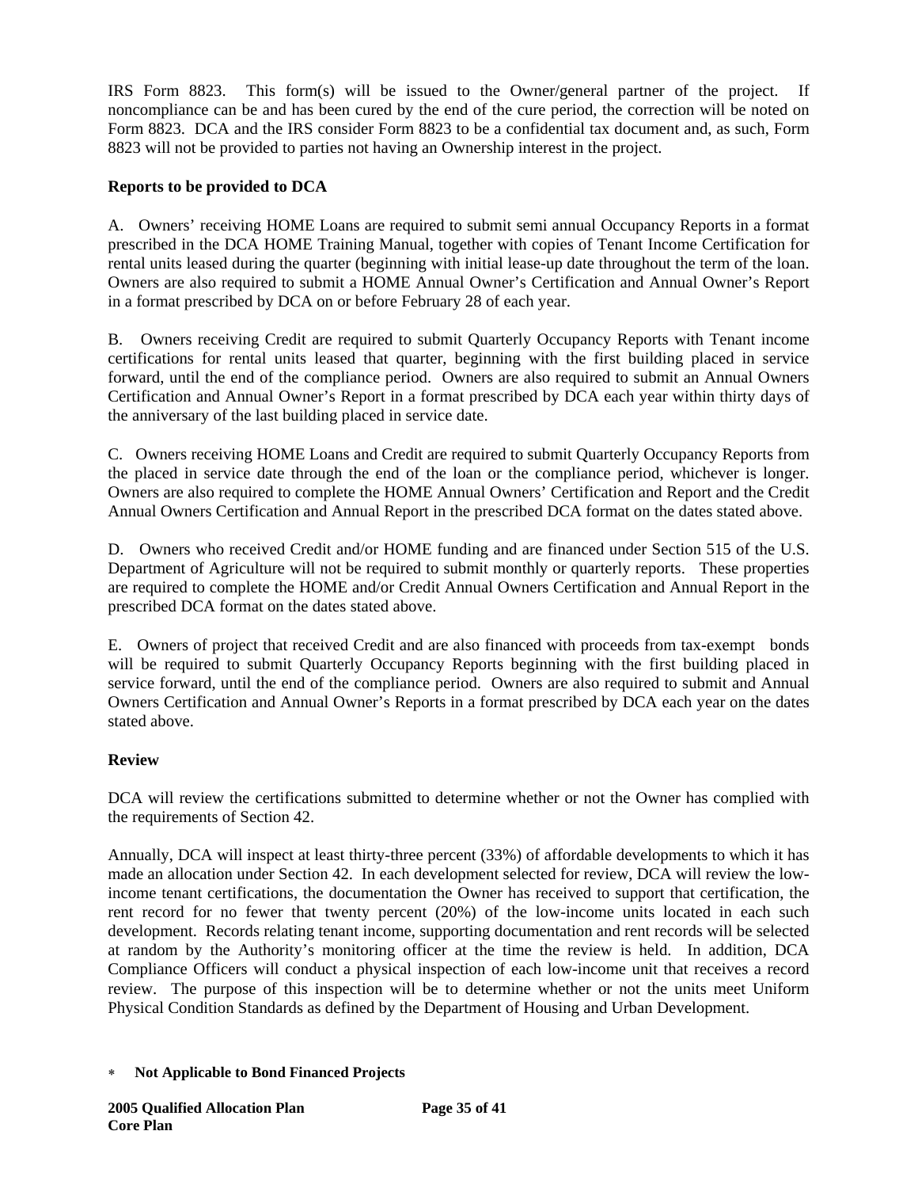IRS Form 8823. This form(s) will be issued to the Owner/general partner of the project. If noncompliance can be and has been cured by the end of the cure period, the correction will be noted on Form 8823. DCA and the IRS consider Form 8823 to be a confidential tax document and, as such, Form 8823 will not be provided to parties not having an Ownership interest in the project.

**Reports to be provided to DCA**

A. Owners' receiving HOME Loans are required to submit semi annual Occupancy Reports in a format prescribed in the DCA HOME Training Manual, together with copies of Tenant Income Certification for rental units leased during the quarter (beginning with initial lease-up date throughout the term of the loan. Owners are also required to submit a HOME Annual Owner's Certification and Annual Owner's Report in a format prescribed by DCA on or before February 28 of each year.

B. Owners receiving Credit are required to submit Quarterly Occupancy Reports with Tenant income certifications for rental units leased that quarter, beginning with the first building placed in service forward, until the end of the compliance period. Owners are also required to submit an Annual Owners Certification and Annual Owner's Report in a format prescribed by DCA each year within thirty days of the anniversary of the last building placed in service date.

C. Owners receiving HOME Loans and Credit are required to submit Quarterly Occupancy Reports from the placed in service date through the end of the loan or the compliance period, whichever is longer. Owners are also required to complete the HOME Annual Owners' Certification and Report and the Credit Annual Owners Certification and Annual Report in the prescribed DCA format on the dates stated above.

D. Owners who received Credit and/or HOME funding and are financed under Section 515 of the U.S. Department of Agriculture will not be required to submit monthly or quarterly reports. These properties are required to complete the HOME and/or Credit Annual Owners Certification and Annual Report in the prescribed DCA format on the dates stated above.

E. Owners of project that received Credit and are also financed with proceeds from tax-exempt bonds will be required to submit Quarterly Occupancy Reports beginning with the first building placed in service forward, until the end of the compliance period. Owners are also required to submit and Annual Owners Certification and Annual Owner's Reports in a format prescribed by DCA each year on the dates stated above.

**Review**

DCA will review the certifications submitted to determine whether or not the Owner has complied with the requirements of Section 42.

Annually, DCA will inspect at least thirty-three percent (33%) of affordable developments to which it has made an allocation under Section 42. In each development selected for review, DCA will review the low-income tenant certifications, the documentation the Owner has received to support that certification, the rent record for no fewer that twenty percent (20%) of the low-income units located in each such development. Records relating tenant income, supporting documentation and rent records will be selected at random by the Authority's monitoring officer at the time the review is held. In addition, DCA Compliance Officers will conduct a physical inspection of each low-income unit that receives a record review. The purpose of this inspection will be to determine whether or not the units meet Uniform Physical Condition Standards as defined by the Department of Housing and Urban Development.

* **Not Applicable to Bond Financed Projects**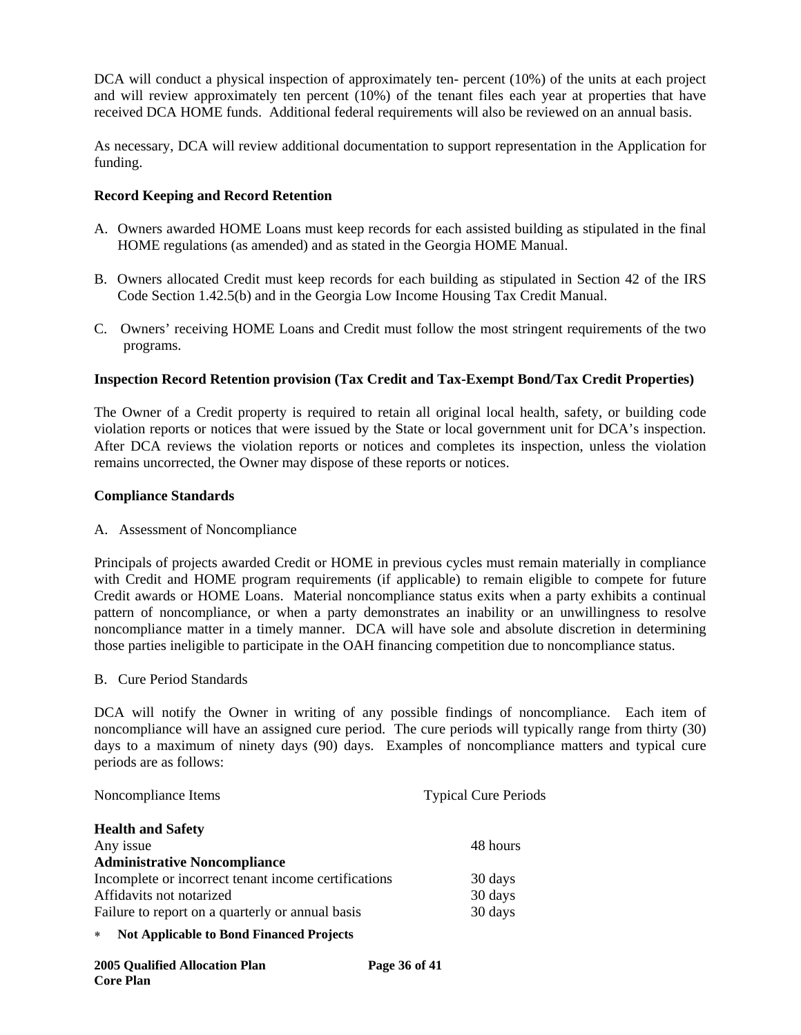DCA will conduct a physical inspection of approximately ten- percent (10%) of the units at each project and will review approximately ten percent (10%) of the tenant files each year at properties that have received DCA HOME funds. Additional federal requirements will also be reviewed on an annual basis.

As necessary, DCA will review additional documentation to support representation in the Application for funding.

**Record Keeping and Record Retention**

A. Owners awarded HOME Loans must keep records for each assisted building as stipulated in the final HOME regulations (as amended) and as stated in the Georgia HOME Manual.

B. Owners allocated Credit must keep records for each building as stipulated in Section 42 of the IRS Code Section 1.42.5(b) and in the Georgia Low Income Housing Tax Credit Manual.

C. Owners' receiving HOME Loans and Credit must follow the most stringent requirements of the two programs.

**Inspection Record Retention provision (Tax Credit and Tax-Exempt Bond/Tax Credit Properties)**

The Owner of a Credit property is required to retain all original local health, safety, or building code violation reports or notices that were issued by the State or local government unit for DCA's inspection. After DCA reviews the violation reports or notices and completes its inspection, unless the violation remains uncorrected, the Owner may dispose of these reports or notices.

**Compliance Standards**

A. Assessment of Noncompliance

Principals of projects awarded Credit or HOME in previous cycles must remain materially in compliance with Credit and HOME program requirements (if applicable) to remain eligible to compete for future Credit awards or HOME Loans. Material noncompliance status exits when a party exhibits a continual pattern of noncompliance, or when a party demonstrates an inability or an unwillingness to resolve noncompliance matter in a timely manner. DCA will have sole and absolute discretion in determining those parties ineligible to participate in the OAH financing competition due to noncompliance status.

B. Cure Period Standards

DCA will notify the Owner in writing of any possible findings of noncompliance. Each item of noncompliance will have an assigned cure period. The cure periods will typically range from thirty (30) days to a maximum of ninety days (90) days. Examples of noncompliance matters and typical cure periods are as follows:

| Noncompliance Items | Typical Cure Periods |
|---|---|
| **Health and Safety** | |
| Any issue | 48 hours |
| **Administrative Noncompliance** | |
| Incomplete or incorrect tenant income certifications | 30 days |
| Affidavits not notarized | 30 days |
| Failure to report on a quarterly or annual basis | 30 days |

* **Not Applicable to Bond Financed Projects**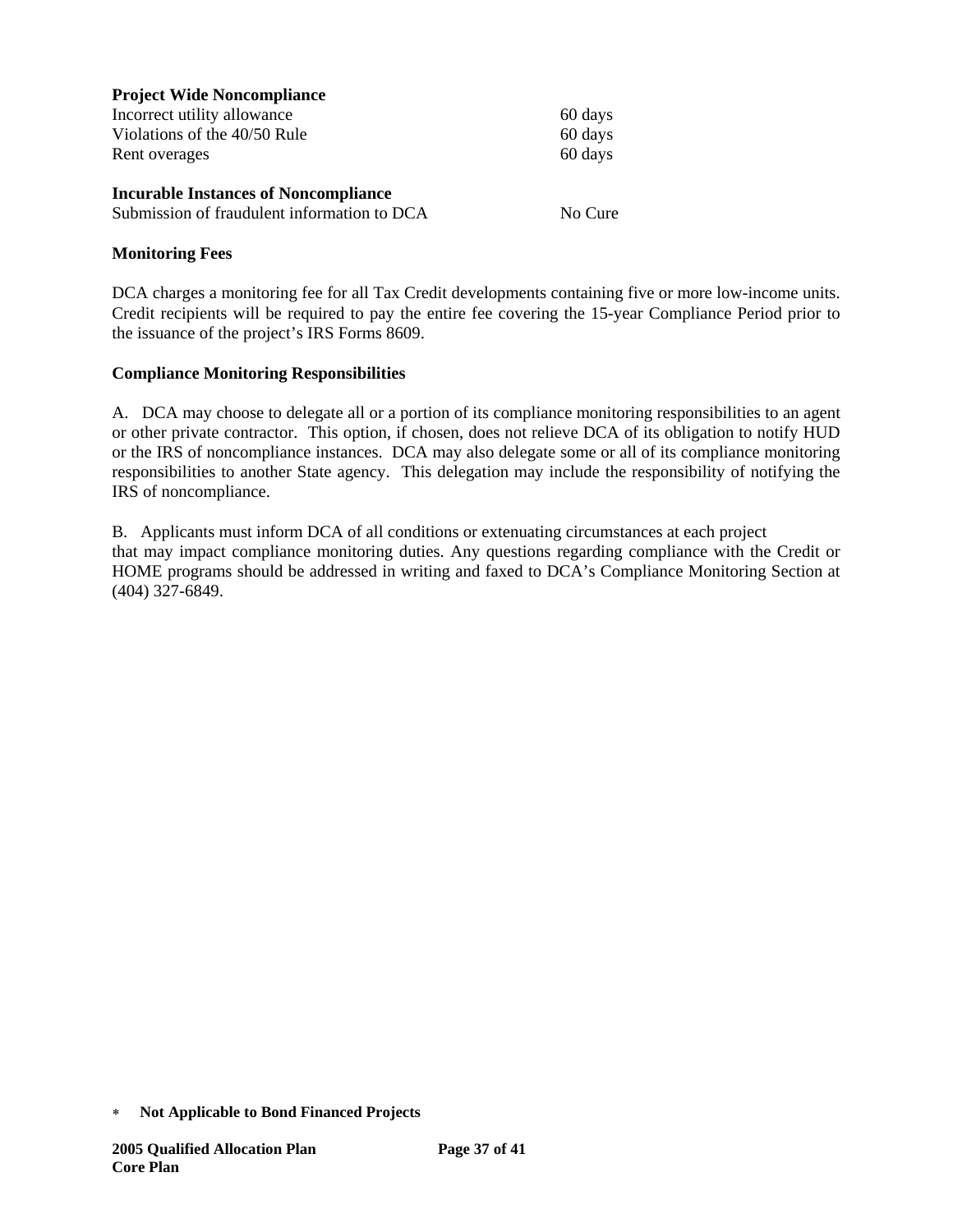**Project Wide Noncompliance**

| | |
|---|---|
| Incorrect utility allowance | 60 days |
| Violations of the 40/50 Rule | 60 days |
| Rent overages | 60 days |

**Incurable Instances of Noncompliance**

| | |
|---|---|
| Submission of fraudulent information to DCA | No Cure |

**Monitoring Fees**

DCA charges a monitoring fee for all Tax Credit developments containing five or more low-income units. Credit recipients will be required to pay the entire fee covering the 15-year Compliance Period prior to the issuance of the project's IRS Forms 8609.

**Compliance Monitoring Responsibilities**

A. DCA may choose to delegate all or a portion of its compliance monitoring responsibilities to an agent or other private contractor. This option, if chosen, does not relieve DCA of its obligation to notify HUD or the IRS of noncompliance instances. DCA may also delegate some or all of its compliance monitoring responsibilities to another State agency. This delegation may include the responsibility of notifying the IRS of noncompliance.

B. Applicants must inform DCA of all conditions or extenuating circumstances at each project that may impact compliance monitoring duties. Any questions regarding compliance with the Credit or HOME programs should be addressed in writing and faxed to DCA's Compliance Monitoring Section at (404) 327-6849.

* **Not Applicable to Bond Financed Projects**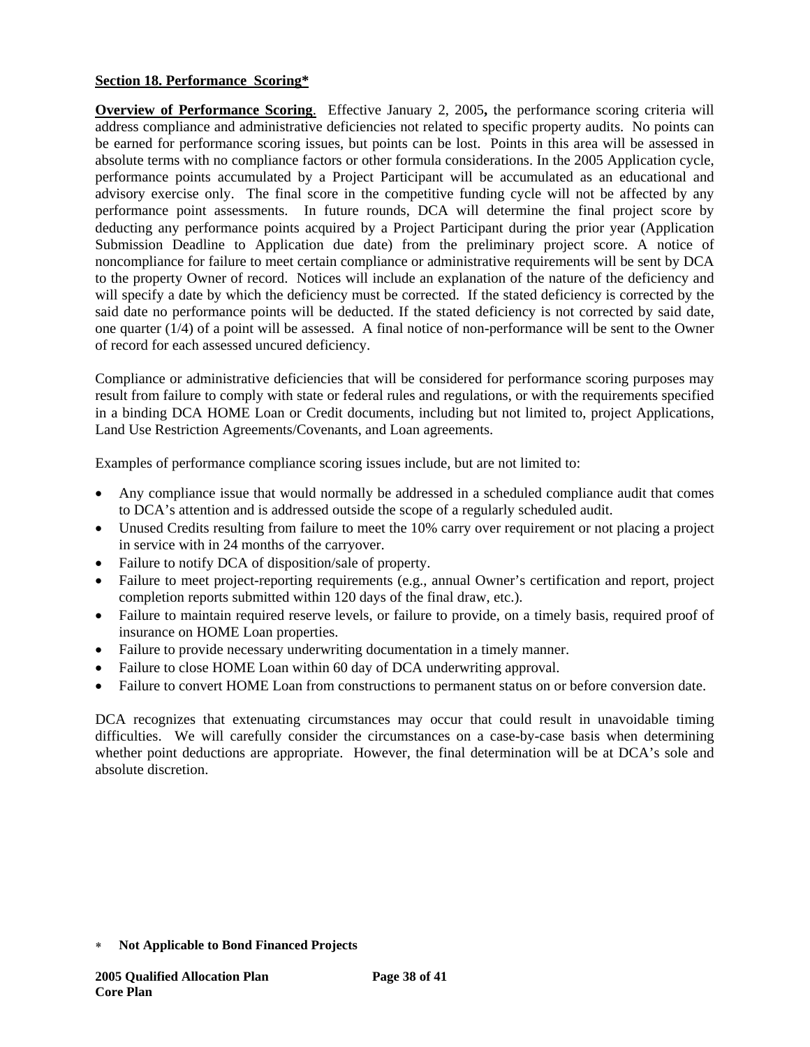**Section 18. Performance Scoring***

**Overview of Performance Scoring**. Effective January 2, 2005**,** the performance scoring criteria will address compliance and administrative deficiencies not related to specific property audits. No points can be earned for performance scoring issues, but points can be lost. Points in this area will be assessed in absolute terms with no compliance factors or other formula considerations. In the 2005 Application cycle, performance points accumulated by a Project Participant will be accumulated as an educational and advisory exercise only. The final score in the competitive funding cycle will not be affected by any performance point assessments. In future rounds, DCA will determine the final project score by deducting any performance points acquired by a Project Participant during the prior year (Application Submission Deadline to Application due date) from the preliminary project score. A notice of noncompliance for failure to meet certain compliance or administrative requirements will be sent by DCA to the property Owner of record. Notices will include an explanation of the nature of the deficiency and will specify a date by which the deficiency must be corrected. If the stated deficiency is corrected by the said date no performance points will be deducted. If the stated deficiency is not corrected by said date, one quarter (1/4) of a point will be assessed. A final notice of non-performance will be sent to the Owner of record for each assessed uncured deficiency.

Compliance or administrative deficiencies that will be considered for performance scoring purposes may result from failure to comply with state or federal rules and regulations, or with the requirements specified in a binding DCA HOME Loan or Credit documents, including but not limited to, project Applications, Land Use Restriction Agreements/Covenants, and Loan agreements.

Examples of performance compliance scoring issues include, but are not limited to:

- Any compliance issue that would normally be addressed in a scheduled compliance audit that comes to DCA's attention and is addressed outside the scope of a regularly scheduled audit.
- Unused Credits resulting from failure to meet the 10% carry over requirement or not placing a project in service with in 24 months of the carryover.
- Failure to notify DCA of disposition/sale of property.
- Failure to meet project-reporting requirements (e.g., annual Owner's certification and report, project completion reports submitted within 120 days of the final draw, etc.).
- Failure to maintain required reserve levels, or failure to provide, on a timely basis, required proof of insurance on HOME Loan properties.
- Failure to provide necessary underwriting documentation in a timely manner.
- Failure to close HOME Loan within 60 day of DCA underwriting approval.
- Failure to convert HOME Loan from constructions to permanent status on or before conversion date.

DCA recognizes that extenuating circumstances may occur that could result in unavoidable timing difficulties. We will carefully consider the circumstances on a case-by-case basis when determining whether point deductions are appropriate. However, the final determination will be at DCA's sole and absolute discretion.

* **Not Applicable to Bond Financed Projects**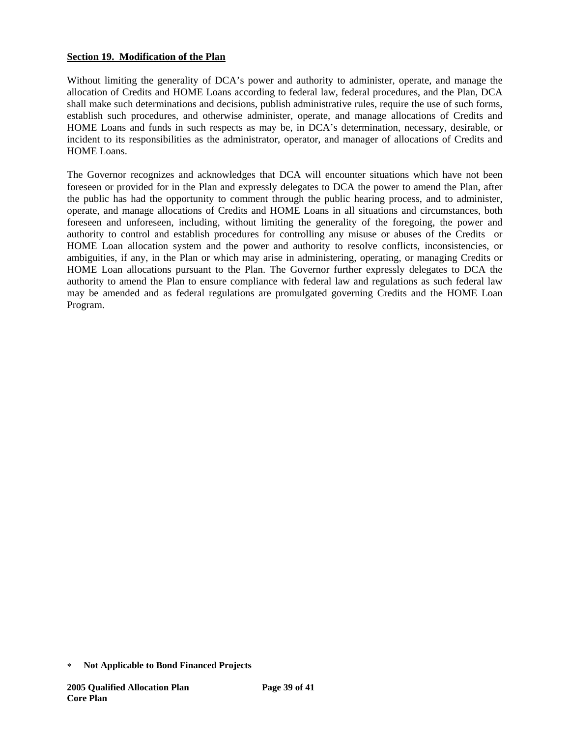**Section 19. Modification of the Plan**

Without limiting the generality of DCA's power and authority to administer, operate, and manage the allocation of Credits and HOME Loans according to federal law, federal procedures, and the Plan, DCA shall make such determinations and decisions, publish administrative rules, require the use of such forms, establish such procedures, and otherwise administer, operate, and manage allocations of Credits and HOME Loans and funds in such respects as may be, in DCA's determination, necessary, desirable, or incident to its responsibilities as the administrator, operator, and manager of allocations of Credits and HOME Loans.

The Governor recognizes and acknowledges that DCA will encounter situations which have not been foreseen or provided for in the Plan and expressly delegates to DCA the power to amend the Plan, after the public has had the opportunity to comment through the public hearing process, and to administer, operate, and manage allocations of Credits and HOME Loans in all situations and circumstances, both foreseen and unforeseen, including, without limiting the generality of the foregoing, the power and authority to control and establish procedures for controlling any misuse or abuses of the Credits or HOME Loan allocation system and the power and authority to resolve conflicts, inconsistencies, or ambiguities, if any, in the Plan or which may arise in administering, operating, or managing Credits or HOME Loan allocations pursuant to the Plan. The Governor further expressly delegates to DCA the authority to amend the Plan to ensure compliance with federal law and regulations as such federal law may be amended and as federal regulations are promulgated governing Credits and the HOME Loan Program.

∗ **Not Applicable to Bond Financed Projects**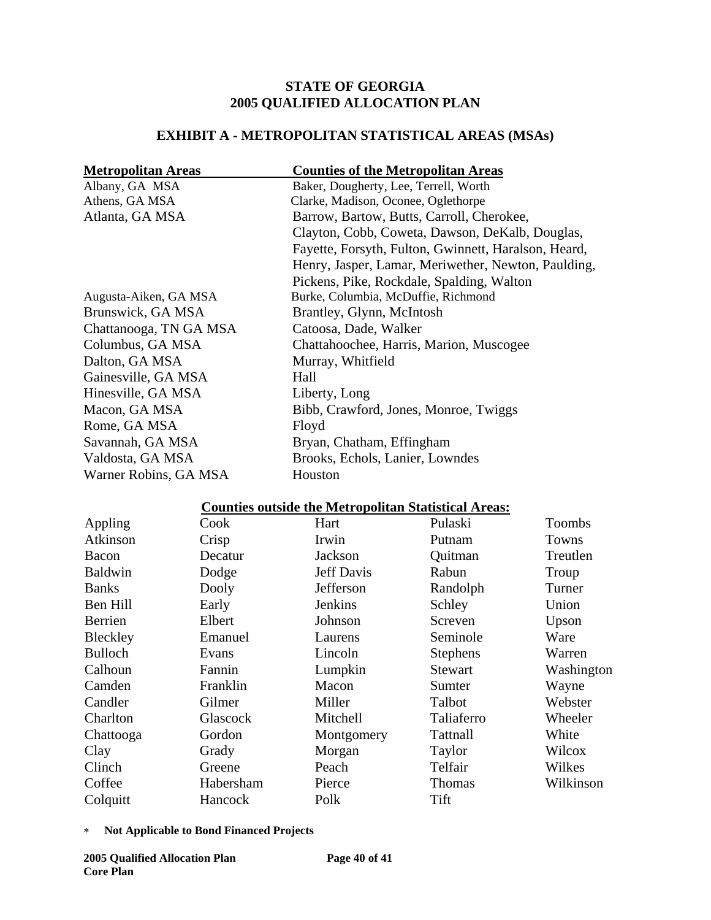**STATE OF GEORGIA**
**2005 QUALIFIED ALLOCATION PLAN**

## EXHIBIT A - METROPOLITAN STATISTICAL AREAS (MSAs)

| Metropolitan Areas | Counties of the Metropolitan Areas |
|---|---|
| Albany, GA MSA | Baker, Dougherty, Lee, Terrell, Worth |
| Athens, GA MSA | Clarke, Madison, Oconee, Oglethorpe |
| Atlanta, GA MSA | Barrow, Bartow, Butts, Carroll, Cherokee, Clayton, Cobb, Coweta, Dawson, DeKalb, Douglas, Fayette, Forsyth, Fulton, Gwinnett, Haralson, Heard, Henry, Jasper, Lamar, Meriwether, Newton, Paulding, Pickens, Pike, Rockdale, Spalding, Walton |
| Augusta-Aiken, GA MSA | Burke, Columbia, McDuffie, Richmond |
| Brunswick, GA MSA | Brantley, Glynn, McIntosh |
| Chattanooga, TN GA MSA | Catoosa, Dade, Walker |
| Columbus, GA MSA | Chattahoochee, Harris, Marion, Muscogee |
| Dalton, GA MSA | Murray, Whitfield |
| Gainesville, GA MSA | Hall |
| Hinesville, GA MSA | Liberty, Long |
| Macon, GA MSA | Bibb, Crawford, Jones, Monroe, Twiggs |
| Rome, GA MSA | Floyd |
| Savannah, GA MSA | Bryan, Chatham, Effingham |
| Valdosta, GA MSA | Brooks, Echols, Lanier, Lowndes |
| Warner Robins, GA MSA | Houston |

**Counties outside the Metropolitan Statistical Areas:**

| | | | | |
|---|---|---|---|---|
| Appling | Cook | Hart | Pulaski | Toombs |
| Atkinson | Crisp | Irwin | Putnam | Towns |
| Bacon | Decatur | Jackson | Quitman | Treutlen |
| Baldwin | Dodge | Jeff Davis | Rabun | Troup |
| Banks | Dooly | Jefferson | Randolph | Turner |
| Ben Hill | Early | Jenkins | Schley | Union |
| Berrien | Elbert | Johnson | Screven | Upson |
| Bleckley | Emanuel | Laurens | Seminole | Ware |
| Bulloch | Evans | Lincoln | Stephens | Warren |
| Calhoun | Fannin | Lumpkin | Stewart | Washington |
| Camden | Franklin | Macon | Sumter | Wayne |
| Candler | Gilmer | Miller | Talbot | Webster |
| Charlton | Glascock | Mitchell | Taliaferro | Wheeler |
| Chattooga | Gordon | Montgomery | Tattnall | White |
| Clay | Grady | Morgan | Taylor | Wilcox |
| Clinch | Greene | Peach | Telfair | Wilkes |
| Coffee | Habersham | Pierce | Thomas | Wilkinson |
| Colquitt | Hancock | Polk | Tift | |

* **Not Applicable to Bond Financed Projects**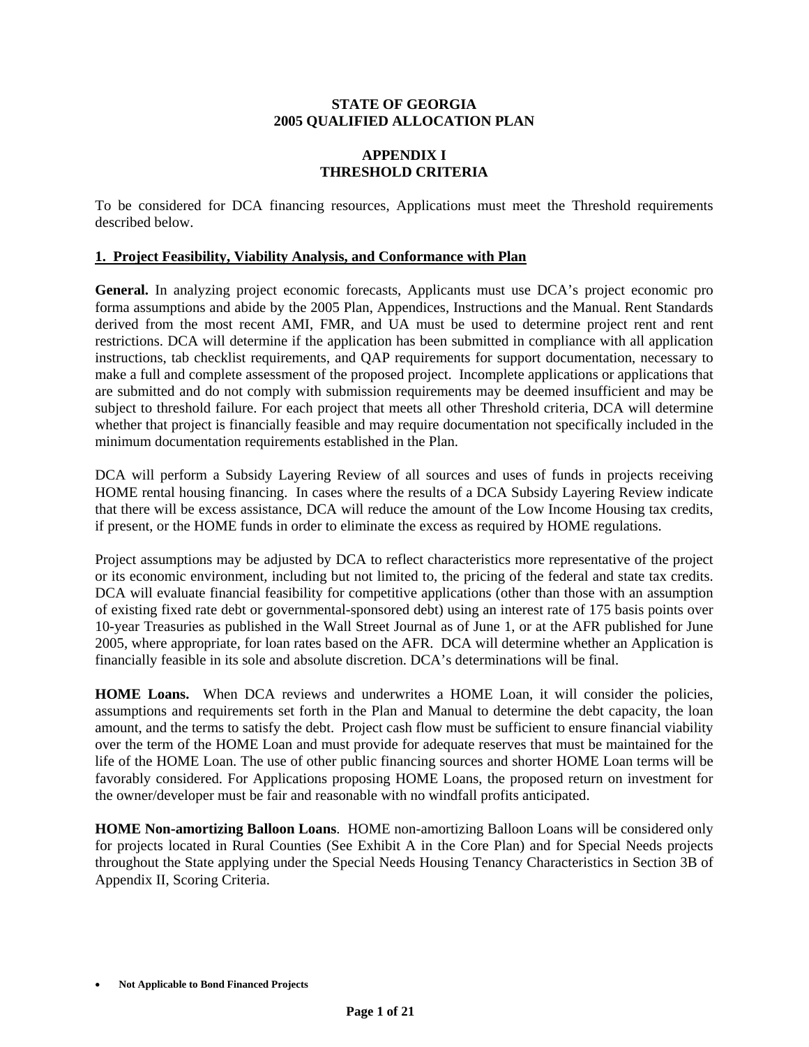**STATE OF GEORGIA**
**2005 QUALIFIED ALLOCATION PLAN**

# APPENDIX I
# THRESHOLD CRITERIA

To be considered for DCA financing resources, Applications must meet the Threshold requirements described below.

## 1. Project Feasibility, Viability Analysis, and Conformance with Plan

**General.** In analyzing project economic forecasts, Applicants must use DCA's project economic pro forma assumptions and abide by the 2005 Plan, Appendices, Instructions and the Manual. Rent Standards derived from the most recent AMI, FMR, and UA must be used to determine project rent and rent restrictions. DCA will determine if the application has been submitted in compliance with all application instructions, tab checklist requirements, and QAP requirements for support documentation, necessary to make a full and complete assessment of the proposed project. Incomplete applications or applications that are submitted and do not comply with submission requirements may be deemed insufficient and may be subject to threshold failure. For each project that meets all other Threshold criteria, DCA will determine whether that project is financially feasible and may require documentation not specifically included in the minimum documentation requirements established in the Plan.

DCA will perform a Subsidy Layering Review of all sources and uses of funds in projects receiving HOME rental housing financing. In cases where the results of a DCA Subsidy Layering Review indicate that there will be excess assistance, DCA will reduce the amount of the Low Income Housing tax credits, if present, or the HOME funds in order to eliminate the excess as required by HOME regulations.

Project assumptions may be adjusted by DCA to reflect characteristics more representative of the project or its economic environment, including but not limited to, the pricing of the federal and state tax credits. DCA will evaluate financial feasibility for competitive applications (other than those with an assumption of existing fixed rate debt or governmental-sponsored debt) using an interest rate of 175 basis points over 10-year Treasuries as published in the Wall Street Journal as of June 1, or at the AFR published for June 2005, where appropriate, for loan rates based on the AFR. DCA will determine whether an Application is financially feasible in its sole and absolute discretion. DCA's determinations will be final.

**HOME Loans.** When DCA reviews and underwrites a HOME Loan, it will consider the policies, assumptions and requirements set forth in the Plan and Manual to determine the debt capacity, the loan amount, and the terms to satisfy the debt. Project cash flow must be sufficient to ensure financial viability over the term of the HOME Loan and must provide for adequate reserves that must be maintained for the life of the HOME Loan. The use of other public financing sources and shorter HOME Loan terms will be favorably considered. For Applications proposing HOME Loans, the proposed return on investment for the owner/developer must be fair and reasonable with no windfall profits anticipated.

**HOME Non-amortizing Balloon Loans**. HOME non-amortizing Balloon Loans will be considered only for projects located in Rural Counties (See Exhibit A in the Core Plan) and for Special Needs projects throughout the State applying under the Special Needs Housing Tenancy Characteristics in Section 3B of Appendix II, Scoring Criteria.

- **Not Applicable to Bond Financed Projects**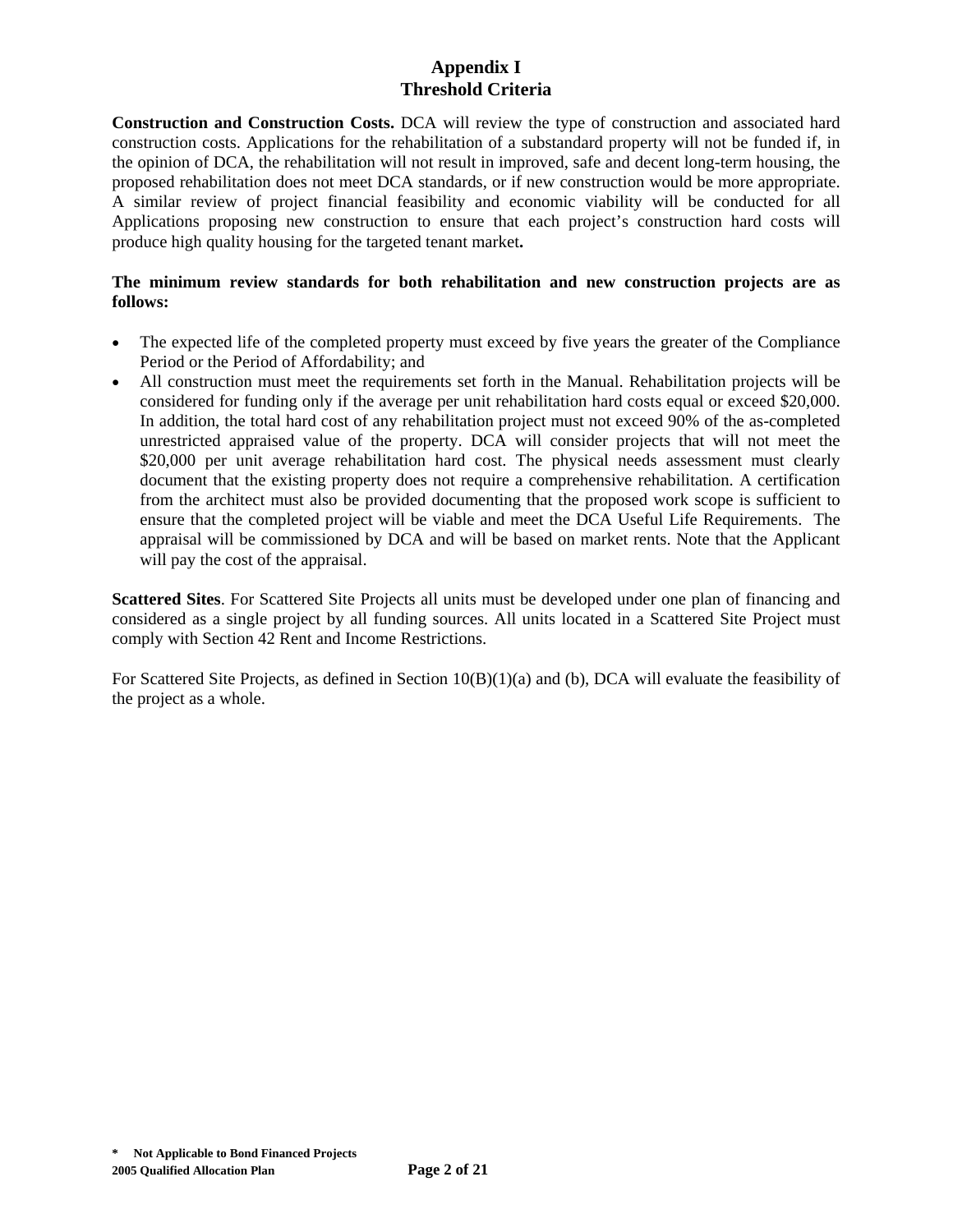# Appendix I
# Threshold Criteria

**Construction and Construction Costs.** DCA will review the type of construction and associated hard construction costs. Applications for the rehabilitation of a substandard property will not be funded if, in the opinion of DCA, the rehabilitation will not result in improved, safe and decent long-term housing, the proposed rehabilitation does not meet DCA standards, or if new construction would be more appropriate. A similar review of project financial feasibility and economic viability will be conducted for all Applications proposing new construction to ensure that each project's construction hard costs will produce high quality housing for the targeted tenant market**.**

**The minimum review standards for both rehabilitation and new construction projects are as follows:**

- The expected life of the completed property must exceed by five years the greater of the Compliance Period or the Period of Affordability; and
- All construction must meet the requirements set forth in the Manual. Rehabilitation projects will be considered for funding only if the average per unit rehabilitation hard costs equal or exceed $20,000. In addition, the total hard cost of any rehabilitation project must not exceed 90% of the as-completed unrestricted appraised value of the property. DCA will consider projects that will not meet the $20,000 per unit average rehabilitation hard cost. The physical needs assessment must clearly document that the existing property does not require a comprehensive rehabilitation. A certification from the architect must also be provided documenting that the proposed work scope is sufficient to ensure that the completed project will be viable and meet the DCA Useful Life Requirements. The appraisal will be commissioned by DCA and will be based on market rents. Note that the Applicant will pay the cost of the appraisal.

**Scattered Sites**. For Scattered Site Projects all units must be developed under one plan of financing and considered as a single project by all funding sources. All units located in a Scattered Site Project must comply with Section 42 Rent and Income Restrictions.

For Scattered Site Projects, as defined in Section 10(B)(1)(a) and (b), DCA will evaluate the feasibility of the project as a whole.

**\* Not Applicable to Bond Financed Projects**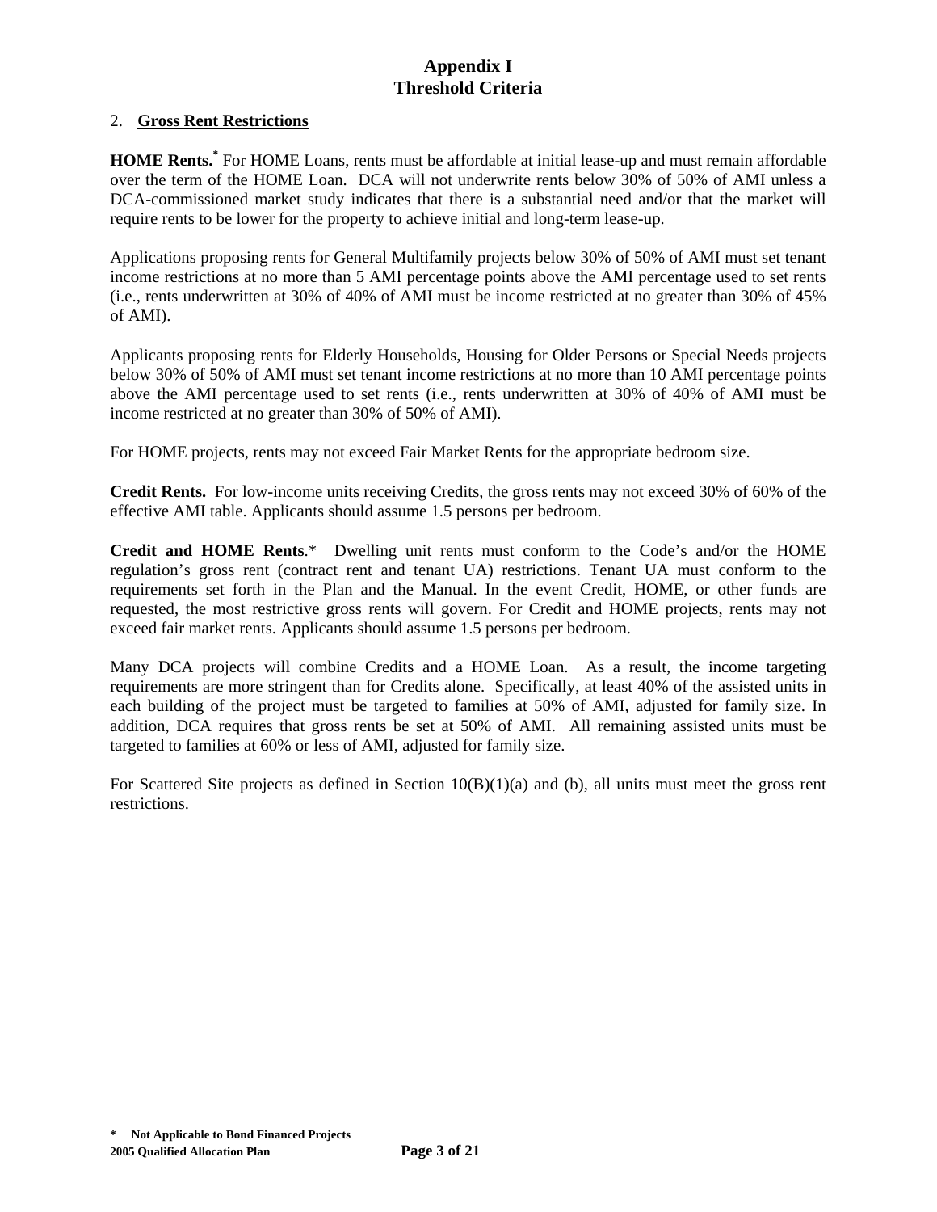# Appendix I
# Threshold Criteria

## 2. Gross Rent Restrictions

**HOME Rents.*** For HOME Loans, rents must be affordable at initial lease-up and must remain affordable over the term of the HOME Loan. DCA will not underwrite rents below 30% of 50% of AMI unless a DCA-commissioned market study indicates that there is a substantial need and/or that the market will require rents to be lower for the property to achieve initial and long-term lease-up.

Applications proposing rents for General Multifamily projects below 30% of 50% of AMI must set tenant income restrictions at no more than 5 AMI percentage points above the AMI percentage used to set rents (i.e., rents underwritten at 30% of 40% of AMI must be income restricted at no greater than 30% of 45% of AMI).

Applicants proposing rents for Elderly Households, Housing for Older Persons or Special Needs projects below 30% of 50% of AMI must set tenant income restrictions at no more than 10 AMI percentage points above the AMI percentage used to set rents (i.e., rents underwritten at 30% of 40% of AMI must be income restricted at no greater than 30% of 50% of AMI).

For HOME projects, rents may not exceed Fair Market Rents for the appropriate bedroom size.

**Credit Rents.** For low-income units receiving Credits, the gross rents may not exceed 30% of 60% of the effective AMI table. Applicants should assume 1.5 persons per bedroom.

**Credit and HOME Rents**.* Dwelling unit rents must conform to the Code's and/or the HOME regulation's gross rent (contract rent and tenant UA) restrictions. Tenant UA must conform to the requirements set forth in the Plan and the Manual. In the event Credit, HOME, or other funds are requested, the most restrictive gross rents will govern. For Credit and HOME projects, rents may not exceed fair market rents. Applicants should assume 1.5 persons per bedroom.

Many DCA projects will combine Credits and a HOME Loan. As a result, the income targeting requirements are more stringent than for Credits alone. Specifically, at least 40% of the assisted units in each building of the project must be targeted to families at 50% of AMI, adjusted for family size. In addition, DCA requires that gross rents be set at 50% of AMI. All remaining assisted units must be targeted to families at 60% or less of AMI, adjusted for family size.

For Scattered Site projects as defined in Section 10(B)(1)(a) and (b), all units must meet the gross rent restrictions.

**\* Not Applicable to Bond Financed Projects**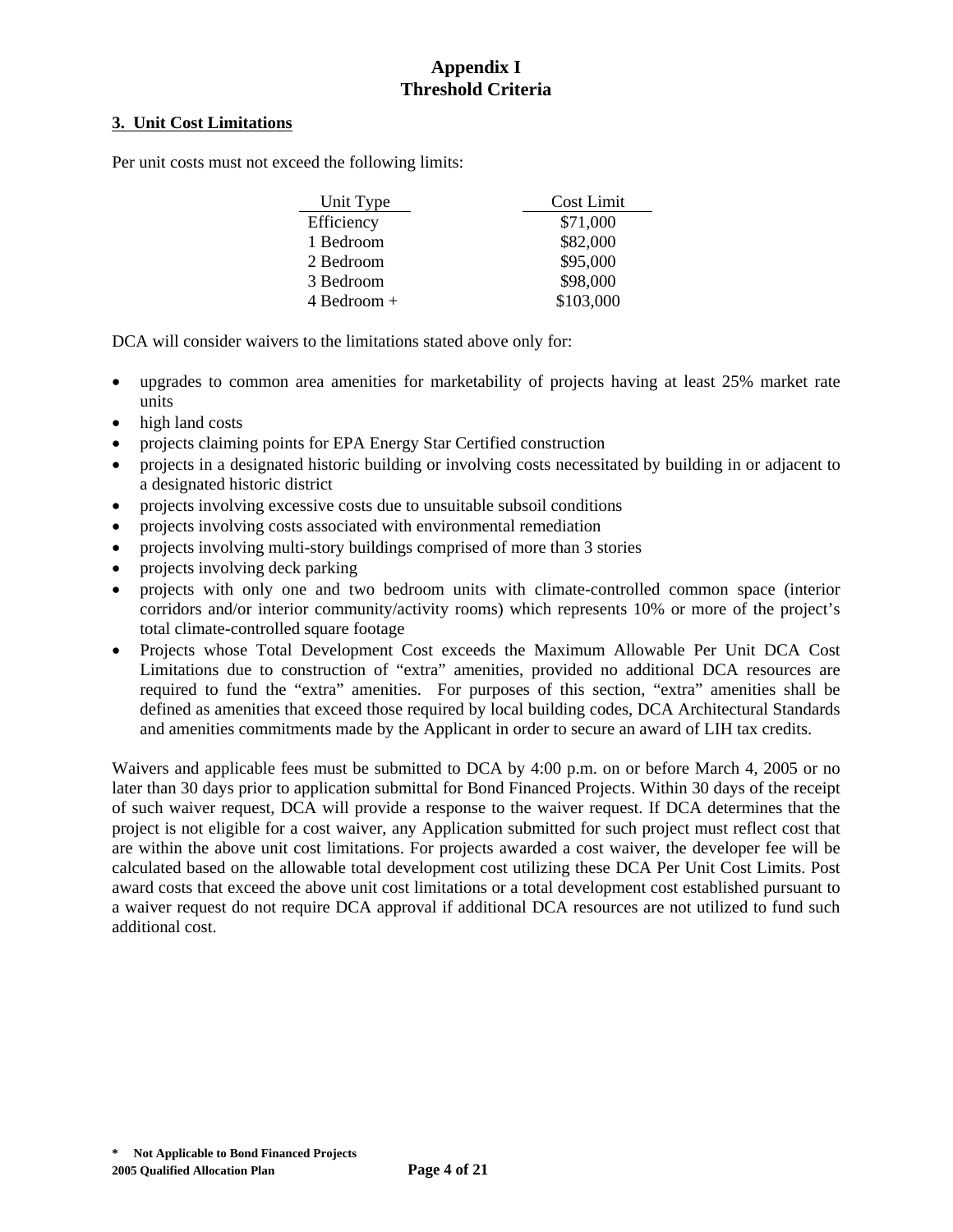# Appendix I
# Threshold Criteria

## 3. Unit Cost Limitations

Per unit costs must not exceed the following limits:

| Unit Type | Cost Limit |
|---|---|
| Efficiency | $71,000 |
| 1 Bedroom | $82,000 |
| 2 Bedroom | $95,000 |
| 3 Bedroom | $98,000 |
| 4 Bedroom + | $103,000 |

DCA will consider waivers to the limitations stated above only for:

- upgrades to common area amenities for marketability of projects having at least 25% market rate units
- high land costs
- projects claiming points for EPA Energy Star Certified construction
- projects in a designated historic building or involving costs necessitated by building in or adjacent to a designated historic district
- projects involving excessive costs due to unsuitable subsoil conditions
- projects involving costs associated with environmental remediation
- projects involving multi-story buildings comprised of more than 3 stories
- projects involving deck parking
- projects with only one and two bedroom units with climate-controlled common space (interior corridors and/or interior community/activity rooms) which represents 10% or more of the project's total climate-controlled square footage
- Projects whose Total Development Cost exceeds the Maximum Allowable Per Unit DCA Cost Limitations due to construction of "extra" amenities, provided no additional DCA resources are required to fund the "extra" amenities. For purposes of this section, "extra" amenities shall be defined as amenities that exceed those required by local building codes, DCA Architectural Standards and amenities commitments made by the Applicant in order to secure an award of LIH tax credits.

Waivers and applicable fees must be submitted to DCA by 4:00 p.m. on or before March 4, 2005 or no later than 30 days prior to application submittal for Bond Financed Projects. Within 30 days of the receipt of such waiver request, DCA will provide a response to the waiver request. If DCA determines that the project is not eligible for a cost waiver, any Application submitted for such project must reflect cost that are within the above unit cost limitations. For projects awarded a cost waiver, the developer fee will be calculated based on the allowable total development cost utilizing these DCA Per Unit Cost Limits. Post award costs that exceed the above unit cost limitations or a total development cost established pursuant to a waiver request do not require DCA approval if additional DCA resources are not utilized to fund such additional cost.

**\* Not Applicable to Bond Financed Projects**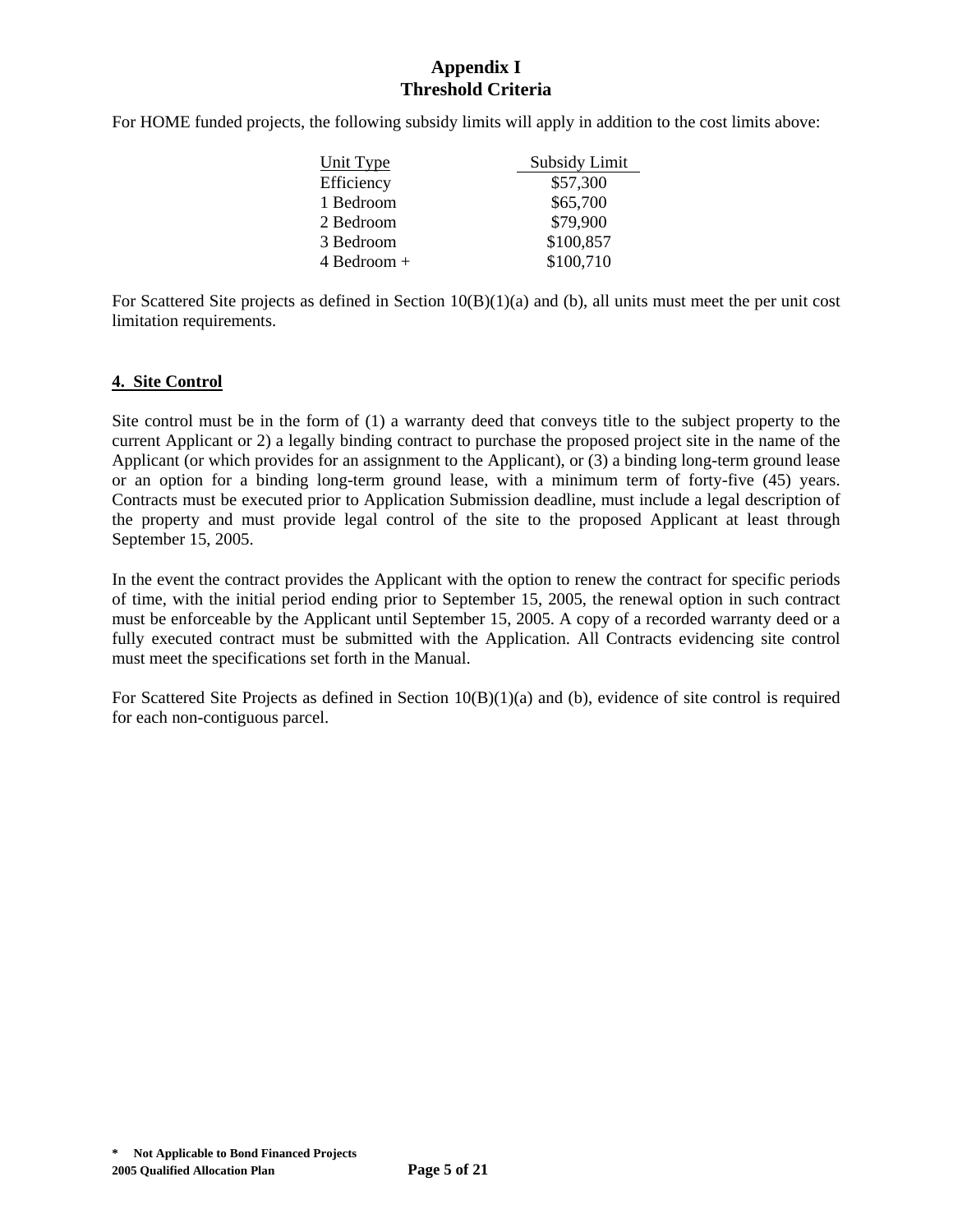# Appendix I
## Threshold Criteria

For HOME funded projects, the following subsidy limits will apply in addition to the cost limits above:

| Unit Type | Subsidy Limit |
|---|---|
| Efficiency | $57,300 |
| 1 Bedroom | $65,700 |
| 2 Bedroom | $79,900 |
| 3 Bedroom | $100,857 |
| 4 Bedroom + | $100,710 |

For Scattered Site projects as defined in Section 10(B)(1)(a) and (b), all units must meet the per unit cost limitation requirements.

**4. Site Control**

Site control must be in the form of (1) a warranty deed that conveys title to the subject property to the current Applicant or 2) a legally binding contract to purchase the proposed project site in the name of the Applicant (or which provides for an assignment to the Applicant), or (3) a binding long-term ground lease or an option for a binding long-term ground lease, with a minimum term of forty-five (45) years. Contracts must be executed prior to Application Submission deadline, must include a legal description of the property and must provide legal control of the site to the proposed Applicant at least through September 15, 2005.

In the event the contract provides the Applicant with the option to renew the contract for specific periods of time, with the initial period ending prior to September 15, 2005, the renewal option in such contract must be enforceable by the Applicant until September 15, 2005. A copy of a recorded warranty deed or a fully executed contract must be submitted with the Application. All Contracts evidencing site control must meet the specifications set forth in the Manual.

For Scattered Site Projects as defined in Section 10(B)(1)(a) and (b), evidence of site control is required for each non-contiguous parcel.

**\* Not Applicable to Bond Financed Projects**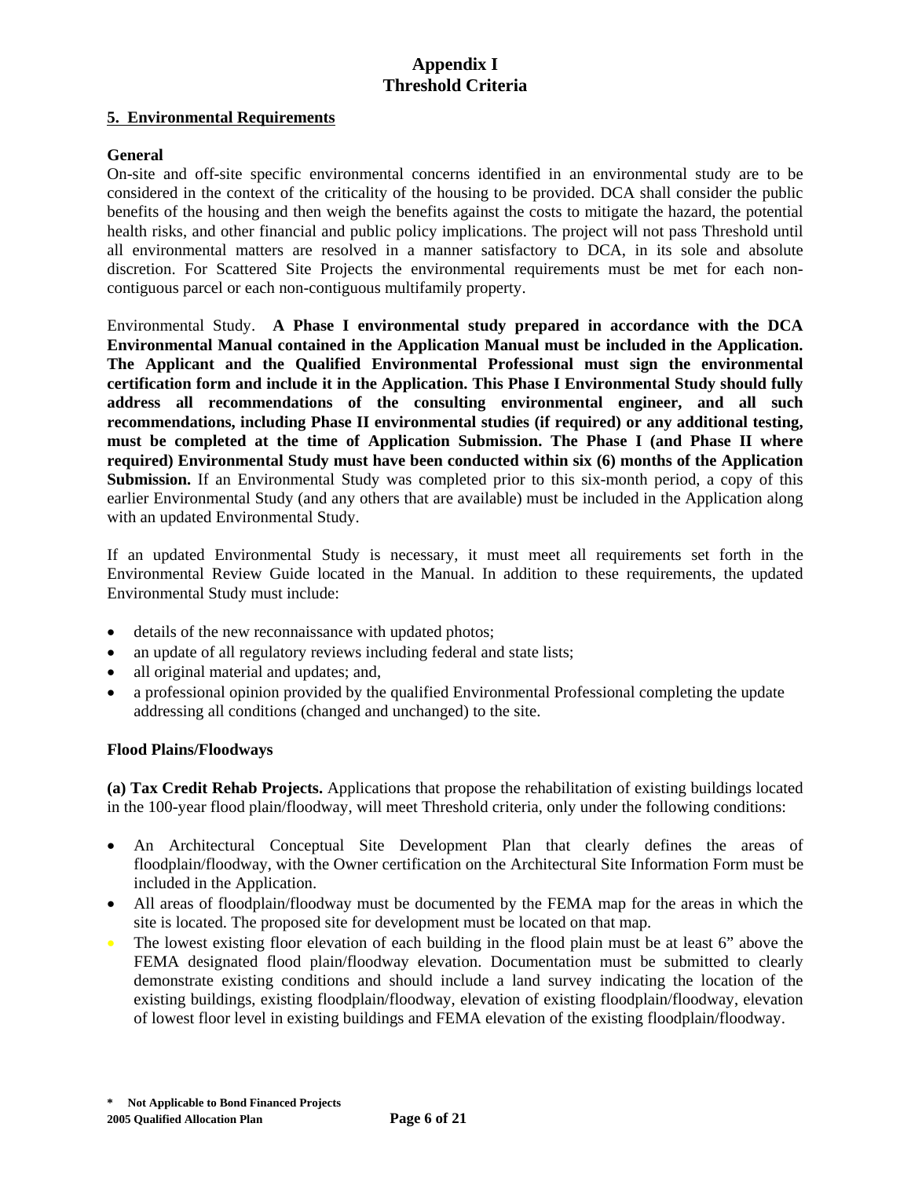# Appendix I
# Threshold Criteria

## 5. Environmental Requirements

### General

On-site and off-site specific environmental concerns identified in an environmental study are to be considered in the context of the criticality of the housing to be provided. DCA shall consider the public benefits of the housing and then weigh the benefits against the costs to mitigate the hazard, the potential health risks, and other financial and public policy implications. The project will not pass Threshold until all environmental matters are resolved in a manner satisfactory to DCA, in its sole and absolute discretion. For Scattered Site Projects the environmental requirements must be met for each non-contiguous parcel or each non-contiguous multifamily property.

Environmental Study. **A Phase I environmental study prepared in accordance with the DCA Environmental Manual contained in the Application Manual must be included in the Application. The Applicant and the Qualified Environmental Professional must sign the environmental certification form and include it in the Application. This Phase I Environmental Study should fully address all recommendations of the consulting environmental engineer, and all such recommendations, including Phase II environmental studies (if required) or any additional testing, must be completed at the time of Application Submission. The Phase I (and Phase II where required) Environmental Study must have been conducted within six (6) months of the Application Submission.** If an Environmental Study was completed prior to this six-month period, a copy of this earlier Environmental Study (and any others that are available) must be included in the Application along with an updated Environmental Study.

If an updated Environmental Study is necessary, it must meet all requirements set forth in the Environmental Review Guide located in the Manual. In addition to these requirements, the updated Environmental Study must include:

- details of the new reconnaissance with updated photos;
- an update of all regulatory reviews including federal and state lists;
- all original material and updates; and,
- a professional opinion provided by the qualified Environmental Professional completing the update addressing all conditions (changed and unchanged) to the site.

### Flood Plains/Floodways

**(a) Tax Credit Rehab Projects.** Applications that propose the rehabilitation of existing buildings located in the 100-year flood plain/floodway, will meet Threshold criteria, only under the following conditions:

- An Architectural Conceptual Site Development Plan that clearly defines the areas of floodplain/floodway, with the Owner certification on the Architectural Site Information Form must be included in the Application.
- All areas of floodplain/floodway must be documented by the FEMA map for the areas in which the site is located. The proposed site for development must be located on that map.
- The lowest existing floor elevation of each building in the flood plain must be at least 6" above the FEMA designated flood plain/floodway elevation. Documentation must be submitted to clearly demonstrate existing conditions and should include a land survey indicating the location of the existing buildings, existing floodplain/floodway, elevation of existing floodplain/floodway, elevation of lowest floor level in existing buildings and FEMA elevation of the existing floodplain/floodway.

**\* Not Applicable to Bond Financed Projects**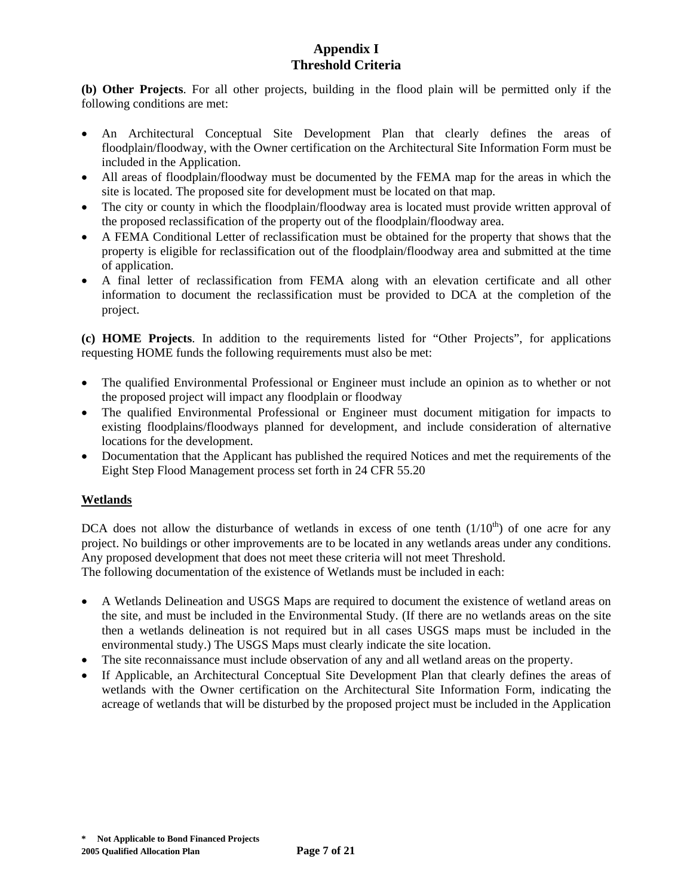# Appendix I
## Threshold Criteria

**(b) Other Projects**. For all other projects, building in the flood plain will be permitted only if the following conditions are met:

- An Architectural Conceptual Site Development Plan that clearly defines the areas of floodplain/floodway, with the Owner certification on the Architectural Site Information Form must be included in the Application.
- All areas of floodplain/floodway must be documented by the FEMA map for the areas in which the site is located. The proposed site for development must be located on that map.
- The city or county in which the floodplain/floodway area is located must provide written approval of the proposed reclassification of the property out of the floodplain/floodway area.
- A FEMA Conditional Letter of reclassification must be obtained for the property that shows that the property is eligible for reclassification out of the floodplain/floodway area and submitted at the time of application.
- A final letter of reclassification from FEMA along with an elevation certificate and all other information to document the reclassification must be provided to DCA at the completion of the project.

**(c) HOME Projects**. In addition to the requirements listed for "Other Projects", for applications requesting HOME funds the following requirements must also be met:

- The qualified Environmental Professional or Engineer must include an opinion as to whether or not the proposed project will impact any floodplain or floodway
- The qualified Environmental Professional or Engineer must document mitigation for impacts to existing floodplains/floodways planned for development, and include consideration of alternative locations for the development.
- Documentation that the Applicant has published the required Notices and met the requirements of the Eight Step Flood Management process set forth in 24 CFR 55.20

**Wetlands**

DCA does not allow the disturbance of wetlands in excess of one tenth (1/10th) of one acre for any project. No buildings or other improvements are to be located in any wetlands areas under any conditions. Any proposed development that does not meet these criteria will not meet Threshold.
The following documentation of the existence of Wetlands must be included in each:

- A Wetlands Delineation and USGS Maps are required to document the existence of wetland areas on the site, and must be included in the Environmental Study. (If there are no wetlands areas on the site then a wetlands delineation is not required but in all cases USGS maps must be included in the environmental study.) The USGS Maps must clearly indicate the site location.
- The site reconnaissance must include observation of any and all wetland areas on the property.
- If Applicable, an Architectural Conceptual Site Development Plan that clearly defines the areas of wetlands with the Owner certification on the Architectural Site Information Form, indicating the acreage of wetlands that will be disturbed by the proposed project must be included in the Application

\* Not Applicable to Bond Financed Projects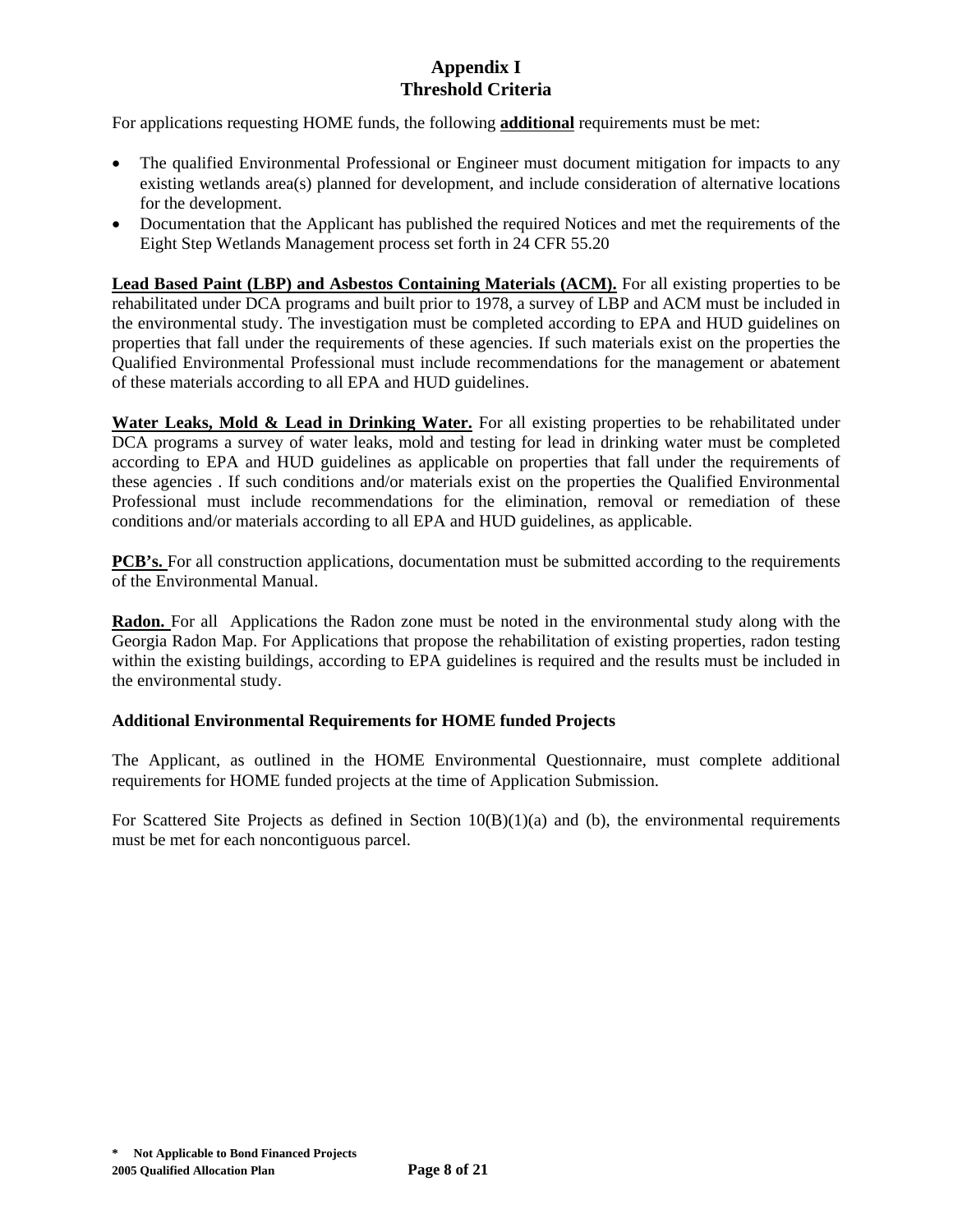# Appendix I
# Threshold Criteria

For applications requesting HOME funds, the following **additional** requirements must be met:

- The qualified Environmental Professional or Engineer must document mitigation for impacts to any existing wetlands area(s) planned for development, and include consideration of alternative locations for the development.
- Documentation that the Applicant has published the required Notices and met the requirements of the Eight Step Wetlands Management process set forth in 24 CFR 55.20

**Lead Based Paint (LBP) and Asbestos Containing Materials (ACM).** For all existing properties to be rehabilitated under DCA programs and built prior to 1978, a survey of LBP and ACM must be included in the environmental study. The investigation must be completed according to EPA and HUD guidelines on properties that fall under the requirements of these agencies. If such materials exist on the properties the Qualified Environmental Professional must include recommendations for the management or abatement of these materials according to all EPA and HUD guidelines.

**Water Leaks, Mold & Lead in Drinking Water.** For all existing properties to be rehabilitated under DCA programs a survey of water leaks, mold and testing for lead in drinking water must be completed according to EPA and HUD guidelines as applicable on properties that fall under the requirements of these agencies . If such conditions and/or materials exist on the properties the Qualified Environmental Professional must include recommendations for the elimination, removal or remediation of these conditions and/or materials according to all EPA and HUD guidelines, as applicable.

**PCB's.** For all construction applications, documentation must be submitted according to the requirements of the Environmental Manual.

**Radon.** For all Applications the Radon zone must be noted in the environmental study along with the Georgia Radon Map. For Applications that propose the rehabilitation of existing properties, radon testing within the existing buildings, according to EPA guidelines is required and the results must be included in the environmental study.

**Additional Environmental Requirements for HOME funded Projects**

The Applicant, as outlined in the HOME Environmental Questionnaire, must complete additional requirements for HOME funded projects at the time of Application Submission.

For Scattered Site Projects as defined in Section 10(B)(1)(a) and (b), the environmental requirements must be met for each noncontiguous parcel.

**\* Not Applicable to Bond Financed Projects**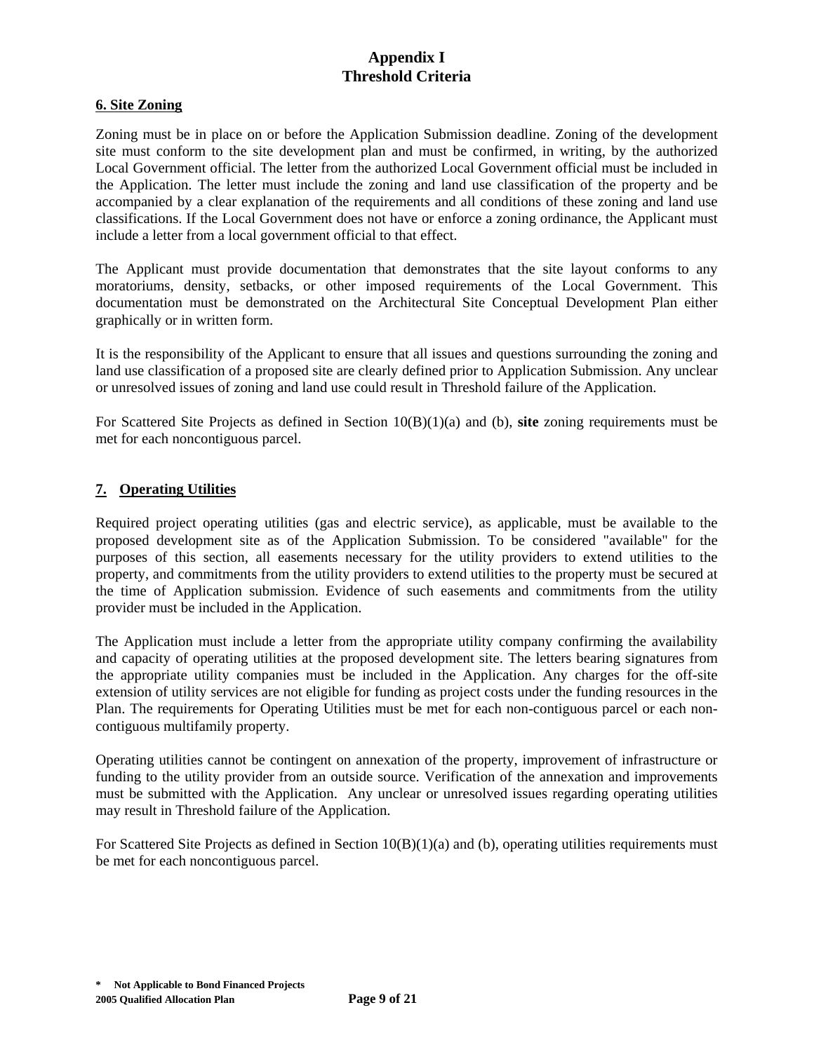# Appendix I
# Threshold Criteria

## 6. Site Zoning

Zoning must be in place on or before the Application Submission deadline. Zoning of the development site must conform to the site development plan and must be confirmed, in writing, by the authorized Local Government official. The letter from the authorized Local Government official must be included in the Application. The letter must include the zoning and land use classification of the property and be accompanied by a clear explanation of the requirements and all conditions of these zoning and land use classifications. If the Local Government does not have or enforce a zoning ordinance, the Applicant must include a letter from a local government official to that effect.

The Applicant must provide documentation that demonstrates that the site layout conforms to any moratoriums, density, setbacks, or other imposed requirements of the Local Government. This documentation must be demonstrated on the Architectural Site Conceptual Development Plan either graphically or in written form.

It is the responsibility of the Applicant to ensure that all issues and questions surrounding the zoning and land use classification of a proposed site are clearly defined prior to Application Submission. Any unclear or unresolved issues of zoning and land use could result in Threshold failure of the Application.

For Scattered Site Projects as defined in Section 10(B)(1)(a) and (b), **site** zoning requirements must be met for each noncontiguous parcel.

## 7. Operating Utilities

Required project operating utilities (gas and electric service), as applicable, must be available to the proposed development site as of the Application Submission. To be considered "available" for the purposes of this section, all easements necessary for the utility providers to extend utilities to the property, and commitments from the utility providers to extend utilities to the property must be secured at the time of Application submission. Evidence of such easements and commitments from the utility provider must be included in the Application.

The Application must include a letter from the appropriate utility company confirming the availability and capacity of operating utilities at the proposed development site. The letters bearing signatures from the appropriate utility companies must be included in the Application. Any charges for the off-site extension of utility services are not eligible for funding as project costs under the funding resources in the Plan. The requirements for Operating Utilities must be met for each non-contiguous parcel or each non-contiguous multifamily property.

Operating utilities cannot be contingent on annexation of the property, improvement of infrastructure or funding to the utility provider from an outside source. Verification of the annexation and improvements must be submitted with the Application. Any unclear or unresolved issues regarding operating utilities may result in Threshold failure of the Application.

For Scattered Site Projects as defined in Section 10(B)(1)(a) and (b), operating utilities requirements must be met for each noncontiguous parcel.

**\* Not Applicable to Bond Financed Projects**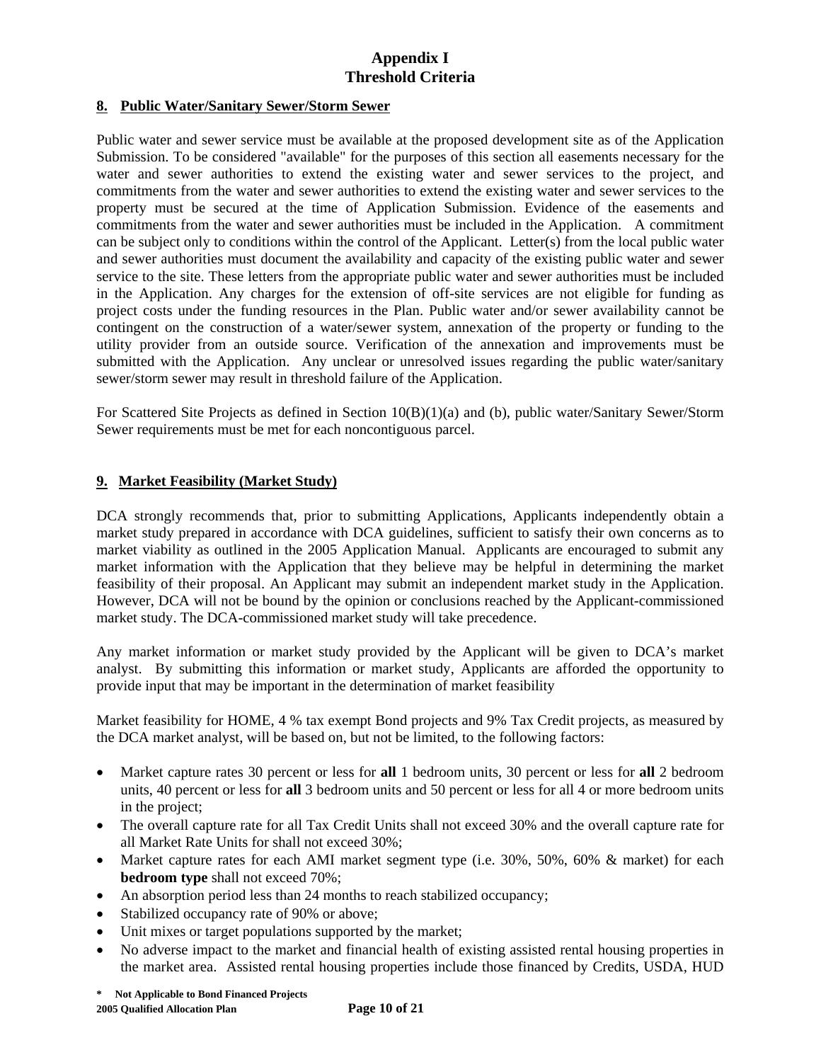# Appendix I
# Threshold Criteria

## 8. Public Water/Sanitary Sewer/Storm Sewer

Public water and sewer service must be available at the proposed development site as of the Application Submission. To be considered "available" for the purposes of this section all easements necessary for the water and sewer authorities to extend the existing water and sewer services to the project, and commitments from the water and sewer authorities to extend the existing water and sewer services to the property must be secured at the time of Application Submission. Evidence of the easements and commitments from the water and sewer authorities must be included in the Application. A commitment can be subject only to conditions within the control of the Applicant. Letter(s) from the local public water and sewer authorities must document the availability and capacity of the existing public water and sewer service to the site. These letters from the appropriate public water and sewer authorities must be included in the Application. Any charges for the extension of off-site services are not eligible for funding as project costs under the funding resources in the Plan. Public water and/or sewer availability cannot be contingent on the construction of a water/sewer system, annexation of the property or funding to the utility provider from an outside source. Verification of the annexation and improvements must be submitted with the Application. Any unclear or unresolved issues regarding the public water/sanitary sewer/storm sewer may result in threshold failure of the Application.

For Scattered Site Projects as defined in Section 10(B)(1)(a) and (b), public water/Sanitary Sewer/Storm Sewer requirements must be met for each noncontiguous parcel.

## 9. Market Feasibility (Market Study)

DCA strongly recommends that, prior to submitting Applications, Applicants independently obtain a market study prepared in accordance with DCA guidelines, sufficient to satisfy their own concerns as to market viability as outlined in the 2005 Application Manual. Applicants are encouraged to submit any market information with the Application that they believe may be helpful in determining the market feasibility of their proposal. An Applicant may submit an independent market study in the Application. However, DCA will not be bound by the opinion or conclusions reached by the Applicant-commissioned market study. The DCA-commissioned market study will take precedence.

Any market information or market study provided by the Applicant will be given to DCA's market analyst. By submitting this information or market study, Applicants are afforded the opportunity to provide input that may be important in the determination of market feasibility

Market feasibility for HOME, 4 % tax exempt Bond projects and 9% Tax Credit projects, as measured by the DCA market analyst, will be based on, but not be limited, to the following factors:

- Market capture rates 30 percent or less for **all** 1 bedroom units, 30 percent or less for **all** 2 bedroom units, 40 percent or less for **all** 3 bedroom units and 50 percent or less for all 4 or more bedroom units in the project;
- The overall capture rate for all Tax Credit Units shall not exceed 30% and the overall capture rate for all Market Rate Units for shall not exceed 30%;
- Market capture rates for each AMI market segment type (i.e. 30%, 50%, 60% & market) for each **bedroom type** shall not exceed 70%;
- An absorption period less than 24 months to reach stabilized occupancy;
- Stabilized occupancy rate of 90% or above;
- Unit mixes or target populations supported by the market;
- No adverse impact to the market and financial health of existing assisted rental housing properties in the market area. Assisted rental housing properties include those financed by Credits, USDA, HUD

**\* Not Applicable to Bond Financed Projects**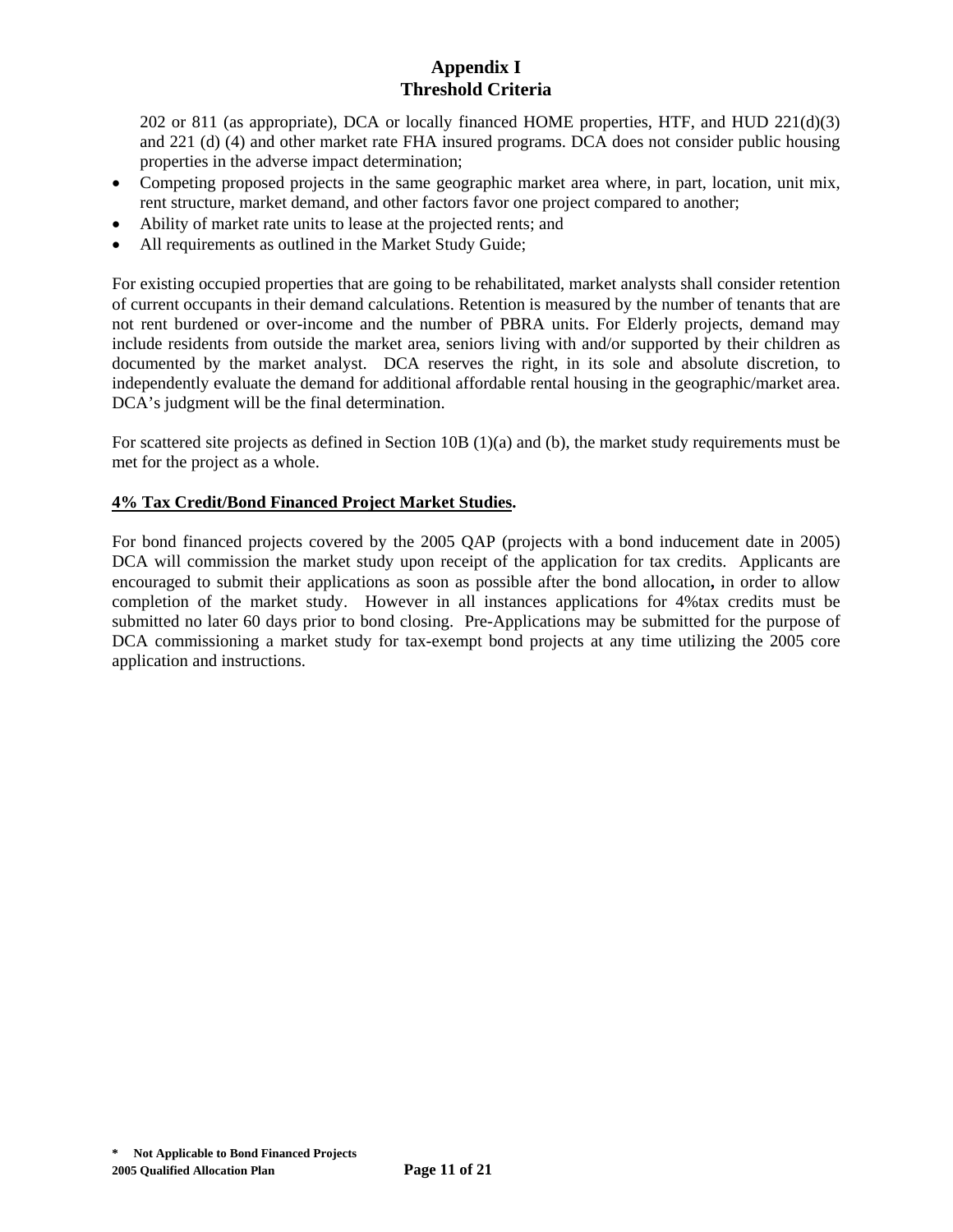202 or 811 (as appropriate), DCA or locally financed HOME properties, HTF, and HUD 221(d)(3) and 221 (d) (4) and other market rate FHA insured programs. DCA does not consider public housing properties in the adverse impact determination;

- Competing proposed projects in the same geographic market area where, in part, location, unit mix, rent structure, market demand, and other factors favor one project compared to another;
- Ability of market rate units to lease at the projected rents; and
- All requirements as outlined in the Market Study Guide;

For existing occupied properties that are going to be rehabilitated, market analysts shall consider retention of current occupants in their demand calculations. Retention is measured by the number of tenants that are not rent burdened or over-income and the number of PBRA units. For Elderly projects, demand may include residents from outside the market area, seniors living with and/or supported by their children as documented by the market analyst. DCA reserves the right, in its sole and absolute discretion, to independently evaluate the demand for additional affordable rental housing in the geographic/market area. DCA's judgment will be the final determination.

For scattered site projects as defined in Section 10B (1)(a) and (b), the market study requirements must be met for the project as a whole.

**4% Tax Credit/Bond Financed Project Market Studies.**

For bond financed projects covered by the 2005 QAP (projects with a bond inducement date in 2005) DCA will commission the market study upon receipt of the application for tax credits. Applicants are encouraged to submit their applications as soon as possible after the bond allocation**,** in order to allow completion of the market study. However in all instances applications for 4%tax credits must be submitted no later 60 days prior to bond closing. Pre-Applications may be submitted for the purpose of DCA commissioning a market study for tax-exempt bond projects at any time utilizing the 2005 core application and instructions.

**\* Not Applicable to Bond Financed Projects**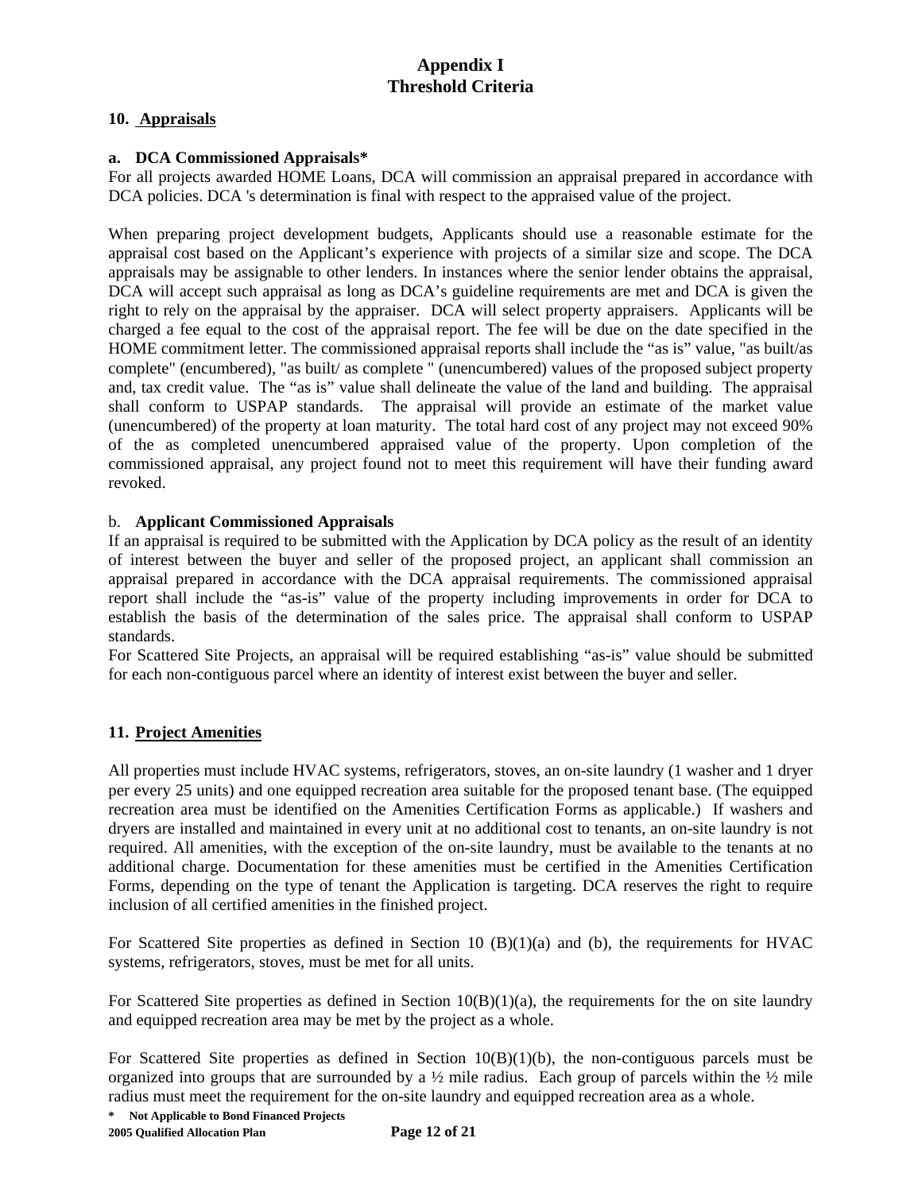# Appendix I
# Threshold Criteria

## 10. Appraisals

### a. DCA Commissioned Appraisals*

For all projects awarded HOME Loans, DCA will commission an appraisal prepared in accordance with DCA policies. DCA 's determination is final with respect to the appraised value of the project.

When preparing project development budgets, Applicants should use a reasonable estimate for the appraisal cost based on the Applicant's experience with projects of a similar size and scope. The DCA appraisals may be assignable to other lenders. In instances where the senior lender obtains the appraisal, DCA will accept such appraisal as long as DCA's guideline requirements are met and DCA is given the right to rely on the appraisal by the appraiser. DCA will select property appraisers. Applicants will be charged a fee equal to the cost of the appraisal report. The fee will be due on the date specified in the HOME commitment letter. The commissioned appraisal reports shall include the "as is" value, "as built/as complete" (encumbered), "as built/ as complete " (unencumbered) values of the proposed subject property and, tax credit value. The "as is" value shall delineate the value of the land and building. The appraisal shall conform to USPAP standards. The appraisal will provide an estimate of the market value (unencumbered) of the property at loan maturity. The total hard cost of any project may not exceed 90% of the as completed unencumbered appraised value of the property. Upon completion of the commissioned appraisal, any project found not to meet this requirement will have their funding award revoked.

### b. Applicant Commissioned Appraisals

If an appraisal is required to be submitted with the Application by DCA policy as the result of an identity of interest between the buyer and seller of the proposed project, an applicant shall commission an appraisal prepared in accordance with the DCA appraisal requirements. The commissioned appraisal report shall include the "as-is" value of the property including improvements in order for DCA to establish the basis of the determination of the sales price. The appraisal shall conform to USPAP standards.

For Scattered Site Projects, an appraisal will be required establishing "as-is" value should be submitted for each non-contiguous parcel where an identity of interest exist between the buyer and seller.

## 11. Project Amenities

All properties must include HVAC systems, refrigerators, stoves, an on-site laundry (1 washer and 1 dryer per every 25 units) and one equipped recreation area suitable for the proposed tenant base. (The equipped recreation area must be identified on the Amenities Certification Forms as applicable.) If washers and dryers are installed and maintained in every unit at no additional cost to tenants, an on-site laundry is not required. All amenities, with the exception of the on-site laundry, must be available to the tenants at no additional charge. Documentation for these amenities must be certified in the Amenities Certification Forms, depending on the type of tenant the Application is targeting. DCA reserves the right to require inclusion of all certified amenities in the finished project.

For Scattered Site properties as defined in Section 10 (B)(1)(a) and (b), the requirements for HVAC systems, refrigerators, stoves, must be met for all units.

For Scattered Site properties as defined in Section 10(B)(1)(a), the requirements for the on site laundry and equipped recreation area may be met by the project as a whole.

For Scattered Site properties as defined in Section 10(B)(1)(b), the non-contiguous parcels must be organized into groups that are surrounded by a ½ mile radius. Each group of parcels within the ½ mile radius must meet the requirement for the on-site laundry and equipped recreation area as a whole.

**\* Not Applicable to Bond Financed Projects**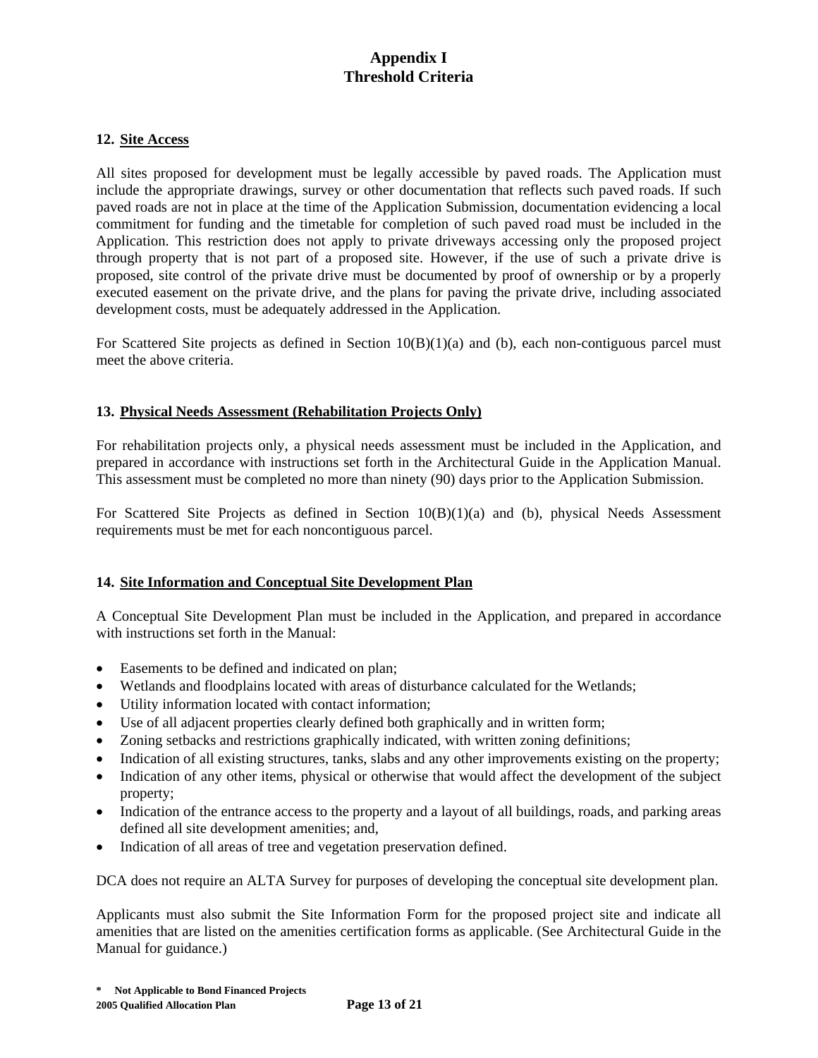# Appendix I
# Threshold Criteria

### 12. Site Access

All sites proposed for development must be legally accessible by paved roads. The Application must include the appropriate drawings, survey or other documentation that reflects such paved roads. If such paved roads are not in place at the time of the Application Submission, documentation evidencing a local commitment for funding and the timetable for completion of such paved road must be included in the Application. This restriction does not apply to private driveways accessing only the proposed project through property that is not part of a proposed site. However, if the use of such a private drive is proposed, site control of the private drive must be documented by proof of ownership or by a properly executed easement on the private drive, and the plans for paving the private drive, including associated development costs, must be adequately addressed in the Application.

For Scattered Site projects as defined in Section 10(B)(1)(a) and (b), each non-contiguous parcel must meet the above criteria.

### 13. Physical Needs Assessment (Rehabilitation Projects Only)

For rehabilitation projects only, a physical needs assessment must be included in the Application, and prepared in accordance with instructions set forth in the Architectural Guide in the Application Manual. This assessment must be completed no more than ninety (90) days prior to the Application Submission.

For Scattered Site Projects as defined in Section 10(B)(1)(a) and (b), physical Needs Assessment requirements must be met for each noncontiguous parcel.

### 14. Site Information and Conceptual Site Development Plan

A Conceptual Site Development Plan must be included in the Application, and prepared in accordance with instructions set forth in the Manual:

- Easements to be defined and indicated on plan;
- Wetlands and floodplains located with areas of disturbance calculated for the Wetlands;
- Utility information located with contact information;
- Use of all adjacent properties clearly defined both graphically and in written form;
- Zoning setbacks and restrictions graphically indicated, with written zoning definitions;
- Indication of all existing structures, tanks, slabs and any other improvements existing on the property;
- Indication of any other items, physical or otherwise that would affect the development of the subject property;
- Indication of the entrance access to the property and a layout of all buildings, roads, and parking areas defined all site development amenities; and,
- Indication of all areas of tree and vegetation preservation defined.

DCA does not require an ALTA Survey for purposes of developing the conceptual site development plan.

Applicants must also submit the Site Information Form for the proposed project site and indicate all amenities that are listed on the amenities certification forms as applicable. (See Architectural Guide in the Manual for guidance.)

**\* Not Applicable to Bond Financed Projects**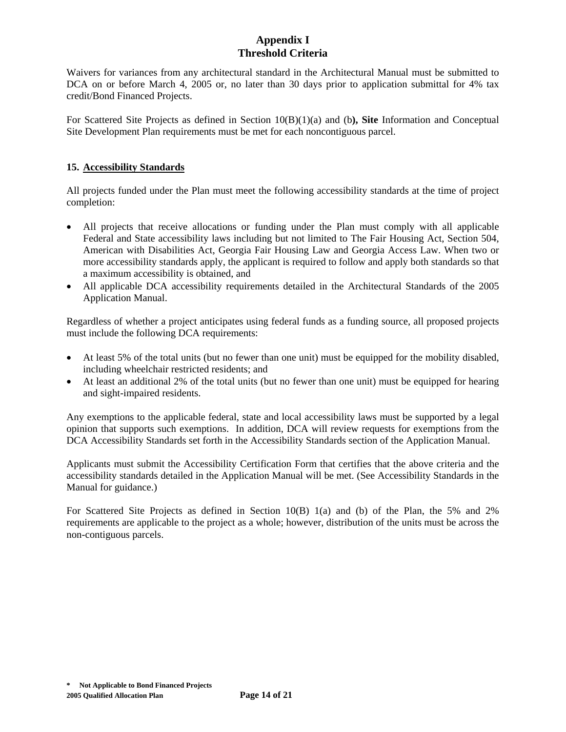# Appendix I
# Threshold Criteria

Waivers for variances from any architectural standard in the Architectural Manual must be submitted to DCA on or before March 4, 2005 or, no later than 30 days prior to application submittal for 4% tax credit/Bond Financed Projects.

For Scattered Site Projects as defined in Section 10(B)(1)(a) and (b**), Site** Information and Conceptual Site Development Plan requirements must be met for each noncontiguous parcel.

## 15. Accessibility Standards

All projects funded under the Plan must meet the following accessibility standards at the time of project completion:

- All projects that receive allocations or funding under the Plan must comply with all applicable Federal and State accessibility laws including but not limited to The Fair Housing Act, Section 504, American with Disabilities Act, Georgia Fair Housing Law and Georgia Access Law. When two or more accessibility standards apply, the applicant is required to follow and apply both standards so that a maximum accessibility is obtained, and
- All applicable DCA accessibility requirements detailed in the Architectural Standards of the 2005 Application Manual.

Regardless of whether a project anticipates using federal funds as a funding source, all proposed projects must include the following DCA requirements:

- At least 5% of the total units (but no fewer than one unit) must be equipped for the mobility disabled, including wheelchair restricted residents; and
- At least an additional 2% of the total units (but no fewer than one unit) must be equipped for hearing and sight-impaired residents.

Any exemptions to the applicable federal, state and local accessibility laws must be supported by a legal opinion that supports such exemptions. In addition, DCA will review requests for exemptions from the DCA Accessibility Standards set forth in the Accessibility Standards section of the Application Manual.

Applicants must submit the Accessibility Certification Form that certifies that the above criteria and the accessibility standards detailed in the Application Manual will be met. (See Accessibility Standards in the Manual for guidance.)

For Scattered Site Projects as defined in Section 10(B) 1(a) and (b) of the Plan, the 5% and 2% requirements are applicable to the project as a whole; however, distribution of the units must be across the non-contiguous parcels.

**\* Not Applicable to Bond Financed Projects**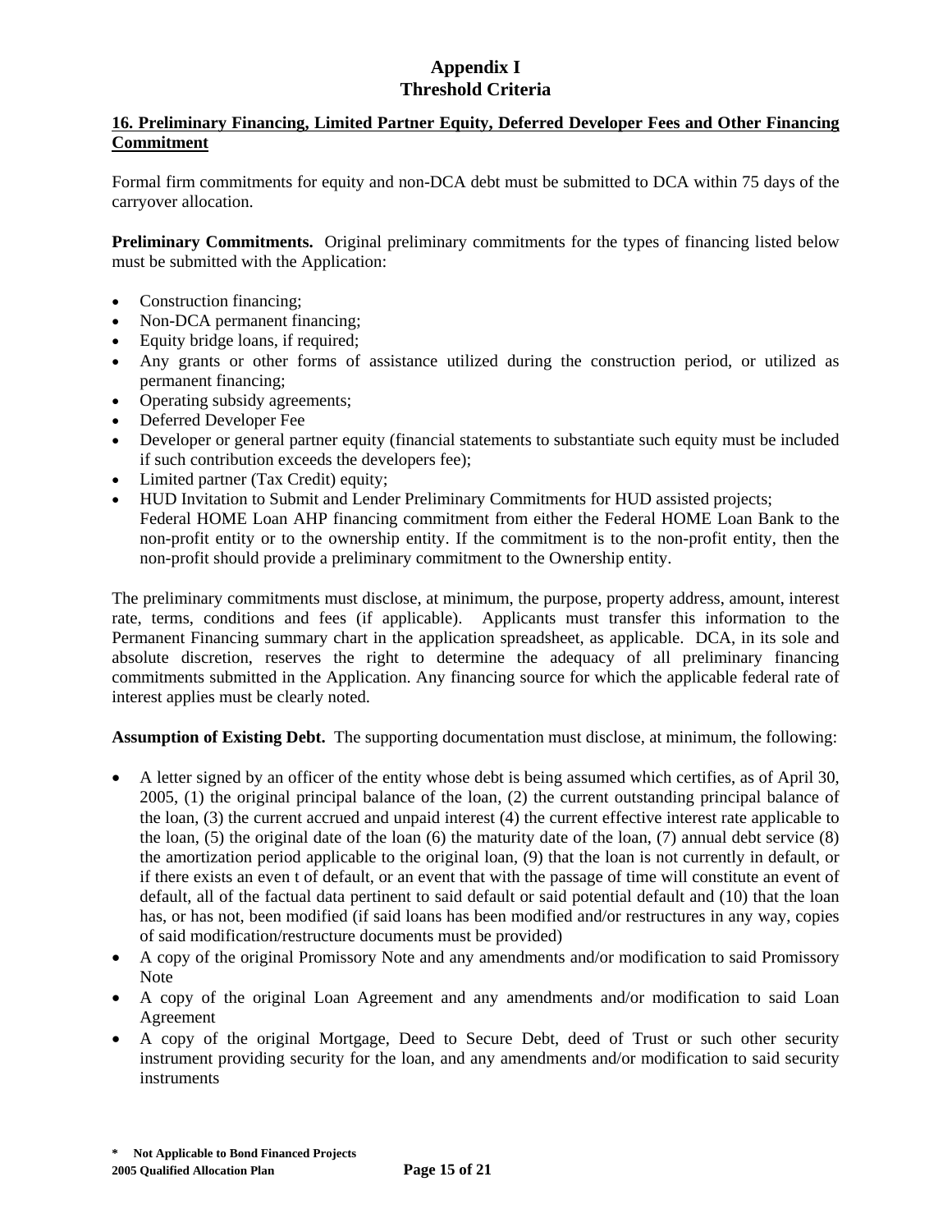# Appendix I
# Threshold Criteria

## 16. Preliminary Financing, Limited Partner Equity, Deferred Developer Fees and Other Financing Commitment

Formal firm commitments for equity and non-DCA debt must be submitted to DCA within 75 days of the carryover allocation.

**Preliminary Commitments.** Original preliminary commitments for the types of financing listed below must be submitted with the Application:

- Construction financing;
- Non-DCA permanent financing;
- Equity bridge loans, if required;
- Any grants or other forms of assistance utilized during the construction period, or utilized as permanent financing;
- Operating subsidy agreements;
- Deferred Developer Fee
- Developer or general partner equity (financial statements to substantiate such equity must be included if such contribution exceeds the developers fee);
- Limited partner (Tax Credit) equity;
- HUD Invitation to Submit and Lender Preliminary Commitments for HUD assisted projects;
  Federal HOME Loan AHP financing commitment from either the Federal HOME Loan Bank to the non-profit entity or to the ownership entity. If the commitment is to the non-profit entity, then the non-profit should provide a preliminary commitment to the Ownership entity.

The preliminary commitments must disclose, at minimum, the purpose, property address, amount, interest rate, terms, conditions and fees (if applicable). Applicants must transfer this information to the Permanent Financing summary chart in the application spreadsheet, as applicable. DCA, in its sole and absolute discretion, reserves the right to determine the adequacy of all preliminary financing commitments submitted in the Application. Any financing source for which the applicable federal rate of interest applies must be clearly noted.

**Assumption of Existing Debt.** The supporting documentation must disclose, at minimum, the following:

- A letter signed by an officer of the entity whose debt is being assumed which certifies, as of April 30, 2005, (1) the original principal balance of the loan, (2) the current outstanding principal balance of the loan, (3) the current accrued and unpaid interest (4) the current effective interest rate applicable to the loan, (5) the original date of the loan (6) the maturity date of the loan, (7) annual debt service (8) the amortization period applicable to the original loan, (9) that the loan is not currently in default, or if there exists an even t of default, or an event that with the passage of time will constitute an event of default, all of the factual data pertinent to said default or said potential default and (10) that the loan has, or has not, been modified (if said loans has been modified and/or restructures in any way, copies of said modification/restructure documents must be provided)
- A copy of the original Promissory Note and any amendments and/or modification to said Promissory Note
- A copy of the original Loan Agreement and any amendments and/or modification to said Loan Agreement
- A copy of the original Mortgage, Deed to Secure Debt, deed of Trust or such other security instrument providing security for the loan, and any amendments and/or modification to said security instruments

**\* Not Applicable to Bond Financed Projects**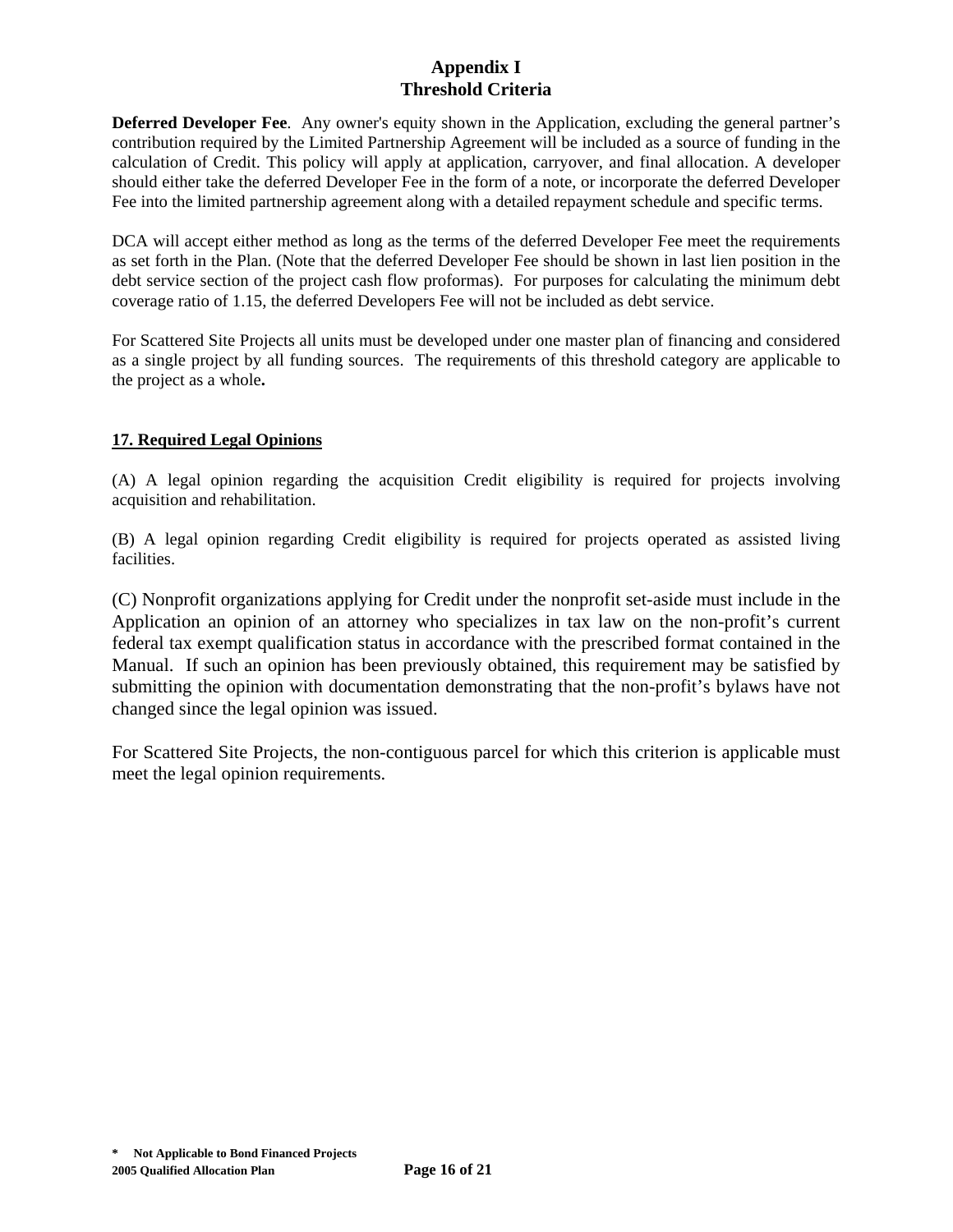**Deferred Developer Fee**. Any owner's equity shown in the Application, excluding the general partner's contribution required by the Limited Partnership Agreement will be included as a source of funding in the calculation of Credit. This policy will apply at application, carryover, and final allocation. A developer should either take the deferred Developer Fee in the form of a note, or incorporate the deferred Developer Fee into the limited partnership agreement along with a detailed repayment schedule and specific terms.

DCA will accept either method as long as the terms of the deferred Developer Fee meet the requirements as set forth in the Plan. (Note that the deferred Developer Fee should be shown in last lien position in the debt service section of the project cash flow proformas). For purposes for calculating the minimum debt coverage ratio of 1.15, the deferred Developers Fee will not be included as debt service.

For Scattered Site Projects all units must be developed under one master plan of financing and considered as a single project by all funding sources. The requirements of this threshold category are applicable to the project as a whole**.**

**17. Required Legal Opinions**

(A) A legal opinion regarding the acquisition Credit eligibility is required for projects involving acquisition and rehabilitation.

(B) A legal opinion regarding Credit eligibility is required for projects operated as assisted living facilities.

(C) Nonprofit organizations applying for Credit under the nonprofit set-aside must include in the Application an opinion of an attorney who specializes in tax law on the non-profit's current federal tax exempt qualification status in accordance with the prescribed format contained in the Manual. If such an opinion has been previously obtained, this requirement may be satisfied by submitting the opinion with documentation demonstrating that the non-profit's bylaws have not changed since the legal opinion was issued.

For Scattered Site Projects, the non-contiguous parcel for which this criterion is applicable must meet the legal opinion requirements.

**\* Not Applicable to Bond Financed Projects**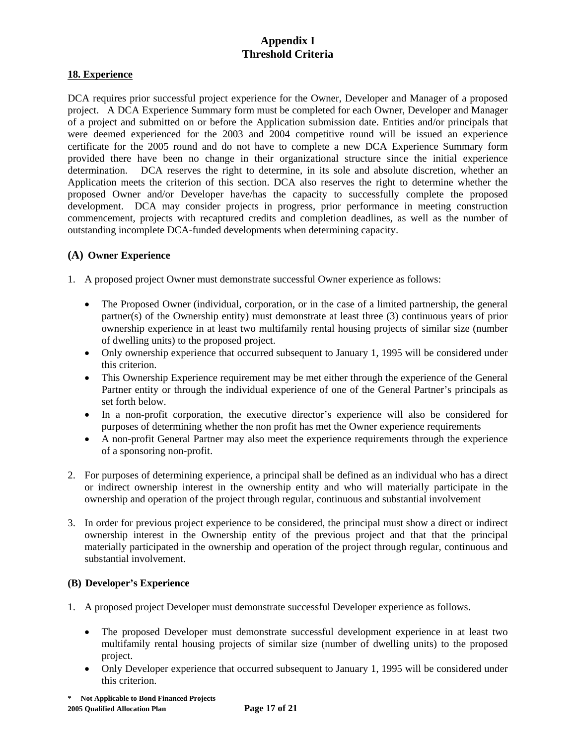# Appendix I
# Threshold Criteria

## 18. Experience

DCA requires prior successful project experience for the Owner, Developer and Manager of a proposed project. A DCA Experience Summary form must be completed for each Owner, Developer and Manager of a project and submitted on or before the Application submission date. Entities and/or principals that were deemed experienced for the 2003 and 2004 competitive round will be issued an experience certificate for the 2005 round and do not have to complete a new DCA Experience Summary form provided there have been no change in their organizational structure since the initial experience determination. DCA reserves the right to determine, in its sole and absolute discretion, whether an Application meets the criterion of this section. DCA also reserves the right to determine whether the proposed Owner and/or Developer have/has the capacity to successfully complete the proposed development. DCA may consider projects in progress, prior performance in meeting construction commencement, projects with recaptured credits and completion deadlines, as well as the number of outstanding incomplete DCA-funded developments when determining capacity.

### (A) Owner Experience

1. A proposed project Owner must demonstrate successful Owner experience as follows:

   - The Proposed Owner (individual, corporation, or in the case of a limited partnership, the general partner(s) of the Ownership entity) must demonstrate at least three (3) continuous years of prior ownership experience in at least two multifamily rental housing projects of similar size (number of dwelling units) to the proposed project.
   - Only ownership experience that occurred subsequent to January 1, 1995 will be considered under this criterion.
   - This Ownership Experience requirement may be met either through the experience of the General Partner entity or through the individual experience of one of the General Partner's principals as set forth below.
   - In a non-profit corporation, the executive director's experience will also be considered for purposes of determining whether the non profit has met the Owner experience requirements
   - A non-profit General Partner may also meet the experience requirements through the experience of a sponsoring non-profit.

2. For purposes of determining experience, a principal shall be defined as an individual who has a direct or indirect ownership interest in the ownership entity and who will materially participate in the ownership and operation of the project through regular, continuous and substantial involvement

3. In order for previous project experience to be considered, the principal must show a direct or indirect ownership interest in the Ownership entity of the previous project and that that the principal materially participated in the ownership and operation of the project through regular, continuous and substantial involvement.

### (B) Developer's Experience

1. A proposed project Developer must demonstrate successful Developer experience as follows.

   - The proposed Developer must demonstrate successful development experience in at least two multifamily rental housing projects of similar size (number of dwelling units) to the proposed project.
   - Only Developer experience that occurred subsequent to January 1, 1995 will be considered under this criterion.

**\* Not Applicable to Bond Financed Projects**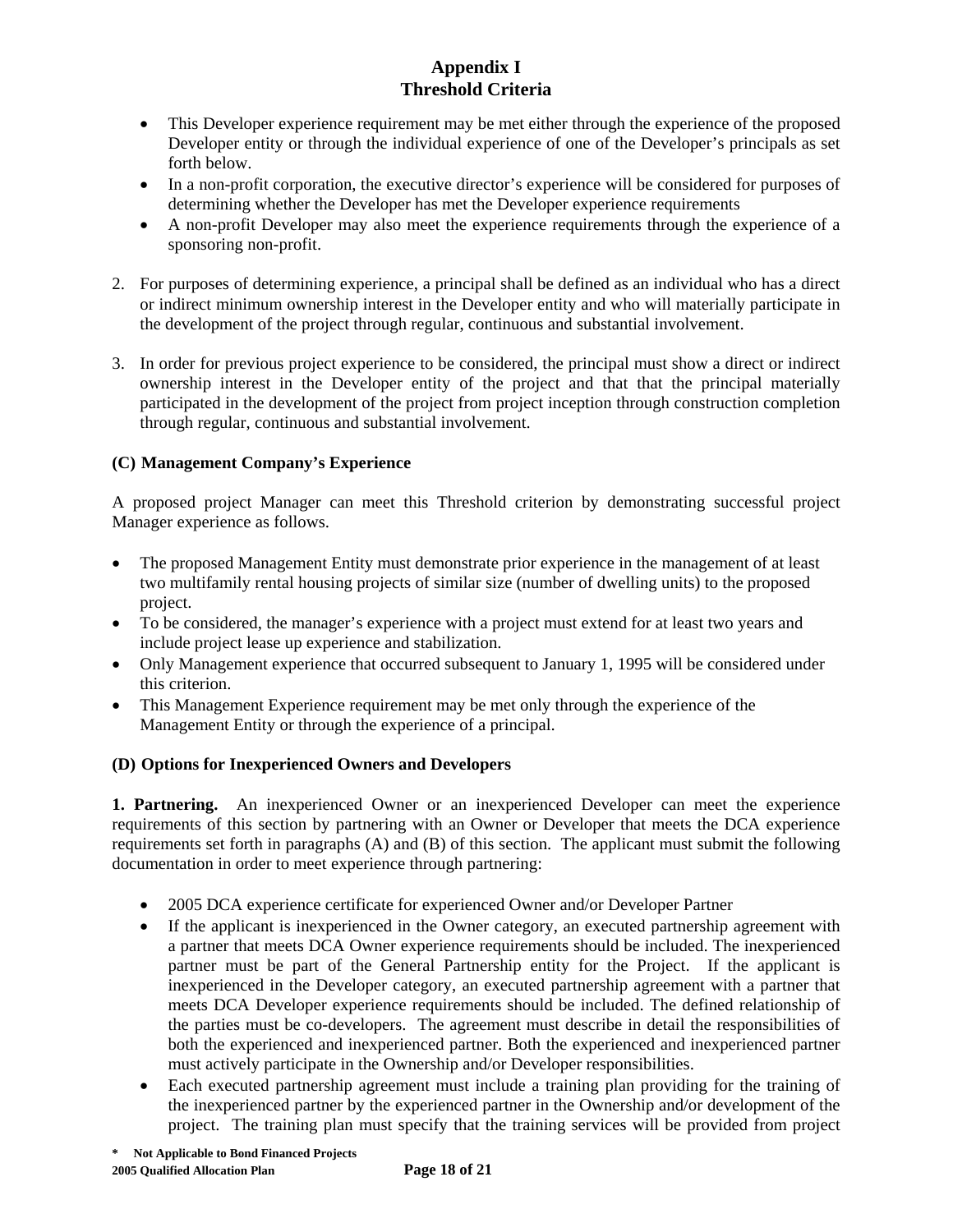- This Developer experience requirement may be met either through the experience of the proposed Developer entity or through the individual experience of one of the Developer's principals as set forth below.
- In a non-profit corporation, the executive director's experience will be considered for purposes of determining whether the Developer has met the Developer experience requirements
- A non-profit Developer may also meet the experience requirements through the experience of a sponsoring non-profit.

2. For purposes of determining experience, a principal shall be defined as an individual who has a direct or indirect minimum ownership interest in the Developer entity and who will materially participate in the development of the project through regular, continuous and substantial involvement.

3. In order for previous project experience to be considered, the principal must show a direct or indirect ownership interest in the Developer entity of the project and that that the principal materially participated in the development of the project from project inception through construction completion through regular, continuous and substantial involvement.

**(C) Management Company's Experience**

A proposed project Manager can meet this Threshold criterion by demonstrating successful project Manager experience as follows.

- The proposed Management Entity must demonstrate prior experience in the management of at least two multifamily rental housing projects of similar size (number of dwelling units) to the proposed project.
- To be considered, the manager's experience with a project must extend for at least two years and include project lease up experience and stabilization.
- Only Management experience that occurred subsequent to January 1, 1995 will be considered under this criterion.
- This Management Experience requirement may be met only through the experience of the Management Entity or through the experience of a principal.

**(D) Options for Inexperienced Owners and Developers**

**1. Partnering.** An inexperienced Owner or an inexperienced Developer can meet the experience requirements of this section by partnering with an Owner or Developer that meets the DCA experience requirements set forth in paragraphs (A) and (B) of this section. The applicant must submit the following documentation in order to meet experience through partnering:

- 2005 DCA experience certificate for experienced Owner and/or Developer Partner
- If the applicant is inexperienced in the Owner category, an executed partnership agreement with a partner that meets DCA Owner experience requirements should be included. The inexperienced partner must be part of the General Partnership entity for the Project. If the applicant is inexperienced in the Developer category, an executed partnership agreement with a partner that meets DCA Developer experience requirements should be included. The defined relationship of the parties must be co-developers. The agreement must describe in detail the responsibilities of both the experienced and inexperienced partner. Both the experienced and inexperienced partner must actively participate in the Ownership and/or Developer responsibilities.
- Each executed partnership agreement must include a training plan providing for the training of the inexperienced partner by the experienced partner in the Ownership and/or development of the project. The training plan must specify that the training services will be provided from project

**\* Not Applicable to Bond Financed Projects**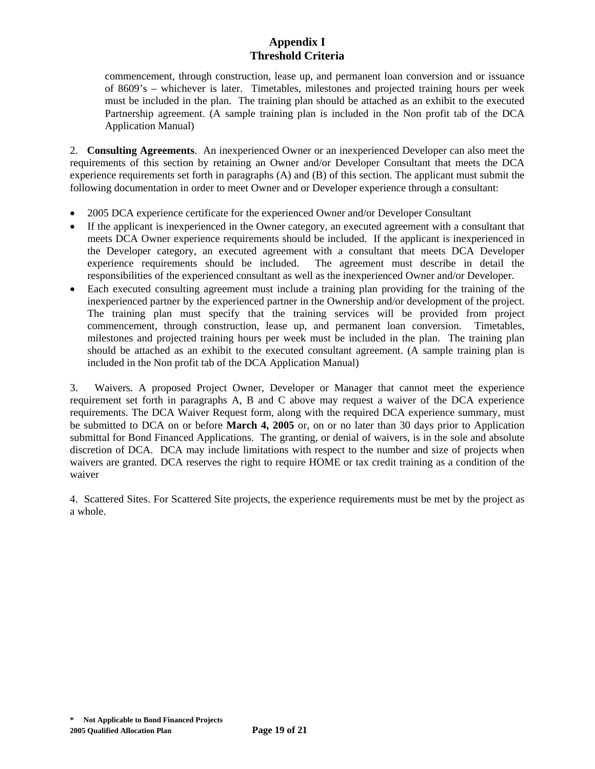commencement, through construction, lease up, and permanent loan conversion and or issuance of 8609's – whichever is later. Timetables, milestones and projected training hours per week must be included in the plan. The training plan should be attached as an exhibit to the executed Partnership agreement. (A sample training plan is included in the Non profit tab of the DCA Application Manual)

2. **Consulting Agreements**. An inexperienced Owner or an inexperienced Developer can also meet the requirements of this section by retaining an Owner and/or Developer Consultant that meets the DCA experience requirements set forth in paragraphs (A) and (B) of this section. The applicant must submit the following documentation in order to meet Owner and or Developer experience through a consultant:

- 2005 DCA experience certificate for the experienced Owner and/or Developer Consultant
- If the applicant is inexperienced in the Owner category, an executed agreement with a consultant that meets DCA Owner experience requirements should be included. If the applicant is inexperienced in the Developer category, an executed agreement with a consultant that meets DCA Developer experience requirements should be included. The agreement must describe in detail the responsibilities of the experienced consultant as well as the inexperienced Owner and/or Developer.
- Each executed consulting agreement must include a training plan providing for the training of the inexperienced partner by the experienced partner in the Ownership and/or development of the project. The training plan must specify that the training services will be provided from project commencement, through construction, lease up, and permanent loan conversion. Timetables, milestones and projected training hours per week must be included in the plan. The training plan should be attached as an exhibit to the executed consultant agreement. (A sample training plan is included in the Non profit tab of the DCA Application Manual)

3. Waivers. A proposed Project Owner, Developer or Manager that cannot meet the experience requirement set forth in paragraphs A, B and C above may request a waiver of the DCA experience requirements. The DCA Waiver Request form, along with the required DCA experience summary, must be submitted to DCA on or before **March 4, 2005** or, on or no later than 30 days prior to Application submittal for Bond Financed Applications. The granting, or denial of waivers, is in the sole and absolute discretion of DCA. DCA may include limitations with respect to the number and size of projects when waivers are granted. DCA reserves the right to require HOME or tax credit training as a condition of the waiver

4. Scattered Sites. For Scattered Site projects, the experience requirements must be met by the project as a whole.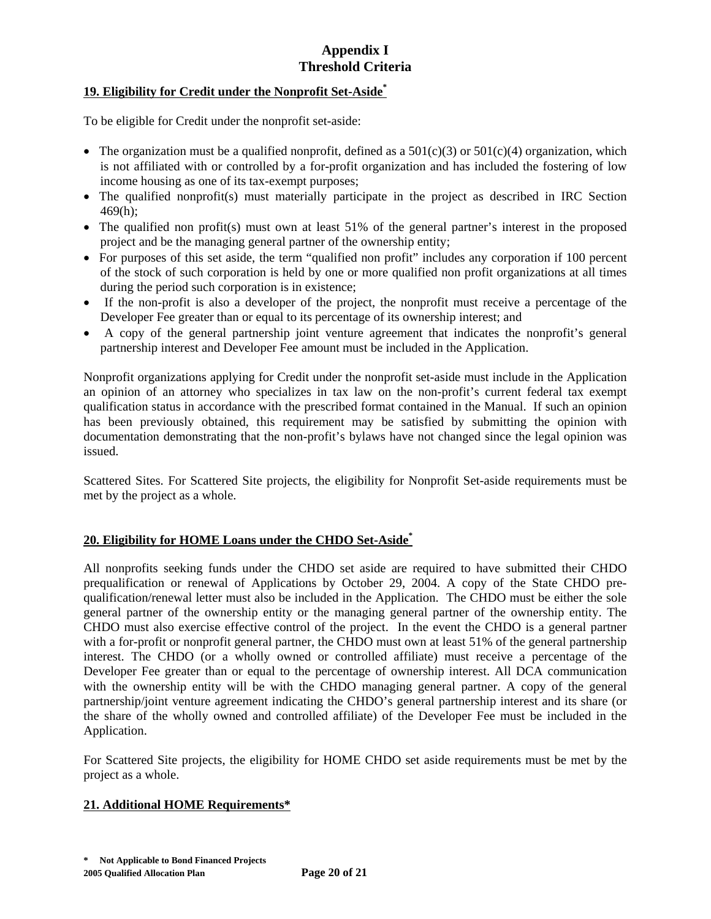## Appendix I
## Threshold Criteria

**19. Eligibility for Credit under the Nonprofit Set-Aside***

To be eligible for Credit under the nonprofit set-aside:

- The organization must be a qualified nonprofit, defined as a 501(c)(3) or 501(c)(4) organization, which is not affiliated with or controlled by a for-profit organization and has included the fostering of low income housing as one of its tax-exempt purposes;
- The qualified nonprofit(s) must materially participate in the project as described in IRC Section 469(h);
- The qualified non profit(s) must own at least 51% of the general partner's interest in the proposed project and be the managing general partner of the ownership entity;
- For purposes of this set aside, the term "qualified non profit" includes any corporation if 100 percent of the stock of such corporation is held by one or more qualified non profit organizations at all times during the period such corporation is in existence;
- If the non-profit is also a developer of the project, the nonprofit must receive a percentage of the Developer Fee greater than or equal to its percentage of its ownership interest; and
- A copy of the general partnership joint venture agreement that indicates the nonprofit's general partnership interest and Developer Fee amount must be included in the Application.

Nonprofit organizations applying for Credit under the nonprofit set-aside must include in the Application an opinion of an attorney who specializes in tax law on the non-profit's current federal tax exempt qualification status in accordance with the prescribed format contained in the Manual. If such an opinion has been previously obtained, this requirement may be satisfied by submitting the opinion with documentation demonstrating that the non-profit's bylaws have not changed since the legal opinion was issued.

Scattered Sites. For Scattered Site projects, the eligibility for Nonprofit Set-aside requirements must be met by the project as a whole.

**20. Eligibility for HOME Loans under the CHDO Set-Aside***

All nonprofits seeking funds under the CHDO set aside are required to have submitted their CHDO prequalification or renewal of Applications by October 29, 2004. A copy of the State CHDO pre-qualification/renewal letter must also be included in the Application. The CHDO must be either the sole general partner of the ownership entity or the managing general partner of the ownership entity. The CHDO must also exercise effective control of the project. In the event the CHDO is a general partner with a for-profit or nonprofit general partner, the CHDO must own at least 51% of the general partnership interest. The CHDO (or a wholly owned or controlled affiliate) must receive a percentage of the Developer Fee greater than or equal to the percentage of ownership interest. All DCA communication with the ownership entity will be with the CHDO managing general partner. A copy of the general partnership/joint venture agreement indicating the CHDO's general partnership interest and its share (or the share of the wholly owned and controlled affiliate) of the Developer Fee must be included in the Application.

For Scattered Site projects, the eligibility for HOME CHDO set aside requirements must be met by the project as a whole.

**21. Additional HOME Requirements***

**\* Not Applicable to Bond Financed Projects**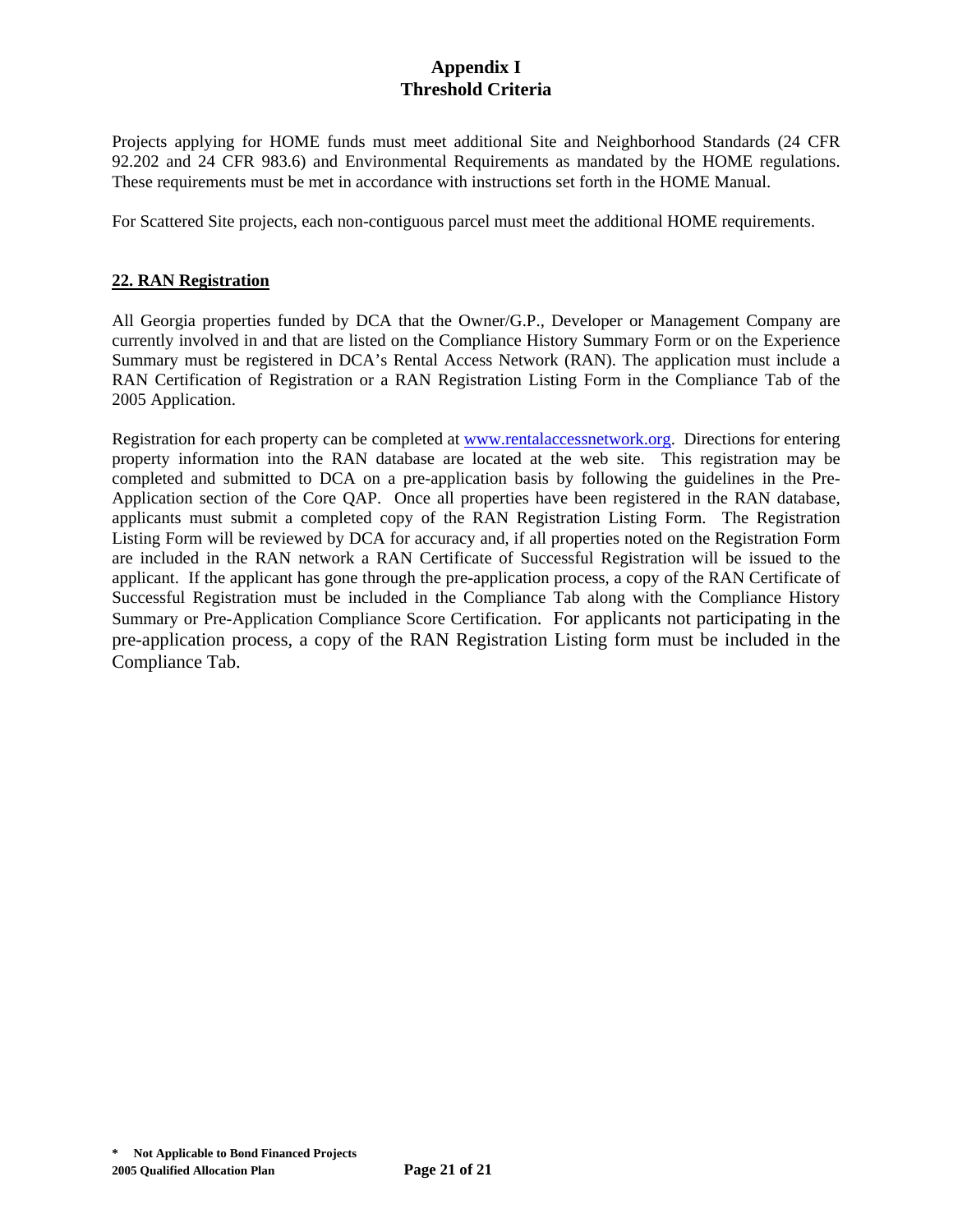# Appendix I
# Threshold Criteria

Projects applying for HOME funds must meet additional Site and Neighborhood Standards (24 CFR 92.202 and 24 CFR 983.6) and Environmental Requirements as mandated by the HOME regulations. These requirements must be met in accordance with instructions set forth in the HOME Manual.

For Scattered Site projects, each non-contiguous parcel must meet the additional HOME requirements.

## 22. RAN Registration

All Georgia properties funded by DCA that the Owner/G.P., Developer or Management Company are currently involved in and that are listed on the Compliance History Summary Form or on the Experience Summary must be registered in DCA's Rental Access Network (RAN). The application must include a RAN Certification of Registration or a RAN Registration Listing Form in the Compliance Tab of the 2005 Application.

Registration for each property can be completed at www.rentalaccessnetwork.org. Directions for entering property information into the RAN database are located at the web site. This registration may be completed and submitted to DCA on a pre-application basis by following the guidelines in the Pre-Application section of the Core QAP. Once all properties have been registered in the RAN database, applicants must submit a completed copy of the RAN Registration Listing Form. The Registration Listing Form will be reviewed by DCA for accuracy and, if all properties noted on the Registration Form are included in the RAN network a RAN Certificate of Successful Registration will be issued to the applicant. If the applicant has gone through the pre-application process, a copy of the RAN Certificate of Successful Registration must be included in the Compliance Tab along with the Compliance History Summary or Pre-Application Compliance Score Certification. For applicants not participating in the pre-application process, a copy of the RAN Registration Listing form must be included in the Compliance Tab.

**\* Not Applicable to Bond Financed Projects**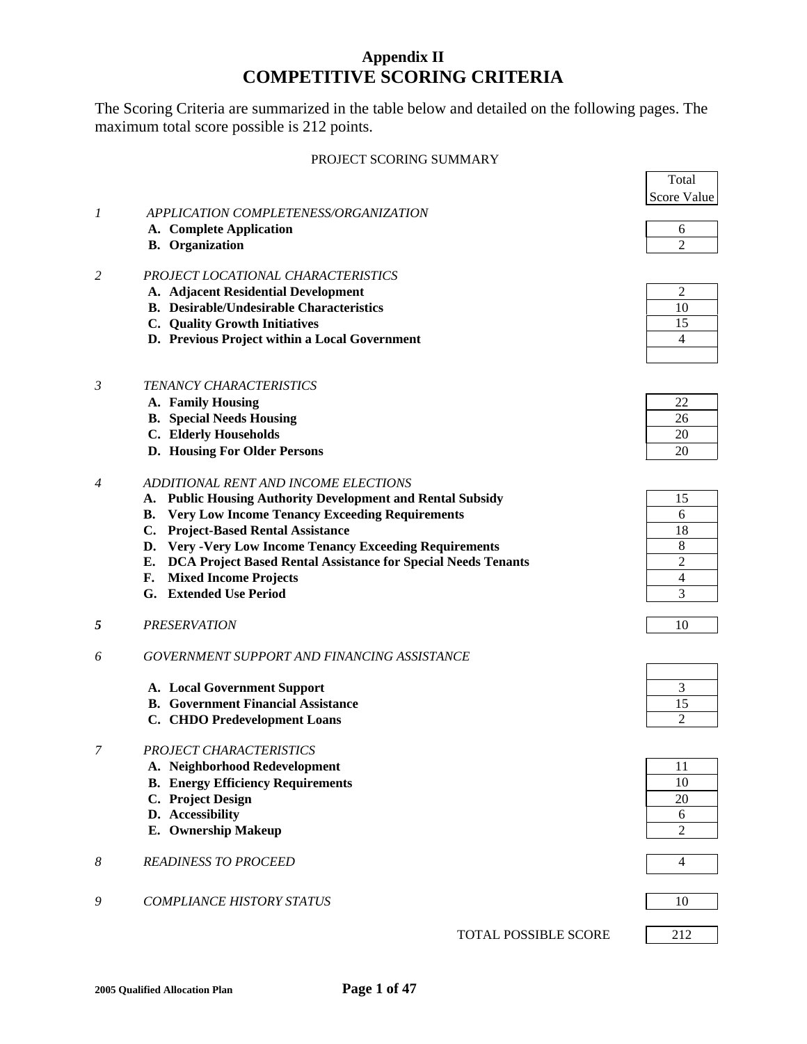# Appendix II
# COMPETITIVE SCORING CRITERIA

The Scoring Criteria are summarized in the table below and detailed on the following pages. The maximum total score possible is 212 points.

PROJECT SCORING SUMMARY

| | | Total Score Value |
|---|---|---|
| *1* | *APPLICATION COMPLETENESS/ORGANIZATION* | |
| | **A. Complete Application** | 6 |
| | **B. Organization** | 2 |
| *2* | *PROJECT LOCATIONAL CHARACTERISTICS* | |
| | **A. Adjacent Residential Development** | 2 |
| | **B. Desirable/Undesirable Characteristics** | 10 |
| | **C. Quality Growth Initiatives** | 15 |
| | **D. Previous Project within a Local Government** | 4 |
| *3* | *TENANCY CHARACTERISTICS* | |
| | **A. Family Housing** | 22 |
| | **B. Special Needs Housing** | 26 |
| | **C. Elderly Households** | 20 |
| | **D. Housing For Older Persons** | 20 |
| *4* | *ADDITIONAL RENT AND INCOME ELECTIONS* | |
| | **A. Public Housing Authority Development and Rental Subsidy** | 15 |
| | **B. Very Low Income Tenancy Exceeding Requirements** | 6 |
| | **C. Project-Based Rental Assistance** | 18 |
| | **D. Very -Very Low Income Tenancy Exceeding Requirements** | 8 |
| | **E. DCA Project Based Rental Assistance for Special Needs Tenants** | 2 |
| | **F. Mixed Income Projects** | 4 |
| | **G. Extended Use Period** | 3 |
| ***5*** | *PRESERVATION* | 10 |
| *6* | *GOVERNMENT SUPPORT AND FINANCING ASSISTANCE* | |
| | **A. Local Government Support** | 3 |
| | **B. Government Financial Assistance** | 15 |
| | **C. CHDO Predevelopment Loans** | 2 |
| *7* | *PROJECT CHARACTERISTICS* | |
| | **A. Neighborhood Redevelopment** | 11 |
| | **B. Energy Efficiency Requirements** | 10 |
| | **C. Project Design** | 20 |
| | **D. Accessibility** | 6 |
| | **E. Ownership Makeup** | 2 |
| *8* | *READINESS TO PROCEED* | 4 |
| *9* | *COMPLIANCE HISTORY STATUS* | 10 |
| | TOTAL POSSIBLE SCORE | 212 |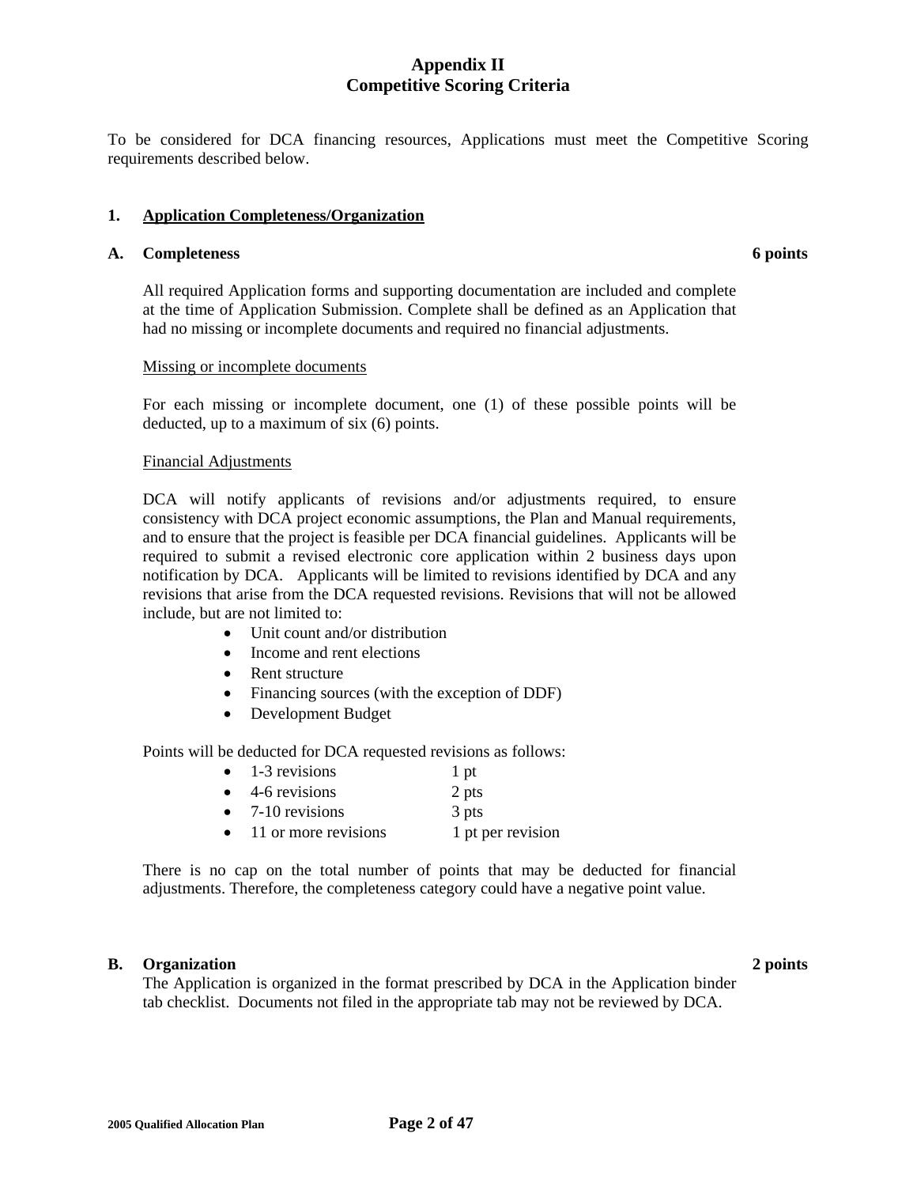# Appendix II
# Competitive Scoring Criteria

To be considered for DCA financing resources, Applications must meet the Competitive Scoring requirements described below.

## 1. Application Completeness/Organization

### A. Completeness — 6 points

All required Application forms and supporting documentation are included and complete at the time of Application Submission. Complete shall be defined as an Application that had no missing or incomplete documents and required no financial adjustments.

Missing or incomplete documents

For each missing or incomplete document, one (1) of these possible points will be deducted, up to a maximum of six (6) points.

Financial Adjustments

DCA will notify applicants of revisions and/or adjustments required, to ensure consistency with DCA project economic assumptions, the Plan and Manual requirements, and to ensure that the project is feasible per DCA financial guidelines. Applicants will be required to submit a revised electronic core application within 2 business days upon notification by DCA. Applicants will be limited to revisions identified by DCA and any revisions that arise from the DCA requested revisions. Revisions that will not be allowed include, but are not limited to:

- Unit count and/or distribution
- Income and rent elections
- Rent structure
- Financing sources (with the exception of DDF)
- Development Budget

Points will be deducted for DCA requested revisions as follows:

- 1-3 revisions — 1 pt
- 4-6 revisions — 2 pts
- 7-10 revisions — 3 pts
- 11 or more revisions — 1 pt per revision

There is no cap on the total number of points that may be deducted for financial adjustments. Therefore, the completeness category could have a negative point value.

### B. Organization — 2 points

The Application is organized in the format prescribed by DCA in the Application binder tab checklist. Documents not filed in the appropriate tab may not be reviewed by DCA.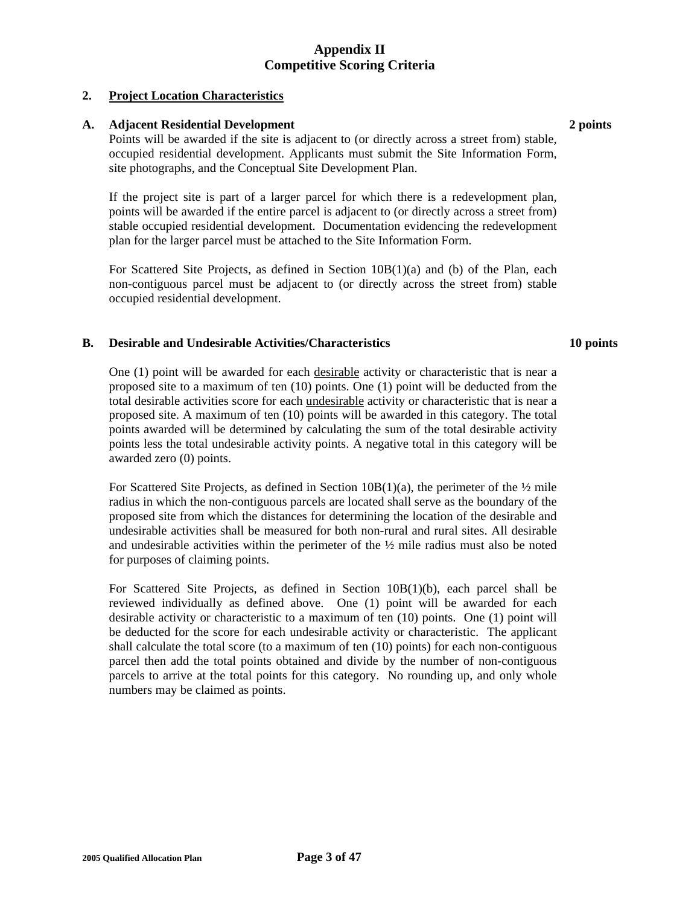# Appendix II
# Competitive Scoring Criteria

## 2. Project Location Characteristics

### A. Adjacent Residential Development — 2 points

Points will be awarded if the site is adjacent to (or directly across a street from) stable, occupied residential development. Applicants must submit the Site Information Form, site photographs, and the Conceptual Site Development Plan.

If the project site is part of a larger parcel for which there is a redevelopment plan, points will be awarded if the entire parcel is adjacent to (or directly across a street from) stable occupied residential development. Documentation evidencing the redevelopment plan for the larger parcel must be attached to the Site Information Form.

For Scattered Site Projects, as defined in Section 10B(1)(a) and (b) of the Plan, each non-contiguous parcel must be adjacent to (or directly across the street from) stable occupied residential development.

### B. Desirable and Undesirable Activities/Characteristics — 10 points

One (1) point will be awarded for each desirable activity or characteristic that is near a proposed site to a maximum of ten (10) points. One (1) point will be deducted from the total desirable activities score for each undesirable activity or characteristic that is near a proposed site. A maximum of ten (10) points will be awarded in this category. The total points awarded will be determined by calculating the sum of the total desirable activity points less the total undesirable activity points. A negative total in this category will be awarded zero (0) points.

For Scattered Site Projects, as defined in Section 10B(1)(a), the perimeter of the ½ mile radius in which the non-contiguous parcels are located shall serve as the boundary of the proposed site from which the distances for determining the location of the desirable and undesirable activities shall be measured for both non-rural and rural sites. All desirable and undesirable activities within the perimeter of the ½ mile radius must also be noted for purposes of claiming points.

For Scattered Site Projects, as defined in Section 10B(1)(b), each parcel shall be reviewed individually as defined above. One (1) point will be awarded for each desirable activity or characteristic to a maximum of ten (10) points. One (1) point will be deducted for the score for each undesirable activity or characteristic. The applicant shall calculate the total score (to a maximum of ten (10) points) for each non-contiguous parcel then add the total points obtained and divide by the number of non-contiguous parcels to arrive at the total points for this category. No rounding up, and only whole numbers may be claimed as points.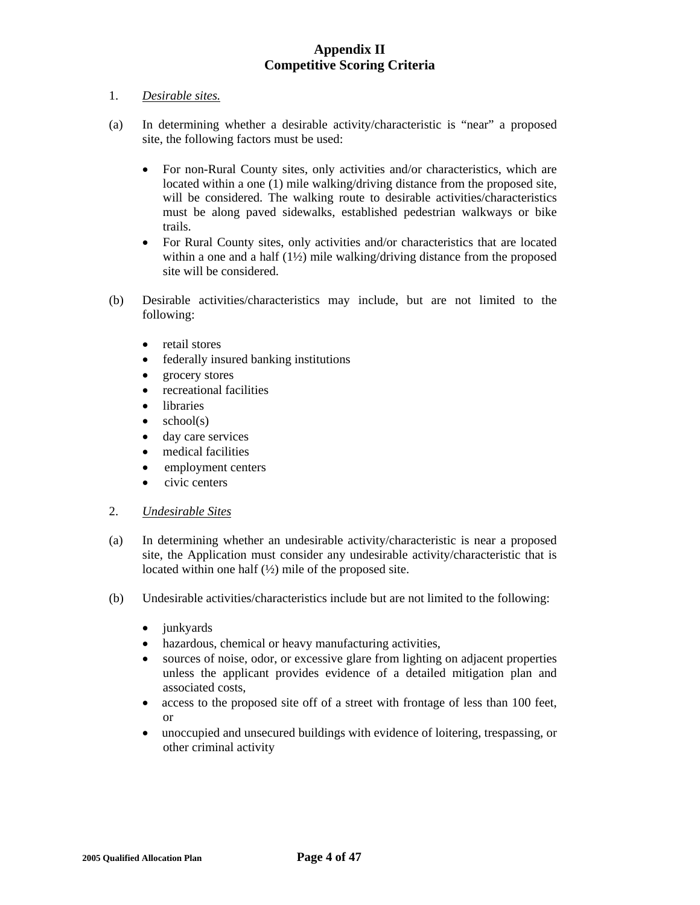# Appendix II
# Competitive Scoring Criteria

1. *Desirable sites.*

(a) In determining whether a desirable activity/characteristic is "near" a proposed site, the following factors must be used:

- For non-Rural County sites, only activities and/or characteristics, which are located within a one (1) mile walking/driving distance from the proposed site, will be considered. The walking route to desirable activities/characteristics must be along paved sidewalks, established pedestrian walkways or bike trails.
- For Rural County sites, only activities and/or characteristics that are located within a one and a half (1½) mile walking/driving distance from the proposed site will be considered.

(b) Desirable activities/characteristics may include, but are not limited to the following:

- retail stores
- federally insured banking institutions
- grocery stores
- recreational facilities
- libraries
- school(s)
- day care services
- medical facilities
- employment centers
- civic centers

2. *Undesirable Sites*

(a) In determining whether an undesirable activity/characteristic is near a proposed site, the Application must consider any undesirable activity/characteristic that is located within one half (½) mile of the proposed site.

(b) Undesirable activities/characteristics include but are not limited to the following:

- junkyards
- hazardous, chemical or heavy manufacturing activities,
- sources of noise, odor, or excessive glare from lighting on adjacent properties unless the applicant provides evidence of a detailed mitigation plan and associated costs,
- access to the proposed site off of a street with frontage of less than 100 feet, or
- unoccupied and unsecured buildings with evidence of loitering, trespassing, or other criminal activity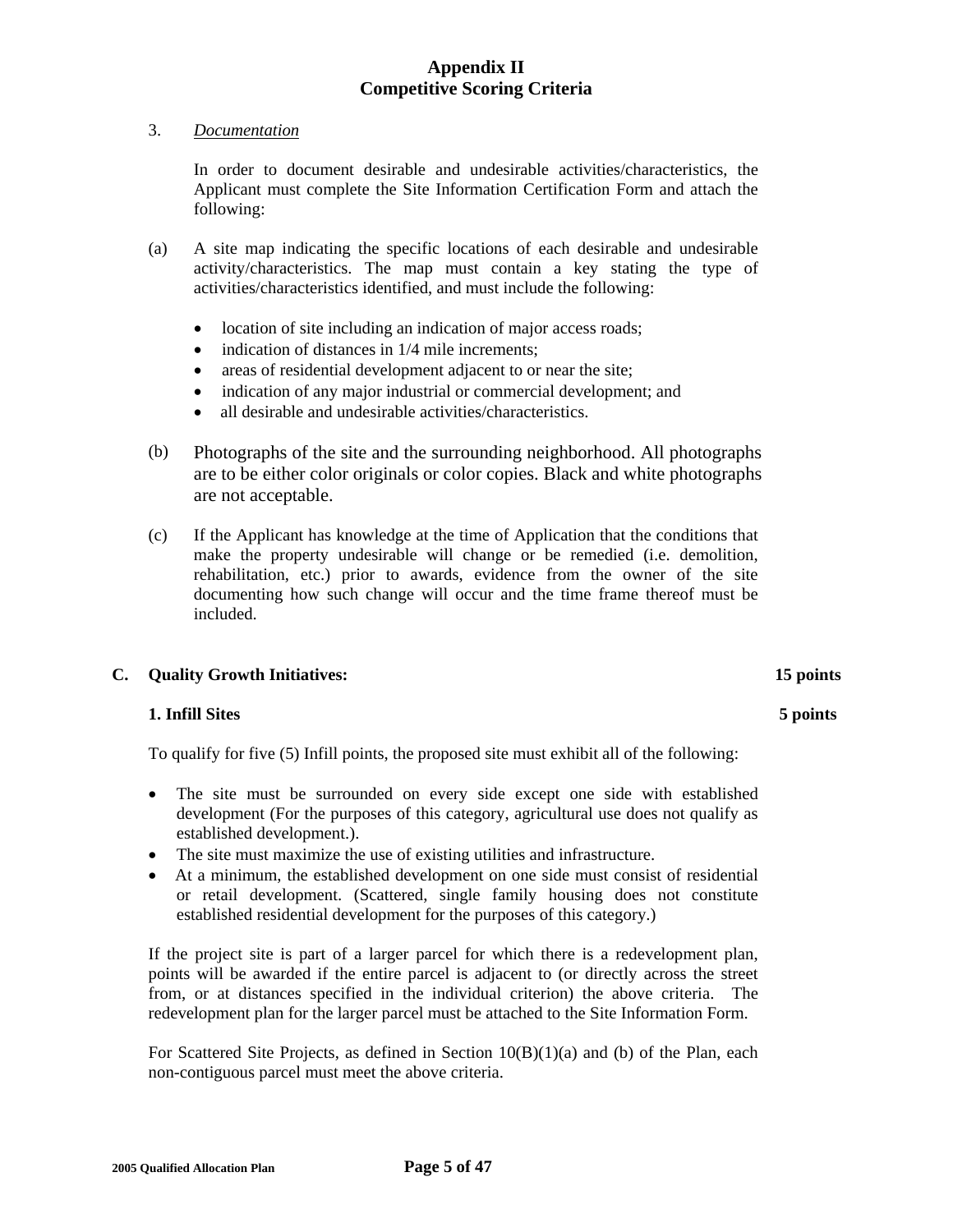# Appendix II
# Competitive Scoring Criteria

3. *Documentation*

In order to document desirable and undesirable activities/characteristics, the Applicant must complete the Site Information Certification Form and attach the following:

(a) A site map indicating the specific locations of each desirable and undesirable activity/characteristics. The map must contain a key stating the type of activities/characteristics identified, and must include the following:

- location of site including an indication of major access roads;
- indication of distances in 1/4 mile increments;
- areas of residential development adjacent to or near the site;
- indication of any major industrial or commercial development; and
- all desirable and undesirable activities/characteristics.

(b) Photographs of the site and the surrounding neighborhood. All photographs are to be either color originals or color copies. Black and white photographs are not acceptable.

(c) If the Applicant has knowledge at the time of Application that the conditions that make the property undesirable will change or be remedied (i.e. demolition, rehabilitation, etc.) prior to awards, evidence from the owner of the site documenting how such change will occur and the time frame thereof must be included.

**C. Quality Growth Initiatives: 15 points**

**1. Infill Sites 5 points**

To qualify for five (5) Infill points, the proposed site must exhibit all of the following:

- The site must be surrounded on every side except one side with established development (For the purposes of this category, agricultural use does not qualify as established development.).
- The site must maximize the use of existing utilities and infrastructure.
- At a minimum, the established development on one side must consist of residential or retail development. (Scattered, single family housing does not constitute established residential development for the purposes of this category.)

If the project site is part of a larger parcel for which there is a redevelopment plan, points will be awarded if the entire parcel is adjacent to (or directly across the street from, or at distances specified in the individual criterion) the above criteria. The redevelopment plan for the larger parcel must be attached to the Site Information Form.

For Scattered Site Projects, as defined in Section 10(B)(1)(a) and (b) of the Plan, each non-contiguous parcel must meet the above criteria.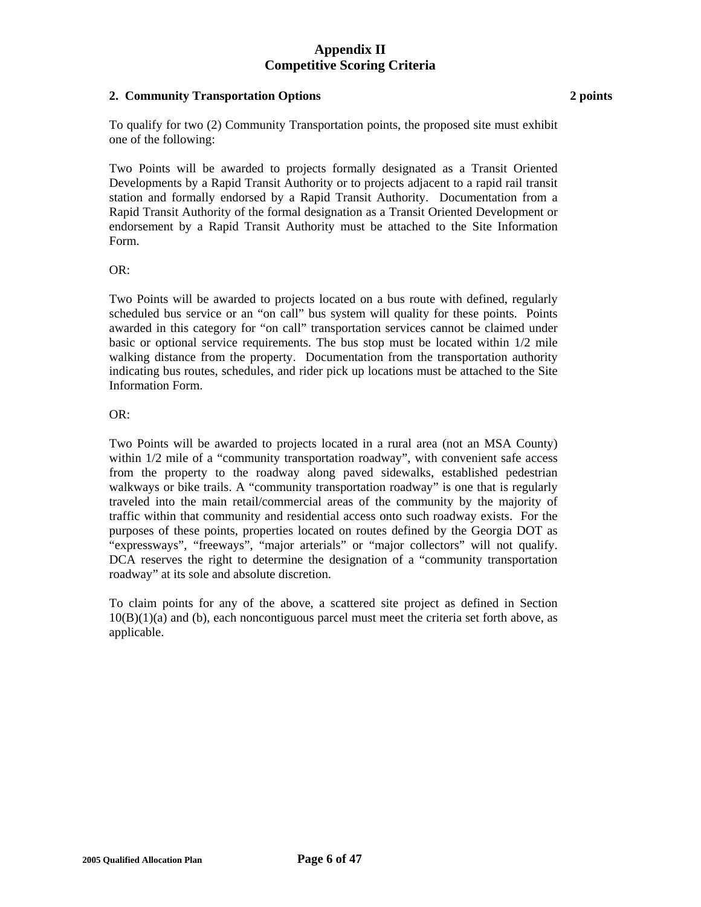## Appendix II
## Competitive Scoring Criteria

**2. Community Transportation Options** **2 points**

To qualify for two (2) Community Transportation points, the proposed site must exhibit one of the following:

Two Points will be awarded to projects formally designated as a Transit Oriented Developments by a Rapid Transit Authority or to projects adjacent to a rapid rail transit station and formally endorsed by a Rapid Transit Authority. Documentation from a Rapid Transit Authority of the formal designation as a Transit Oriented Development or endorsement by a Rapid Transit Authority must be attached to the Site Information Form.

OR:

Two Points will be awarded to projects located on a bus route with defined, regularly scheduled bus service or an "on call" bus system will quality for these points. Points awarded in this category for "on call" transportation services cannot be claimed under basic or optional service requirements. The bus stop must be located within 1/2 mile walking distance from the property. Documentation from the transportation authority indicating bus routes, schedules, and rider pick up locations must be attached to the Site Information Form.

OR:

Two Points will be awarded to projects located in a rural area (not an MSA County) within 1/2 mile of a "community transportation roadway", with convenient safe access from the property to the roadway along paved sidewalks, established pedestrian walkways or bike trails. A "community transportation roadway" is one that is regularly traveled into the main retail/commercial areas of the community by the majority of traffic within that community and residential access onto such roadway exists. For the purposes of these points, properties located on routes defined by the Georgia DOT as "expressways", "freeways", "major arterials" or "major collectors" will not qualify. DCA reserves the right to determine the designation of a "community transportation roadway" at its sole and absolute discretion.

To claim points for any of the above, a scattered site project as defined in Section 10(B)(1)(a) and (b), each noncontiguous parcel must meet the criteria set forth above, as applicable.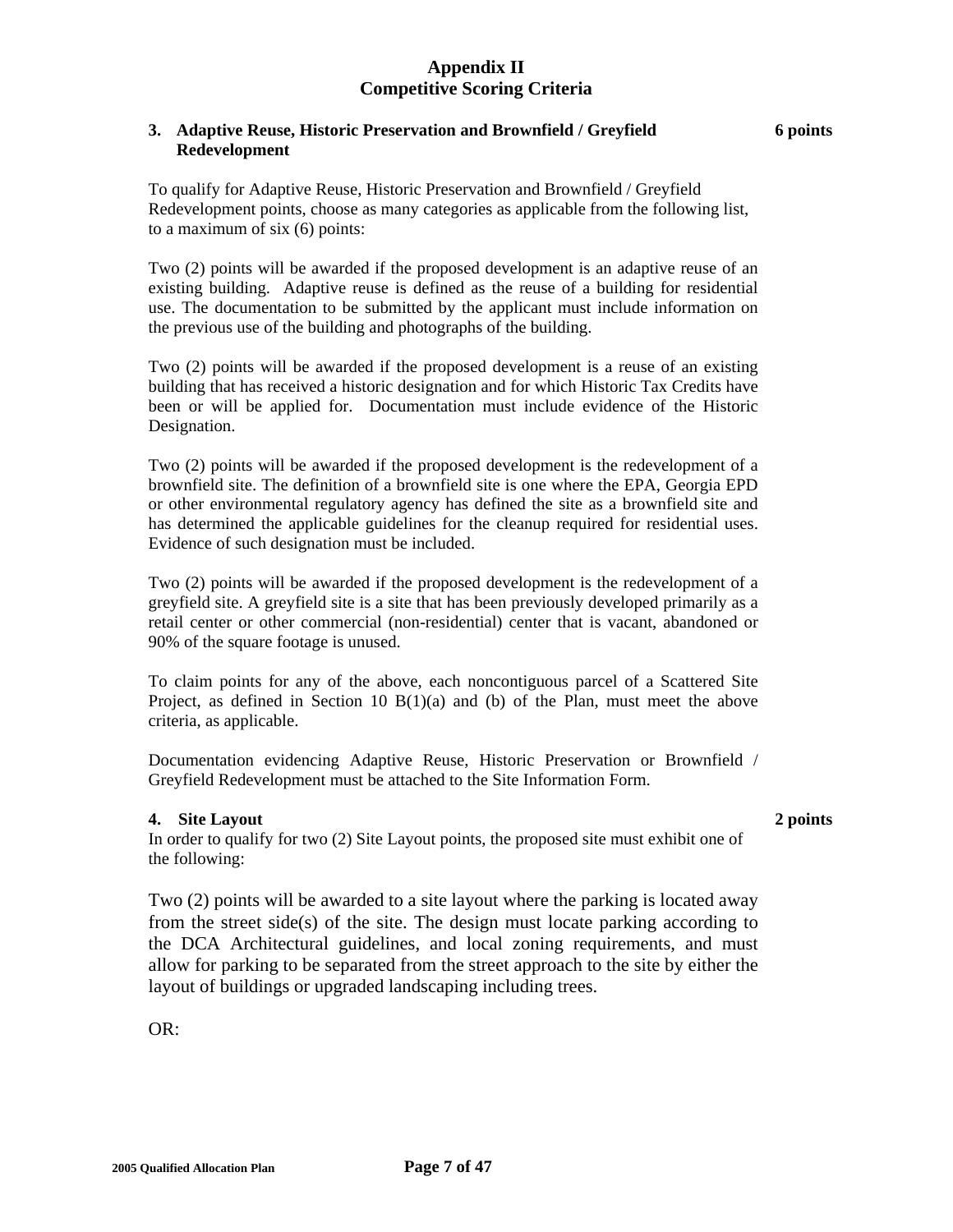# Appendix II
# Competitive Scoring Criteria

### 3. Adaptive Reuse, Historic Preservation and Brownfield / Greyfield Redevelopment — 6 points

To qualify for Adaptive Reuse, Historic Preservation and Brownfield / Greyfield Redevelopment points, choose as many categories as applicable from the following list, to a maximum of six (6) points:

Two (2) points will be awarded if the proposed development is an adaptive reuse of an existing building. Adaptive reuse is defined as the reuse of a building for residential use. The documentation to be submitted by the applicant must include information on the previous use of the building and photographs of the building.

Two (2) points will be awarded if the proposed development is a reuse of an existing building that has received a historic designation and for which Historic Tax Credits have been or will be applied for. Documentation must include evidence of the Historic Designation.

Two (2) points will be awarded if the proposed development is the redevelopment of a brownfield site. The definition of a brownfield site is one where the EPA, Georgia EPD or other environmental regulatory agency has defined the site as a brownfield site and has determined the applicable guidelines for the cleanup required for residential uses. Evidence of such designation must be included.

Two (2) points will be awarded if the proposed development is the redevelopment of a greyfield site. A greyfield site is a site that has been previously developed primarily as a retail center or other commercial (non-residential) center that is vacant, abandoned or 90% of the square footage is unused.

To claim points for any of the above, each noncontiguous parcel of a Scattered Site Project, as defined in Section 10 B(1)(a) and (b) of the Plan, must meet the above criteria, as applicable.

Documentation evidencing Adaptive Reuse, Historic Preservation or Brownfield / Greyfield Redevelopment must be attached to the Site Information Form.

### 4. Site Layout — 2 points

In order to qualify for two (2) Site Layout points, the proposed site must exhibit one of the following:

Two (2) points will be awarded to a site layout where the parking is located away from the street side(s) of the site. The design must locate parking according to the DCA Architectural guidelines, and local zoning requirements, and must allow for parking to be separated from the street approach to the site by either the layout of buildings or upgraded landscaping including trees.

OR: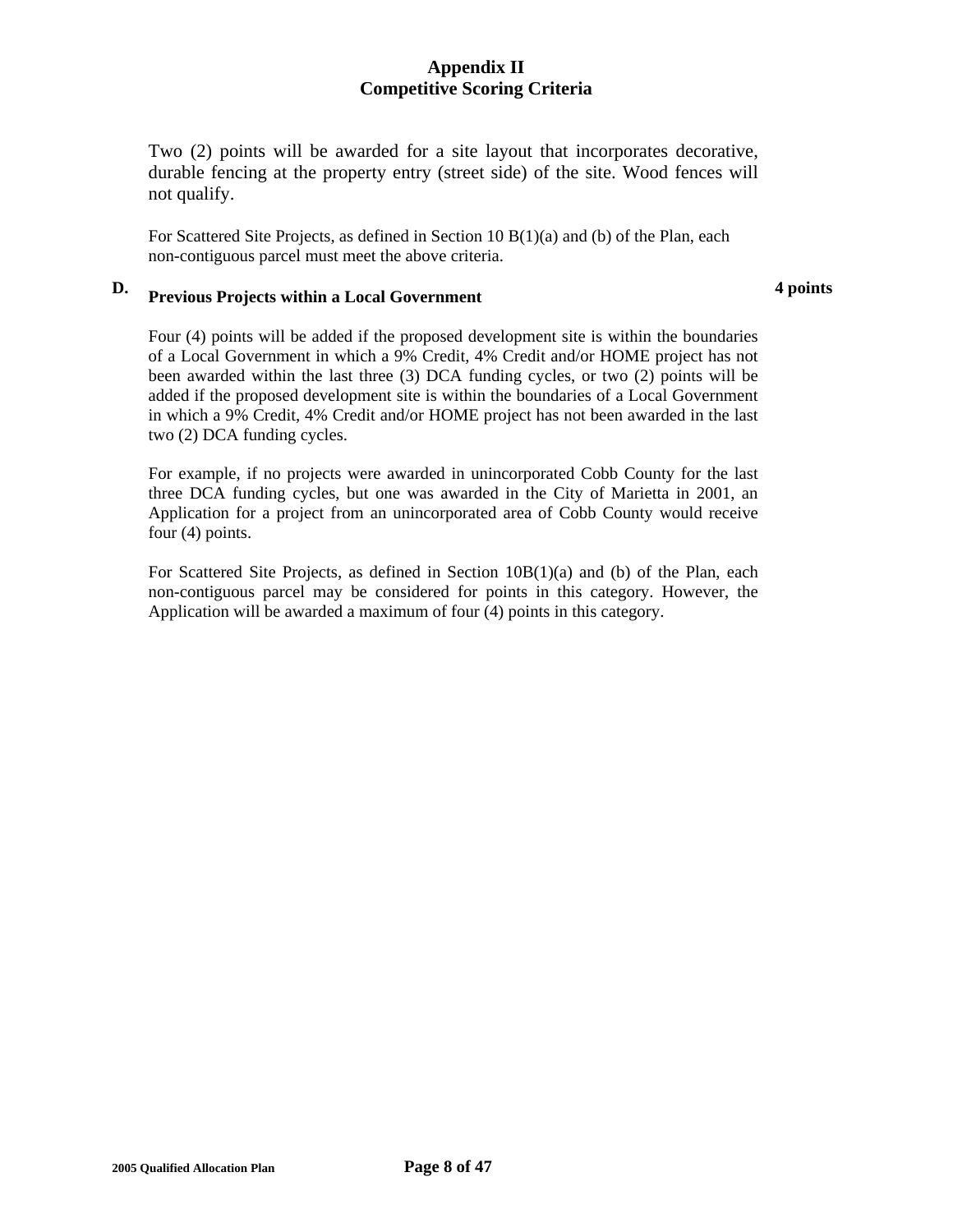Two (2) points will be awarded for a site layout that incorporates decorative, durable fencing at the property entry (street side) of the site. Wood fences will not qualify.

For Scattered Site Projects, as defined in Section 10 B(1)(a) and (b) of the Plan, each non-contiguous parcel must meet the above criteria.

### D. Previous Projects within a Local Government — 4 points

Four (4) points will be added if the proposed development site is within the boundaries of a Local Government in which a 9% Credit, 4% Credit and/or HOME project has not been awarded within the last three (3) DCA funding cycles, or two (2) points will be added if the proposed development site is within the boundaries of a Local Government in which a 9% Credit, 4% Credit and/or HOME project has not been awarded in the last two (2) DCA funding cycles.

For example, if no projects were awarded in unincorporated Cobb County for the last three DCA funding cycles, but one was awarded in the City of Marietta in 2001, an Application for a project from an unincorporated area of Cobb County would receive four (4) points.

For Scattered Site Projects, as defined in Section 10B(1)(a) and (b) of the Plan, each non-contiguous parcel may be considered for points in this category. However, the Application will be awarded a maximum of four (4) points in this category.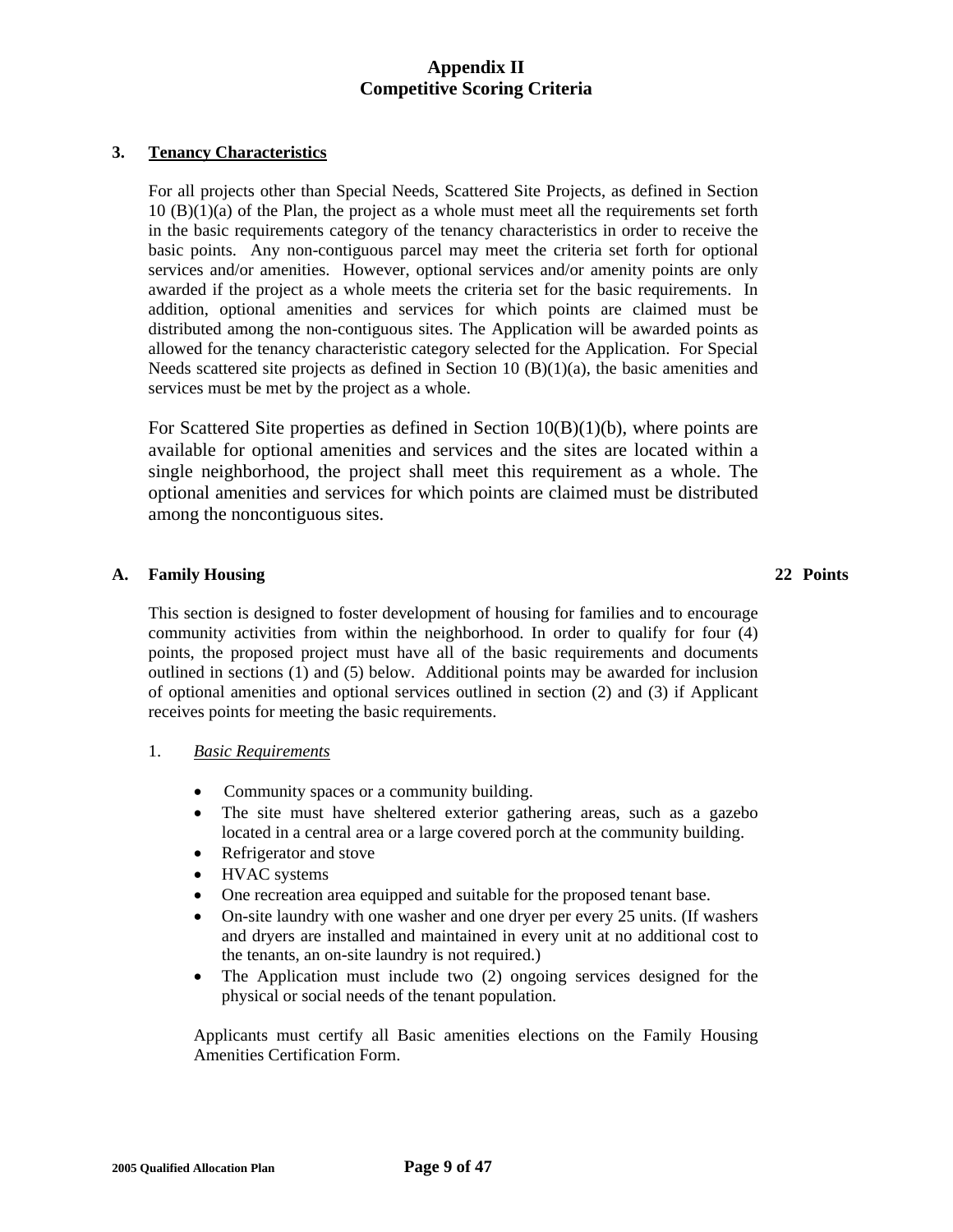# Appendix II
# Competitive Scoring Criteria

## 3. Tenancy Characteristics

For all projects other than Special Needs, Scattered Site Projects, as defined in Section 10 (B)(1)(a) of the Plan, the project as a whole must meet all the requirements set forth in the basic requirements category of the tenancy characteristics in order to receive the basic points. Any non-contiguous parcel may meet the criteria set forth for optional services and/or amenities. However, optional services and/or amenity points are only awarded if the project as a whole meets the criteria set for the basic requirements. In addition, optional amenities and services for which points are claimed must be distributed among the non-contiguous sites. The Application will be awarded points as allowed for the tenancy characteristic category selected for the Application. For Special Needs scattered site projects as defined in Section 10 (B)(1)(a), the basic amenities and services must be met by the project as a whole.

For Scattered Site properties as defined in Section 10(B)(1)(b), where points are available for optional amenities and services and the sites are located within a single neighborhood, the project shall meet this requirement as a whole. The optional amenities and services for which points are claimed must be distributed among the noncontiguous sites.

### A. Family Housing — 22 Points

This section is designed to foster development of housing for families and to encourage community activities from within the neighborhood. In order to qualify for four (4) points, the proposed project must have all of the basic requirements and documents outlined in sections (1) and (5) below. Additional points may be awarded for inclusion of optional amenities and optional services outlined in section (2) and (3) if Applicant receives points for meeting the basic requirements.

1. *Basic Requirements*

- Community spaces or a community building.
- The site must have sheltered exterior gathering areas, such as a gazebo located in a central area or a large covered porch at the community building.
- Refrigerator and stove
- HVAC systems
- One recreation area equipped and suitable for the proposed tenant base.
- On-site laundry with one washer and one dryer per every 25 units. (If washers and dryers are installed and maintained in every unit at no additional cost to the tenants, an on-site laundry is not required.)
- The Application must include two (2) ongoing services designed for the physical or social needs of the tenant population.

Applicants must certify all Basic amenities elections on the Family Housing Amenities Certification Form.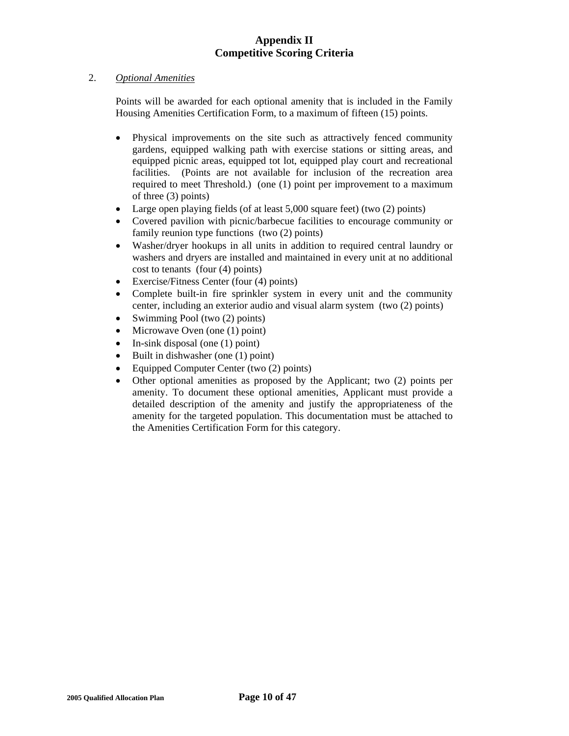# Appendix II
## Competitive Scoring Criteria

2. *Optional Amenities*

Points will be awarded for each optional amenity that is included in the Family Housing Amenities Certification Form, to a maximum of fifteen (15) points.

- Physical improvements on the site such as attractively fenced community gardens, equipped walking path with exercise stations or sitting areas, and equipped picnic areas, equipped tot lot, equipped play court and recreational facilities. (Points are not available for inclusion of the recreation area required to meet Threshold.) (one (1) point per improvement to a maximum of three (3) points)
- Large open playing fields (of at least 5,000 square feet) (two (2) points)
- Covered pavilion with picnic/barbecue facilities to encourage community or family reunion type functions (two (2) points)
- Washer/dryer hookups in all units in addition to required central laundry or washers and dryers are installed and maintained in every unit at no additional cost to tenants (four (4) points)
- Exercise/Fitness Center (four (4) points)
- Complete built-in fire sprinkler system in every unit and the community center, including an exterior audio and visual alarm system (two (2) points)
- Swimming Pool (two (2) points)
- Microwave Oven (one (1) point)
- In-sink disposal (one (1) point)
- Built in dishwasher (one (1) point)
- Equipped Computer Center (two (2) points)
- Other optional amenities as proposed by the Applicant; two (2) points per amenity. To document these optional amenities, Applicant must provide a detailed description of the amenity and justify the appropriateness of the amenity for the targeted population. This documentation must be attached to the Amenities Certification Form for this category.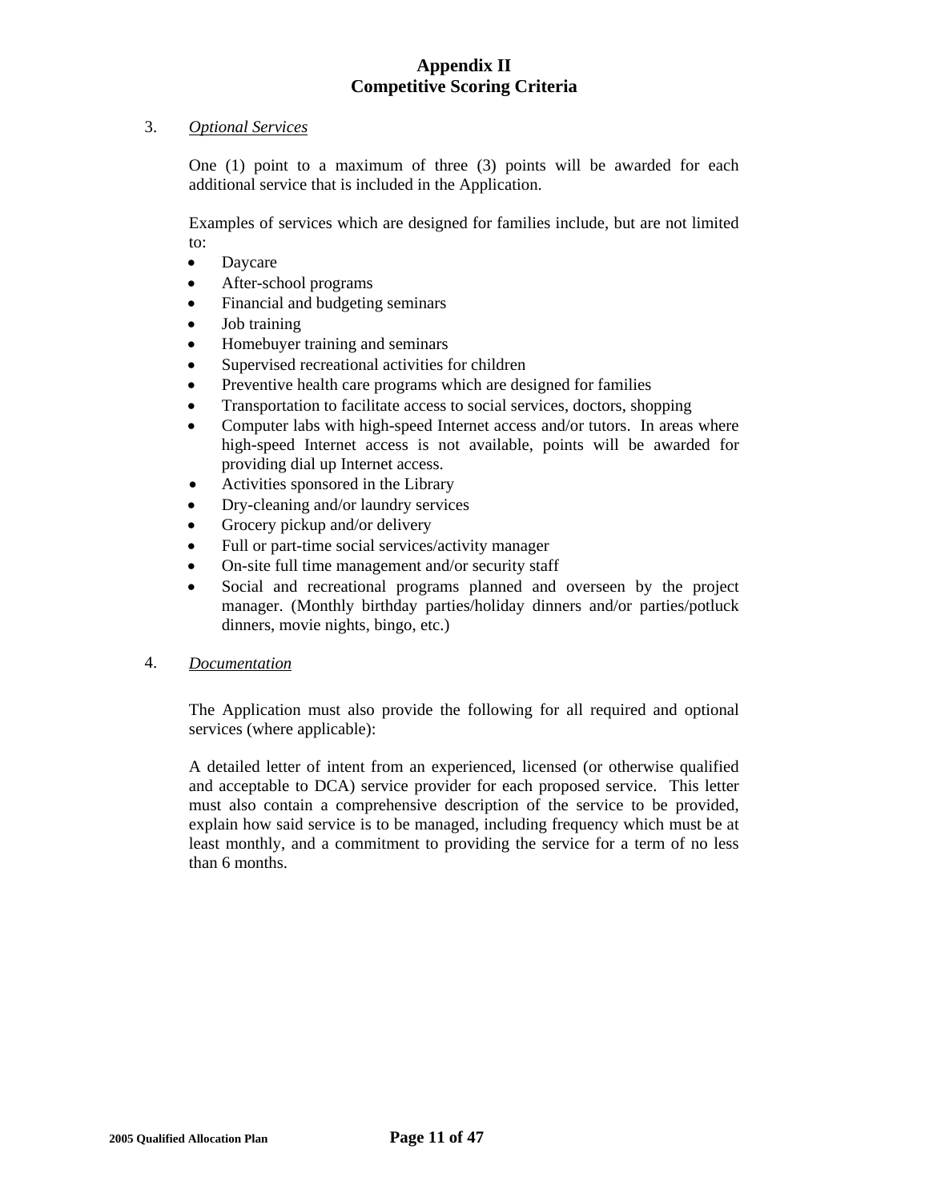# Appendix II
# Competitive Scoring Criteria

3. *Optional Services*

   One (1) point to a maximum of three (3) points will be awarded for each additional service that is included in the Application.

   Examples of services which are designed for families include, but are not limited to:

   - Daycare
   - After-school programs
   - Financial and budgeting seminars
   - Job training
   - Homebuyer training and seminars
   - Supervised recreational activities for children
   - Preventive health care programs which are designed for families
   - Transportation to facilitate access to social services, doctors, shopping
   - Computer labs with high-speed Internet access and/or tutors. In areas where high-speed Internet access is not available, points will be awarded for providing dial up Internet access.
   - Activities sponsored in the Library
   - Dry-cleaning and/or laundry services
   - Grocery pickup and/or delivery
   - Full or part-time social services/activity manager
   - On-site full time management and/or security staff
   - Social and recreational programs planned and overseen by the project manager. (Monthly birthday parties/holiday dinners and/or parties/potluck dinners, movie nights, bingo, etc.)

4. *Documentation*

   The Application must also provide the following for all required and optional services (where applicable):

   A detailed letter of intent from an experienced, licensed (or otherwise qualified and acceptable to DCA) service provider for each proposed service. This letter must also contain a comprehensive description of the service to be provided, explain how said service is to be managed, including frequency which must be at least monthly, and a commitment to providing the service for a term of no less than 6 months.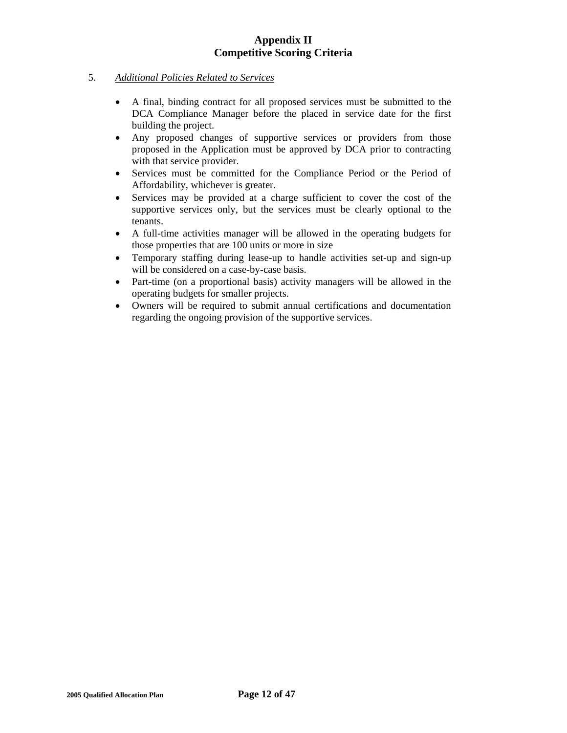# Appendix II
# Competitive Scoring Criteria

5. *Additional Policies Related to Services*

- A final, binding contract for all proposed services must be submitted to the DCA Compliance Manager before the placed in service date for the first building the project.
- Any proposed changes of supportive services or providers from those proposed in the Application must be approved by DCA prior to contracting with that service provider.
- Services must be committed for the Compliance Period or the Period of Affordability, whichever is greater.
- Services may be provided at a charge sufficient to cover the cost of the supportive services only, but the services must be clearly optional to the tenants.
- A full-time activities manager will be allowed in the operating budgets for those properties that are 100 units or more in size
- Temporary staffing during lease-up to handle activities set-up and sign-up will be considered on a case-by-case basis.
- Part-time (on a proportional basis) activity managers will be allowed in the operating budgets for smaller projects.
- Owners will be required to submit annual certifications and documentation regarding the ongoing provision of the supportive services.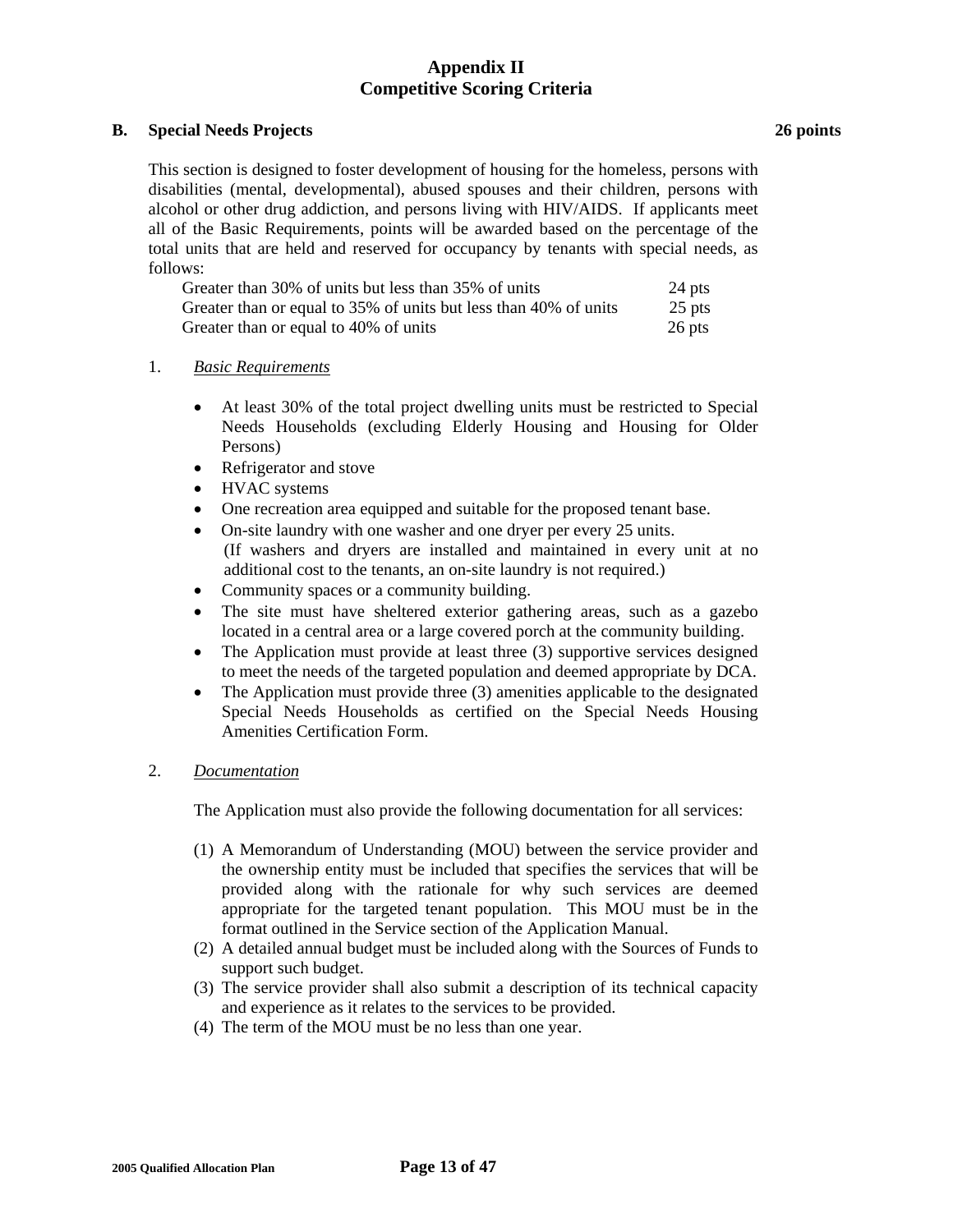# Appendix II
# Competitive Scoring Criteria

## B. Special Needs Projects **26 points**

This section is designed to foster development of housing for the homeless, persons with disabilities (mental, developmental), abused spouses and their children, persons with alcohol or other drug addiction, and persons living with HIV/AIDS. If applicants meet all of the Basic Requirements, points will be awarded based on the percentage of the total units that are held and reserved for occupancy by tenants with special needs, as follows:

| | |
|---|---|
| Greater than 30% of units but less than 35% of units | 24 pts |
| Greater than or equal to 35% of units but less than 40% of units | 25 pts |
| Greater than or equal to 40% of units | 26 pts |

1. *Basic Requirements*

- At least 30% of the total project dwelling units must be restricted to Special Needs Households (excluding Elderly Housing and Housing for Older Persons)
- Refrigerator and stove
- HVAC systems
- One recreation area equipped and suitable for the proposed tenant base.
- On-site laundry with one washer and one dryer per every 25 units. (If washers and dryers are installed and maintained in every unit at no additional cost to the tenants, an on-site laundry is not required.)
- Community spaces or a community building.
- The site must have sheltered exterior gathering areas, such as a gazebo located in a central area or a large covered porch at the community building.
- The Application must provide at least three (3) supportive services designed to meet the needs of the targeted population and deemed appropriate by DCA.
- The Application must provide three (3) amenities applicable to the designated Special Needs Households as certified on the Special Needs Housing Amenities Certification Form.

2. *Documentation*

The Application must also provide the following documentation for all services:

(1) A Memorandum of Understanding (MOU) between the service provider and the ownership entity must be included that specifies the services that will be provided along with the rationale for why such services are deemed appropriate for the targeted tenant population. This MOU must be in the format outlined in the Service section of the Application Manual.

(2) A detailed annual budget must be included along with the Sources of Funds to support such budget.

(3) The service provider shall also submit a description of its technical capacity and experience as it relates to the services to be provided.

(4) The term of the MOU must be no less than one year.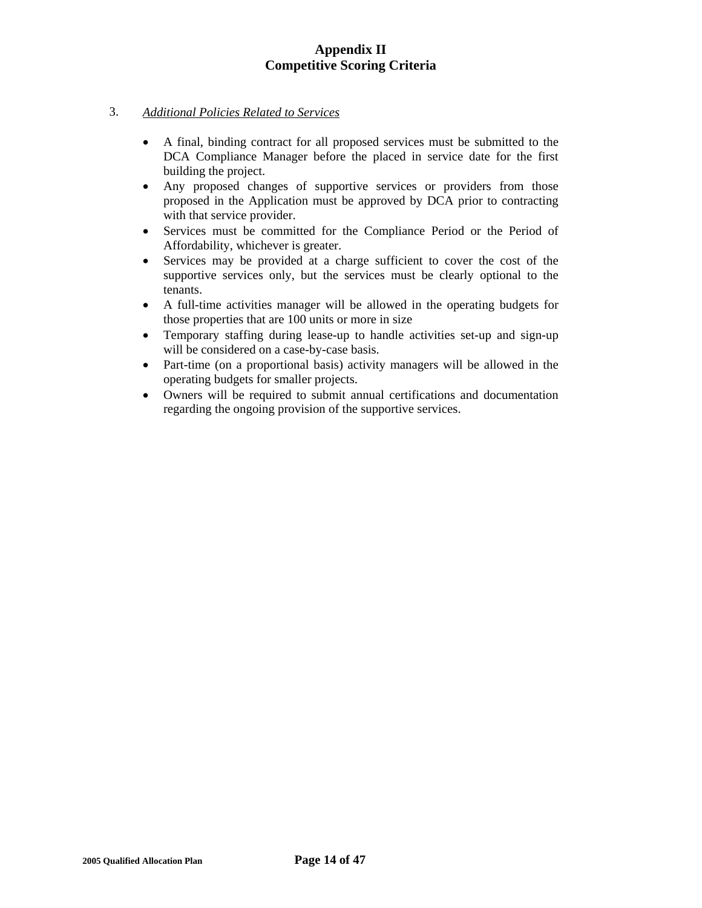# Appendix II
# Competitive Scoring Criteria

3. *Additional Policies Related to Services*

- A final, binding contract for all proposed services must be submitted to the DCA Compliance Manager before the placed in service date for the first building the project.
- Any proposed changes of supportive services or providers from those proposed in the Application must be approved by DCA prior to contracting with that service provider.
- Services must be committed for the Compliance Period or the Period of Affordability, whichever is greater.
- Services may be provided at a charge sufficient to cover the cost of the supportive services only, but the services must be clearly optional to the tenants.
- A full-time activities manager will be allowed in the operating budgets for those properties that are 100 units or more in size
- Temporary staffing during lease-up to handle activities set-up and sign-up will be considered on a case-by-case basis.
- Part-time (on a proportional basis) activity managers will be allowed in the operating budgets for smaller projects.
- Owners will be required to submit annual certifications and documentation regarding the ongoing provision of the supportive services.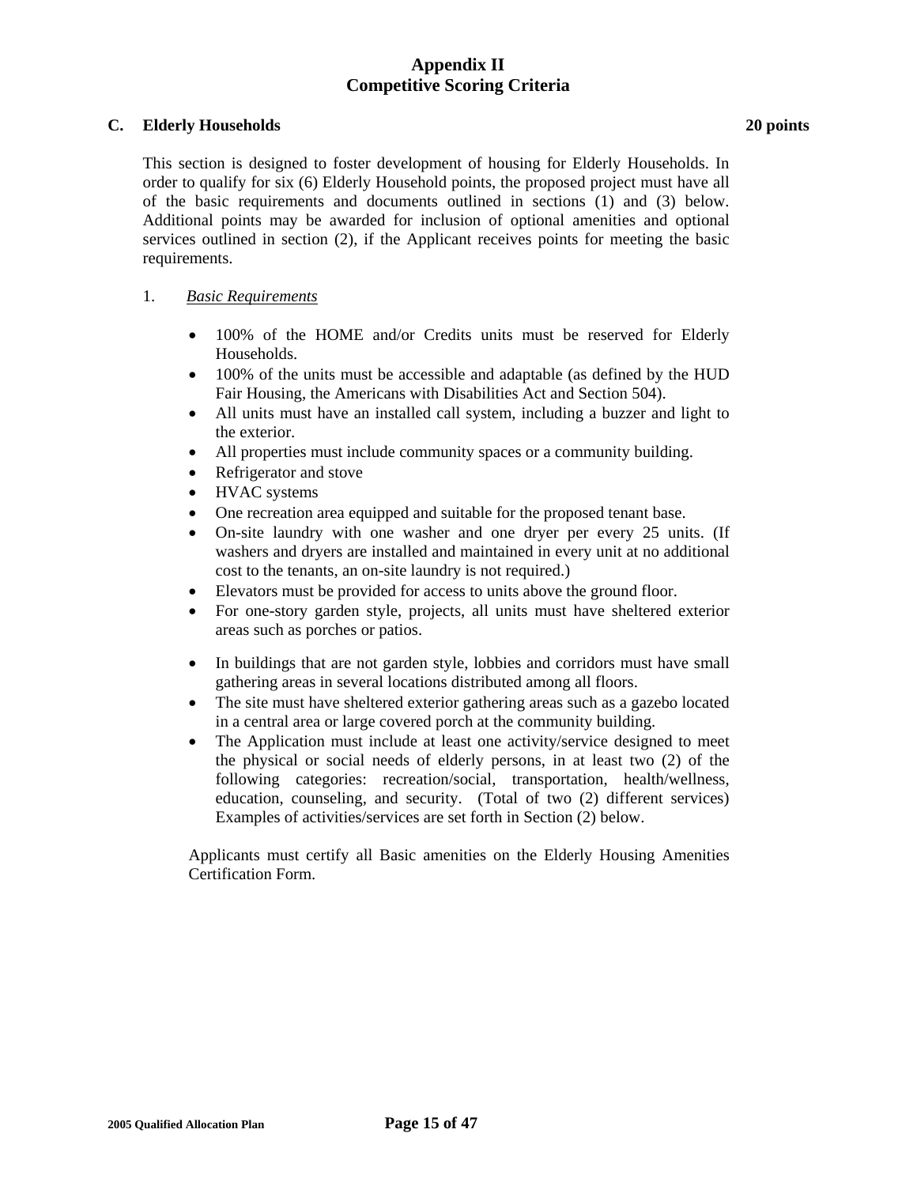# Appendix II
# Competitive Scoring Criteria

## C. Elderly Households — 20 points

This section is designed to foster development of housing for Elderly Households. In order to qualify for six (6) Elderly Household points, the proposed project must have all of the basic requirements and documents outlined in sections (1) and (3) below. Additional points may be awarded for inclusion of optional amenities and optional services outlined in section (2), if the Applicant receives points for meeting the basic requirements.

1. *Basic Requirements*

- 100% of the HOME and/or Credits units must be reserved for Elderly Households.
- 100% of the units must be accessible and adaptable (as defined by the HUD Fair Housing, the Americans with Disabilities Act and Section 504).
- All units must have an installed call system, including a buzzer and light to the exterior.
- All properties must include community spaces or a community building.
- Refrigerator and stove
- HVAC systems
- One recreation area equipped and suitable for the proposed tenant base.
- On-site laundry with one washer and one dryer per every 25 units. (If washers and dryers are installed and maintained in every unit at no additional cost to the tenants, an on-site laundry is not required.)
- Elevators must be provided for access to units above the ground floor.
- For one-story garden style, projects, all units must have sheltered exterior areas such as porches or patios.
- In buildings that are not garden style, lobbies and corridors must have small gathering areas in several locations distributed among all floors.
- The site must have sheltered exterior gathering areas such as a gazebo located in a central area or large covered porch at the community building.
- The Application must include at least one activity/service designed to meet the physical or social needs of elderly persons, in at least two (2) of the following categories: recreation/social, transportation, health/wellness, education, counseling, and security. (Total of two (2) different services) Examples of activities/services are set forth in Section (2) below.

Applicants must certify all Basic amenities on the Elderly Housing Amenities Certification Form.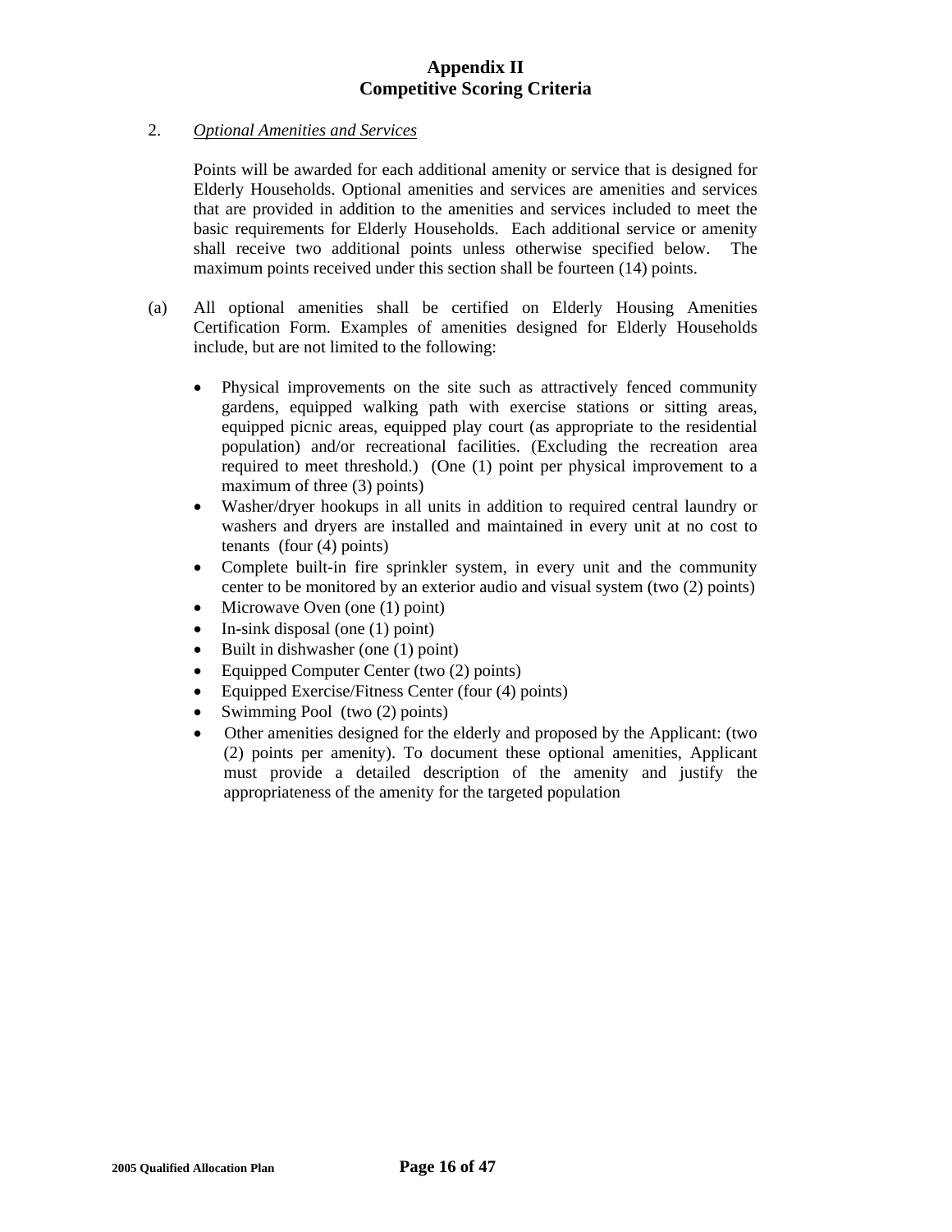# Appendix II
# Competitive Scoring Criteria

2. *Optional Amenities and Services*

   Points will be awarded for each additional amenity or service that is designed for Elderly Households. Optional amenities and services are amenities and services that are provided in addition to the amenities and services included to meet the basic requirements for Elderly Households. Each additional service or amenity shall receive two additional points unless otherwise specified below. The maximum points received under this section shall be fourteen (14) points.

(a) All optional amenities shall be certified on Elderly Housing Amenities Certification Form. Examples of amenities designed for Elderly Households include, but are not limited to the following:

- Physical improvements on the site such as attractively fenced community gardens, equipped walking path with exercise stations or sitting areas, equipped picnic areas, equipped play court (as appropriate to the residential population) and/or recreational facilities. (Excluding the recreation area required to meet threshold.) (One (1) point per physical improvement to a maximum of three (3) points)
- Washer/dryer hookups in all units in addition to required central laundry or washers and dryers are installed and maintained in every unit at no cost to tenants (four (4) points)
- Complete built-in fire sprinkler system, in every unit and the community center to be monitored by an exterior audio and visual system (two (2) points)
- Microwave Oven (one (1) point)
- In-sink disposal (one (1) point)
- Built in dishwasher (one (1) point)
- Equipped Computer Center (two (2) points)
- Equipped Exercise/Fitness Center (four (4) points)
- Swimming Pool (two (2) points)
- Other amenities designed for the elderly and proposed by the Applicant: (two (2) points per amenity). To document these optional amenities, Applicant must provide a detailed description of the amenity and justify the appropriateness of the amenity for the targeted population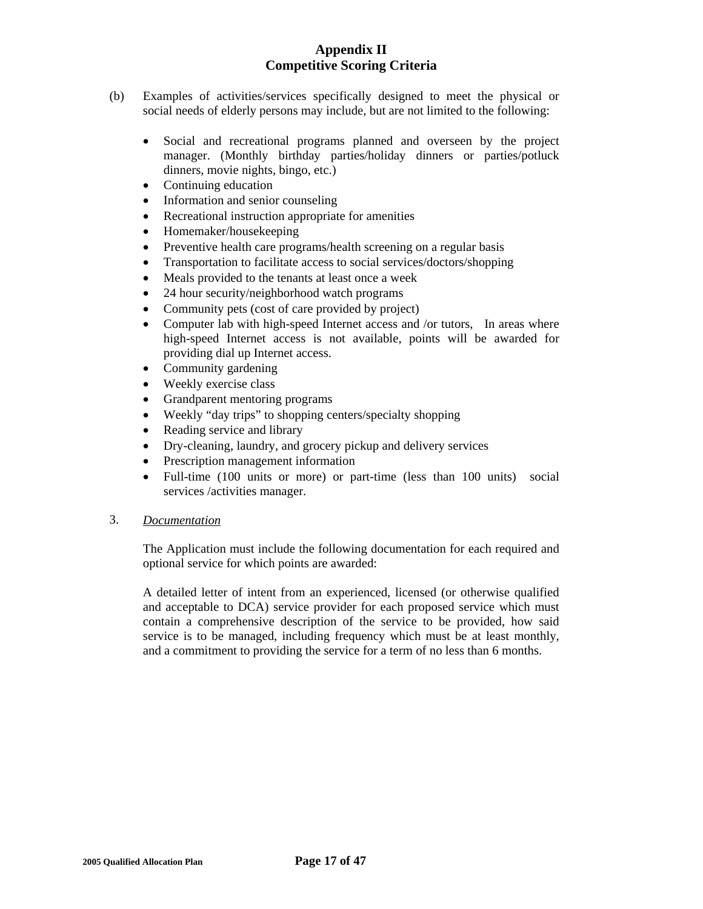# Appendix II
# Competitive Scoring Criteria

(b) Examples of activities/services specifically designed to meet the physical or social needs of elderly persons may include, but are not limited to the following:

- Social and recreational programs planned and overseen by the project manager. (Monthly birthday parties/holiday dinners or parties/potluck dinners, movie nights, bingo, etc.)
- Continuing education
- Information and senior counseling
- Recreational instruction appropriate for amenities
- Homemaker/housekeeping
- Preventive health care programs/health screening on a regular basis
- Transportation to facilitate access to social services/doctors/shopping
- Meals provided to the tenants at least once a week
- 24 hour security/neighborhood watch programs
- Community pets (cost of care provided by project)
- Computer lab with high-speed Internet access and /or tutors, In areas where high-speed Internet access is not available, points will be awarded for providing dial up Internet access.
- Community gardening
- Weekly exercise class
- Grandparent mentoring programs
- Weekly "day trips" to shopping centers/specialty shopping
- Reading service and library
- Dry-cleaning, laundry, and grocery pickup and delivery services
- Prescription management information
- Full-time (100 units or more) or part-time (less than 100 units) social services /activities manager.

3. *Documentation*

The Application must include the following documentation for each required and optional service for which points are awarded:

A detailed letter of intent from an experienced, licensed (or otherwise qualified and acceptable to DCA) service provider for each proposed service which must contain a comprehensive description of the service to be provided, how said service is to be managed, including frequency which must be at least monthly, and a commitment to providing the service for a term of no less than 6 months.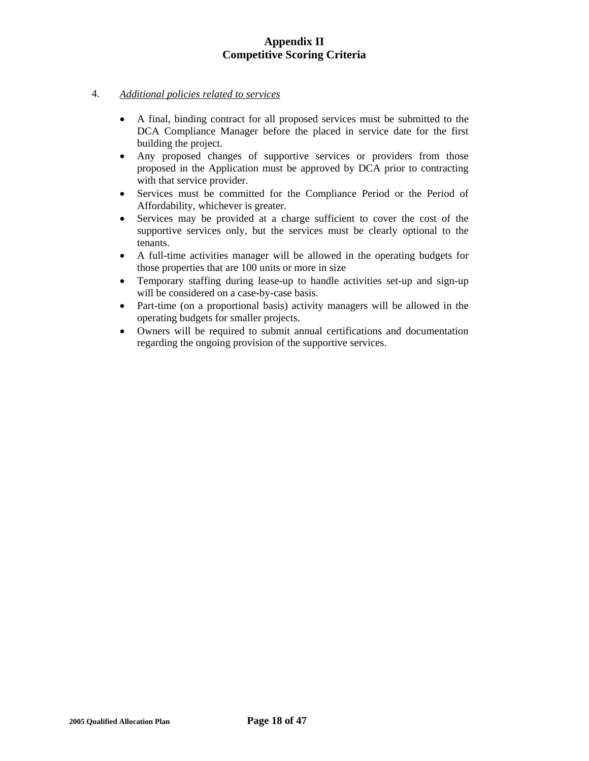# Appendix II
# Competitive Scoring Criteria

4. *Additional policies related to services*

- A final, binding contract for all proposed services must be submitted to the DCA Compliance Manager before the placed in service date for the first building the project.
- Any proposed changes of supportive services or providers from those proposed in the Application must be approved by DCA prior to contracting with that service provider.
- Services must be committed for the Compliance Period or the Period of Affordability, whichever is greater.
- Services may be provided at a charge sufficient to cover the cost of the supportive services only, but the services must be clearly optional to the tenants.
- A full-time activities manager will be allowed in the operating budgets for those properties that are 100 units or more in size
- Temporary staffing during lease-up to handle activities set-up and sign-up will be considered on a case-by-case basis.
- Part-time (on a proportional basis) activity managers will be allowed in the operating budgets for smaller projects.
- Owners will be required to submit annual certifications and documentation regarding the ongoing provision of the supportive services.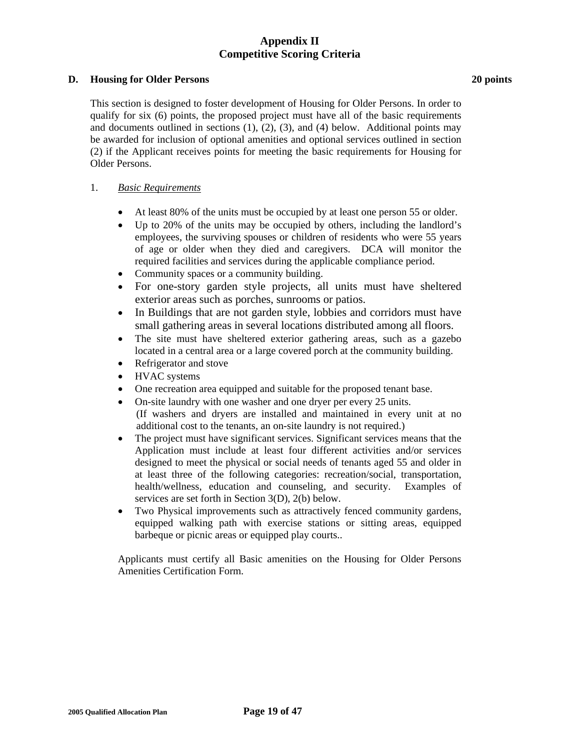# Appendix II
# Competitive Scoring Criteria

**D. Housing for Older Persons** **20 points**

This section is designed to foster development of Housing for Older Persons. In order to qualify for six (6) points, the proposed project must have all of the basic requirements and documents outlined in sections (1), (2), (3), and (4) below. Additional points may be awarded for inclusion of optional amenities and optional services outlined in section (2) if the Applicant receives points for meeting the basic requirements for Housing for Older Persons.

1. *Basic Requirements*

- At least 80% of the units must be occupied by at least one person 55 or older.
- Up to 20% of the units may be occupied by others, including the landlord's employees, the surviving spouses or children of residents who were 55 years of age or older when they died and caregivers. DCA will monitor the required facilities and services during the applicable compliance period.
- Community spaces or a community building.
- For one-story garden style projects, all units must have sheltered exterior areas such as porches, sunrooms or patios.
- In Buildings that are not garden style, lobbies and corridors must have small gathering areas in several locations distributed among all floors.
- The site must have sheltered exterior gathering areas, such as a gazebo located in a central area or a large covered porch at the community building.
- Refrigerator and stove
- HVAC systems
- One recreation area equipped and suitable for the proposed tenant base.
- On-site laundry with one washer and one dryer per every 25 units. (If washers and dryers are installed and maintained in every unit at no additional cost to the tenants, an on-site laundry is not required.)
- The project must have significant services. Significant services means that the Application must include at least four different activities and/or services designed to meet the physical or social needs of tenants aged 55 and older in at least three of the following categories: recreation/social, transportation, health/wellness, education and counseling, and security. Examples of services are set forth in Section 3(D), 2(b) below.
- Two Physical improvements such as attractively fenced community gardens, equipped walking path with exercise stations or sitting areas, equipped barbeque or picnic areas or equipped play courts..

Applicants must certify all Basic amenities on the Housing for Older Persons Amenities Certification Form.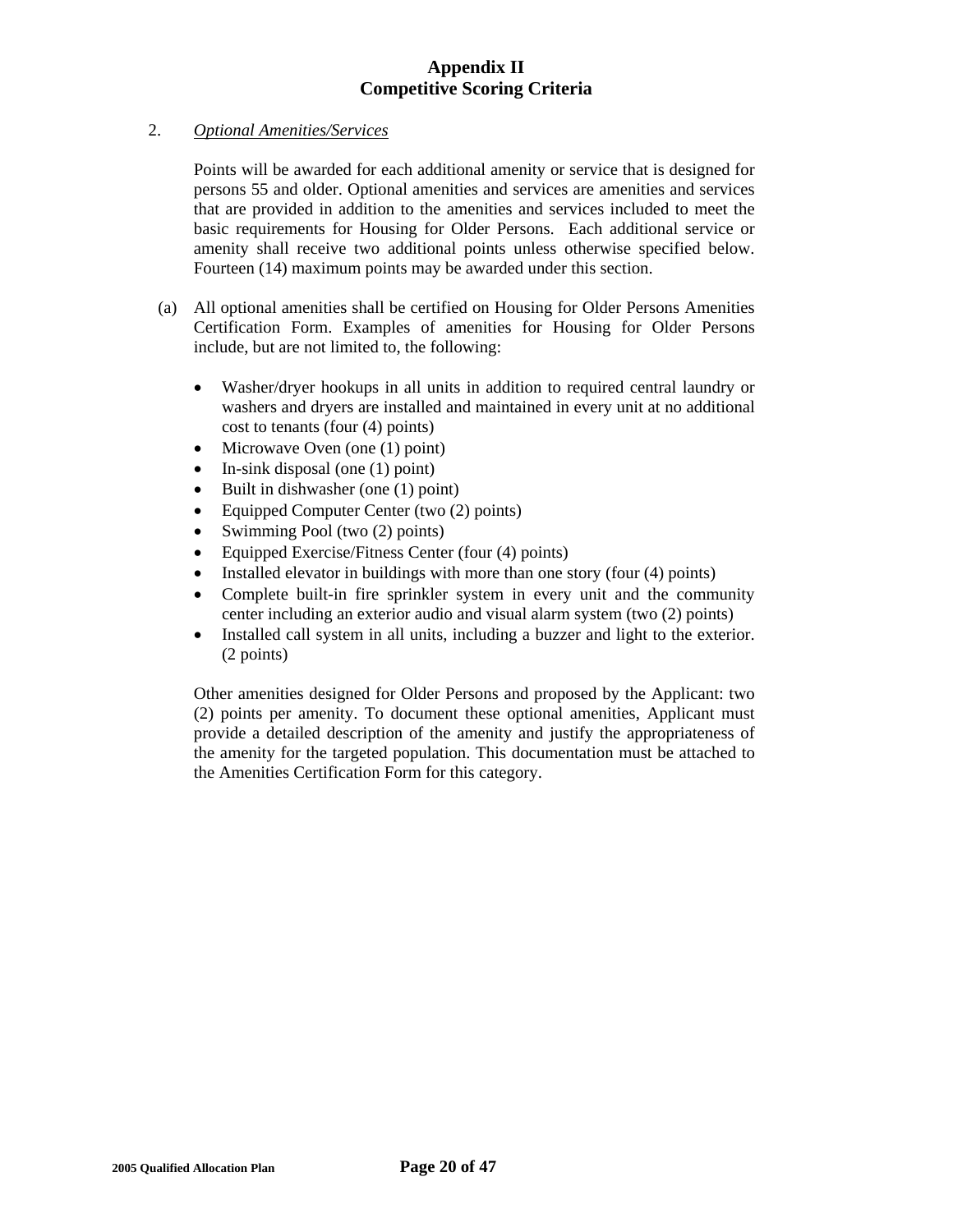# Appendix II
## Competitive Scoring Criteria

2. *Optional Amenities/Services*

   Points will be awarded for each additional amenity or service that is designed for persons 55 and older. Optional amenities and services are amenities and services that are provided in addition to the amenities and services included to meet the basic requirements for Housing for Older Persons. Each additional service or amenity shall receive two additional points unless otherwise specified below. Fourteen (14) maximum points may be awarded under this section.

   (a) All optional amenities shall be certified on Housing for Older Persons Amenities Certification Form. Examples of amenities for Housing for Older Persons include, but are not limited to, the following:

   - Washer/dryer hookups in all units in addition to required central laundry or washers and dryers are installed and maintained in every unit at no additional cost to tenants (four (4) points)
   - Microwave Oven (one (1) point)
   - In-sink disposal (one (1) point)
   - Built in dishwasher (one (1) point)
   - Equipped Computer Center (two (2) points)
   - Swimming Pool (two (2) points)
   - Equipped Exercise/Fitness Center (four (4) points)
   - Installed elevator in buildings with more than one story (four (4) points)
   - Complete built-in fire sprinkler system in every unit and the community center including an exterior audio and visual alarm system (two (2) points)
   - Installed call system in all units, including a buzzer and light to the exterior. (2 points)

   Other amenities designed for Older Persons and proposed by the Applicant: two (2) points per amenity. To document these optional amenities, Applicant must provide a detailed description of the amenity and justify the appropriateness of the amenity for the targeted population. This documentation must be attached to the Amenities Certification Form for this category.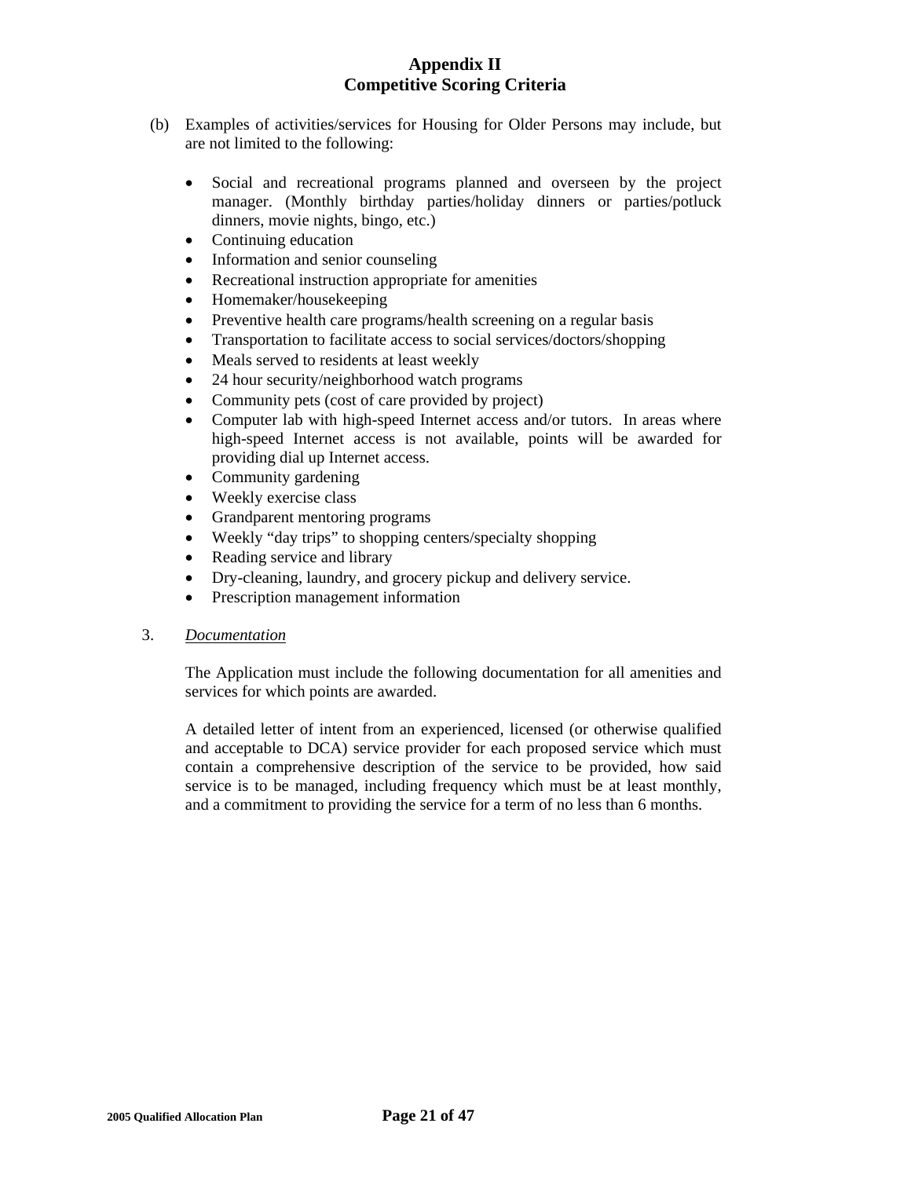# Appendix II
# Competitive Scoring Criteria

(b) Examples of activities/services for Housing for Older Persons may include, but are not limited to the following:

- Social and recreational programs planned and overseen by the project manager. (Monthly birthday parties/holiday dinners or parties/potluck dinners, movie nights, bingo, etc.)
- Continuing education
- Information and senior counseling
- Recreational instruction appropriate for amenities
- Homemaker/housekeeping
- Preventive health care programs/health screening on a regular basis
- Transportation to facilitate access to social services/doctors/shopping
- Meals served to residents at least weekly
- 24 hour security/neighborhood watch programs
- Community pets (cost of care provided by project)
- Computer lab with high-speed Internet access and/or tutors. In areas where high-speed Internet access is not available, points will be awarded for providing dial up Internet access.
- Community gardening
- Weekly exercise class
- Grandparent mentoring programs
- Weekly "day trips" to shopping centers/specialty shopping
- Reading service and library
- Dry-cleaning, laundry, and grocery pickup and delivery service.
- Prescription management information

3. *Documentation*

The Application must include the following documentation for all amenities and services for which points are awarded.

A detailed letter of intent from an experienced, licensed (or otherwise qualified and acceptable to DCA) service provider for each proposed service which must contain a comprehensive description of the service to be provided, how said service is to be managed, including frequency which must be at least monthly, and a commitment to providing the service for a term of no less than 6 months.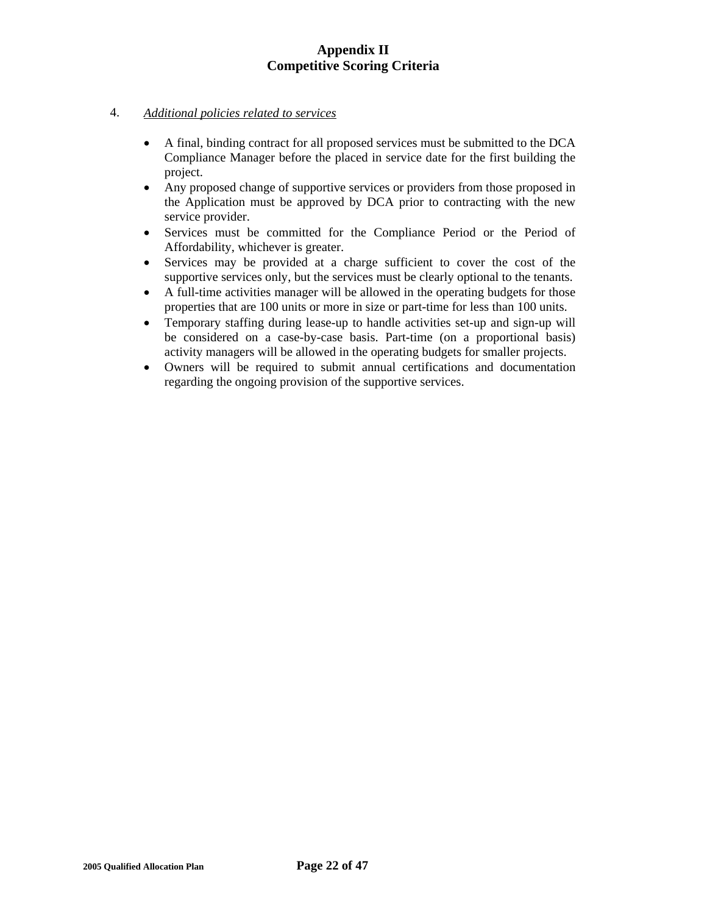# Appendix II
# Competitive Scoring Criteria

4. *Additional policies related to services*

- A final, binding contract for all proposed services must be submitted to the DCA Compliance Manager before the placed in service date for the first building the project.
- Any proposed change of supportive services or providers from those proposed in the Application must be approved by DCA prior to contracting with the new service provider.
- Services must be committed for the Compliance Period or the Period of Affordability, whichever is greater.
- Services may be provided at a charge sufficient to cover the cost of the supportive services only, but the services must be clearly optional to the tenants.
- A full-time activities manager will be allowed in the operating budgets for those properties that are 100 units or more in size or part-time for less than 100 units.
- Temporary staffing during lease-up to handle activities set-up and sign-up will be considered on a case-by-case basis. Part-time (on a proportional basis) activity managers will be allowed in the operating budgets for smaller projects.
- Owners will be required to submit annual certifications and documentation regarding the ongoing provision of the supportive services.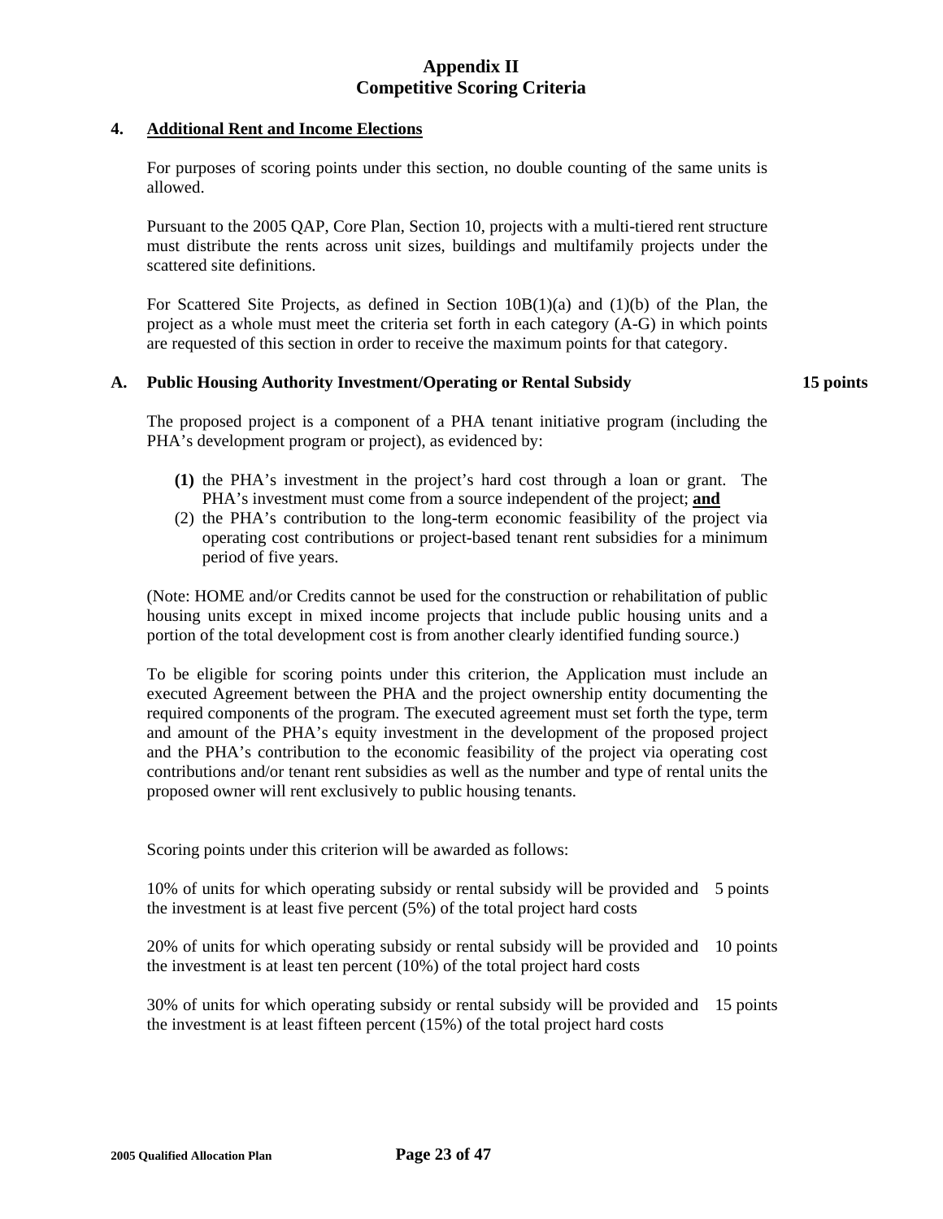# Appendix II
# Competitive Scoring Criteria

## 4. Additional Rent and Income Elections

For purposes of scoring points under this section, no double counting of the same units is allowed.

Pursuant to the 2005 QAP, Core Plan, Section 10, projects with a multi-tiered rent structure must distribute the rents across unit sizes, buildings and multifamily projects under the scattered site definitions.

For Scattered Site Projects, as defined in Section 10B(1)(a) and (1)(b) of the Plan, the project as a whole must meet the criteria set forth in each category (A-G) in which points are requested of this section in order to receive the maximum points for that category.

### A. Public Housing Authority Investment/Operating or Rental Subsidy — 15 points

The proposed project is a component of a PHA tenant initiative program (including the PHA's development program or project), as evidenced by:

**(1)** the PHA's investment in the project's hard cost through a loan or grant. The PHA's investment must come from a source independent of the project; **and**

(2) the PHA's contribution to the long-term economic feasibility of the project via operating cost contributions or project-based tenant rent subsidies for a minimum period of five years.

(Note: HOME and/or Credits cannot be used for the construction or rehabilitation of public housing units except in mixed income projects that include public housing units and a portion of the total development cost is from another clearly identified funding source.)

To be eligible for scoring points under this criterion, the Application must include an executed Agreement between the PHA and the project ownership entity documenting the required components of the program. The executed agreement must set forth the type, term and amount of the PHA's equity investment in the development of the proposed project and the PHA's contribution to the economic feasibility of the project via operating cost contributions and/or tenant rent subsidies as well as the number and type of rental units the proposed owner will rent exclusively to public housing tenants.

Scoring points under this criterion will be awarded as follows:

| Criterion | Points |
|---|---|
| 10% of units for which operating subsidy or rental subsidy will be provided and the investment is at least five percent (5%) of the total project hard costs | 5 points |
| 20% of units for which operating subsidy or rental subsidy will be provided and the investment is at least ten percent (10%) of the total project hard costs | 10 points |
| 30% of units for which operating subsidy or rental subsidy will be provided and the investment is at least fifteen percent (15%) of the total project hard costs | 15 points |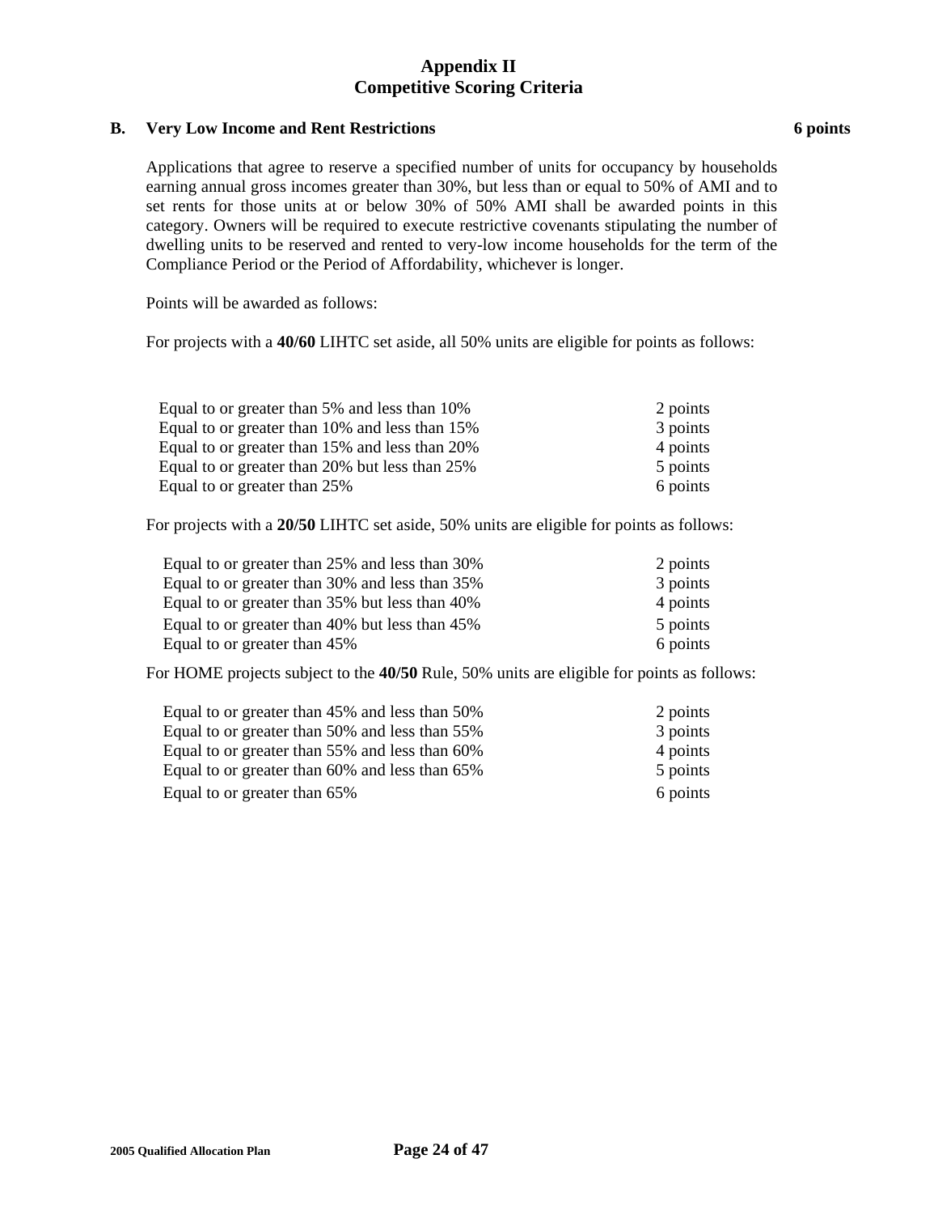# Appendix II
# Competitive Scoring Criteria

## B. Very Low Income and Rent Restrictions — 6 points

Applications that agree to reserve a specified number of units for occupancy by households earning annual gross incomes greater than 30%, but less than or equal to 50% of AMI and to set rents for those units at or below 30% of 50% AMI shall be awarded points in this category. Owners will be required to execute restrictive covenants stipulating the number of dwelling units to be reserved and rented to very-low income households for the term of the Compliance Period or the Period of Affordability, whichever is longer.

Points will be awarded as follows:

For projects with a **40/60** LIHTC set aside, all 50% units are eligible for points as follows:

| | |
|---|---|
| Equal to or greater than 5% and less than 10% | 2 points |
| Equal to or greater than 10% and less than 15% | 3 points |
| Equal to or greater than 15% and less than 20% | 4 points |
| Equal to or greater than 20% but less than 25% | 5 points |
| Equal to or greater than 25% | 6 points |

For projects with a **20/50** LIHTC set aside, 50% units are eligible for points as follows:

| | |
|---|---|
| Equal to or greater than 25% and less than 30% | 2 points |
| Equal to or greater than 30% and less than 35% | 3 points |
| Equal to or greater than 35% but less than 40% | 4 points |
| Equal to or greater than 40% but less than 45% | 5 points |
| Equal to or greater than 45% | 6 points |

For HOME projects subject to the **40/50** Rule, 50% units are eligible for points as follows:

| | |
|---|---|
| Equal to or greater than 45% and less than 50% | 2 points |
| Equal to or greater than 50% and less than 55% | 3 points |
| Equal to or greater than 55% and less than 60% | 4 points |
| Equal to or greater than 60% and less than 65% | 5 points |
| Equal to or greater than 65% | 6 points |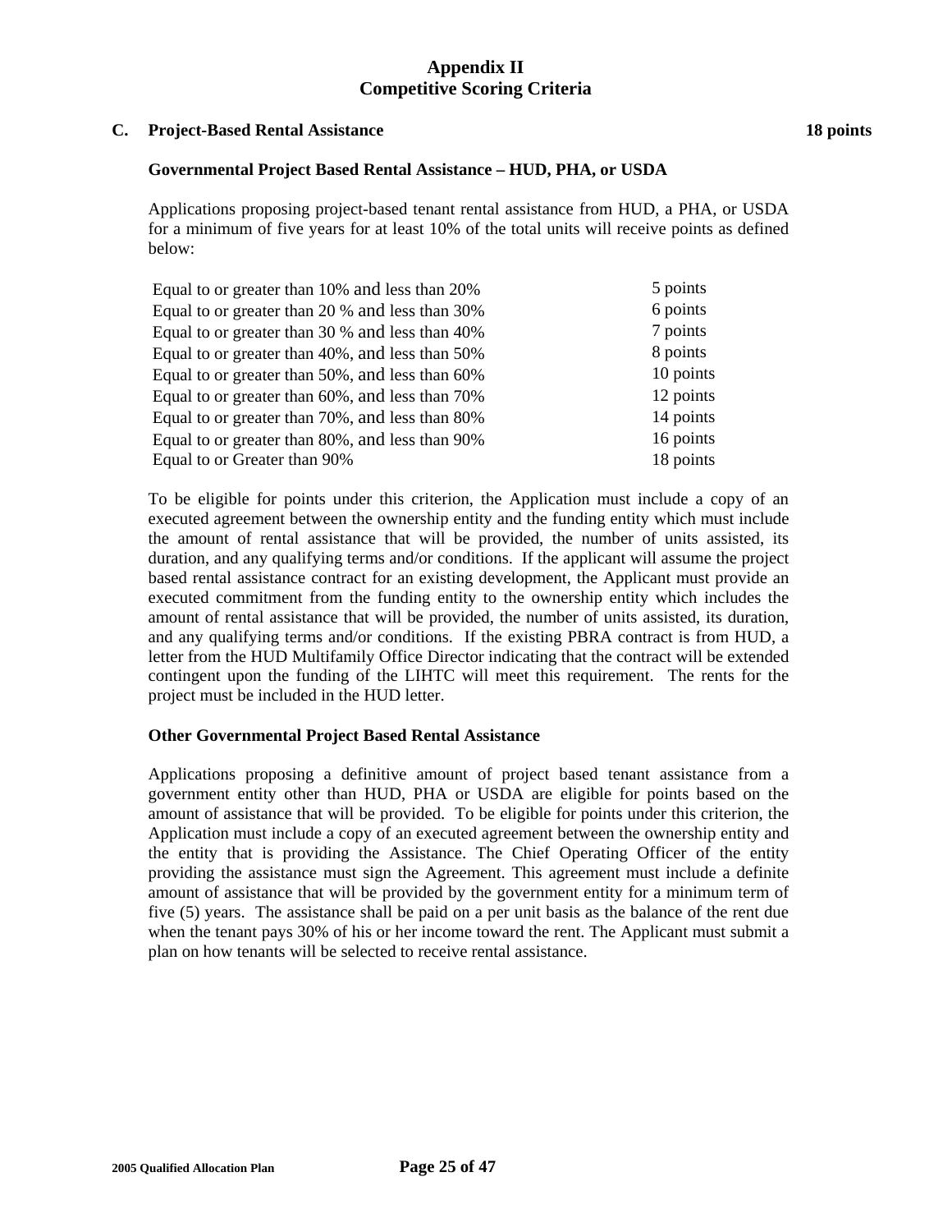# Appendix II
# Competitive Scoring Criteria

## C. Project-Based Rental Assistance — 18 points

### Governmental Project Based Rental Assistance – HUD, PHA, or USDA

Applications proposing project-based tenant rental assistance from HUD, a PHA, or USDA for a minimum of five years for at least 10% of the total units will receive points as defined below:

| | |
|---|---|
| Equal to or greater than 10% and less than 20% | 5 points |
| Equal to or greater than 20 % and less than 30% | 6 points |
| Equal to or greater than 30 % and less than 40% | 7 points |
| Equal to or greater than 40%, and less than 50% | 8 points |
| Equal to or greater than 50%, and less than 60% | 10 points |
| Equal to or greater than 60%, and less than 70% | 12 points |
| Equal to or greater than 70%, and less than 80% | 14 points |
| Equal to or greater than 80%, and less than 90% | 16 points |
| Equal to or Greater than 90% | 18 points |

To be eligible for points under this criterion, the Application must include a copy of an executed agreement between the ownership entity and the funding entity which must include the amount of rental assistance that will be provided, the number of units assisted, its duration, and any qualifying terms and/or conditions. If the applicant will assume the project based rental assistance contract for an existing development, the Applicant must provide an executed commitment from the funding entity to the ownership entity which includes the amount of rental assistance that will be provided, the number of units assisted, its duration, and any qualifying terms and/or conditions. If the existing PBRA contract is from HUD, a letter from the HUD Multifamily Office Director indicating that the contract will be extended contingent upon the funding of the LIHTC will meet this requirement. The rents for the project must be included in the HUD letter.

### Other Governmental Project Based Rental Assistance

Applications proposing a definitive amount of project based tenant assistance from a government entity other than HUD, PHA or USDA are eligible for points based on the amount of assistance that will be provided. To be eligible for points under this criterion, the Application must include a copy of an executed agreement between the ownership entity and the entity that is providing the Assistance. The Chief Operating Officer of the entity providing the assistance must sign the Agreement. This agreement must include a definite amount of assistance that will be provided by the government entity for a minimum term of five (5) years. The assistance shall be paid on a per unit basis as the balance of the rent due when the tenant pays 30% of his or her income toward the rent. The Applicant must submit a plan on how tenants will be selected to receive rental assistance.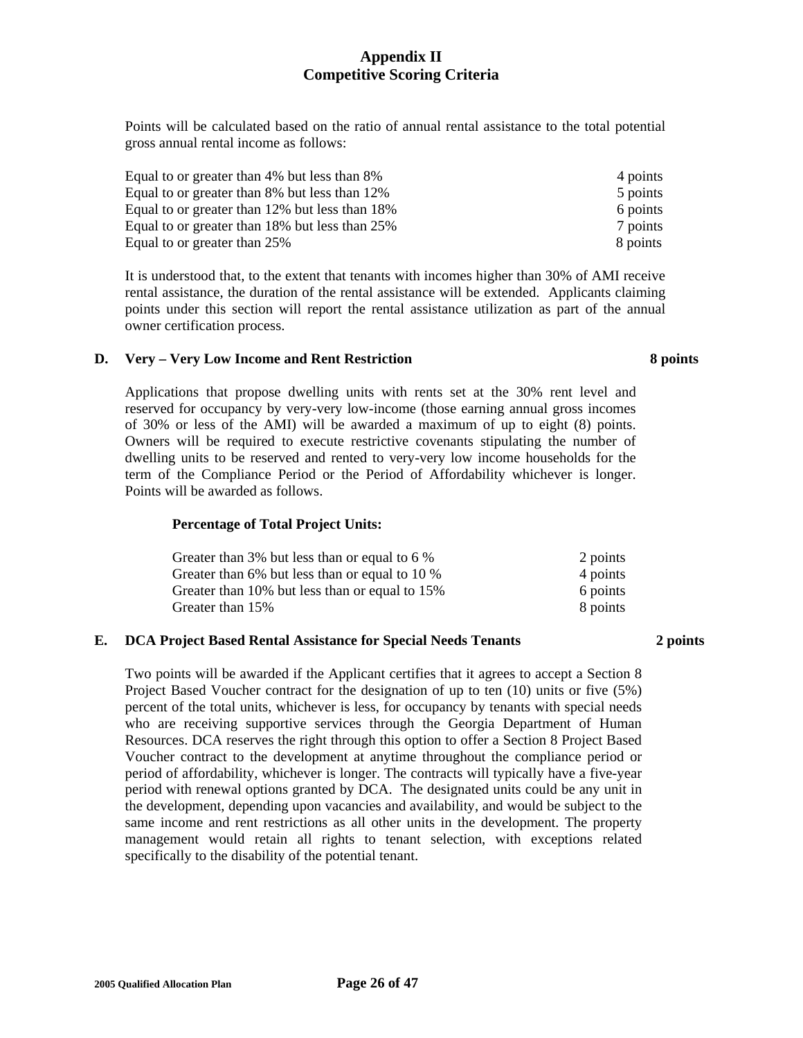# Appendix II
# Competitive Scoring Criteria

Points will be calculated based on the ratio of annual rental assistance to the total potential gross annual rental income as follows:

| | |
|---|---|
| Equal to or greater than 4% but less than 8% | 4 points |
| Equal to or greater than 8% but less than 12% | 5 points |
| Equal to or greater than 12% but less than 18% | 6 points |
| Equal to or greater than 18% but less than 25% | 7 points |
| Equal to or greater than 25% | 8 points |

It is understood that, to the extent that tenants with incomes higher than 30% of AMI receive rental assistance, the duration of the rental assistance will be extended. Applicants claiming points under this section will report the rental assistance utilization as part of the annual owner certification process.

### D. Very – Very Low Income and Rent Restriction — 8 points

Applications that propose dwelling units with rents set at the 30% rent level and reserved for occupancy by very-very low-income (those earning annual gross incomes of 30% or less of the AMI) will be awarded a maximum of up to eight (8) points. Owners will be required to execute restrictive covenants stipulating the number of dwelling units to be reserved and rented to very-very low income households for the term of the Compliance Period or the Period of Affordability whichever is longer. Points will be awarded as follows.

**Percentage of Total Project Units:**

| | |
|---|---|
| Greater than 3% but less than or equal to 6 % | 2 points |
| Greater than 6% but less than or equal to 10 % | 4 points |
| Greater than 10% but less than or equal to 15% | 6 points |
| Greater than 15% | 8 points |

### E. DCA Project Based Rental Assistance for Special Needs Tenants — 2 points

Two points will be awarded if the Applicant certifies that it agrees to accept a Section 8 Project Based Voucher contract for the designation of up to ten (10) units or five (5%) percent of the total units, whichever is less, for occupancy by tenants with special needs who are receiving supportive services through the Georgia Department of Human Resources. DCA reserves the right through this option to offer a Section 8 Project Based Voucher contract to the development at anytime throughout the compliance period or period of affordability, whichever is longer. The contracts will typically have a five-year period with renewal options granted by DCA. The designated units could be any unit in the development, depending upon vacancies and availability, and would be subject to the same income and rent restrictions as all other units in the development. The property management would retain all rights to tenant selection, with exceptions related specifically to the disability of the potential tenant.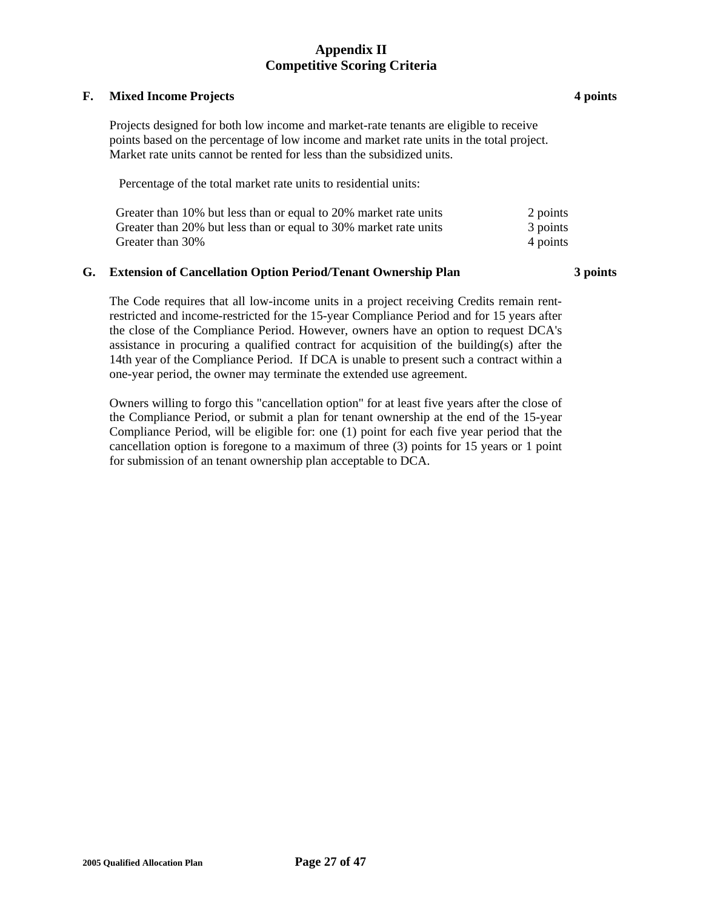# Appendix II
# Competitive Scoring Criteria

### F. Mixed Income Projects — 4 points

Projects designed for both low income and market-rate tenants are eligible to receive points based on the percentage of low income and market rate units in the total project. Market rate units cannot be rented for less than the subsidized units.

Percentage of the total market rate units to residential units:

| | |
|---|---|
| Greater than 10% but less than or equal to 20% market rate units | 2 points |
| Greater than 20% but less than or equal to 30% market rate units | 3 points |
| Greater than 30% | 4 points |

### G. Extension of Cancellation Option Period/Tenant Ownership Plan — 3 points

The Code requires that all low-income units in a project receiving Credits remain rent-restricted and income-restricted for the 15-year Compliance Period and for 15 years after the close of the Compliance Period. However, owners have an option to request DCA's assistance in procuring a qualified contract for acquisition of the building(s) after the 14th year of the Compliance Period. If DCA is unable to present such a contract within a one-year period, the owner may terminate the extended use agreement.

Owners willing to forgo this "cancellation option" for at least five years after the close of the Compliance Period, or submit a plan for tenant ownership at the end of the 15-year Compliance Period, will be eligible for: one (1) point for each five year period that the cancellation option is foregone to a maximum of three (3) points for 15 years or 1 point for submission of an tenant ownership plan acceptable to DCA.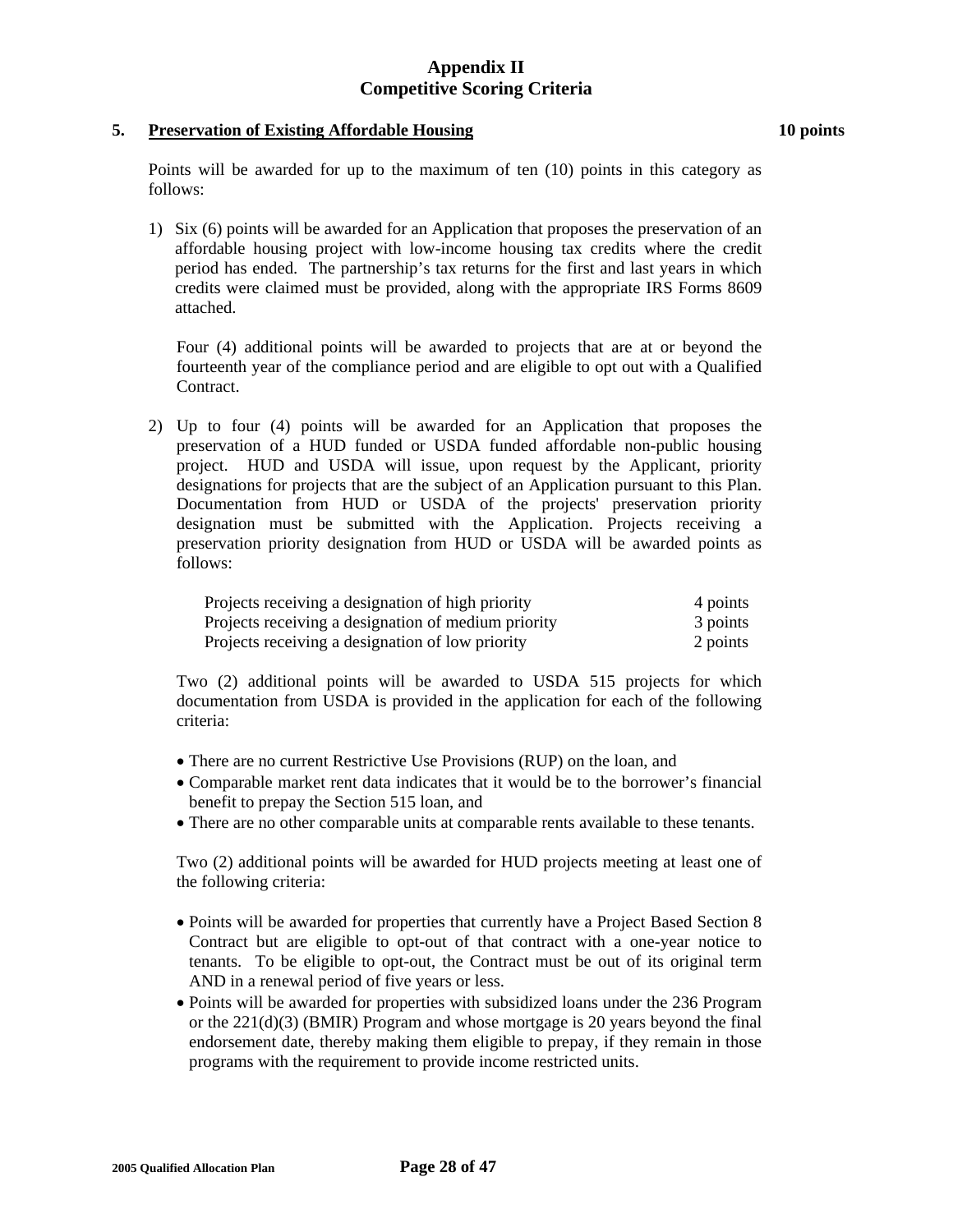# Appendix II
## Competitive Scoring Criteria

**5. Preservation of Existing Affordable Housing** **10 points**

Points will be awarded for up to the maximum of ten (10) points in this category as follows:

1) Six (6) points will be awarded for an Application that proposes the preservation of an affordable housing project with low-income housing tax credits where the credit period has ended. The partnership's tax returns for the first and last years in which credits were claimed must be provided, along with the appropriate IRS Forms 8609 attached.

   Four (4) additional points will be awarded to projects that are at or beyond the fourteenth year of the compliance period and are eligible to opt out with a Qualified Contract.

2) Up to four (4) points will be awarded for an Application that proposes the preservation of a HUD funded or USDA funded affordable non-public housing project. HUD and USDA will issue, upon request by the Applicant, priority designations for projects that are the subject of an Application pursuant to this Plan. Documentation from HUD or USDA of the projects' preservation priority designation must be submitted with the Application. Projects receiving a preservation priority designation from HUD or USDA will be awarded points as follows:

   | | |
   |---|---|
   | Projects receiving a designation of high priority | 4 points |
   | Projects receiving a designation of medium priority | 3 points |
   | Projects receiving a designation of low priority | 2 points |

   Two (2) additional points will be awarded to USDA 515 projects for which documentation from USDA is provided in the application for each of the following criteria:

   - There are no current Restrictive Use Provisions (RUP) on the loan, and
   - Comparable market rent data indicates that it would be to the borrower's financial benefit to prepay the Section 515 loan, and
   - There are no other comparable units at comparable rents available to these tenants.

   Two (2) additional points will be awarded for HUD projects meeting at least one of the following criteria:

   - Points will be awarded for properties that currently have a Project Based Section 8 Contract but are eligible to opt-out of that contract with a one-year notice to tenants. To be eligible to opt-out, the Contract must be out of its original term AND in a renewal period of five years or less.
   - Points will be awarded for properties with subsidized loans under the 236 Program or the 221(d)(3) (BMIR) Program and whose mortgage is 20 years beyond the final endorsement date, thereby making them eligible to prepay, if they remain in those programs with the requirement to provide income restricted units.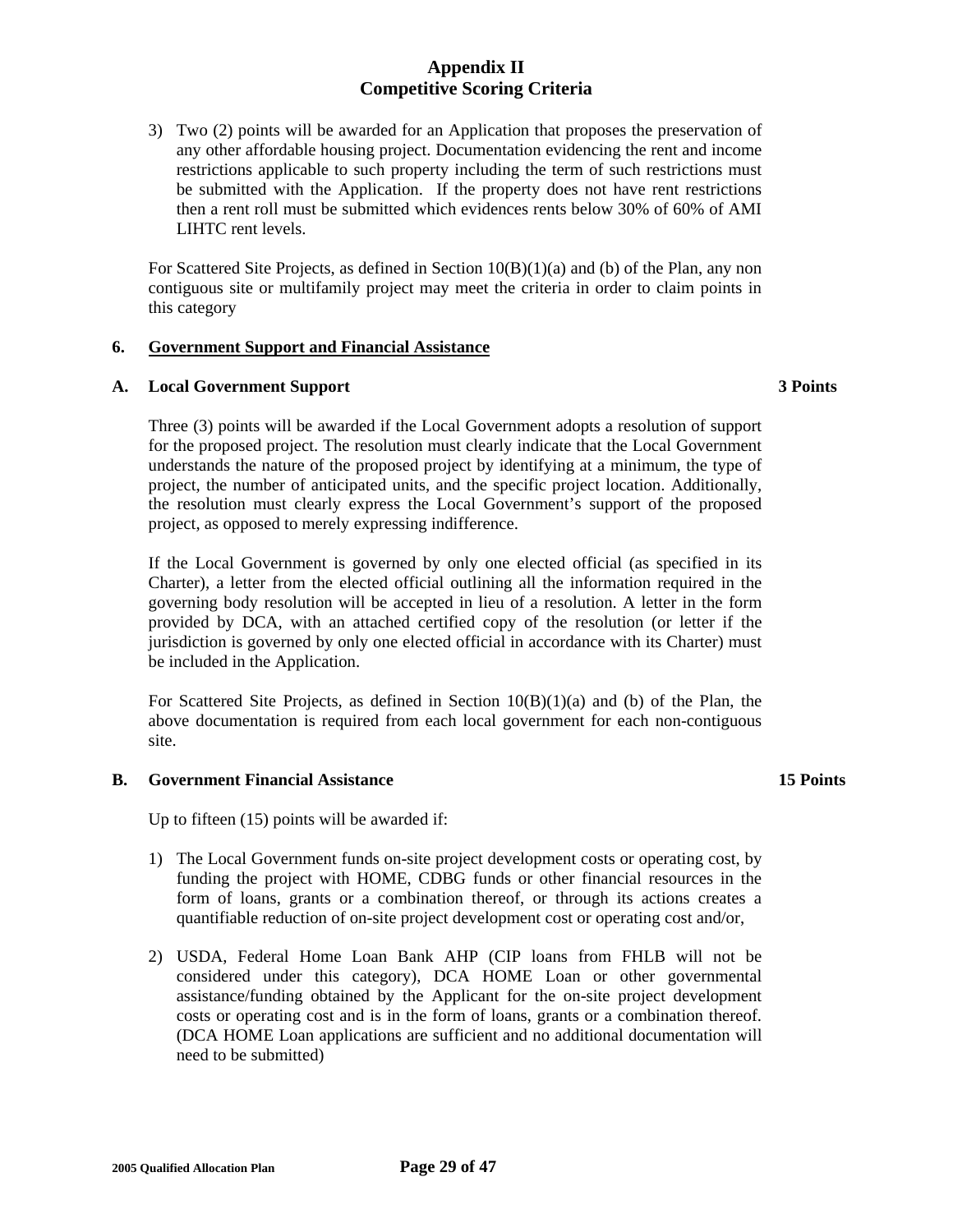# Appendix II
# Competitive Scoring Criteria

3) Two (2) points will be awarded for an Application that proposes the preservation of any other affordable housing project. Documentation evidencing the rent and income restrictions applicable to such property including the term of such restrictions must be submitted with the Application. If the property does not have rent restrictions then a rent roll must be submitted which evidences rents below 30% of 60% of AMI LIHTC rent levels.

For Scattered Site Projects, as defined in Section 10(B)(1)(a) and (b) of the Plan, any non contiguous site or multifamily project may meet the criteria in order to claim points in this category

## 6. Government Support and Financial Assistance

### A. Local Government Support — 3 Points

Three (3) points will be awarded if the Local Government adopts a resolution of support for the proposed project. The resolution must clearly indicate that the Local Government understands the nature of the proposed project by identifying at a minimum, the type of project, the number of anticipated units, and the specific project location. Additionally, the resolution must clearly express the Local Government's support of the proposed project, as opposed to merely expressing indifference.

If the Local Government is governed by only one elected official (as specified in its Charter), a letter from the elected official outlining all the information required in the governing body resolution will be accepted in lieu of a resolution. A letter in the form provided by DCA, with an attached certified copy of the resolution (or letter if the jurisdiction is governed by only one elected official in accordance with its Charter) must be included in the Application.

For Scattered Site Projects, as defined in Section 10(B)(1)(a) and (b) of the Plan, the above documentation is required from each local government for each non-contiguous site.

### B. Government Financial Assistance — 15 Points

Up to fifteen (15) points will be awarded if:

1) The Local Government funds on-site project development costs or operating cost, by funding the project with HOME, CDBG funds or other financial resources in the form of loans, grants or a combination thereof, or through its actions creates a quantifiable reduction of on-site project development cost or operating cost and/or,

2) USDA, Federal Home Loan Bank AHP (CIP loans from FHLB will not be considered under this category), DCA HOME Loan or other governmental assistance/funding obtained by the Applicant for the on-site project development costs or operating cost and is in the form of loans, grants or a combination thereof. (DCA HOME Loan applications are sufficient and no additional documentation will need to be submitted)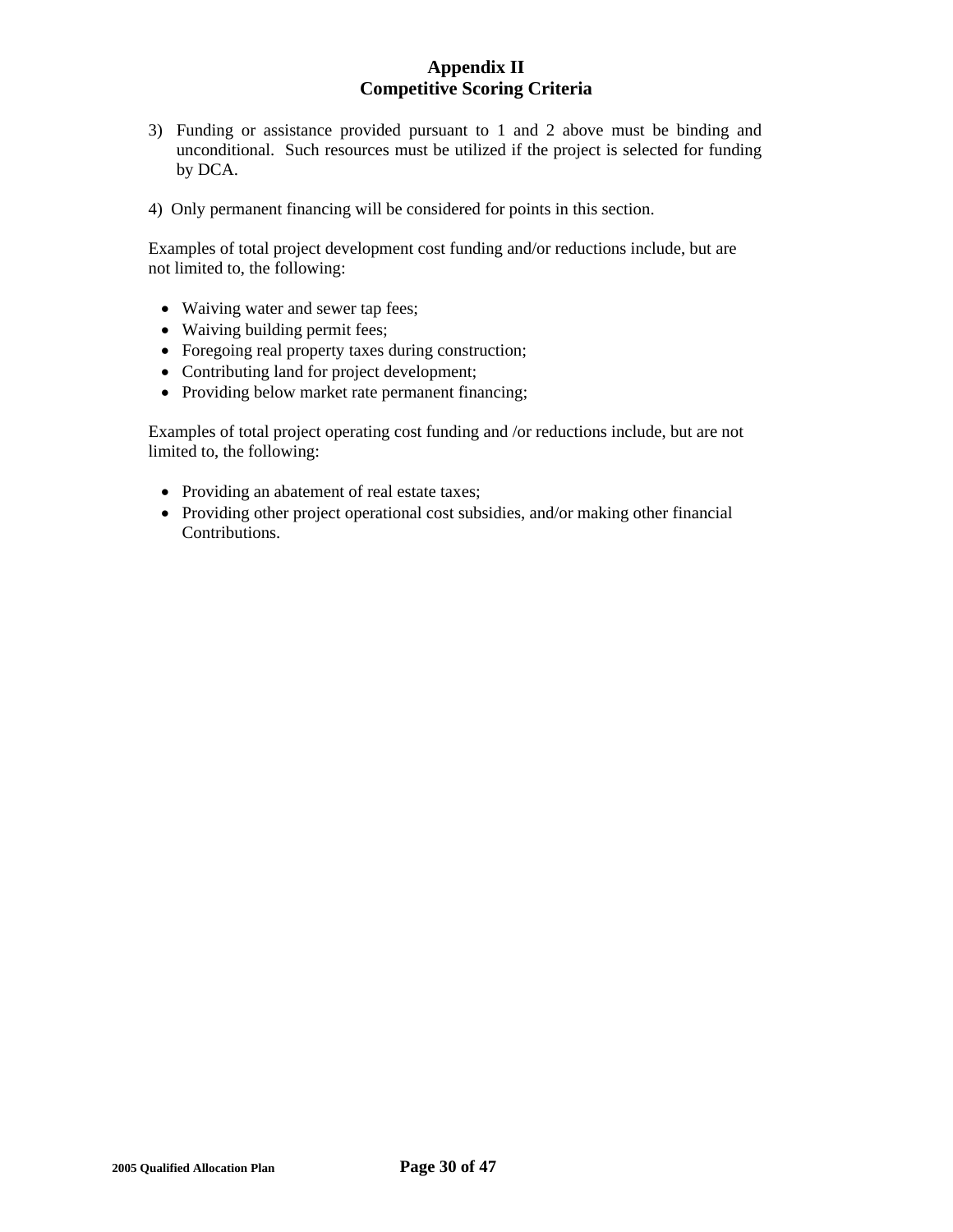# Appendix II
## Competitive Scoring Criteria

3) Funding or assistance provided pursuant to 1 and 2 above must be binding and unconditional. Such resources must be utilized if the project is selected for funding by DCA.

4) Only permanent financing will be considered for points in this section.

Examples of total project development cost funding and/or reductions include, but are not limited to, the following:

- Waiving water and sewer tap fees;
- Waiving building permit fees;
- Foregoing real property taxes during construction;
- Contributing land for project development;
- Providing below market rate permanent financing;

Examples of total project operating cost funding and /or reductions include, but are not limited to, the following:

- Providing an abatement of real estate taxes;
- Providing other project operational cost subsidies, and/or making other financial Contributions.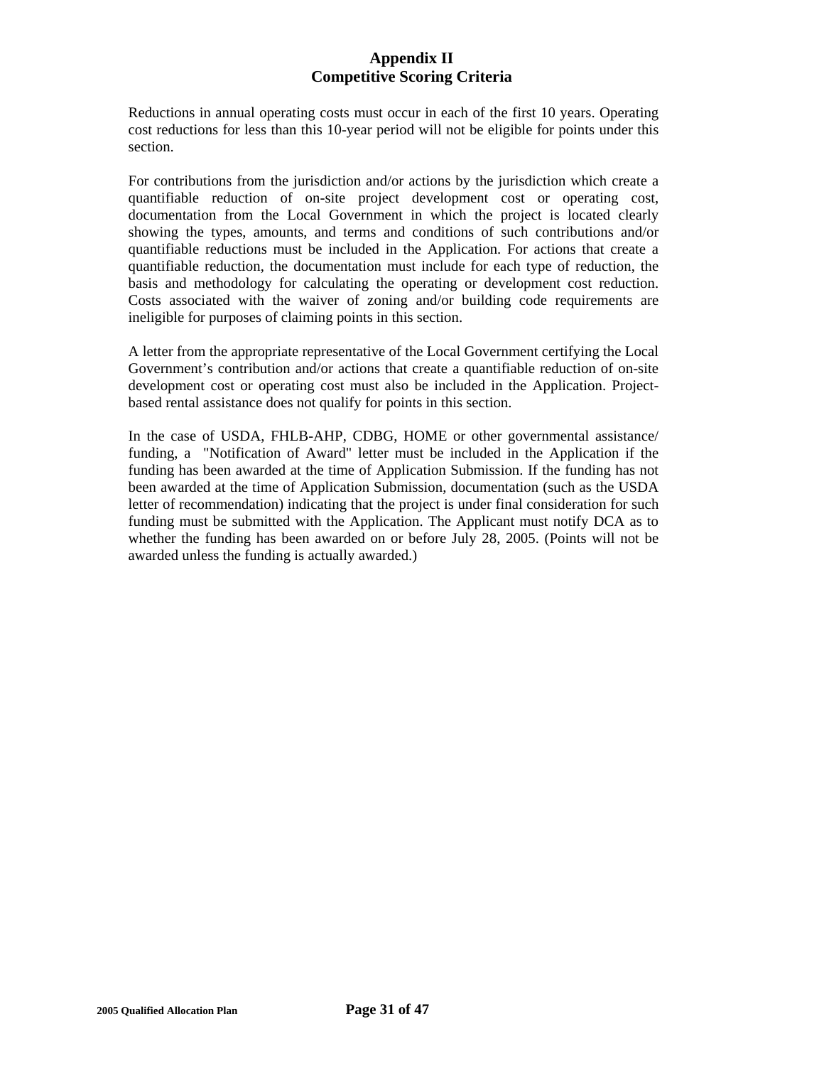# Appendix II
## Competitive Scoring Criteria

Reductions in annual operating costs must occur in each of the first 10 years. Operating cost reductions for less than this 10-year period will not be eligible for points under this section.

For contributions from the jurisdiction and/or actions by the jurisdiction which create a quantifiable reduction of on-site project development cost or operating cost, documentation from the Local Government in which the project is located clearly showing the types, amounts, and terms and conditions of such contributions and/or quantifiable reductions must be included in the Application. For actions that create a quantifiable reduction, the documentation must include for each type of reduction, the basis and methodology for calculating the operating or development cost reduction. Costs associated with the waiver of zoning and/or building code requirements are ineligible for purposes of claiming points in this section.

A letter from the appropriate representative of the Local Government certifying the Local Government's contribution and/or actions that create a quantifiable reduction of on-site development cost or operating cost must also be included in the Application. Project-based rental assistance does not qualify for points in this section.

In the case of USDA, FHLB-AHP, CDBG, HOME or other governmental assistance/ funding, a "Notification of Award" letter must be included in the Application if the funding has been awarded at the time of Application Submission. If the funding has not been awarded at the time of Application Submission, documentation (such as the USDA letter of recommendation) indicating that the project is under final consideration for such funding must be submitted with the Application. The Applicant must notify DCA as to whether the funding has been awarded on or before July 28, 2005. (Points will not be awarded unless the funding is actually awarded.)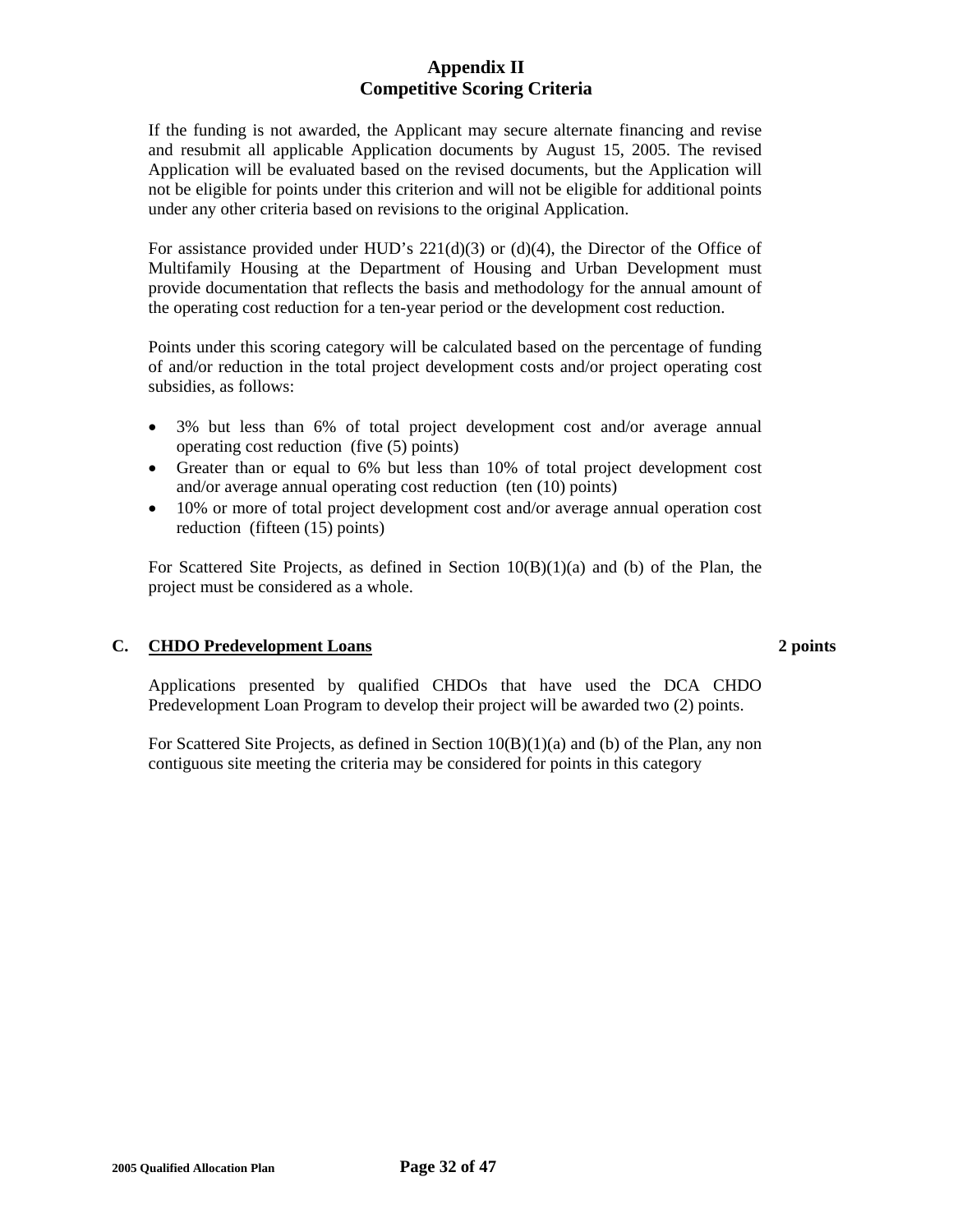## Appendix II
## Competitive Scoring Criteria

If the funding is not awarded, the Applicant may secure alternate financing and revise and resubmit all applicable Application documents by August 15, 2005. The revised Application will be evaluated based on the revised documents, but the Application will not be eligible for points under this criterion and will not be eligible for additional points under any other criteria based on revisions to the original Application.

For assistance provided under HUD's 221(d)(3) or (d)(4), the Director of the Office of Multifamily Housing at the Department of Housing and Urban Development must provide documentation that reflects the basis and methodology for the annual amount of the operating cost reduction for a ten-year period or the development cost reduction.

Points under this scoring category will be calculated based on the percentage of funding of and/or reduction in the total project development costs and/or project operating cost subsidies, as follows:

- 3% but less than 6% of total project development cost and/or average annual operating cost reduction (five (5) points)
- Greater than or equal to 6% but less than 10% of total project development cost and/or average annual operating cost reduction (ten (10) points)
- 10% or more of total project development cost and/or average annual operation cost reduction (fifteen (15) points)

For Scattered Site Projects, as defined in Section 10(B)(1)(a) and (b) of the Plan, the project must be considered as a whole.

**C. <u>CHDO Predevelopment Loans</u>** **2 points**

Applications presented by qualified CHDOs that have used the DCA CHDO Predevelopment Loan Program to develop their project will be awarded two (2) points.

For Scattered Site Projects, as defined in Section 10(B)(1)(a) and (b) of the Plan, any non contiguous site meeting the criteria may be considered for points in this category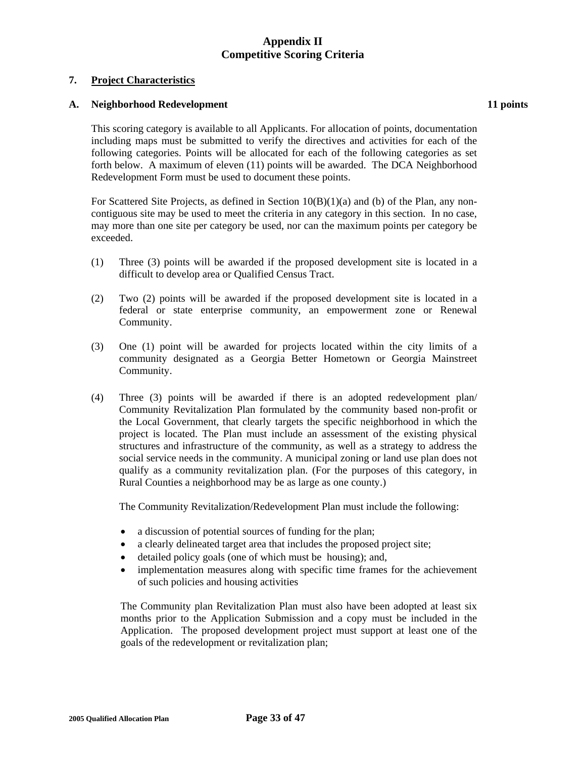# Appendix II
# Competitive Scoring Criteria

## 7. Project Characteristics

### A. Neighborhood Redevelopment **11 points**

This scoring category is available to all Applicants. For allocation of points, documentation including maps must be submitted to verify the directives and activities for each of the following categories. Points will be allocated for each of the following categories as set forth below. A maximum of eleven (11) points will be awarded. The DCA Neighborhood Redevelopment Form must be used to document these points.

For Scattered Site Projects, as defined in Section 10(B)(1)(a) and (b) of the Plan, any non-contiguous site may be used to meet the criteria in any category in this section. In no case, may more than one site per category be used, nor can the maximum points per category be exceeded.

(1) Three (3) points will be awarded if the proposed development site is located in a difficult to develop area or Qualified Census Tract.

(2) Two (2) points will be awarded if the proposed development site is located in a federal or state enterprise community, an empowerment zone or Renewal Community.

(3) One (1) point will be awarded for projects located within the city limits of a community designated as a Georgia Better Hometown or Georgia Mainstreet Community.

(4) Three (3) points will be awarded if there is an adopted redevelopment plan/ Community Revitalization Plan formulated by the community based non-profit or the Local Government, that clearly targets the specific neighborhood in which the project is located. The Plan must include an assessment of the existing physical structures and infrastructure of the community, as well as a strategy to address the social service needs in the community. A municipal zoning or land use plan does not qualify as a community revitalization plan. (For the purposes of this category, in Rural Counties a neighborhood may be as large as one county.)

The Community Revitalization/Redevelopment Plan must include the following:

- a discussion of potential sources of funding for the plan;
- a clearly delineated target area that includes the proposed project site;
- detailed policy goals (one of which must be housing); and,
- implementation measures along with specific time frames for the achievement of such policies and housing activities

The Community plan Revitalization Plan must also have been adopted at least six months prior to the Application Submission and a copy must be included in the Application. The proposed development project must support at least one of the goals of the redevelopment or revitalization plan;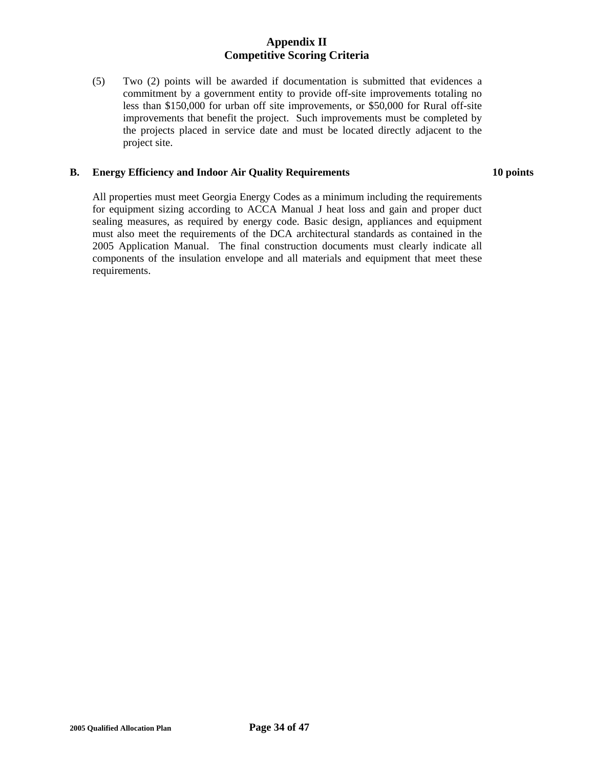## Appendix II
## Competitive Scoring Criteria

(5) Two (2) points will be awarded if documentation is submitted that evidences a commitment by a government entity to provide off-site improvements totaling no less than $150,000 for urban off site improvements, or $50,000 for Rural off-site improvements that benefit the project. Such improvements must be completed by the projects placed in service date and must be located directly adjacent to the project site.

### B. Energy Efficiency and Indoor Air Quality Requirements — 10 points

All properties must meet Georgia Energy Codes as a minimum including the requirements for equipment sizing according to ACCA Manual J heat loss and gain and proper duct sealing measures, as required by energy code. Basic design, appliances and equipment must also meet the requirements of the DCA architectural standards as contained in the 2005 Application Manual. The final construction documents must clearly indicate all components of the insulation envelope and all materials and equipment that meet these requirements.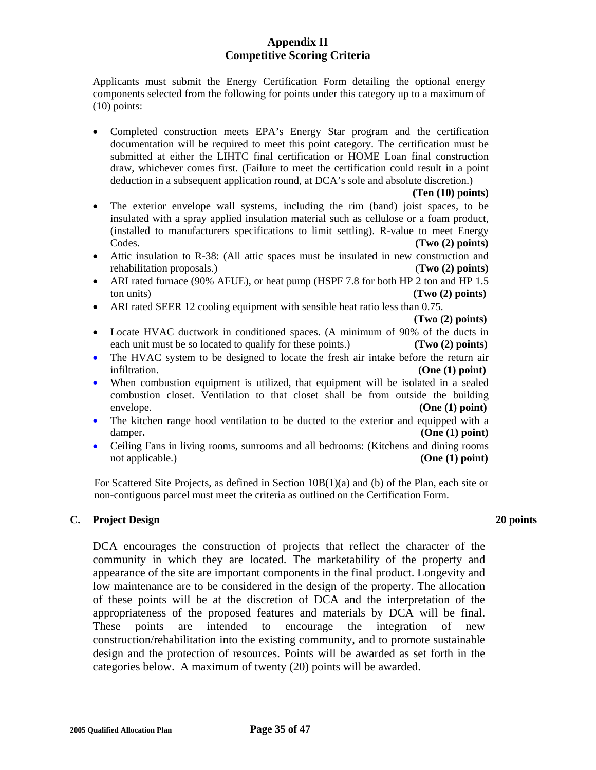## Appendix II
## Competitive Scoring Criteria

Applicants must submit the Energy Certification Form detailing the optional energy components selected from the following for points under this category up to a maximum of (10) points:

- Completed construction meets EPA's Energy Star program and the certification documentation will be required to meet this point category. The certification must be submitted at either the LIHTC final certification or HOME Loan final construction draw, whichever comes first. (Failure to meet the certification could result in a point deduction in a subsequent application round, at DCA's sole and absolute discretion.) **(Ten (10) points)**
- The exterior envelope wall systems, including the rim (band) joist spaces, to be insulated with a spray applied insulation material such as cellulose or a foam product, (installed to manufacturers specifications to limit settling). R-value to meet Energy Codes. **(Two (2) points)**
- Attic insulation to R-38: (All attic spaces must be insulated in new construction and rehabilitation proposals.) **(Two (2) points)**
- ARI rated furnace (90% AFUE), or heat pump (HSPF 7.8 for both HP 2 ton and HP 1.5 ton units) **(Two (2) points)**
- ARI rated SEER 12 cooling equipment with sensible heat ratio less than 0.75. **(Two (2) points)**
- Locate HVAC ductwork in conditioned spaces. (A minimum of 90% of the ducts in each unit must be so located to qualify for these points.) **(Two (2) points)**
- The HVAC system to be designed to locate the fresh air intake before the return air infiltration. **(One (1) point)**
- When combustion equipment is utilized, that equipment will be isolated in a sealed combustion closet. Ventilation to that closet shall be from outside the building envelope. **(One (1) point)**
- The kitchen range hood ventilation to be ducted to the exterior and equipped with a damper**.** **(One (1) point)**
- Ceiling Fans in living rooms, sunrooms and all bedrooms: (Kitchens and dining rooms not applicable.) **(One (1) point)**

For Scattered Site Projects, as defined in Section 10B(1)(a) and (b) of the Plan, each site or non-contiguous parcel must meet the criteria as outlined on the Certification Form.

### C. Project Design — 20 points

DCA encourages the construction of projects that reflect the character of the community in which they are located. The marketability of the property and appearance of the site are important components in the final product. Longevity and low maintenance are to be considered in the design of the property. The allocation of these points will be at the discretion of DCA and the interpretation of the appropriateness of the proposed features and materials by DCA will be final. These points are intended to encourage the integration of new construction/rehabilitation into the existing community, and to promote sustainable design and the protection of resources. Points will be awarded as set forth in the categories below. A maximum of twenty (20) points will be awarded.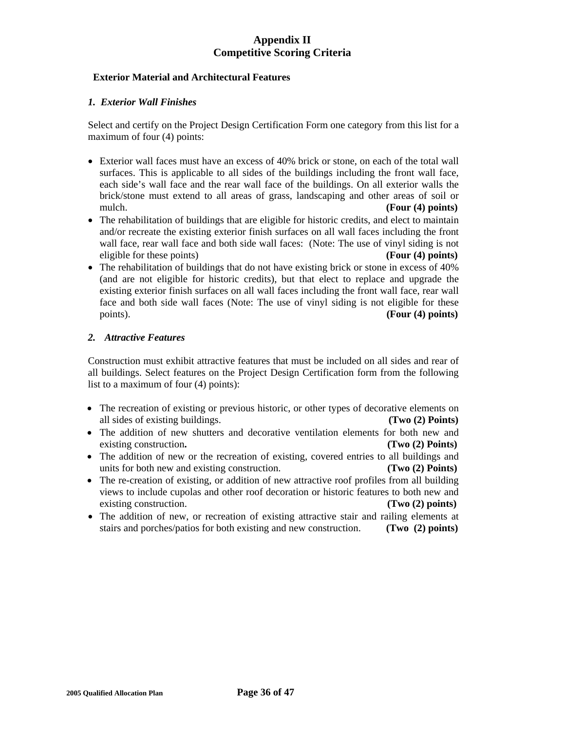# Appendix II
# Competitive Scoring Criteria

### Exterior Material and Architectural Features

#### *1. Exterior Wall Finishes*

Select and certify on the Project Design Certification Form one category from this list for a maximum of four (4) points:

- Exterior wall faces must have an excess of 40% brick or stone, on each of the total wall surfaces. This is applicable to all sides of the buildings including the front wall face, each side's wall face and the rear wall face of the buildings. On all exterior walls the brick/stone must extend to all areas of grass, landscaping and other areas of soil or mulch. **(Four (4) points)**
- The rehabilitation of buildings that are eligible for historic credits, and elect to maintain and/or recreate the existing exterior finish surfaces on all wall faces including the front wall face, rear wall face and both side wall faces: (Note: The use of vinyl siding is not eligible for these points) **(Four (4) points)**
- The rehabilitation of buildings that do not have existing brick or stone in excess of 40% (and are not eligible for historic credits), but that elect to replace and upgrade the existing exterior finish surfaces on all wall faces including the front wall face, rear wall face and both side wall faces (Note: The use of vinyl siding is not eligible for these points). **(Four (4) points)**

#### *2. Attractive Features*

Construction must exhibit attractive features that must be included on all sides and rear of all buildings. Select features on the Project Design Certification form from the following list to a maximum of four (4) points):

- The recreation of existing or previous historic, or other types of decorative elements on all sides of existing buildings. **(Two (2) Points)**
- The addition of new shutters and decorative ventilation elements for both new and existing construction**.** **(Two (2) Points)**
- The addition of new or the recreation of existing, covered entries to all buildings and units for both new and existing construction. **(Two (2) Points)**
- The re-creation of existing, or addition of new attractive roof profiles from all building views to include cupolas and other roof decoration or historic features to both new and existing construction. **(Two (2) points)**
- The addition of new, or recreation of existing attractive stair and railing elements at stairs and porches/patios for both existing and new construction. **(Two (2) points)**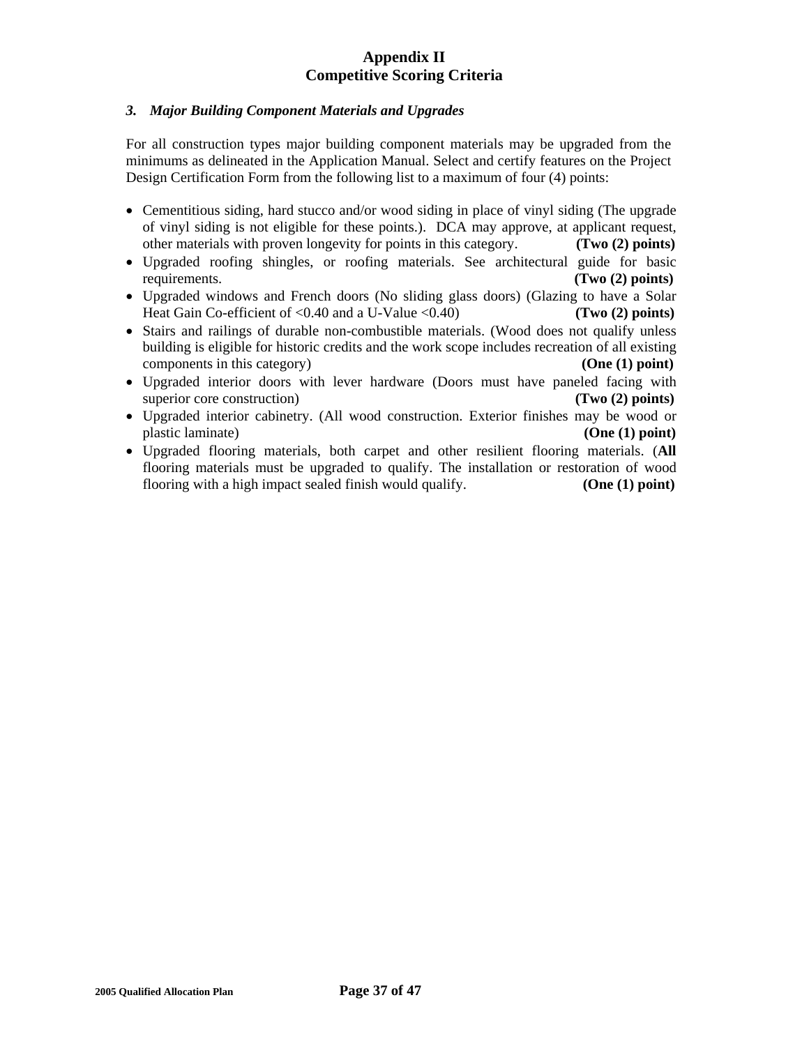## Appendix II
## Competitive Scoring Criteria

### *3. Major Building Component Materials and Upgrades*

For all construction types major building component materials may be upgraded from the minimums as delineated in the Application Manual. Select and certify features on the Project Design Certification Form from the following list to a maximum of four (4) points:

- Cementitious siding, hard stucco and/or wood siding in place of vinyl siding (The upgrade of vinyl siding is not eligible for these points.). DCA may approve, at applicant request, other materials with proven longevity for points in this category. **(Two (2) points)**
- Upgraded roofing shingles, or roofing materials. See architectural guide for basic requirements. **(Two (2) points)**
- Upgraded windows and French doors (No sliding glass doors) (Glazing to have a Solar Heat Gain Co-efficient of <0.40 and a U-Value <0.40) **(Two (2) points)**
- Stairs and railings of durable non-combustible materials. (Wood does not qualify unless building is eligible for historic credits and the work scope includes recreation of all existing components in this category) **(One (1) point)**
- Upgraded interior doors with lever hardware (Doors must have paneled facing with superior core construction) **(Two (2) points)**
- Upgraded interior cabinetry. (All wood construction. Exterior finishes may be wood or plastic laminate) **(One (1) point)**
- Upgraded flooring materials, both carpet and other resilient flooring materials. (**All** flooring materials must be upgraded to qualify. The installation or restoration of wood flooring with a high impact sealed finish would qualify. **(One (1) point)**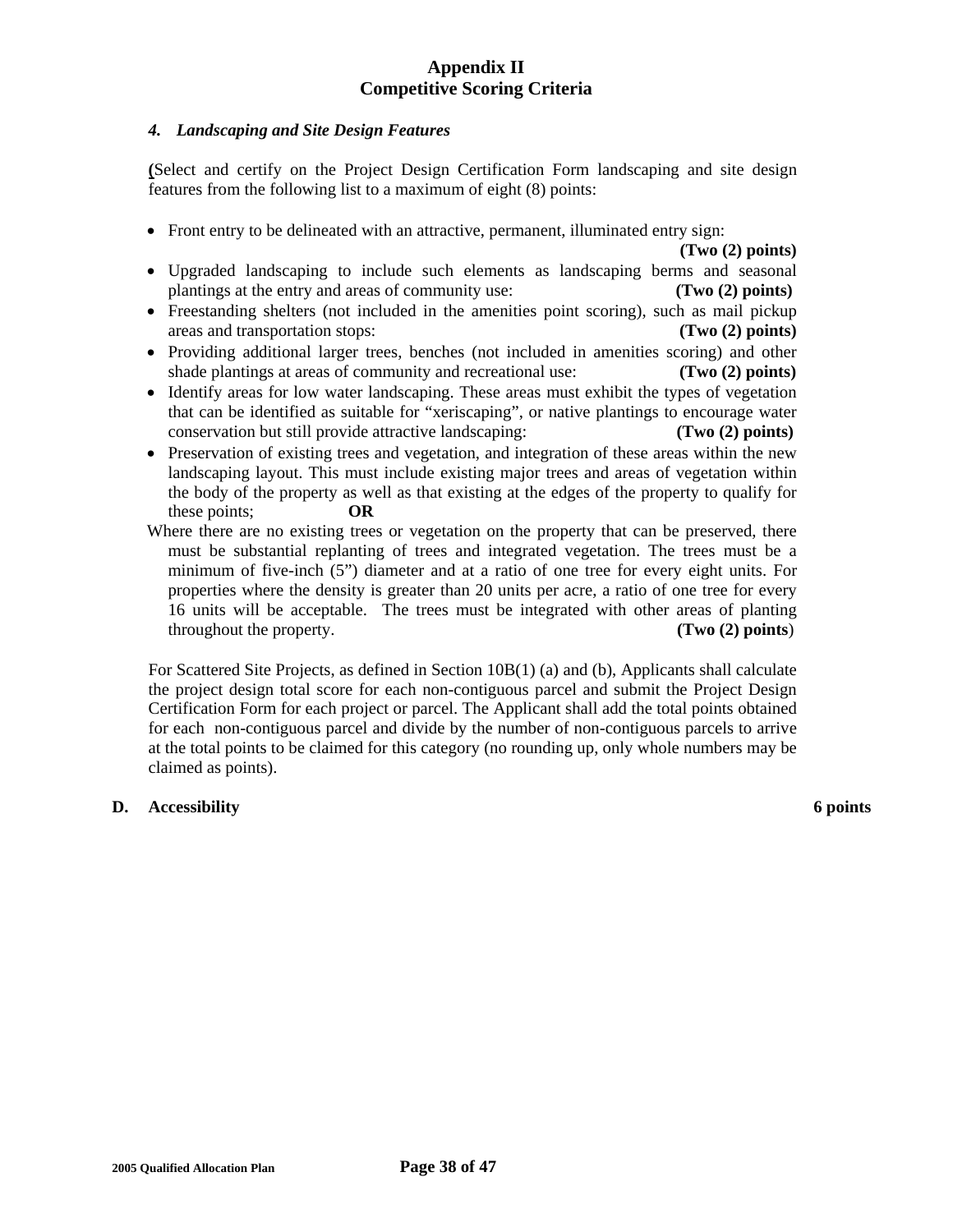# Appendix II
# Competitive Scoring Criteria

### *4. Landscaping and Site Design Features*

(Select and certify on the Project Design Certification Form landscaping and site design features from the following list to a maximum of eight (8) points:

- Front entry to be delineated with an attractive, permanent, illuminated entry sign: **(Two (2) points)**
- Upgraded landscaping to include such elements as landscaping berms and seasonal plantings at the entry and areas of community use: **(Two (2) points)**
- Freestanding shelters (not included in the amenities point scoring), such as mail pickup areas and transportation stops: **(Two (2) points)**
- Providing additional larger trees, benches (not included in amenities scoring) and other shade plantings at areas of community and recreational use: **(Two (2) points)**
- Identify areas for low water landscaping. These areas must exhibit the types of vegetation that can be identified as suitable for "xeriscaping", or native plantings to encourage water conservation but still provide attractive landscaping: **(Two (2) points)**
- Preservation of existing trees and vegetation, and integration of these areas within the new landscaping layout. This must include existing major trees and areas of vegetation within the body of the property as well as that existing at the edges of the property to qualify for these points; **OR**

  Where there are no existing trees or vegetation on the property that can be preserved, there must be substantial replanting of trees and integrated vegetation. The trees must be a minimum of five-inch (5") diameter and at a ratio of one tree for every eight units. For properties where the density is greater than 20 units per acre, a ratio of one tree for every 16 units will be acceptable. The trees must be integrated with other areas of planting throughout the property. **(Two (2) points)**

For Scattered Site Projects, as defined in Section 10B(1) (a) and (b), Applicants shall calculate the project design total score for each non-contiguous parcel and submit the Project Design Certification Form for each project or parcel. The Applicant shall add the total points obtained for each non-contiguous parcel and divide by the number of non-contiguous parcels to arrive at the total points to be claimed for this category (no rounding up, only whole numbers may be claimed as points).

**D. Accessibility** **6 points**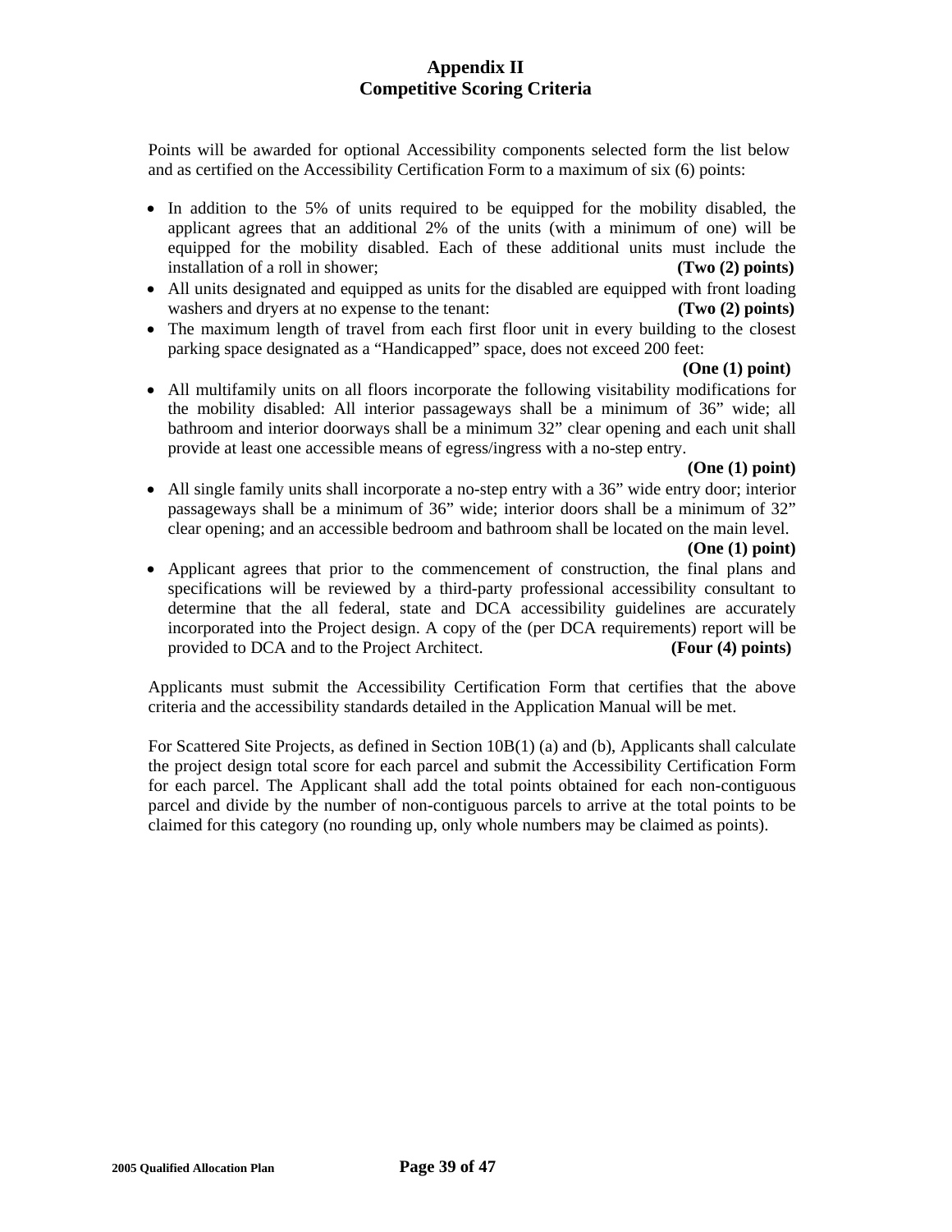# Appendix II
## Competitive Scoring Criteria

Points will be awarded for optional Accessibility components selected form the list below and as certified on the Accessibility Certification Form to a maximum of six (6) points:

- In addition to the 5% of units required to be equipped for the mobility disabled, the applicant agrees that an additional 2% of the units (with a minimum of one) will be equipped for the mobility disabled. Each of these additional units must include the installation of a roll in shower; **(Two (2) points)**
- All units designated and equipped as units for the disabled are equipped with front loading washers and dryers at no expense to the tenant: **(Two (2) points)**
- The maximum length of travel from each first floor unit in every building to the closest parking space designated as a "Handicapped" space, does not exceed 200 feet: **(One (1) point)**
- All multifamily units on all floors incorporate the following visitability modifications for the mobility disabled: All interior passageways shall be a minimum of 36" wide; all bathroom and interior doorways shall be a minimum 32" clear opening and each unit shall provide at least one accessible means of egress/ingress with a no-step entry. **(One (1) point)**
- All single family units shall incorporate a no-step entry with a 36" wide entry door; interior passageways shall be a minimum of 36" wide; interior doors shall be a minimum of 32" clear opening; and an accessible bedroom and bathroom shall be located on the main level. **(One (1) point)**
- Applicant agrees that prior to the commencement of construction, the final plans and specifications will be reviewed by a third-party professional accessibility consultant to determine that the all federal, state and DCA accessibility guidelines are accurately incorporated into the Project design. A copy of the (per DCA requirements) report will be provided to DCA and to the Project Architect. **(Four (4) points)**

Applicants must submit the Accessibility Certification Form that certifies that the above criteria and the accessibility standards detailed in the Application Manual will be met.

For Scattered Site Projects, as defined in Section 10B(1) (a) and (b), Applicants shall calculate the project design total score for each parcel and submit the Accessibility Certification Form for each parcel. The Applicant shall add the total points obtained for each non-contiguous parcel and divide by the number of non-contiguous parcels to arrive at the total points to be claimed for this category (no rounding up, only whole numbers may be claimed as points).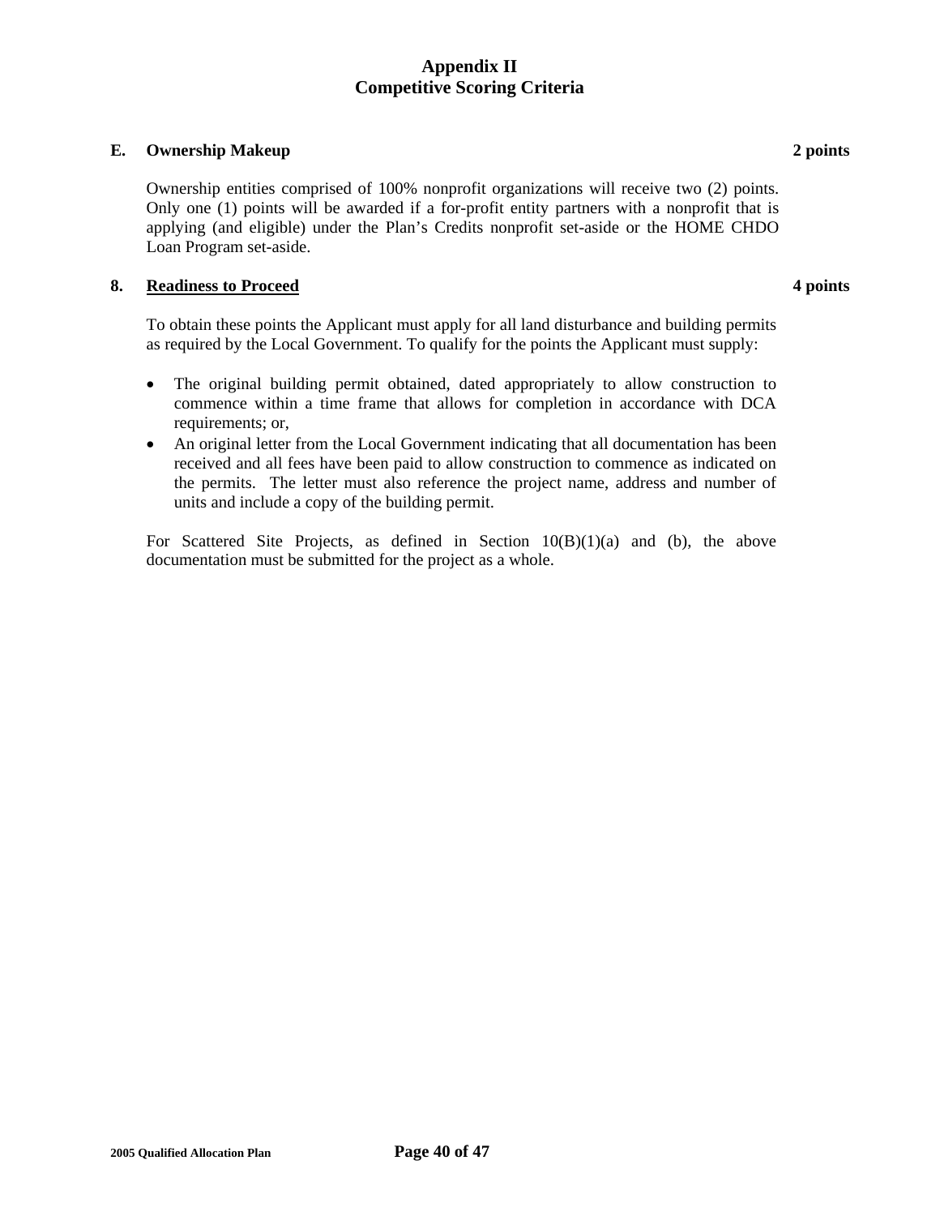# Appendix II
# Competitive Scoring Criteria

### E. Ownership Makeup — 2 points

Ownership entities comprised of 100% nonprofit organizations will receive two (2) points. Only one (1) points will be awarded if a for-profit entity partners with a nonprofit that is applying (and eligible) under the Plan's Credits nonprofit set-aside or the HOME CHDO Loan Program set-aside.

### 8. Readiness to Proceed — 4 points

To obtain these points the Applicant must apply for all land disturbance and building permits as required by the Local Government. To qualify for the points the Applicant must supply:

- The original building permit obtained, dated appropriately to allow construction to commence within a time frame that allows for completion in accordance with DCA requirements; or,
- An original letter from the Local Government indicating that all documentation has been received and all fees have been paid to allow construction to commence as indicated on the permits. The letter must also reference the project name, address and number of units and include a copy of the building permit.

For Scattered Site Projects, as defined in Section 10(B)(1)(a) and (b), the above documentation must be submitted for the project as a whole.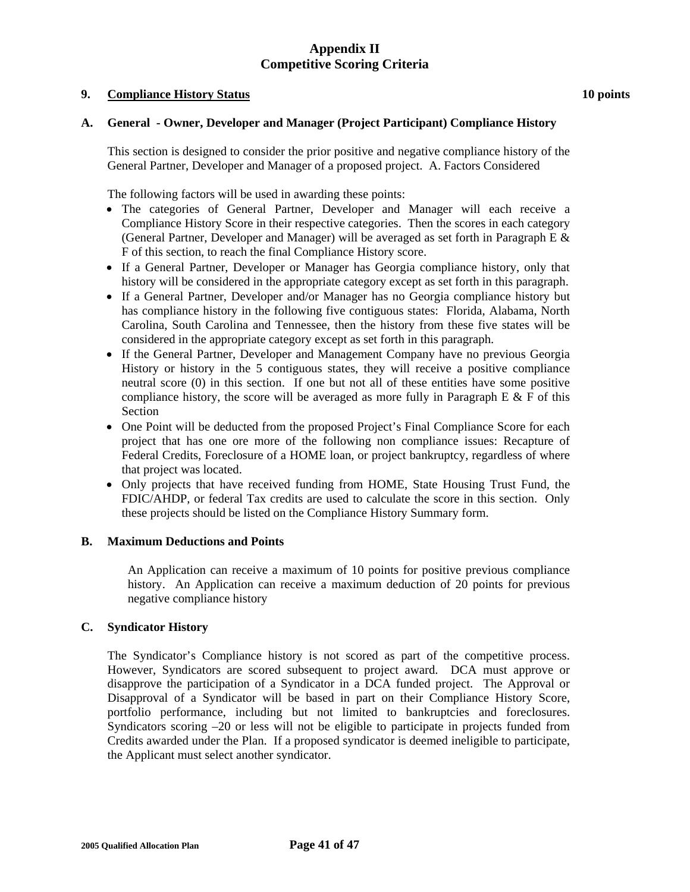# Appendix II
# Competitive Scoring Criteria

## 9. Compliance History Status — 10 points

### A. General - Owner, Developer and Manager (Project Participant) Compliance History

This section is designed to consider the prior positive and negative compliance history of the General Partner, Developer and Manager of a proposed project. A. Factors Considered

The following factors will be used in awarding these points:

- The categories of General Partner, Developer and Manager will each receive a Compliance History Score in their respective categories. Then the scores in each category (General Partner, Developer and Manager) will be averaged as set forth in Paragraph E & F of this section, to reach the final Compliance History score.
- If a General Partner, Developer or Manager has Georgia compliance history, only that history will be considered in the appropriate category except as set forth in this paragraph.
- If a General Partner, Developer and/or Manager has no Georgia compliance history but has compliance history in the following five contiguous states: Florida, Alabama, North Carolina, South Carolina and Tennessee, then the history from these five states will be considered in the appropriate category except as set forth in this paragraph.
- If the General Partner, Developer and Management Company have no previous Georgia History or history in the 5 contiguous states, they will receive a positive compliance neutral score (0) in this section. If one but not all of these entities have some positive compliance history, the score will be averaged as more fully in Paragraph E & F of this Section
- One Point will be deducted from the proposed Project's Final Compliance Score for each project that has one ore more of the following non compliance issues: Recapture of Federal Credits, Foreclosure of a HOME loan, or project bankruptcy, regardless of where that project was located.
- Only projects that have received funding from HOME, State Housing Trust Fund, the FDIC/AHDP, or federal Tax credits are used to calculate the score in this section. Only these projects should be listed on the Compliance History Summary form.

### B. Maximum Deductions and Points

An Application can receive a maximum of 10 points for positive previous compliance history. An Application can receive a maximum deduction of 20 points for previous negative compliance history

### C. Syndicator History

The Syndicator's Compliance history is not scored as part of the competitive process. However, Syndicators are scored subsequent to project award. DCA must approve or disapprove the participation of a Syndicator in a DCA funded project. The Approval or Disapproval of a Syndicator will be based in part on their Compliance History Score, portfolio performance, including but not limited to bankruptcies and foreclosures. Syndicators scoring –20 or less will not be eligible to participate in projects funded from Credits awarded under the Plan. If a proposed syndicator is deemed ineligible to participate, the Applicant must select another syndicator.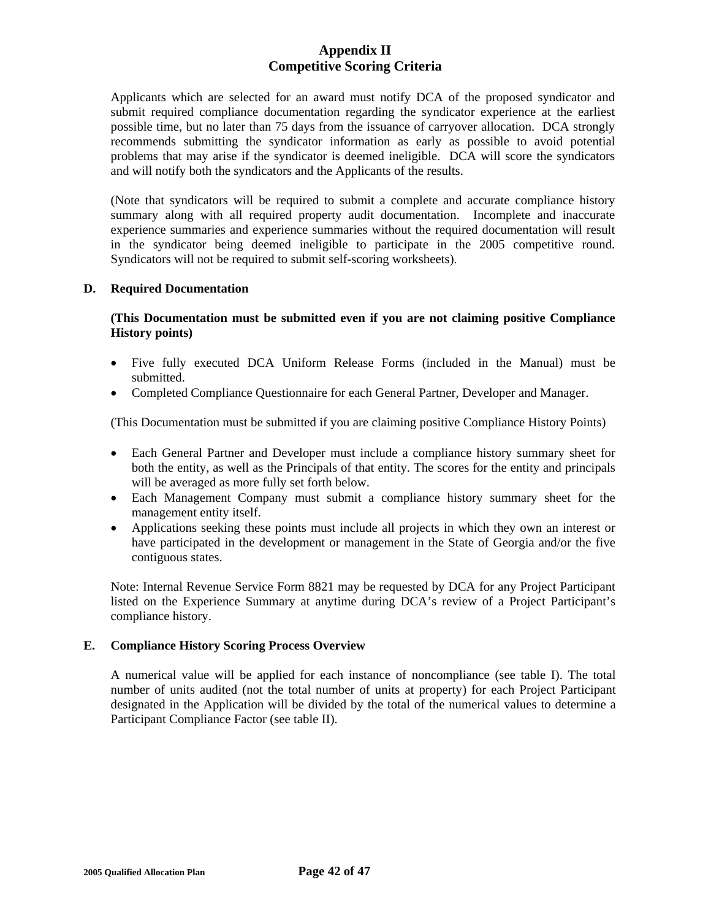# Appendix II
## Competitive Scoring Criteria

Applicants which are selected for an award must notify DCA of the proposed syndicator and submit required compliance documentation regarding the syndicator experience at the earliest possible time, but no later than 75 days from the issuance of carryover allocation. DCA strongly recommends submitting the syndicator information as early as possible to avoid potential problems that may arise if the syndicator is deemed ineligible. DCA will score the syndicators and will notify both the syndicators and the Applicants of the results.

(Note that syndicators will be required to submit a complete and accurate compliance history summary along with all required property audit documentation. Incomplete and inaccurate experience summaries and experience summaries without the required documentation will result in the syndicator being deemed ineligible to participate in the 2005 competitive round. Syndicators will not be required to submit self-scoring worksheets).

### D. Required Documentation

**(This Documentation must be submitted even if you are not claiming positive Compliance History points)**

- Five fully executed DCA Uniform Release Forms (included in the Manual) must be submitted.
- Completed Compliance Questionnaire for each General Partner, Developer and Manager.

(This Documentation must be submitted if you are claiming positive Compliance History Points)

- Each General Partner and Developer must include a compliance history summary sheet for both the entity, as well as the Principals of that entity. The scores for the entity and principals will be averaged as more fully set forth below.
- Each Management Company must submit a compliance history summary sheet for the management entity itself.
- Applications seeking these points must include all projects in which they own an interest or have participated in the development or management in the State of Georgia and/or the five contiguous states.

Note: Internal Revenue Service Form 8821 may be requested by DCA for any Project Participant listed on the Experience Summary at anytime during DCA's review of a Project Participant's compliance history.

### E. Compliance History Scoring Process Overview

A numerical value will be applied for each instance of noncompliance (see table I). The total number of units audited (not the total number of units at property) for each Project Participant designated in the Application will be divided by the total of the numerical values to determine a Participant Compliance Factor (see table II).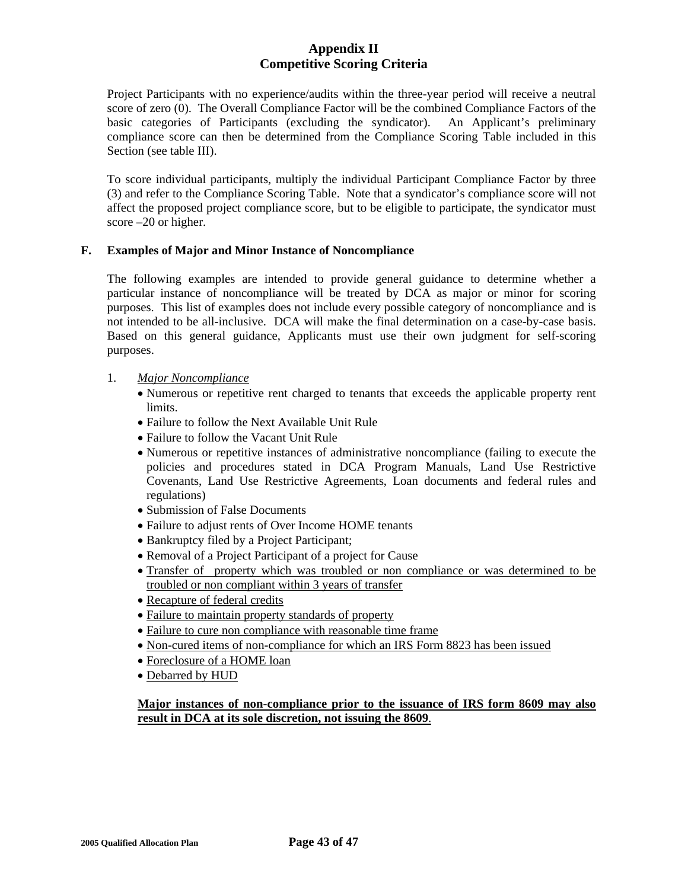## Appendix II
## Competitive Scoring Criteria

Project Participants with no experience/audits within the three-year period will receive a neutral score of zero (0). The Overall Compliance Factor will be the combined Compliance Factors of the basic categories of Participants (excluding the syndicator). An Applicant's preliminary compliance score can then be determined from the Compliance Scoring Table included in this Section (see table III).

To score individual participants, multiply the individual Participant Compliance Factor by three (3) and refer to the Compliance Scoring Table. Note that a syndicator's compliance score will not affect the proposed project compliance score, but to be eligible to participate, the syndicator must score –20 or higher.

### F. Examples of Major and Minor Instance of Noncompliance

The following examples are intended to provide general guidance to determine whether a particular instance of noncompliance will be treated by DCA as major or minor for scoring purposes. This list of examples does not include every possible category of noncompliance and is not intended to be all-inclusive. DCA will make the final determination on a case-by-case basis. Based on this general guidance, Applicants must use their own judgment for self-scoring purposes.

1. *Major Noncompliance*
   - Numerous or repetitive rent charged to tenants that exceeds the applicable property rent limits.
   - Failure to follow the Next Available Unit Rule
   - Failure to follow the Vacant Unit Rule
   - Numerous or repetitive instances of administrative noncompliance (failing to execute the policies and procedures stated in DCA Program Manuals, Land Use Restrictive Covenants, Land Use Restrictive Agreements, Loan documents and federal rules and regulations)
   - Submission of False Documents
   - Failure to adjust rents of Over Income HOME tenants
   - Bankruptcy filed by a Project Participant;
   - Removal of a Project Participant of a project for Cause
   - Transfer of property which was troubled or non compliance or was determined to be troubled or non compliant within 3 years of transfer
   - Recapture of federal credits
   - Failure to maintain property standards of property
   - Failure to cure non compliance with reasonable time frame
   - Non-cured items of non-compliance for which an IRS Form 8823 has been issued
   - Foreclosure of a HOME loan
   - Debarred by HUD

   **Major instances of non-compliance prior to the issuance of IRS form 8609 may also result in DCA at its sole discretion, not issuing the 8609**.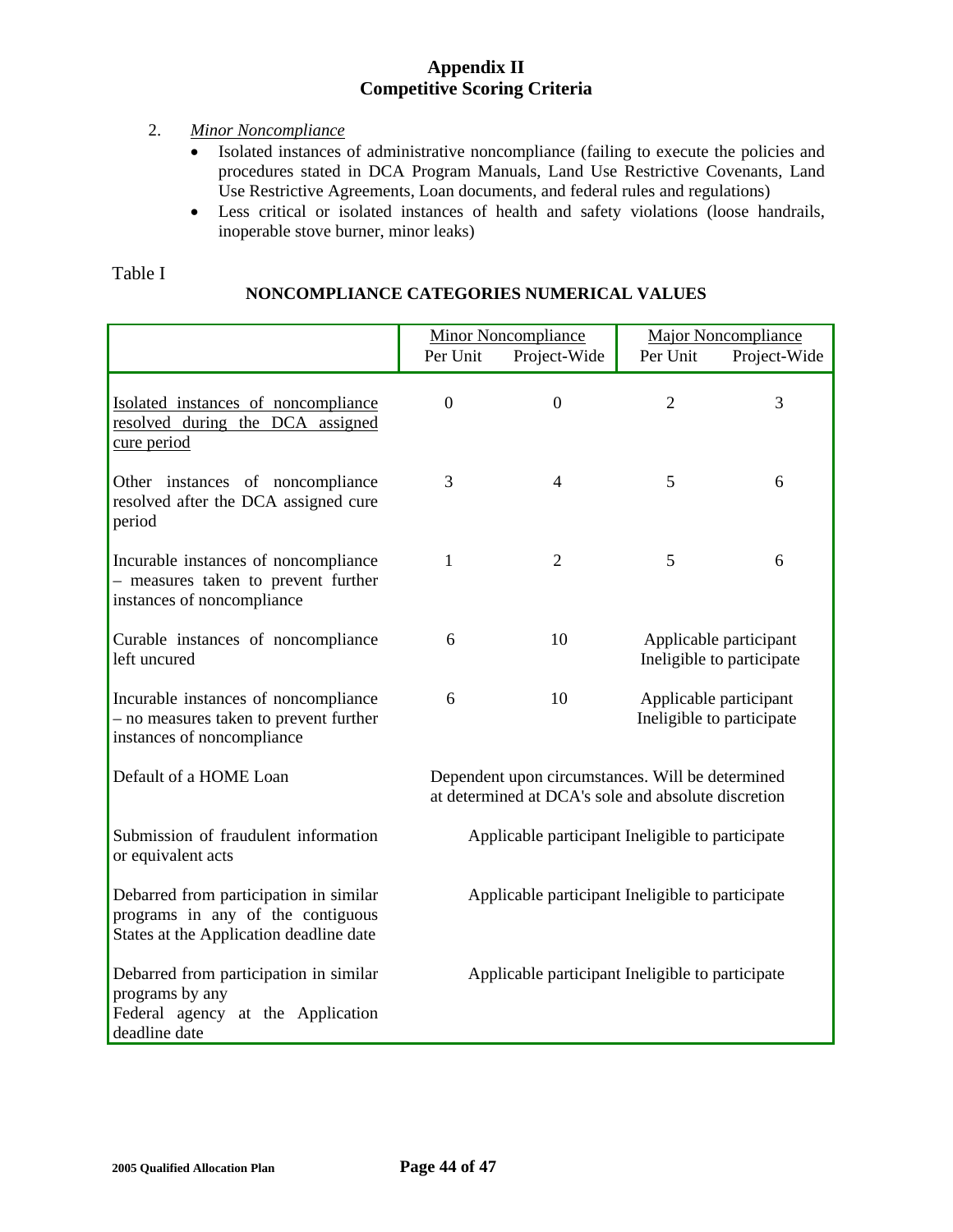## Appendix II
## Competitive Scoring Criteria

2. *Minor Noncompliance*
   - Isolated instances of administrative noncompliance (failing to execute the policies and procedures stated in DCA Program Manuals, Land Use Restrictive Covenants, Land Use Restrictive Agreements, Loan documents, and federal rules and regulations)
   - Less critical or isolated instances of health and safety violations (loose handrails, inoperable stove burner, minor leaks)

Table I

**NONCOMPLIANCE CATEGORIES NUMERICAL VALUES**

| | Minor Noncompliance | | Major Noncompliance | |
|---|---|---|---|---|
| | Per Unit | Project-Wide | Per Unit | Project-Wide |
| Isolated instances of noncompliance resolved during the DCA assigned cure period | 0 | 0 | 2 | 3 |
| Other instances of noncompliance resolved after the DCA assigned cure period | 3 | 4 | 5 | 6 |
| Incurable instances of noncompliance – measures taken to prevent further instances of noncompliance | 1 | 2 | 5 | 6 |
| Curable instances of noncompliance left uncured | 6 | 10 | Applicable participant Ineligible to participate | |
| Incurable instances of noncompliance – no measures taken to prevent further instances of noncompliance | 6 | 10 | Applicable participant Ineligible to participate | |
| Default of a HOME Loan | Dependent upon circumstances. Will be determined at determined at DCA's sole and absolute discretion | | | |
| Submission of fraudulent information or equivalent acts | Applicable participant Ineligible to participate | | | |
| Debarred from participation in similar programs in any of the contiguous States at the Application deadline date | Applicable participant Ineligible to participate | | | |
| Debarred from participation in similar programs by any Federal agency at the Application deadline date | Applicable participant Ineligible to participate | | | |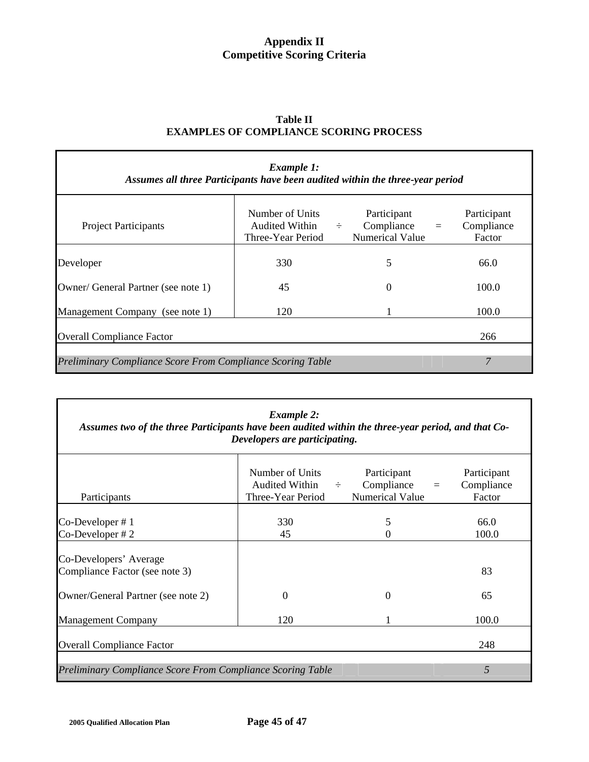# Appendix II
# Competitive Scoring Criteria

**Table II**
**EXAMPLES OF COMPLIANCE SCORING PROCESS**

***Example 1:***
***Assumes all three Participants have been audited within the three-year period***

| Project Participants | Number of Units Audited Within Three-Year Period | ÷ | Participant Compliance Numerical Value | = | Participant Compliance Factor |
|---|---|---|---|---|---|
| Developer | 330 | | 5 | | 66.0 |
| Owner/ General Partner (see note 1) | 45 | | 0 | | 100.0 |
| Management Company (see note 1) | 120 | | 1 | | 100.0 |
| Overall Compliance Factor | | | | | 266 |
| *Preliminary Compliance Score From Compliance Scoring Table* | | | | | *7* |

***Example 2:***
***Assumes two of the three Participants have been audited within the three-year period, and that Co-Developers are participating.***

| Participants | Number of Units Audited Within Three-Year Period | ÷ | Participant Compliance Numerical Value | = | Participant Compliance Factor |
|---|---|---|---|---|---|
| Co-Developer # 1 | 330 | | 5 | | 66.0 |
| Co-Developer # 2 | 45 | | 0 | | 100.0 |
| Co-Developers' Average Compliance Factor (see note 3) | | | | | 83 |
| Owner/General Partner (see note 2) | 0 | | 0 | | 65 |
| Management Company | 120 | | 1 | | 100.0 |
| Overall Compliance Factor | | | | | 248 |
| *Preliminary Compliance Score From Compliance Scoring Table* | | | | | *5* |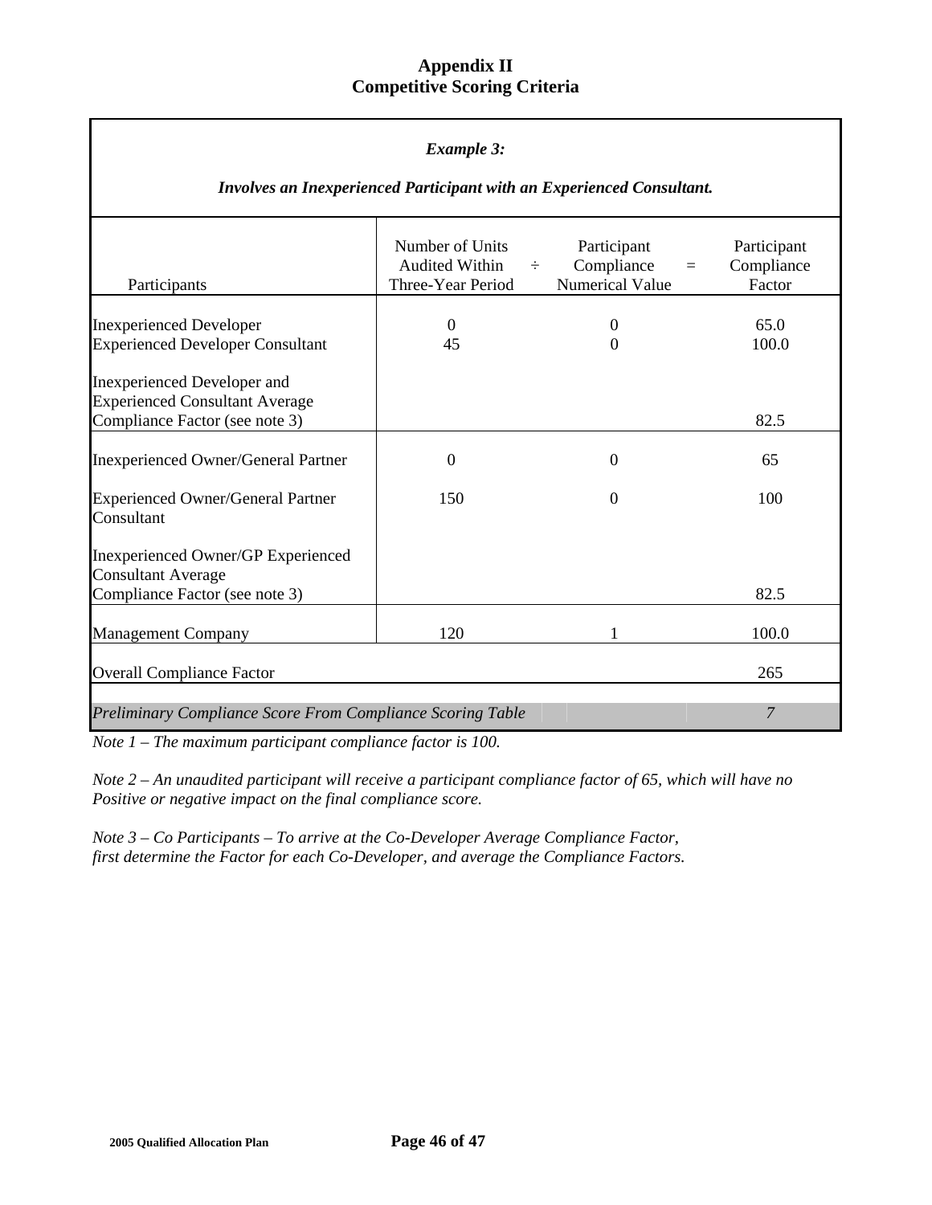# Appendix II
## Competitive Scoring Criteria

***Example 3:***

***Involves an Inexperienced Participant with an Experienced Consultant.***

| Participants | Number of Units Audited Within Three-Year Period | ÷ | Participant Compliance Numerical Value | = | Participant Compliance Factor |
|---|---|---|---|---|---|
| Inexperienced Developer | 0 | | 0 | | 65.0 |
| Experienced Developer Consultant | 45 | | 0 | | 100.0 |
| Inexperienced Developer and Experienced Consultant Average Compliance Factor (see note 3) | | | | | 82.5 |
| Inexperienced Owner/General Partner | 0 | | 0 | | 65 |
| Experienced Owner/General Partner Consultant | 150 | | 0 | | 100 |
| Inexperienced Owner/GP Experienced Consultant Average Compliance Factor (see note 3) | | | | | 82.5 |
| Management Company | 120 | | 1 | | 100.0 |
| Overall Compliance Factor | | | | | 265 |
| *Preliminary Compliance Score From Compliance Scoring Table* | | | | | *7* |

*Note 1 – The maximum participant compliance factor is 100.*

*Note 2 – An unaudited participant will receive a participant compliance factor of 65, which will have no Positive or negative impact on the final compliance score.*

*Note 3 – Co Participants – To arrive at the Co-Developer Average Compliance Factor, first determine the Factor for each Co-Developer, and average the Compliance Factors.*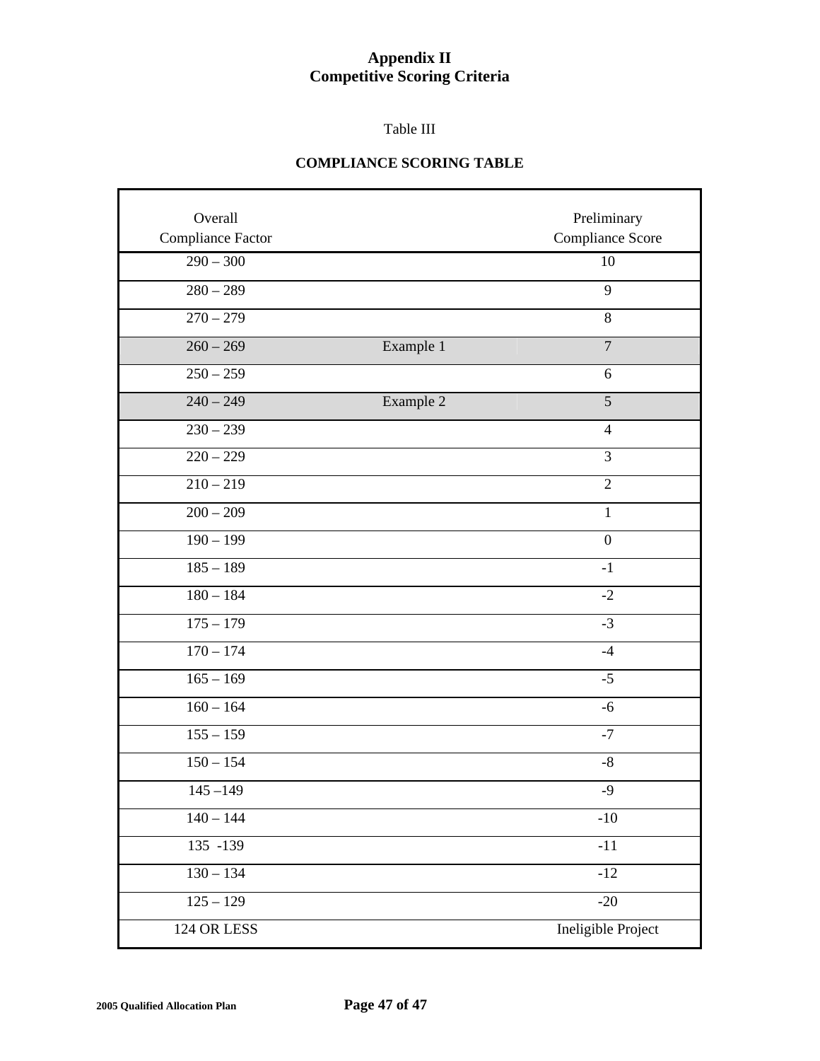# Appendix II
# Competitive Scoring Criteria

Table III

**COMPLIANCE SCORING TABLE**

| Overall Compliance Factor | | Preliminary Compliance Score |
|---|---|---|
| 290 – 300 | | 10 |
| 280 – 289 | | 9 |
| 270 – 279 | | 8 |
| 260 – 269 | Example 1 | 7 |
| 250 – 259 | | 6 |
| 240 – 249 | Example 2 | 5 |
| 230 – 239 | | 4 |
| 220 – 229 | | 3 |
| 210 – 219 | | 2 |
| 200 – 209 | | 1 |
| 190 – 199 | | 0 |
| 185 – 189 | | -1 |
| 180 – 184 | | -2 |
| 175 – 179 | | -3 |
| 170 – 174 | | -4 |
| 165 – 169 | | -5 |
| 160 – 164 | | -6 |
| 155 – 159 | | -7 |
| 150 – 154 | | -8 |
| 145 –149 | | -9 |
| 140 – 144 | | -10 |
| 135 -139 | | -11 |
| 130 – 134 | | -12 |
| 125 – 129 | | -20 |
| 124 OR LESS | | Ineligible Project |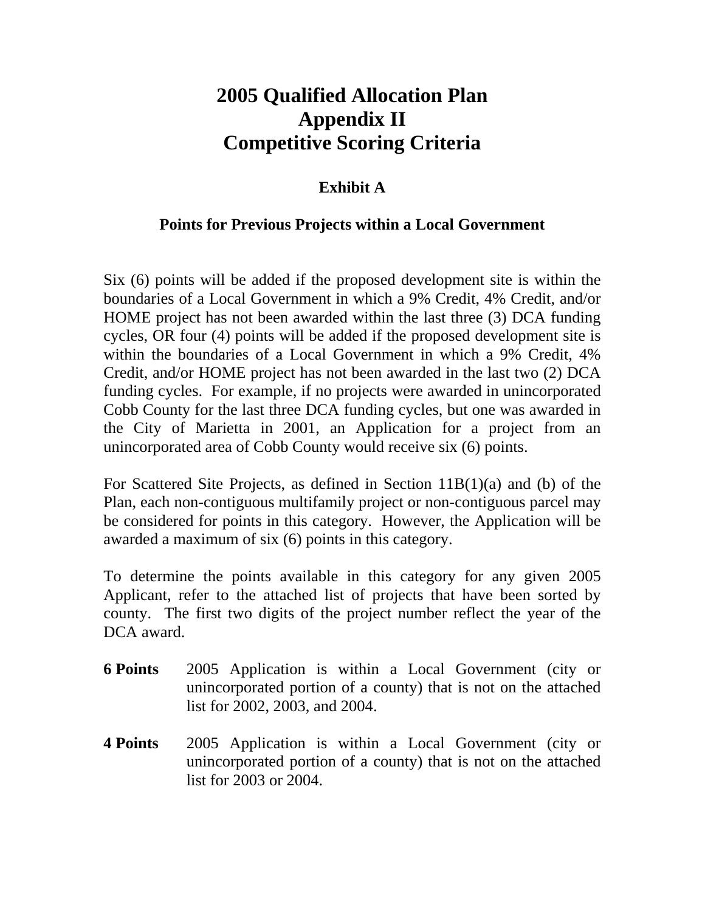# 2005 Qualified Allocation Plan
# Appendix II
# Competitive Scoring Criteria

## Exhibit A

### Points for Previous Projects within a Local Government

Six (6) points will be added if the proposed development site is within the boundaries of a Local Government in which a 9% Credit, 4% Credit, and/or HOME project has not been awarded within the last three (3) DCA funding cycles, OR four (4) points will be added if the proposed development site is within the boundaries of a Local Government in which a 9% Credit, 4% Credit, and/or HOME project has not been awarded in the last two (2) DCA funding cycles. For example, if no projects were awarded in unincorporated Cobb County for the last three DCA funding cycles, but one was awarded in the City of Marietta in 2001, an Application for a project from an unincorporated area of Cobb County would receive six (6) points.

For Scattered Site Projects, as defined in Section 11B(1)(a) and (b) of the Plan, each non-contiguous multifamily project or non-contiguous parcel may be considered for points in this category. However, the Application will be awarded a maximum of six (6) points in this category.

To determine the points available in this category for any given 2005 Applicant, refer to the attached list of projects that have been sorted by county. The first two digits of the project number reflect the year of the DCA award.

**6 Points** 2005 Application is within a Local Government (city or unincorporated portion of a county) that is not on the attached list for 2002, 2003, and 2004.

**4 Points** 2005 Application is within a Local Government (city or unincorporated portion of a county) that is not on the attached list for 2003 or 2004.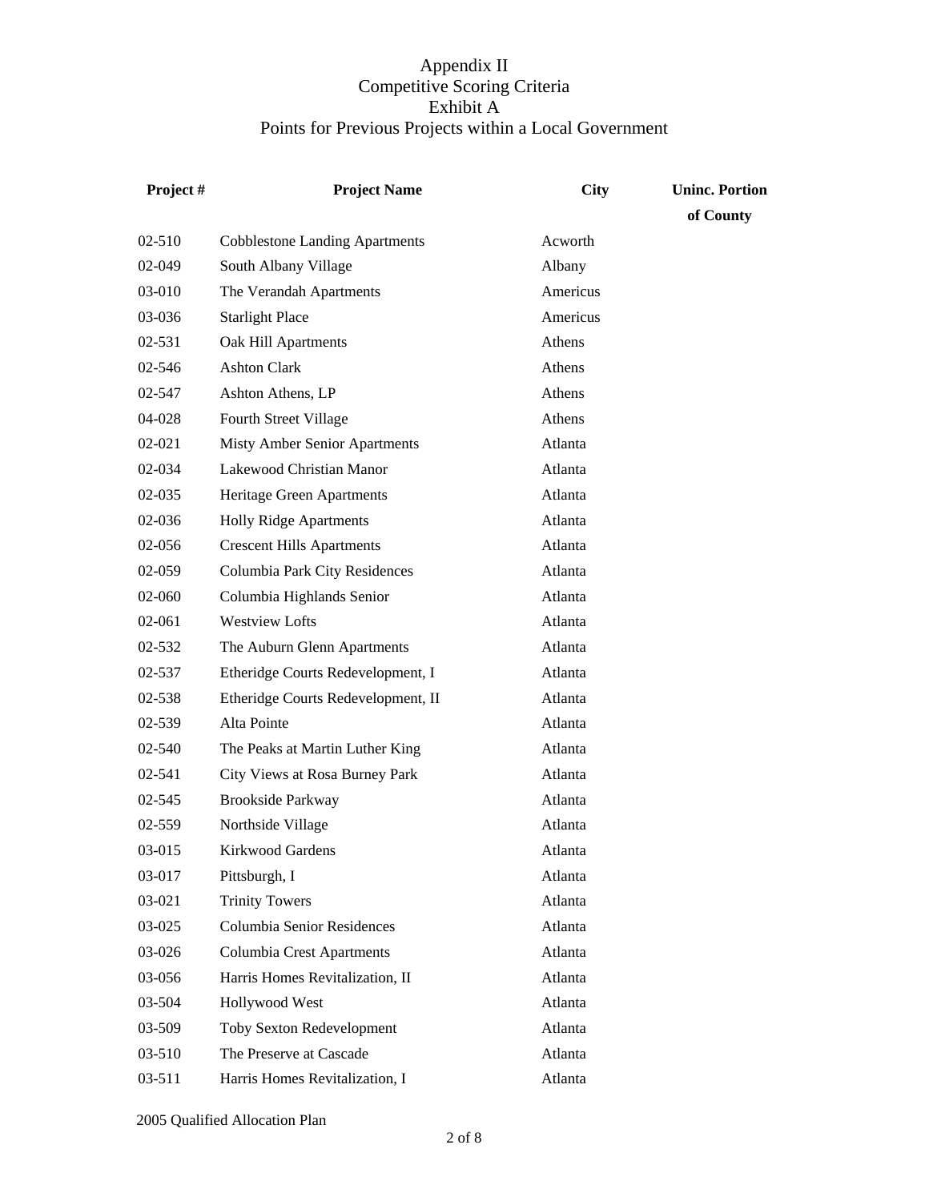# Appendix II
## Competitive Scoring Criteria
## Exhibit A
## Points for Previous Projects within a Local Government

| Project # | Project Name | City | Uninc. Portion of County |
|---|---|---|---|
| 02-510 | Cobblestone Landing Apartments | Acworth | |
| 02-049 | South Albany Village | Albany | |
| 03-010 | The Verandah Apartments | Americus | |
| 03-036 | Starlight Place | Americus | |
| 02-531 | Oak Hill Apartments | Athens | |
| 02-546 | Ashton Clark | Athens | |
| 02-547 | Ashton Athens, LP | Athens | |
| 04-028 | Fourth Street Village | Athens | |
| 02-021 | Misty Amber Senior Apartments | Atlanta | |
| 02-034 | Lakewood Christian Manor | Atlanta | |
| 02-035 | Heritage Green Apartments | Atlanta | |
| 02-036 | Holly Ridge Apartments | Atlanta | |
| 02-056 | Crescent Hills Apartments | Atlanta | |
| 02-059 | Columbia Park City Residences | Atlanta | |
| 02-060 | Columbia Highlands Senior | Atlanta | |
| 02-061 | Westview Lofts | Atlanta | |
| 02-532 | The Auburn Glenn Apartments | Atlanta | |
| 02-537 | Etheridge Courts Redevelopment, I | Atlanta | |
| 02-538 | Etheridge Courts Redevelopment, II | Atlanta | |
| 02-539 | Alta Pointe | Atlanta | |
| 02-540 | The Peaks at Martin Luther King | Atlanta | |
| 02-541 | City Views at Rosa Burney Park | Atlanta | |
| 02-545 | Brookside Parkway | Atlanta | |
| 02-559 | Northside Village | Atlanta | |
| 03-015 | Kirkwood Gardens | Atlanta | |
| 03-017 | Pittsburgh, I | Atlanta | |
| 03-021 | Trinity Towers | Atlanta | |
| 03-025 | Columbia Senior Residences | Atlanta | |
| 03-026 | Columbia Crest Apartments | Atlanta | |
| 03-056 | Harris Homes Revitalization, II | Atlanta | |
| 03-504 | Hollywood West | Atlanta | |
| 03-509 | Toby Sexton Redevelopment | Atlanta | |
| 03-510 | The Preserve at Cascade | Atlanta | |
| 03-511 | Harris Homes Revitalization, I | Atlanta | |

2005 Qualified Allocation Plan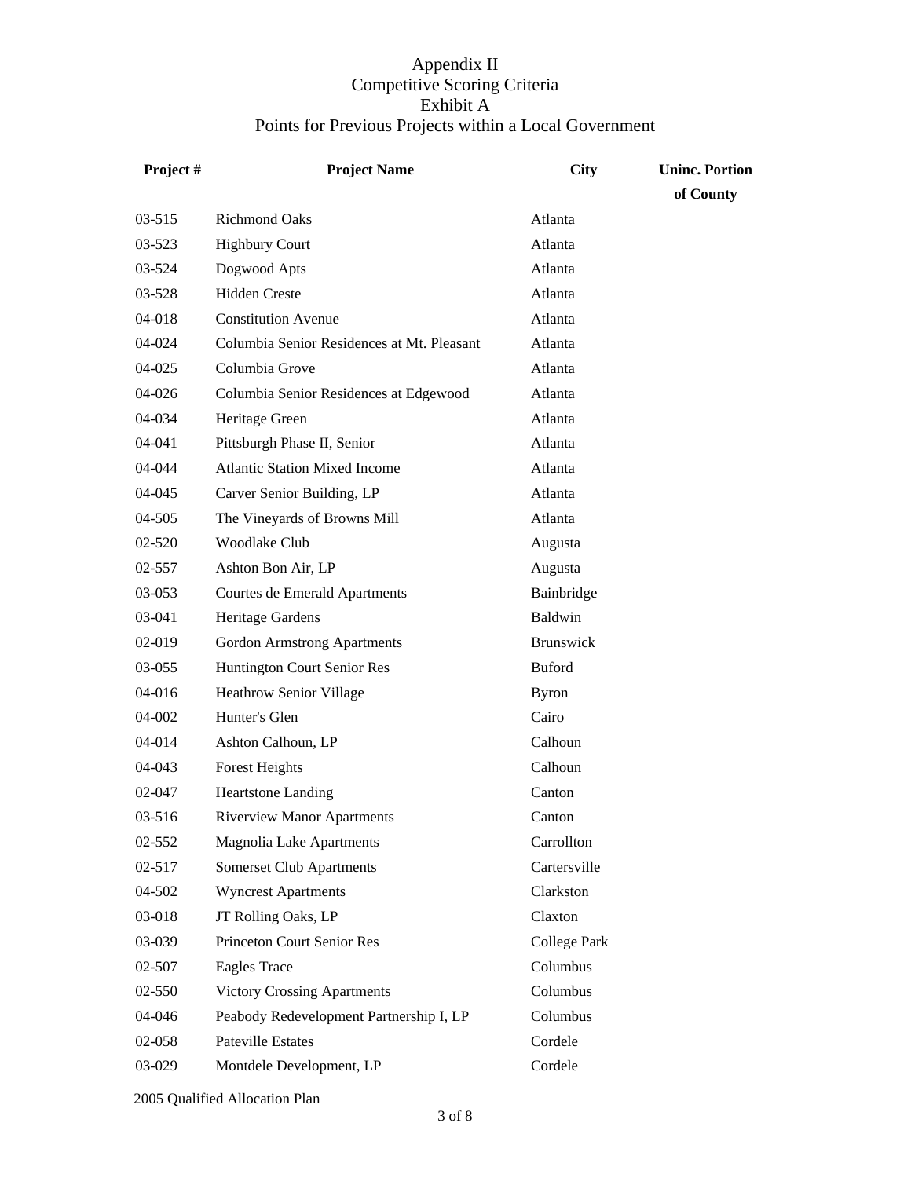# Appendix II
## Competitive Scoring Criteria
## Exhibit A
## Points for Previous Projects within a Local Government

| Project # | Project Name | City | Uninc. Portion of County |
|---|---|---|---|
| 03-515 | Richmond Oaks | Atlanta | |
| 03-523 | Highbury Court | Atlanta | |
| 03-524 | Dogwood Apts | Atlanta | |
| 03-528 | Hidden Creste | Atlanta | |
| 04-018 | Constitution Avenue | Atlanta | |
| 04-024 | Columbia Senior Residences at Mt. Pleasant | Atlanta | |
| 04-025 | Columbia Grove | Atlanta | |
| 04-026 | Columbia Senior Residences at Edgewood | Atlanta | |
| 04-034 | Heritage Green | Atlanta | |
| 04-041 | Pittsburgh Phase II, Senior | Atlanta | |
| 04-044 | Atlantic Station Mixed Income | Atlanta | |
| 04-045 | Carver Senior Building, LP | Atlanta | |
| 04-505 | The Vineyards of Browns Mill | Atlanta | |
| 02-520 | Woodlake Club | Augusta | |
| 02-557 | Ashton Bon Air, LP | Augusta | |
| 03-053 | Courtes de Emerald Apartments | Bainbridge | |
| 03-041 | Heritage Gardens | Baldwin | |
| 02-019 | Gordon Armstrong Apartments | Brunswick | |
| 03-055 | Huntington Court Senior Res | Buford | |
| 04-016 | Heathrow Senior Village | Byron | |
| 04-002 | Hunter's Glen | Cairo | |
| 04-014 | Ashton Calhoun, LP | Calhoun | |
| 04-043 | Forest Heights | Calhoun | |
| 02-047 | Heartstone Landing | Canton | |
| 03-516 | Riverview Manor Apartments | Canton | |
| 02-552 | Magnolia Lake Apartments | Carrollton | |
| 02-517 | Somerset Club Apartments | Cartersville | |
| 04-502 | Wyncrest Apartments | Clarkston | |
| 03-018 | JT Rolling Oaks, LP | Claxton | |
| 03-039 | Princeton Court Senior Res | College Park | |
| 02-507 | Eagles Trace | Columbus | |
| 02-550 | Victory Crossing Apartments | Columbus | |
| 04-046 | Peabody Redevelopment Partnership I, LP | Columbus | |
| 02-058 | Pateville Estates | Cordele | |
| 03-029 | Montdele Development, LP | Cordele | |

2005 Qualified Allocation Plan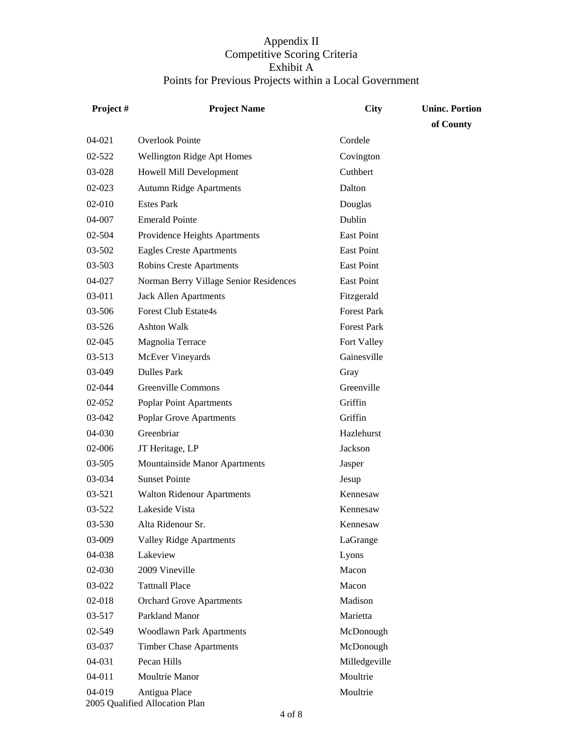# Appendix II
## Competitive Scoring Criteria
## Exhibit A
## Points for Previous Projects within a Local Government

| Project # | Project Name | City | Uninc. Portion of County |
|---|---|---|---|
| 04-021 | Overlook Pointe | Cordele | |
| 02-522 | Wellington Ridge Apt Homes | Covington | |
| 03-028 | Howell Mill Development | Cuthbert | |
| 02-023 | Autumn Ridge Apartments | Dalton | |
| 02-010 | Estes Park | Douglas | |
| 04-007 | Emerald Pointe | Dublin | |
| 02-504 | Providence Heights Apartments | East Point | |
| 03-502 | Eagles Creste Apartments | East Point | |
| 03-503 | Robins Creste Apartments | East Point | |
| 04-027 | Norman Berry Village Senior Residences | East Point | |
| 03-011 | Jack Allen Apartments | Fitzgerald | |
| 03-506 | Forest Club Estate4s | Forest Park | |
| 03-526 | Ashton Walk | Forest Park | |
| 02-045 | Magnolia Terrace | Fort Valley | |
| 03-513 | McEver Vineyards | Gainesville | |
| 03-049 | Dulles Park | Gray | |
| 02-044 | Greenville Commons | Greenville | |
| 02-052 | Poplar Point Apartments | Griffin | |
| 03-042 | Poplar Grove Apartments | Griffin | |
| 04-030 | Greenbriar | Hazlehurst | |
| 02-006 | JT Heritage, LP | Jackson | |
| 03-505 | Mountainside Manor Apartments | Jasper | |
| 03-034 | Sunset Pointe | Jesup | |
| 03-521 | Walton Ridenour Apartments | Kennesaw | |
| 03-522 | Lakeside Vista | Kennesaw | |
| 03-530 | Alta Ridenour Sr. | Kennesaw | |
| 03-009 | Valley Ridge Apartments | LaGrange | |
| 04-038 | Lakeview | Lyons | |
| 02-030 | 2009 Vineville | Macon | |
| 03-022 | Tattnall Place | Macon | |
| 02-018 | Orchard Grove Apartments | Madison | |
| 03-517 | Parkland Manor | Marietta | |
| 02-549 | Woodlawn Park Apartments | McDonough | |
| 03-037 | Timber Chase Apartments | McDonough | |
| 04-031 | Pecan Hills | Milledgeville | |
| 04-011 | Moultrie Manor | Moultrie | |
| 04-019 | Antigua Place | Moultrie | |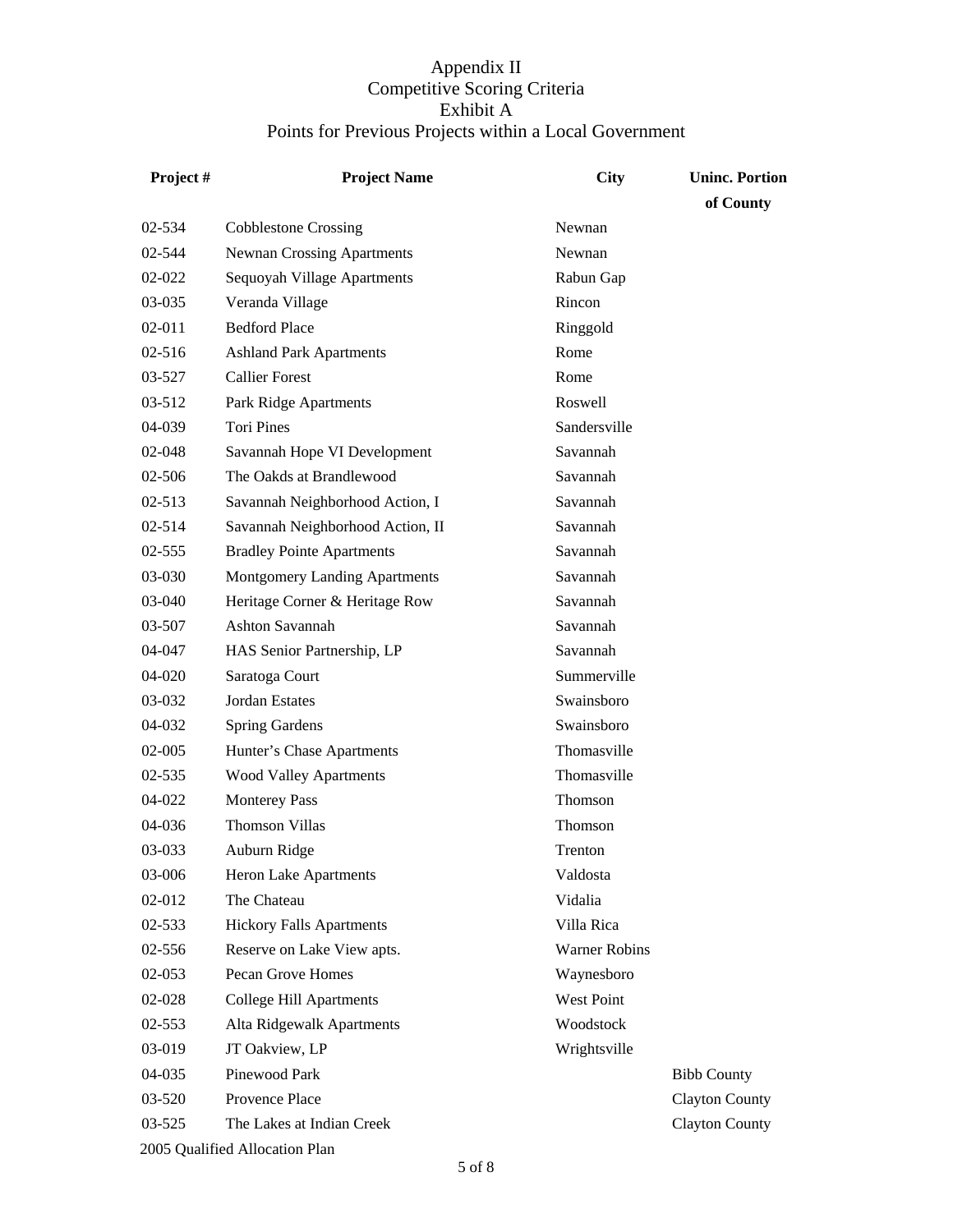Appendix II
Competitive Scoring Criteria
Exhibit A
Points for Previous Projects within a Local Government

| Project # | Project Name | City | Uninc. Portion of County |
|---|---|---|---|
| 02-534 | Cobblestone Crossing | Newnan | |
| 02-544 | Newnan Crossing Apartments | Newnan | |
| 02-022 | Sequoyah Village Apartments | Rabun Gap | |
| 03-035 | Veranda Village | Rincon | |
| 02-011 | Bedford Place | Ringgold | |
| 02-516 | Ashland Park Apartments | Rome | |
| 03-527 | Callier Forest | Rome | |
| 03-512 | Park Ridge Apartments | Roswell | |
| 04-039 | Tori Pines | Sandersville | |
| 02-048 | Savannah Hope VI Development | Savannah | |
| 02-506 | The Oakds at Brandlewood | Savannah | |
| 02-513 | Savannah Neighborhood Action, I | Savannah | |
| 02-514 | Savannah Neighborhood Action, II | Savannah | |
| 02-555 | Bradley Pointe Apartments | Savannah | |
| 03-030 | Montgomery Landing Apartments | Savannah | |
| 03-040 | Heritage Corner & Heritage Row | Savannah | |
| 03-507 | Ashton Savannah | Savannah | |
| 04-047 | HAS Senior Partnership, LP | Savannah | |
| 04-020 | Saratoga Court | Summerville | |
| 03-032 | Jordan Estates | Swainsboro | |
| 04-032 | Spring Gardens | Swainsboro | |
| 02-005 | Hunter's Chase Apartments | Thomasville | |
| 02-535 | Wood Valley Apartments | Thomasville | |
| 04-022 | Monterey Pass | Thomson | |
| 04-036 | Thomson Villas | Thomson | |
| 03-033 | Auburn Ridge | Trenton | |
| 03-006 | Heron Lake Apartments | Valdosta | |
| 02-012 | The Chateau | Vidalia | |
| 02-533 | Hickory Falls Apartments | Villa Rica | |
| 02-556 | Reserve on Lake View apts. | Warner Robins | |
| 02-053 | Pecan Grove Homes | Waynesboro | |
| 02-028 | College Hill Apartments | West Point | |
| 02-553 | Alta Ridgewalk Apartments | Woodstock | |
| 03-019 | JT Oakview, LP | Wrightsville | |
| 04-035 | Pinewood Park | | Bibb County |
| 03-520 | Provence Place | | Clayton County |
| 03-525 | The Lakes at Indian Creek | | Clayton County |

2005 Qualified Allocation Plan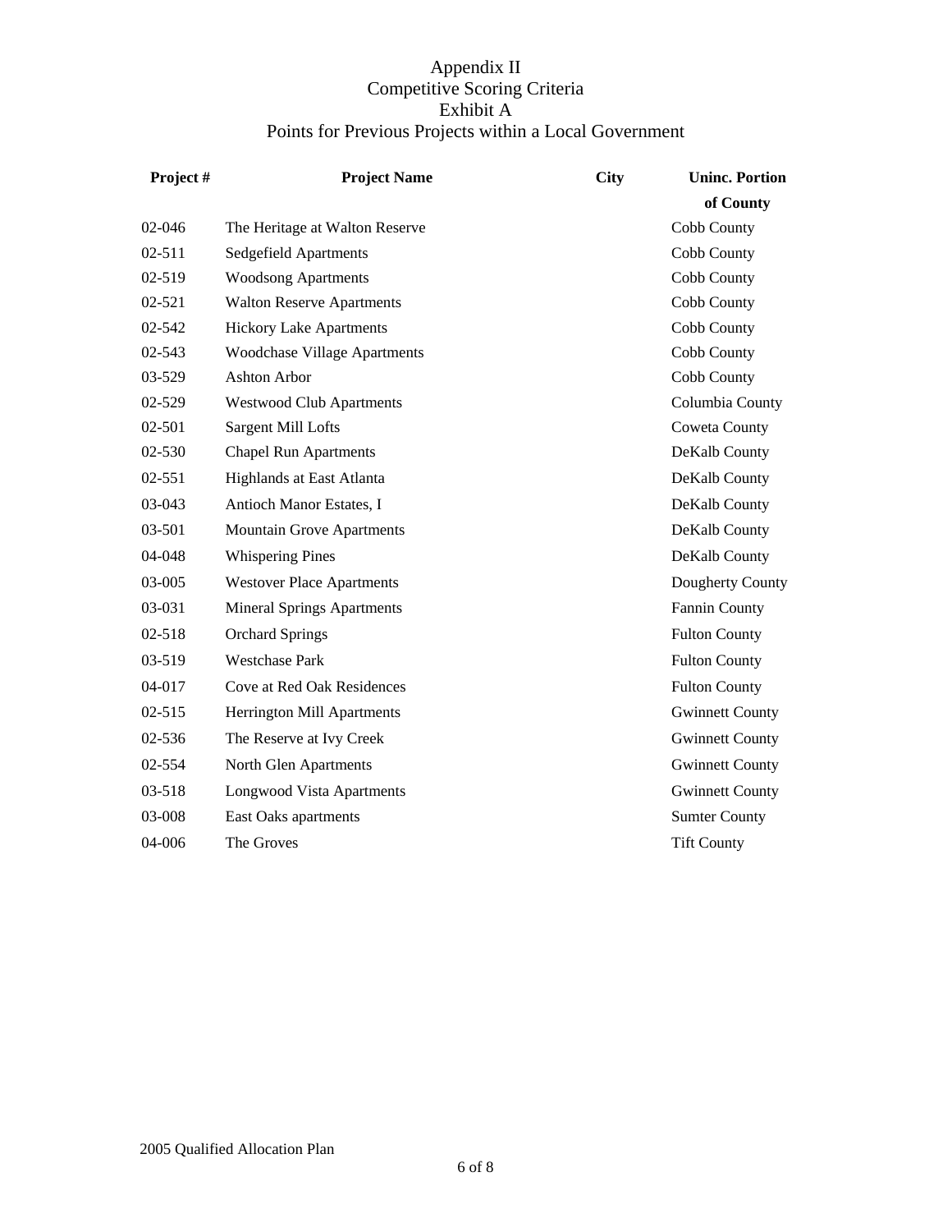# Appendix II
## Competitive Scoring Criteria
## Exhibit A
## Points for Previous Projects within a Local Government

| Project # | Project Name | City | Uninc. Portion of County |
|---|---|---|---|
| 02-046 | The Heritage at Walton Reserve | | Cobb County |
| 02-511 | Sedgefield Apartments | | Cobb County |
| 02-519 | Woodsong Apartments | | Cobb County |
| 02-521 | Walton Reserve Apartments | | Cobb County |
| 02-542 | Hickory Lake Apartments | | Cobb County |
| 02-543 | Woodchase Village Apartments | | Cobb County |
| 03-529 | Ashton Arbor | | Cobb County |
| 02-529 | Westwood Club Apartments | | Columbia County |
| 02-501 | Sargent Mill Lofts | | Coweta County |
| 02-530 | Chapel Run Apartments | | DeKalb County |
| 02-551 | Highlands at East Atlanta | | DeKalb County |
| 03-043 | Antioch Manor Estates, I | | DeKalb County |
| 03-501 | Mountain Grove Apartments | | DeKalb County |
| 04-048 | Whispering Pines | | DeKalb County |
| 03-005 | Westover Place Apartments | | Dougherty County |
| 03-031 | Mineral Springs Apartments | | Fannin County |
| 02-518 | Orchard Springs | | Fulton County |
| 03-519 | Westchase Park | | Fulton County |
| 04-017 | Cove at Red Oak Residences | | Fulton County |
| 02-515 | Herrington Mill Apartments | | Gwinnett County |
| 02-536 | The Reserve at Ivy Creek | | Gwinnett County |
| 02-554 | North Glen Apartments | | Gwinnett County |
| 03-518 | Longwood Vista Apartments | | Gwinnett County |
| 03-008 | East Oaks apartments | | Sumter County |
| 04-006 | The Groves | | Tift County |

2005 Qualified Allocation Plan